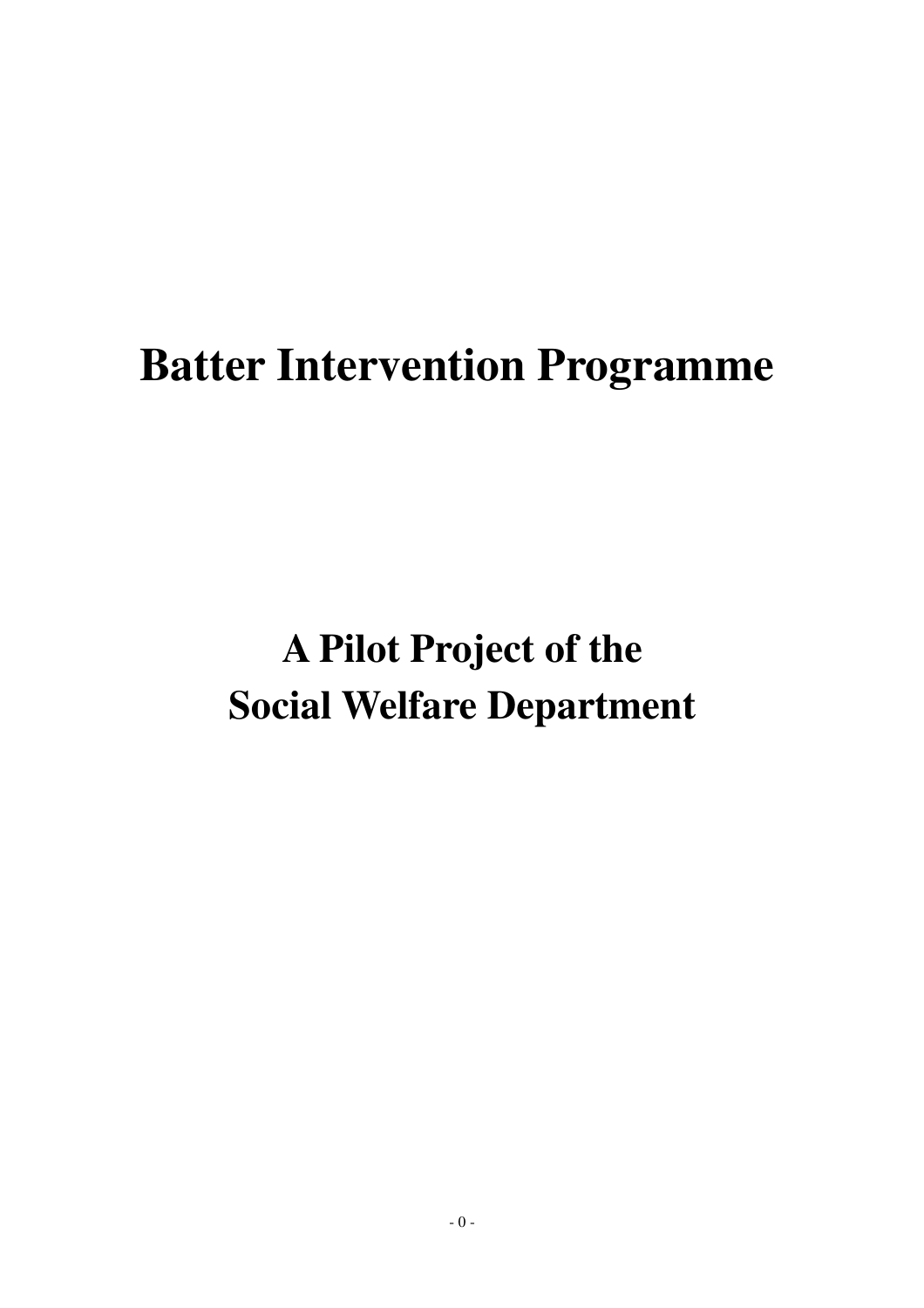# Batter Intervention Programme

## A Pilot Project of the Social Welfare Department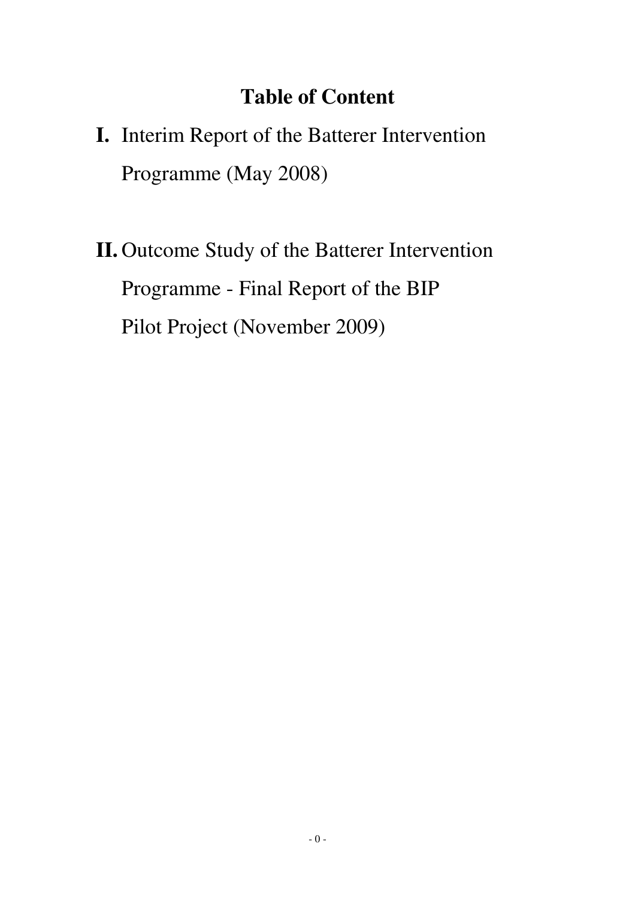# Table of Content

**I.** Interim Report of the Batterer Intervention Programme (May 2008)

**II.** Outcome Study of the Batterer Intervention Programme - Final Report of the BIP Pilot Project (November 2009)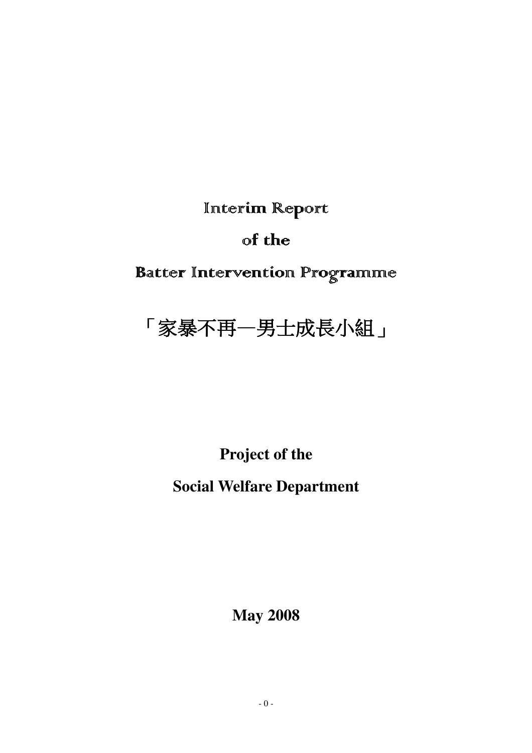# Interim Report

# of the

# Batter Intervention Programme

# 「家暴不再—男士成長小組」

**Project of the**

**Social Welfare Department**

**May 2008**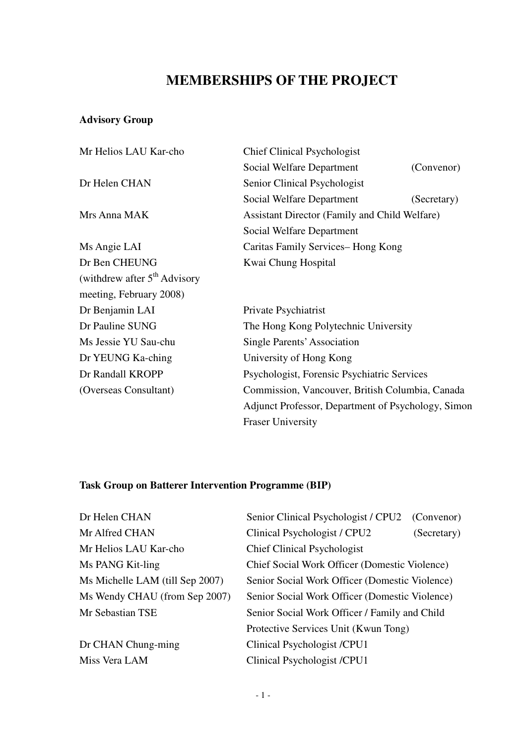# MEMBERSHIPS OF THE PROJECT

## Advisory Group

| | | |
|---|---|---|
| Mr Helios LAU Kar-cho | Chief Clinical Psychologist<br>Social Welfare Department | (Convenor) |
| Dr Helen CHAN | Senior Clinical Psychologist<br>Social Welfare Department | (Secretary) |
| Mrs Anna MAK | Assistant Director (Family and Child Welfare)<br>Social Welfare Department | |
| Ms Angie LAI | Caritas Family Services– Hong Kong | |
| Dr Ben CHEUNG<br>(withdrew after 5th Advisory meeting, February 2008) | Kwai Chung Hospital | |
| Dr Benjamin LAI | Private Psychiatrist | |
| Dr Pauline SUNG | The Hong Kong Polytechnic University | |
| Ms Jessie YU Sau-chu | Single Parents' Association | |
| Dr YEUNG Ka-ching | University of Hong Kong | |
| Dr Randall KROPP<br>(Overseas Consultant) | Psychologist, Forensic Psychiatric Services Commission, Vancouver, British Columbia, Canada<br>Adjunct Professor, Department of Psychology, Simon Fraser University | |

## Task Group on Batterer Intervention Programme (BIP)

| | | |
|---|---|---|
| Dr Helen CHAN | Senior Clinical Psychologist / CPU2 | (Convenor) |
| Mr Alfred CHAN | Clinical Psychologist / CPU2 | (Secretary) |
| Mr Helios LAU Kar-cho | Chief Clinical Psychologist | |
| Ms PANG Kit-ling | Chief Social Work Officer (Domestic Violence) | |
| Ms Michelle LAM (till Sep 2007) | Senior Social Work Officer (Domestic Violence) | |
| Ms Wendy CHAU (from Sep 2007) | Senior Social Work Officer (Domestic Violence) | |
| Mr Sebastian TSE | Senior Social Work Officer / Family and Child Protective Services Unit (Kwun Tong) | |
| Dr CHAN Chung-ming | Clinical Psychologist /CPU1 | |
| Miss Vera LAM | Clinical Psychologist /CPU1 | |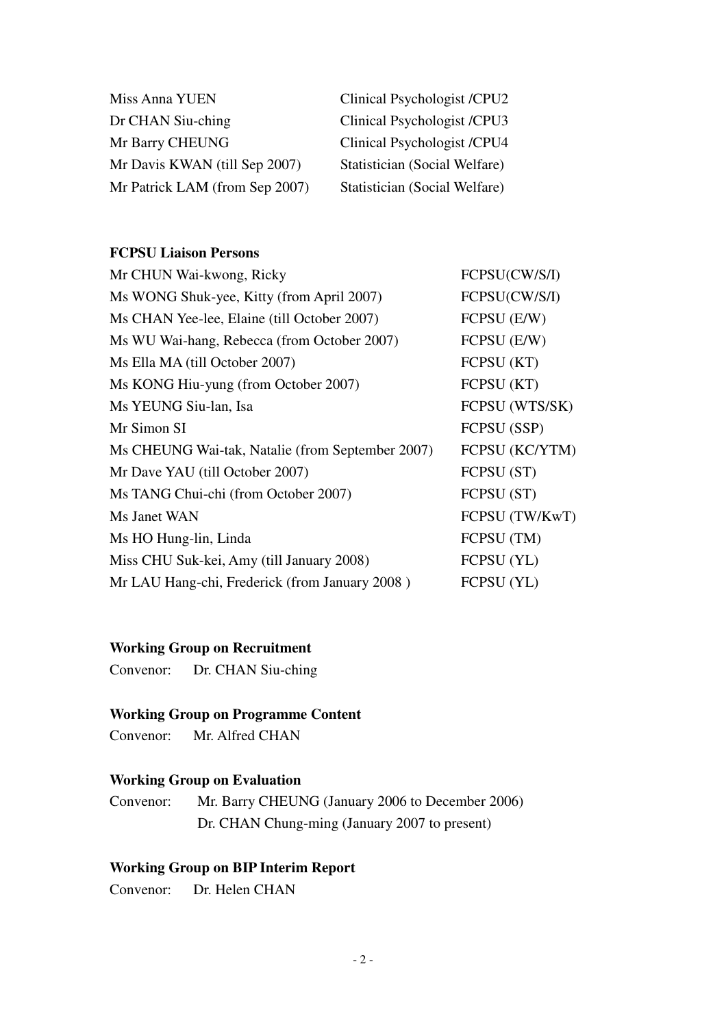| | |
|---|---|
| Miss Anna YUEN | Clinical Psychologist /CPU2 |
| Dr CHAN Siu-ching | Clinical Psychologist /CPU3 |
| Mr Barry CHEUNG | Clinical Psychologist /CPU4 |
| Mr Davis KWAN (till Sep 2007) | Statistician (Social Welfare) |
| Mr Patrick LAM (from Sep 2007) | Statistician (Social Welfare) |

**FCPSU Liaison Persons**

| | |
|---|---|
| Mr CHUN Wai-kwong, Ricky | FCPSU(CW/S/I) |
| Ms WONG Shuk-yee, Kitty (from April 2007) | FCPSU(CW/S/I) |
| Ms CHAN Yee-lee, Elaine (till October 2007) | FCPSU (E/W) |
| Ms WU Wai-hang, Rebecca (from October 2007) | FCPSU (E/W) |
| Ms Ella MA (till October 2007) | FCPSU (KT) |
| Ms KONG Hiu-yung (from October 2007) | FCPSU (KT) |
| Ms YEUNG Siu-lan, Isa | FCPSU (WTS/SK) |
| Mr Simon SI | FCPSU (SSP) |
| Ms CHEUNG Wai-tak, Natalie (from September 2007) | FCPSU (KC/YTM) |
| Mr Dave YAU (till October 2007) | FCPSU (ST) |
| Ms TANG Chui-chi (from October 2007) | FCPSU (ST) |
| Ms Janet WAN | FCPSU (TW/KwT) |
| Ms HO Hung-lin, Linda | FCPSU (TM) |
| Miss CHU Suk-kei, Amy (till January 2008) | FCPSU (YL) |
| Mr LAU Hang-chi, Frederick (from January 2008 ) | FCPSU (YL) |

**Working Group on Recruitment**

Convenor: Dr. CHAN Siu-ching

**Working Group on Programme Content**

Convenor: Mr. Alfred CHAN

**Working Group on Evaluation**

Convenor: Mr. Barry CHEUNG (January 2006 to December 2006)
Dr. CHAN Chung-ming (January 2007 to present)

**Working Group on BIP Interim Report**

Convenor: Dr. Helen CHAN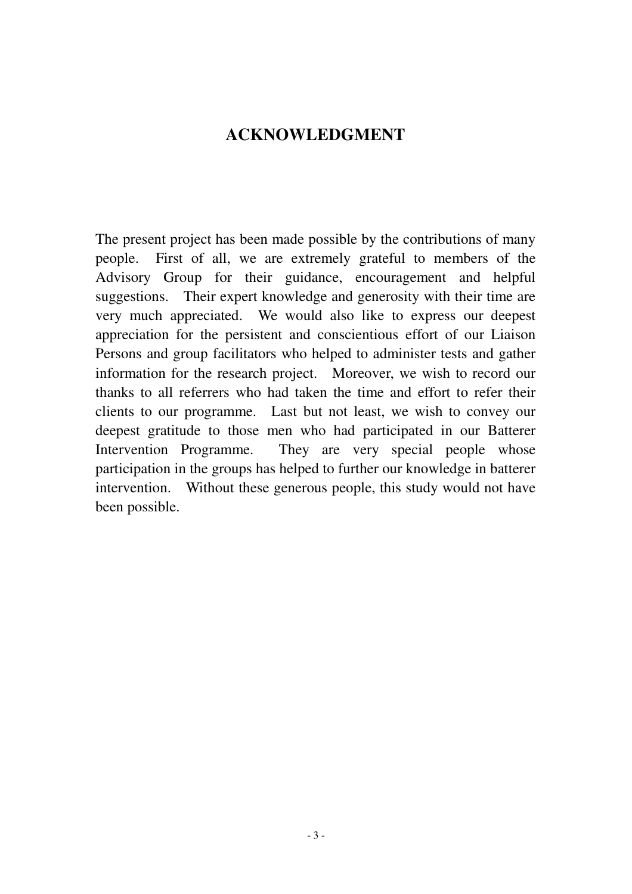# ACKNOWLEDGMENT

The present project has been made possible by the contributions of many people. First of all, we are extremely grateful to members of the Advisory Group for their guidance, encouragement and helpful suggestions. Their expert knowledge and generosity with their time are very much appreciated. We would also like to express our deepest appreciation for the persistent and conscientious effort of our Liaison Persons and group facilitators who helped to administer tests and gather information for the research project. Moreover, we wish to record our thanks to all referrers who had taken the time and effort to refer their clients to our programme. Last but not least, we wish to convey our deepest gratitude to those men who had participated in our Batterer Intervention Programme. They are very special people whose participation in the groups has helped to further our knowledge in batterer intervention. Without these generous people, this study would not have been possible.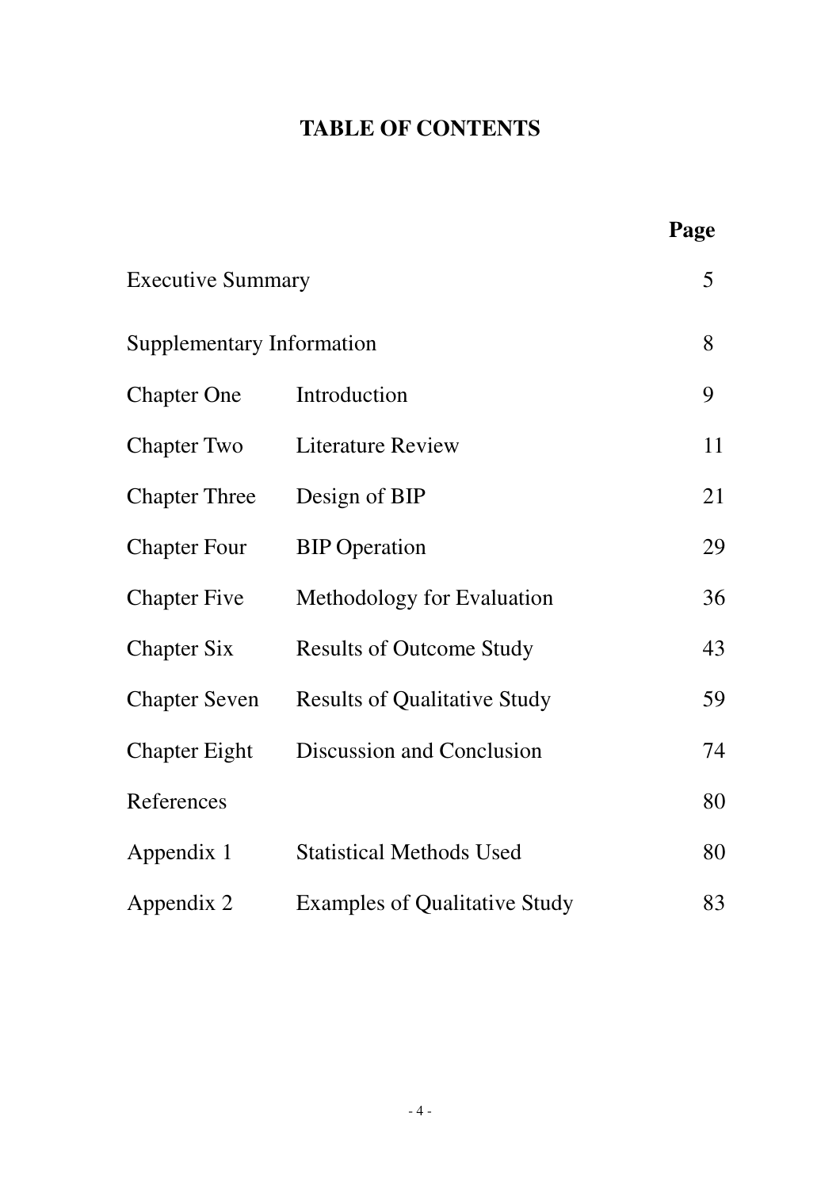# TABLE OF CONTENTS

| | | Page |
|---|---|---|
| Executive Summary | | 5 |
| Supplementary Information | | 8 |
| Chapter One | Introduction | 9 |
| Chapter Two | Literature Review | 11 |
| Chapter Three | Design of BIP | 21 |
| Chapter Four | BIP Operation | 29 |
| Chapter Five | Methodology for Evaluation | 36 |
| Chapter Six | Results of Outcome Study | 43 |
| Chapter Seven | Results of Qualitative Study | 59 |
| Chapter Eight | Discussion and Conclusion | 74 |
| References | | 80 |
| Appendix 1 | Statistical Methods Used | 80 |
| Appendix 2 | Examples of Qualitative Study | 83 |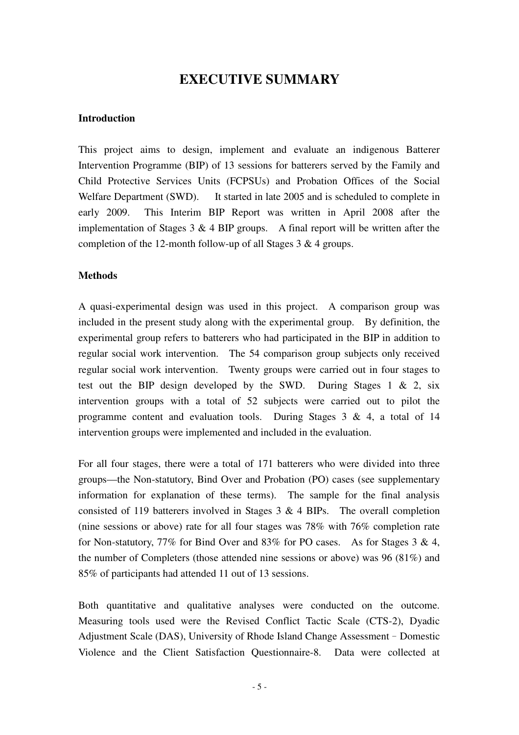# EXECUTIVE SUMMARY

**Introduction**

This project aims to design, implement and evaluate an indigenous Batterer Intervention Programme (BIP) of 13 sessions for batterers served by the Family and Child Protective Services Units (FCPSUs) and Probation Offices of the Social Welfare Department (SWD). It started in late 2005 and is scheduled to complete in early 2009. This Interim BIP Report was written in April 2008 after the implementation of Stages 3 & 4 BIP groups. A final report will be written after the completion of the 12-month follow-up of all Stages 3 & 4 groups.

**Methods**

A quasi-experimental design was used in this project. A comparison group was included in the present study along with the experimental group. By definition, the experimental group refers to batterers who had participated in the BIP in addition to regular social work intervention. The 54 comparison group subjects only received regular social work intervention. Twenty groups were carried out in four stages to test out the BIP design developed by the SWD. During Stages 1 & 2, six intervention groups with a total of 52 subjects were carried out to pilot the programme content and evaluation tools. During Stages 3 & 4, a total of 14 intervention groups were implemented and included in the evaluation.

For all four stages, there were a total of 171 batterers who were divided into three groups—the Non-statutory, Bind Over and Probation (PO) cases (see supplementary information for explanation of these terms). The sample for the final analysis consisted of 119 batterers involved in Stages 3 & 4 BIPs. The overall completion (nine sessions or above) rate for all four stages was 78% with 76% completion rate for Non-statutory, 77% for Bind Over and 83% for PO cases. As for Stages 3 & 4, the number of Completers (those attended nine sessions or above) was 96 (81%) and 85% of participants had attended 11 out of 13 sessions.

Both quantitative and qualitative analyses were conducted on the outcome. Measuring tools used were the Revised Conflict Tactic Scale (CTS-2), Dyadic Adjustment Scale (DAS), University of Rhode Island Change Assessment – Domestic Violence and the Client Satisfaction Questionnaire-8. Data were collected at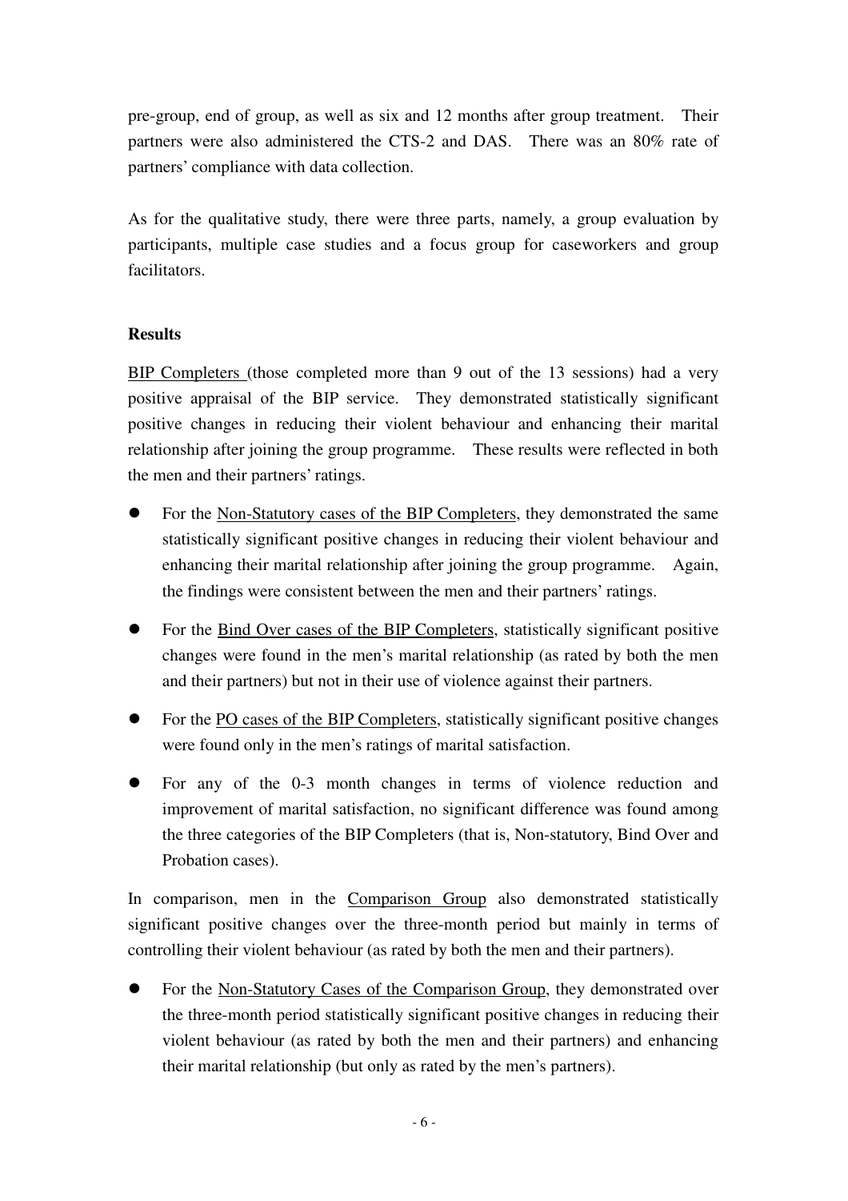pre-group, end of group, as well as six and 12 months after group treatment. Their partners were also administered the CTS-2 and DAS. There was an 80% rate of partners' compliance with data collection.

As for the qualitative study, there were three parts, namely, a group evaluation by participants, multiple case studies and a focus group for caseworkers and group facilitators.

**Results**

<u>BIP Completers</u> (those completed more than 9 out of the 13 sessions) had a very positive appraisal of the BIP service. They demonstrated statistically significant positive changes in reducing their violent behaviour and enhancing their marital relationship after joining the group programme. These results were reflected in both the men and their partners' ratings.

- For the <u>Non-Statutory cases of the BIP Completers</u>, they demonstrated the same statistically significant positive changes in reducing their violent behaviour and enhancing their marital relationship after joining the group programme. Again, the findings were consistent between the men and their partners' ratings.
- For the <u>Bind Over cases of the BIP Completers</u>, statistically significant positive changes were found in the men's marital relationship (as rated by both the men and their partners) but not in their use of violence against their partners.
- For the <u>PO cases of the BIP Completers</u>, statistically significant positive changes were found only in the men's ratings of marital satisfaction.
- For any of the 0-3 month changes in terms of violence reduction and improvement of marital satisfaction, no significant difference was found among the three categories of the BIP Completers (that is, Non-statutory, Bind Over and Probation cases).

In comparison, men in the <u>Comparison Group</u> also demonstrated statistically significant positive changes over the three-month period but mainly in terms of controlling their violent behaviour (as rated by both the men and their partners).

- For the <u>Non-Statutory Cases of the Comparison Group</u>, they demonstrated over the three-month period statistically significant positive changes in reducing their violent behaviour (as rated by both the men and their partners) and enhancing their marital relationship (but only as rated by the men's partners).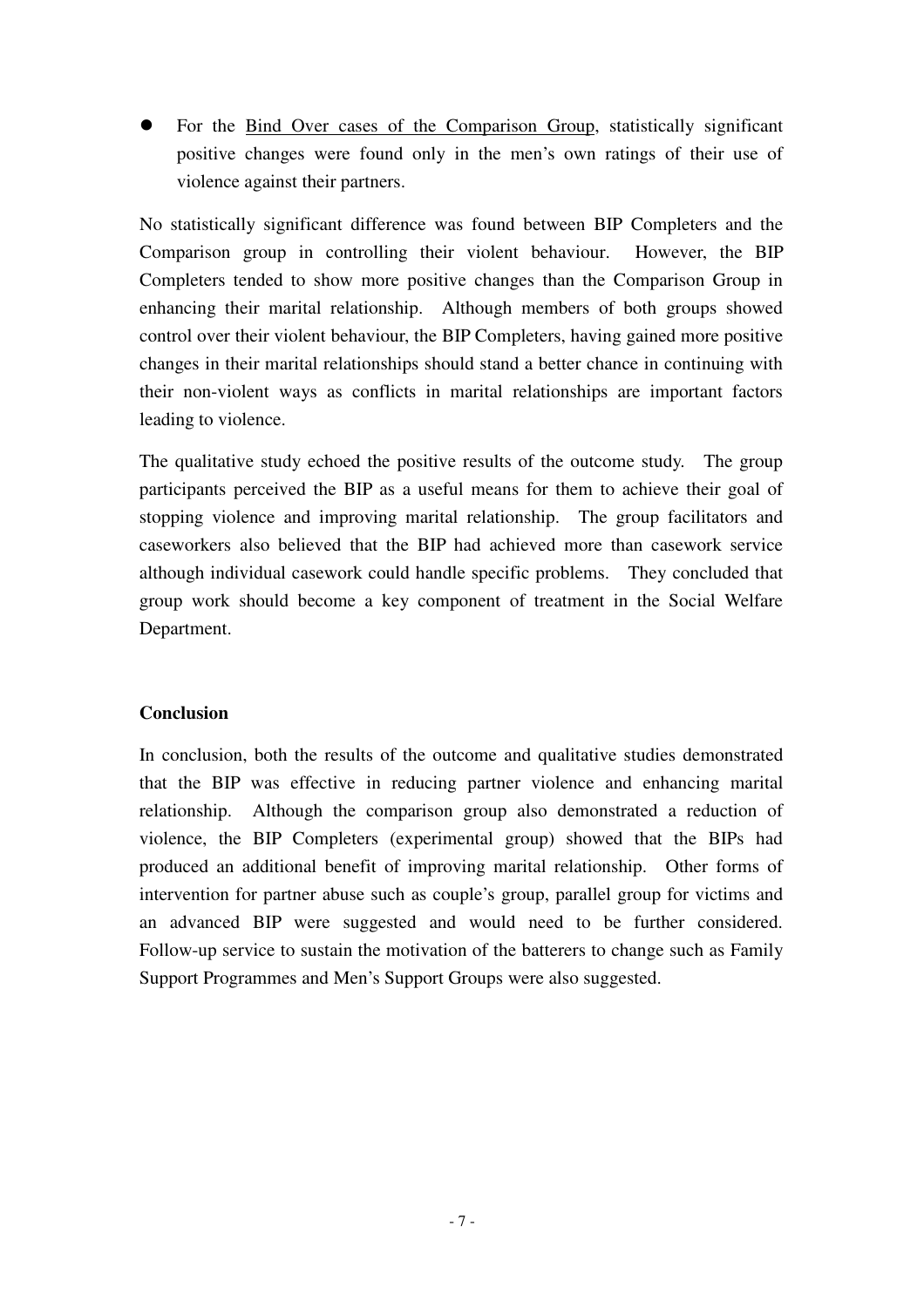- For the <u>Bind Over cases of the Comparison Group</u>, statistically significant positive changes were found only in the men's own ratings of their use of violence against their partners.

No statistically significant difference was found between BIP Completers and the Comparison group in controlling their violent behaviour. However, the BIP Completers tended to show more positive changes than the Comparison Group in enhancing their marital relationship. Although members of both groups showed control over their violent behaviour, the BIP Completers, having gained more positive changes in their marital relationships should stand a better chance in continuing with their non-violent ways as conflicts in marital relationships are important factors leading to violence.

The qualitative study echoed the positive results of the outcome study. The group participants perceived the BIP as a useful means for them to achieve their goal of stopping violence and improving marital relationship. The group facilitators and caseworkers also believed that the BIP had achieved more than casework service although individual casework could handle specific problems. They concluded that group work should become a key component of treatment in the Social Welfare Department.

**Conclusion**

In conclusion, both the results of the outcome and qualitative studies demonstrated that the BIP was effective in reducing partner violence and enhancing marital relationship. Although the comparison group also demonstrated a reduction of violence, the BIP Completers (experimental group) showed that the BIPs had produced an additional benefit of improving marital relationship. Other forms of intervention for partner abuse such as couple's group, parallel group for victims and an advanced BIP were suggested and would need to be further considered. Follow-up service to sustain the motivation of the batterers to change such as Family Support Programmes and Men's Support Groups were also suggested.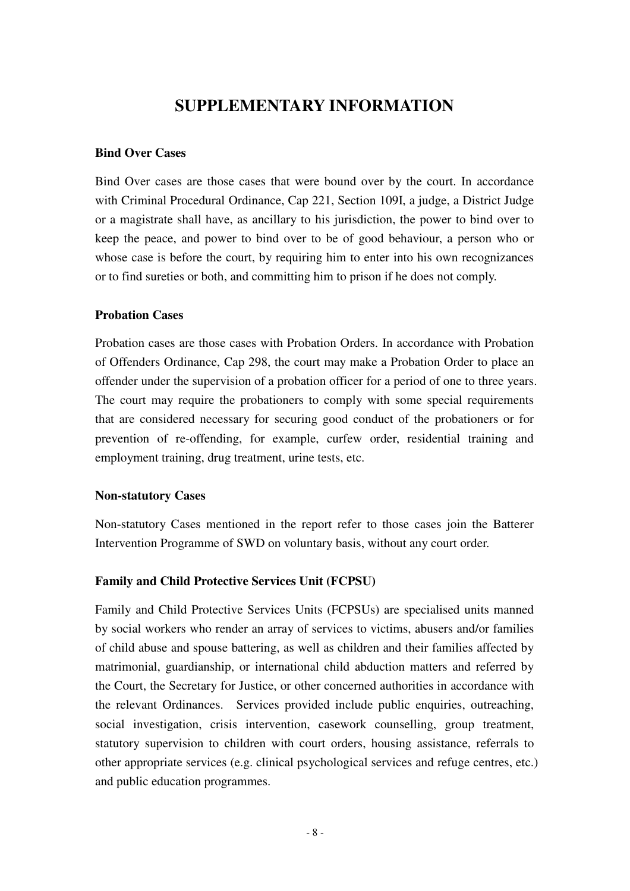# SUPPLEMENTARY INFORMATION

**Bind Over Cases**

Bind Over cases are those cases that were bound over by the court. In accordance with Criminal Procedural Ordinance, Cap 221, Section 109I, a judge, a District Judge or a magistrate shall have, as ancillary to his jurisdiction, the power to bind over to keep the peace, and power to bind over to be of good behaviour, a person who or whose case is before the court, by requiring him to enter into his own recognizances or to find sureties or both, and committing him to prison if he does not comply.

**Probation Cases**

Probation cases are those cases with Probation Orders. In accordance with Probation of Offenders Ordinance, Cap 298, the court may make a Probation Order to place an offender under the supervision of a probation officer for a period of one to three years. The court may require the probationers to comply with some special requirements that are considered necessary for securing good conduct of the probationers or for prevention of re-offending, for example, curfew order, residential training and employment training, drug treatment, urine tests, etc.

**Non-statutory Cases**

Non-statutory Cases mentioned in the report refer to those cases join the Batterer Intervention Programme of SWD on voluntary basis, without any court order.

**Family and Child Protective Services Unit (FCPSU)**

Family and Child Protective Services Units (FCPSUs) are specialised units manned by social workers who render an array of services to victims, abusers and/or families of child abuse and spouse battering, as well as children and their families affected by matrimonial, guardianship, or international child abduction matters and referred by the Court, the Secretary for Justice, or other concerned authorities in accordance with the relevant Ordinances. Services provided include public enquiries, outreaching, social investigation, crisis intervention, casework counselling, group treatment, statutory supervision to children with court orders, housing assistance, referrals to other appropriate services (e.g. clinical psychological services and refuge centres, etc.) and public education programmes.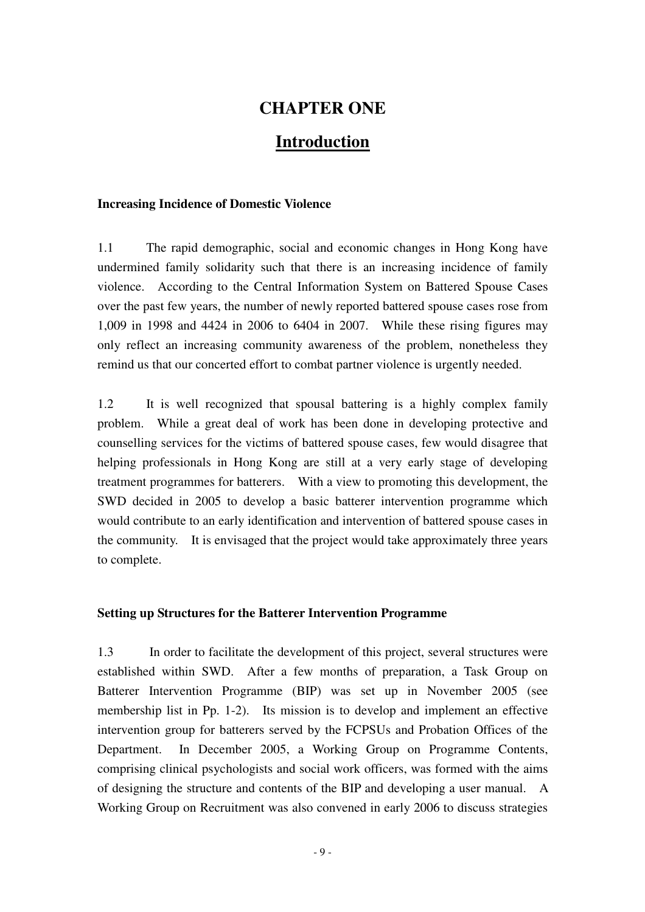# CHAPTER ONE

## Introduction

### Increasing Incidence of Domestic Violence

1.1 The rapid demographic, social and economic changes in Hong Kong have undermined family solidarity such that there is an increasing incidence of family violence. According to the Central Information System on Battered Spouse Cases over the past few years, the number of newly reported battered spouse cases rose from 1,009 in 1998 and 4424 in 2006 to 6404 in 2007. While these rising figures may only reflect an increasing community awareness of the problem, nonetheless they remind us that our concerted effort to combat partner violence is urgently needed.

1.2 It is well recognized that spousal battering is a highly complex family problem. While a great deal of work has been done in developing protective and counselling services for the victims of battered spouse cases, few would disagree that helping professionals in Hong Kong are still at a very early stage of developing treatment programmes for batterers. With a view to promoting this development, the SWD decided in 2005 to develop a basic batterer intervention programme which would contribute to an early identification and intervention of battered spouse cases in the community. It is envisaged that the project would take approximately three years to complete.

### Setting up Structures for the Batterer Intervention Programme

1.3 In order to facilitate the development of this project, several structures were established within SWD. After a few months of preparation, a Task Group on Batterer Intervention Programme (BIP) was set up in November 2005 (see membership list in Pp. 1-2). Its mission is to develop and implement an effective intervention group for batterers served by the FCPSUs and Probation Offices of the Department. In December 2005, a Working Group on Programme Contents, comprising clinical psychologists and social work officers, was formed with the aims of designing the structure and contents of the BIP and developing a user manual. A Working Group on Recruitment was also convened in early 2006 to discuss strategies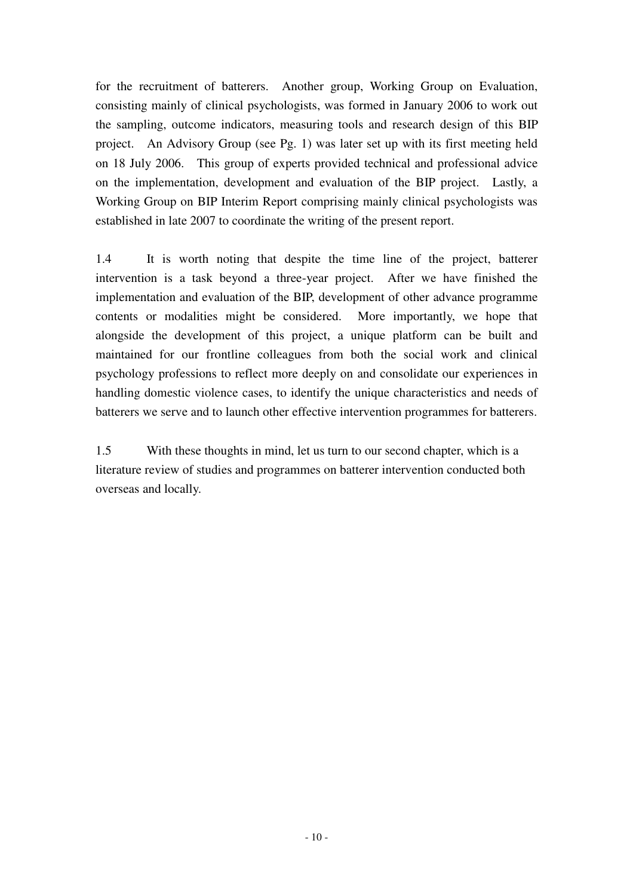for the recruitment of batterers. Another group, Working Group on Evaluation, consisting mainly of clinical psychologists, was formed in January 2006 to work out the sampling, outcome indicators, measuring tools and research design of this BIP project. An Advisory Group (see Pg. 1) was later set up with its first meeting held on 18 July 2006. This group of experts provided technical and professional advice on the implementation, development and evaluation of the BIP project. Lastly, a Working Group on BIP Interim Report comprising mainly clinical psychologists was established in late 2007 to coordinate the writing of the present report.

1.4 It is worth noting that despite the time line of the project, batterer intervention is a task beyond a three-year project. After we have finished the implementation and evaluation of the BIP, development of other advance programme contents or modalities might be considered. More importantly, we hope that alongside the development of this project, a unique platform can be built and maintained for our frontline colleagues from both the social work and clinical psychology professions to reflect more deeply on and consolidate our experiences in handling domestic violence cases, to identify the unique characteristics and needs of batterers we serve and to launch other effective intervention programmes for batterers.

1.5 With these thoughts in mind, let us turn to our second chapter, which is a literature review of studies and programmes on batterer intervention conducted both overseas and locally.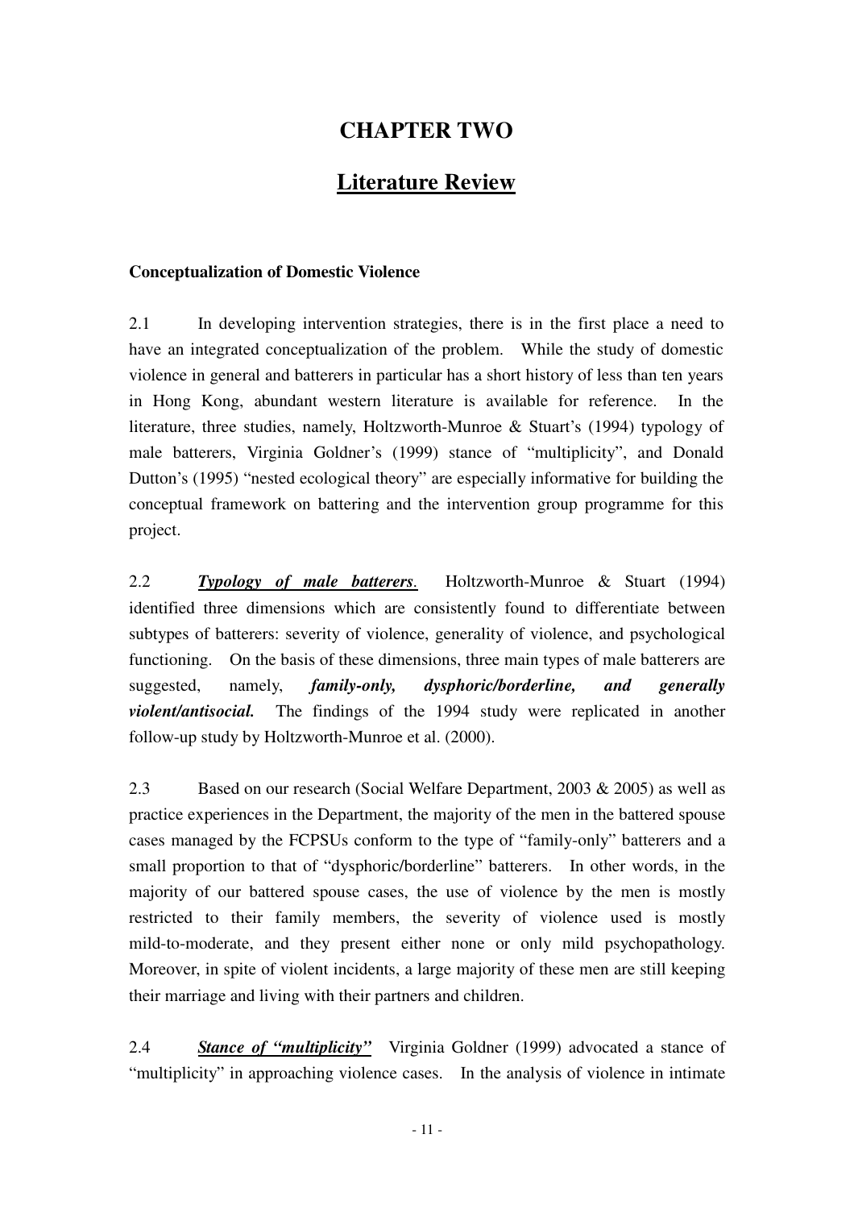# CHAPTER TWO

## Literature Review

**Conceptualization of Domestic Violence**

2.1 In developing intervention strategies, there is in the first place a need to have an integrated conceptualization of the problem. While the study of domestic violence in general and batterers in particular has a short history of less than ten years in Hong Kong, abundant western literature is available for reference. In the literature, three studies, namely, Holtzworth-Munroe & Stuart's (1994) typology of male batterers, Virginia Goldner's (1999) stance of "multiplicity", and Donald Dutton's (1995) "nested ecological theory" are especially informative for building the conceptual framework on battering and the intervention group programme for this project.

2.2 ***Typology of male batterers***. Holtzworth-Munroe & Stuart (1994) identified three dimensions which are consistently found to differentiate between subtypes of batterers: severity of violence, generality of violence, and psychological functioning. On the basis of these dimensions, three main types of male batterers are suggested, namely, ***family-only, dysphoric/borderline, and generally violent/antisocial.*** The findings of the 1994 study were replicated in another follow-up study by Holtzworth-Munroe et al. (2000).

2.3 Based on our research (Social Welfare Department, 2003 & 2005) as well as practice experiences in the Department, the majority of the men in the battered spouse cases managed by the FCPSUs conform to the type of "family-only" batterers and a small proportion to that of "dysphoric/borderline" batterers. In other words, in the majority of our battered spouse cases, the use of violence by the men is mostly restricted to their family members, the severity of violence used is mostly mild-to-moderate, and they present either none or only mild psychopathology. Moreover, in spite of violent incidents, a large majority of these men are still keeping their marriage and living with their partners and children.

2.4 ***Stance of "multiplicity"*** Virginia Goldner (1999) advocated a stance of "multiplicity" in approaching violence cases. In the analysis of violence in intimate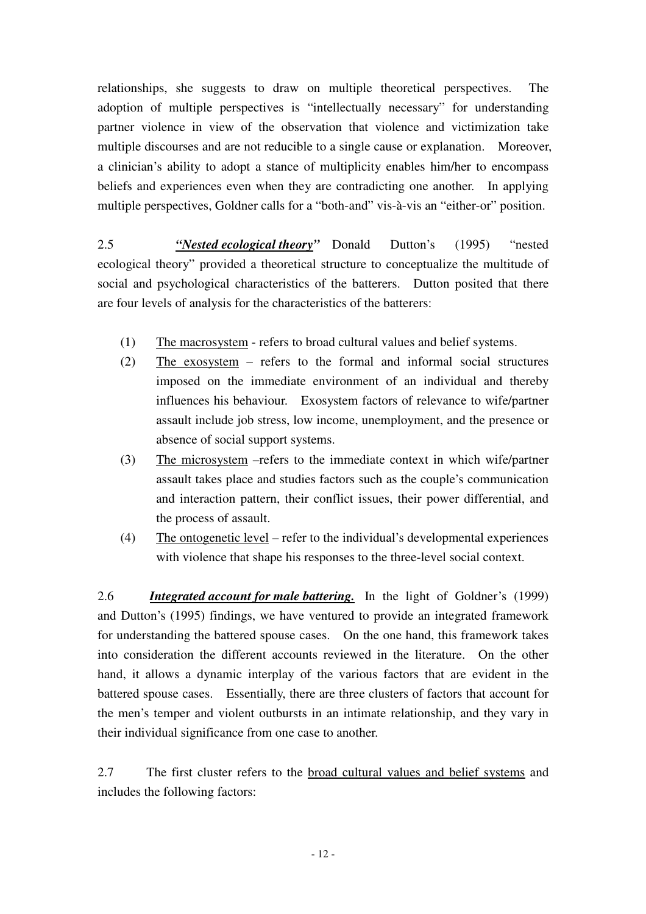relationships, she suggests to draw on multiple theoretical perspectives. The adoption of multiple perspectives is "intellectually necessary" for understanding partner violence in view of the observation that violence and victimization take multiple discourses and are not reducible to a single cause or explanation. Moreover, a clinician's ability to adopt a stance of multiplicity enables him/her to encompass beliefs and experiences even when they are contradicting one another. In applying multiple perspectives, Goldner calls for a "both-and" vis-à-vis an "either-or" position.

2.5 ***"Nested ecological theory"*** Donald Dutton's (1995) "nested ecological theory" provided a theoretical structure to conceptualize the multitude of social and psychological characteristics of the batterers. Dutton posited that there are four levels of analysis for the characteristics of the batterers:

(1) The macrosystem - refers to broad cultural values and belief systems.

(2) The exosystem – refers to the formal and informal social structures imposed on the immediate environment of an individual and thereby influences his behaviour. Exosystem factors of relevance to wife/partner assault include job stress, low income, unemployment, and the presence or absence of social support systems.

(3) The microsystem –refers to the immediate context in which wife/partner assault takes place and studies factors such as the couple's communication and interaction pattern, their conflict issues, their power differential, and the process of assault.

(4) The ontogenetic level – refer to the individual's developmental experiences with violence that shape his responses to the three-level social context.

2.6 ***Integrated account for male battering.*** In the light of Goldner's (1999) and Dutton's (1995) findings, we have ventured to provide an integrated framework for understanding the battered spouse cases. On the one hand, this framework takes into consideration the different accounts reviewed in the literature. On the other hand, it allows a dynamic interplay of the various factors that are evident in the battered spouse cases. Essentially, there are three clusters of factors that account for the men's temper and violent outbursts in an intimate relationship, and they vary in their individual significance from one case to another.

2.7 The first cluster refers to the broad cultural values and belief systems and includes the following factors: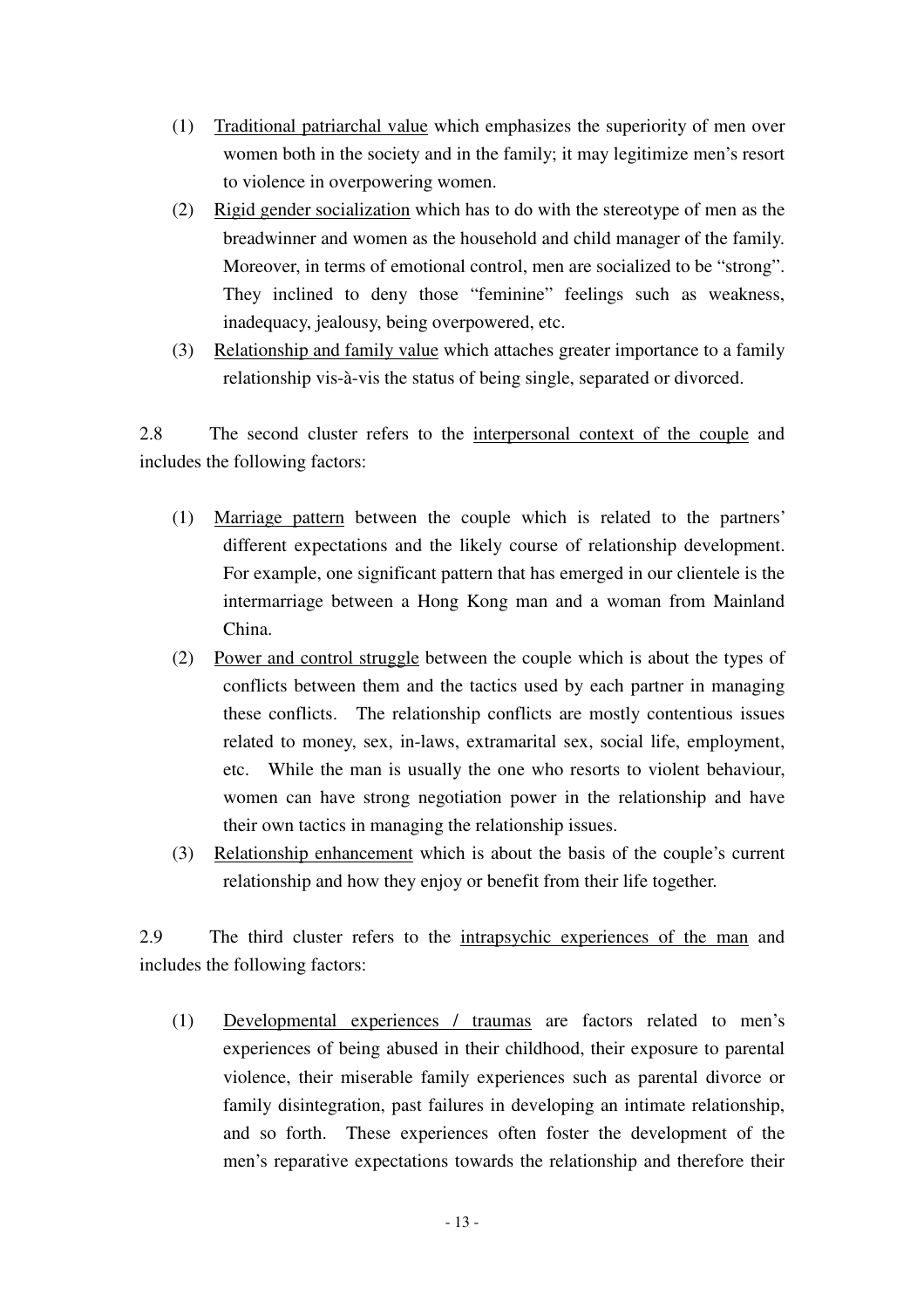(1) <u>Traditional patriarchal value</u> which emphasizes the superiority of men over women both in the society and in the family; it may legitimize men's resort to violence in overpowering women.

(2) <u>Rigid gender socialization</u> which has to do with the stereotype of men as the breadwinner and women as the household and child manager of the family. Moreover, in terms of emotional control, men are socialized to be "strong". They inclined to deny those "feminine" feelings such as weakness, inadequacy, jealousy, being overpowered, etc.

(3) <u>Relationship and family value</u> which attaches greater importance to a family relationship vis-à-vis the status of being single, separated or divorced.

2.8 The second cluster refers to the <u>interpersonal context of the couple</u> and includes the following factors:

(1) <u>Marriage pattern</u> between the couple which is related to the partners' different expectations and the likely course of relationship development. For example, one significant pattern that has emerged in our clientele is the intermarriage between a Hong Kong man and a woman from Mainland China.

(2) <u>Power and control struggle</u> between the couple which is about the types of conflicts between them and the tactics used by each partner in managing these conflicts. The relationship conflicts are mostly contentious issues related to money, sex, in-laws, extramarital sex, social life, employment, etc. While the man is usually the one who resorts to violent behaviour, women can have strong negotiation power in the relationship and have their own tactics in managing the relationship issues.

(3) <u>Relationship enhancement</u> which is about the basis of the couple's current relationship and how they enjoy or benefit from their life together.

2.9 The third cluster refers to the <u>intrapsychic experiences of the man</u> and includes the following factors:

(1) <u>Developmental experiences / traumas</u> are factors related to men's experiences of being abused in their childhood, their exposure to parental violence, their miserable family experiences such as parental divorce or family disintegration, past failures in developing an intimate relationship, and so forth. These experiences often foster the development of the men's reparative expectations towards the relationship and therefore their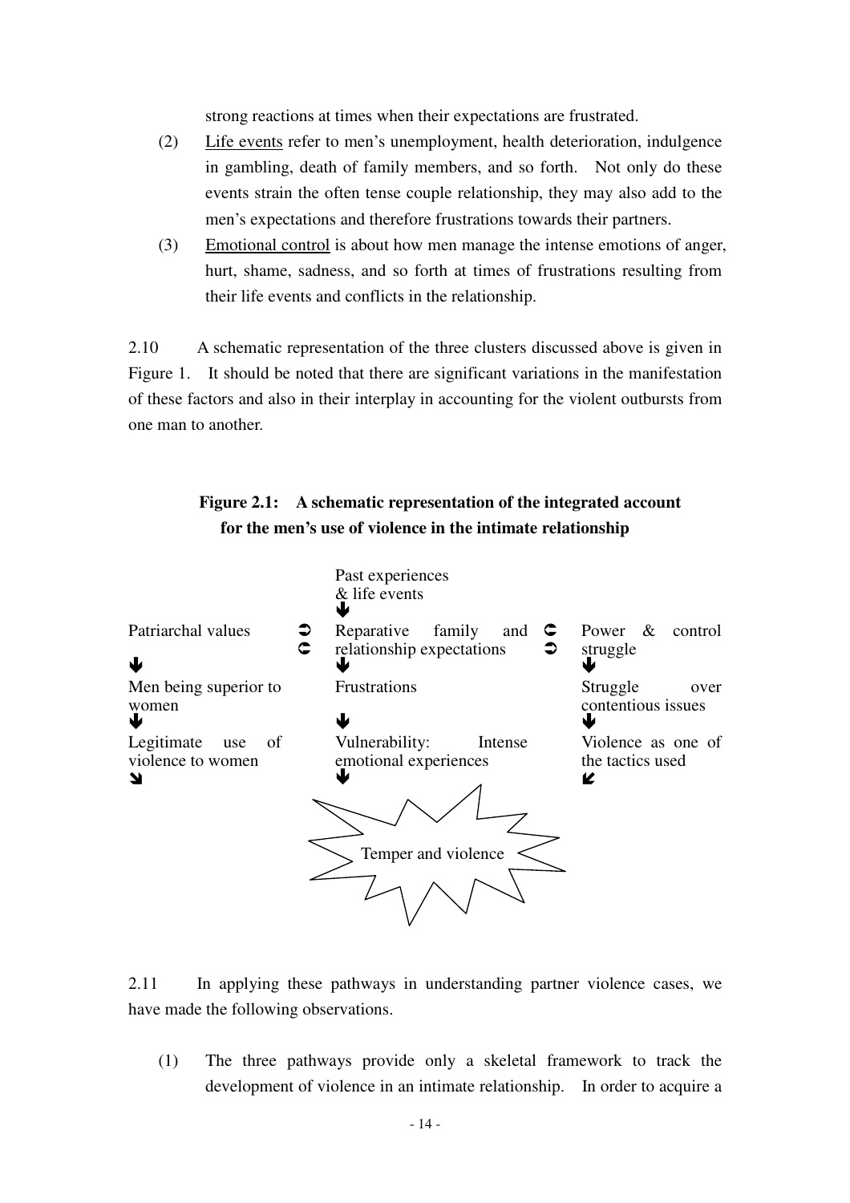strong reactions at times when their expectations are frustrated.

(2) Life events refer to men's unemployment, health deterioration, indulgence in gambling, death of family members, and so forth. Not only do these events strain the often tense couple relationship, they may also add to the men's expectations and therefore frustrations towards their partners.

(3) Emotional control is about how men manage the intense emotions of anger, hurt, shame, sadness, and so forth at times of frustrations resulting from their life events and conflicts in the relationship.

2.10 A schematic representation of the three clusters discussed above is given in Figure 1. It should be noted that there are significant variations in the manifestation of these factors and also in their interplay in accounting for the violent outbursts from one man to another.

**Figure 2.1: A schematic representation of the integrated account for the men's use of violence in the intimate relationship**

| | | Past experiences & life events ↓ | | |
|---|---|---|---|---|
| Patriarchal values | ⇄ | Reparative family and relationship expectations | ⇄ | Power & control struggle |
| ↓ | | ↓ | | ↓ |
| Men being superior to women | | Frustrations | | Struggle over contentious issues |
| ↓ | | ↓ | | ↓ |
| Legitimate use of violence to women | | Vulnerability: Intense emotional experiences | | Violence as one of the tactics used |
| ↘ | | ↓ | | ↙ |
| | | Temper and violence | | |

2.11 In applying these pathways in understanding partner violence cases, we have made the following observations.

(1) The three pathways provide only a skeletal framework to track the development of violence in an intimate relationship. In order to acquire a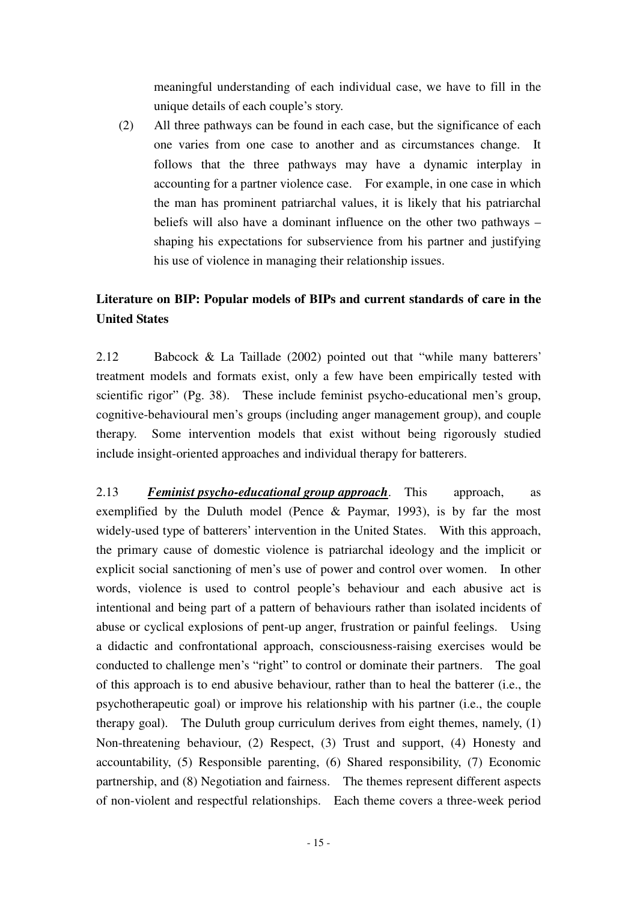meaningful understanding of each individual case, we have to fill in the unique details of each couple's story.

(2) All three pathways can be found in each case, but the significance of each one varies from one case to another and as circumstances change. It follows that the three pathways may have a dynamic interplay in accounting for a partner violence case. For example, in one case in which the man has prominent patriarchal values, it is likely that his patriarchal beliefs will also have a dominant influence on the other two pathways – shaping his expectations for subservience from his partner and justifying his use of violence in managing their relationship issues.

**Literature on BIP: Popular models of BIPs and current standards of care in the United States**

2.12 Babcock & La Taillade (2002) pointed out that "while many batterers' treatment models and formats exist, only a few have been empirically tested with scientific rigor" (Pg. 38). These include feminist psycho-educational men's group, cognitive-behavioural men's groups (including anger management group), and couple therapy. Some intervention models that exist without being rigorously studied include insight-oriented approaches and individual therapy for batterers.

2.13 ***Feminist psycho-educational group approach***. This approach, as exemplified by the Duluth model (Pence & Paymar, 1993), is by far the most widely-used type of batterers' intervention in the United States. With this approach, the primary cause of domestic violence is patriarchal ideology and the implicit or explicit social sanctioning of men's use of power and control over women. In other words, violence is used to control people's behaviour and each abusive act is intentional and being part of a pattern of behaviours rather than isolated incidents of abuse or cyclical explosions of pent-up anger, frustration or painful feelings. Using a didactic and confrontational approach, consciousness-raising exercises would be conducted to challenge men's "right" to control or dominate their partners. The goal of this approach is to end abusive behaviour, rather than to heal the batterer (i.e., the psychotherapeutic goal) or improve his relationship with his partner (i.e., the couple therapy goal). The Duluth group curriculum derives from eight themes, namely, (1) Non-threatening behaviour, (2) Respect, (3) Trust and support, (4) Honesty and accountability, (5) Responsible parenting, (6) Shared responsibility, (7) Economic partnership, and (8) Negotiation and fairness. The themes represent different aspects of non-violent and respectful relationships. Each theme covers a three-week period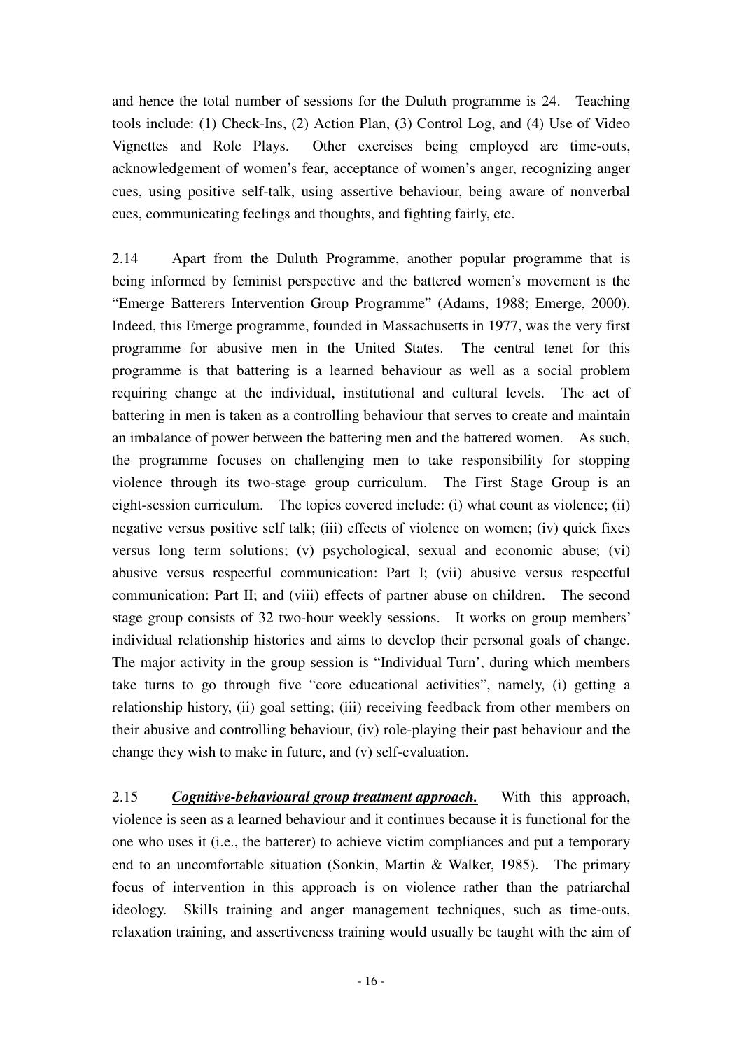and hence the total number of sessions for the Duluth programme is 24. Teaching tools include: (1) Check-Ins, (2) Action Plan, (3) Control Log, and (4) Use of Video Vignettes and Role Plays. Other exercises being employed are time-outs, acknowledgement of women's fear, acceptance of women's anger, recognizing anger cues, using positive self-talk, using assertive behaviour, being aware of nonverbal cues, communicating feelings and thoughts, and fighting fairly, etc.

2.14 Apart from the Duluth Programme, another popular programme that is being informed by feminist perspective and the battered women's movement is the "Emerge Batterers Intervention Group Programme" (Adams, 1988; Emerge, 2000). Indeed, this Emerge programme, founded in Massachusetts in 1977, was the very first programme for abusive men in the United States. The central tenet for this programme is that battering is a learned behaviour as well as a social problem requiring change at the individual, institutional and cultural levels. The act of battering in men is taken as a controlling behaviour that serves to create and maintain an imbalance of power between the battering men and the battered women. As such, the programme focuses on challenging men to take responsibility for stopping violence through its two-stage group curriculum. The First Stage Group is an eight-session curriculum. The topics covered include: (i) what count as violence; (ii) negative versus positive self talk; (iii) effects of violence on women; (iv) quick fixes versus long term solutions; (v) psychological, sexual and economic abuse; (vi) abusive versus respectful communication: Part I; (vii) abusive versus respectful communication: Part II; and (viii) effects of partner abuse on children. The second stage group consists of 32 two-hour weekly sessions. It works on group members' individual relationship histories and aims to develop their personal goals of change. The major activity in the group session is "Individual Turn', during which members take turns to go through five "core educational activities", namely, (i) getting a relationship history, (ii) goal setting; (iii) receiving feedback from other members on their abusive and controlling behaviour, (iv) role-playing their past behaviour and the change they wish to make in future, and (v) self-evaluation.

2.15 ***Cognitive-behavioural group treatment approach.*** With this approach, violence is seen as a learned behaviour and it continues because it is functional for the one who uses it (i.e., the batterer) to achieve victim compliances and put a temporary end to an uncomfortable situation (Sonkin, Martin & Walker, 1985). The primary focus of intervention in this approach is on violence rather than the patriarchal ideology. Skills training and anger management techniques, such as time-outs, relaxation training, and assertiveness training would usually be taught with the aim of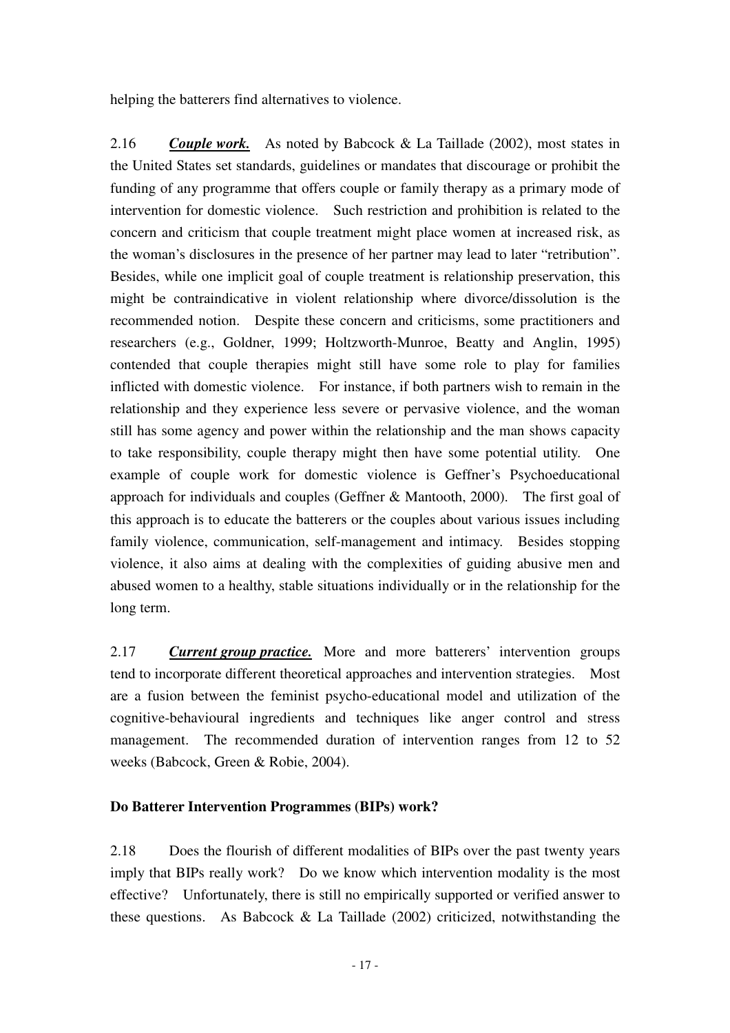helping the batterers find alternatives to violence.

2.16 ***Couple work.*** As noted by Babcock & La Taillade (2002), most states in the United States set standards, guidelines or mandates that discourage or prohibit the funding of any programme that offers couple or family therapy as a primary mode of intervention for domestic violence. Such restriction and prohibition is related to the concern and criticism that couple treatment might place women at increased risk, as the woman's disclosures in the presence of her partner may lead to later "retribution". Besides, while one implicit goal of couple treatment is relationship preservation, this might be contraindicative in violent relationship where divorce/dissolution is the recommended notion. Despite these concern and criticisms, some practitioners and researchers (e.g., Goldner, 1999; Holtzworth-Munroe, Beatty and Anglin, 1995) contended that couple therapies might still have some role to play for families inflicted with domestic violence. For instance, if both partners wish to remain in the relationship and they experience less severe or pervasive violence, and the woman still has some agency and power within the relationship and the man shows capacity to take responsibility, couple therapy might then have some potential utility. One example of couple work for domestic violence is Geffner's Psychoeducational approach for individuals and couples (Geffner & Mantooth, 2000). The first goal of this approach is to educate the batterers or the couples about various issues including family violence, communication, self-management and intimacy. Besides stopping violence, it also aims at dealing with the complexities of guiding abusive men and abused women to a healthy, stable situations individually or in the relationship for the long term.

2.17 ***Current group practice.*** More and more batterers' intervention groups tend to incorporate different theoretical approaches and intervention strategies. Most are a fusion between the feminist psycho-educational model and utilization of the cognitive-behavioural ingredients and techniques like anger control and stress management. The recommended duration of intervention ranges from 12 to 52 weeks (Babcock, Green & Robie, 2004).

**Do Batterer Intervention Programmes (BIPs) work?**

2.18 Does the flourish of different modalities of BIPs over the past twenty years imply that BIPs really work? Do we know which intervention modality is the most effective? Unfortunately, there is still no empirically supported or verified answer to these questions. As Babcock & La Taillade (2002) criticized, notwithstanding the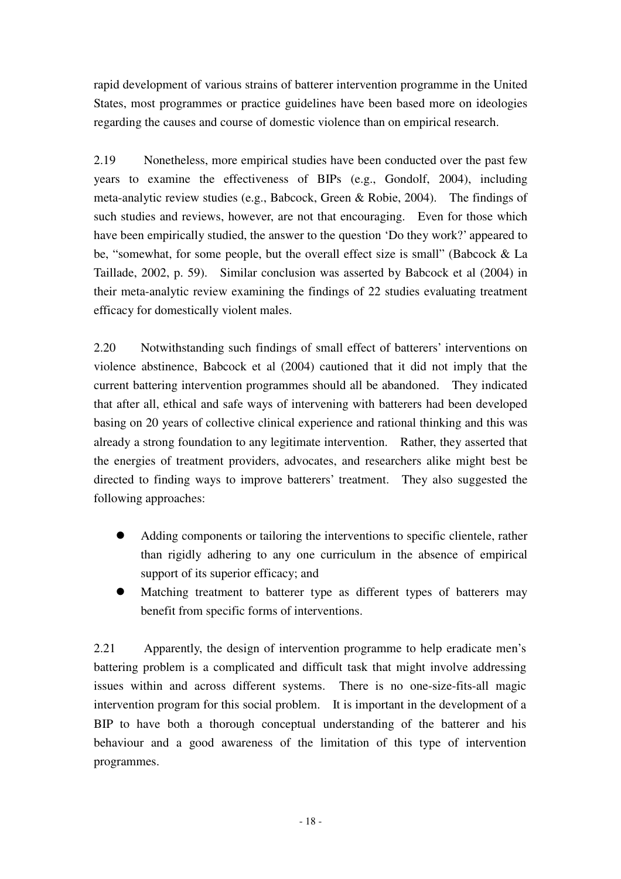rapid development of various strains of batterer intervention programme in the United States, most programmes or practice guidelines have been based more on ideologies regarding the causes and course of domestic violence than on empirical research.

2.19 Nonetheless, more empirical studies have been conducted over the past few years to examine the effectiveness of BIPs (e.g., Gondolf, 2004), including meta-analytic review studies (e.g., Babcock, Green & Robie, 2004). The findings of such studies and reviews, however, are not that encouraging. Even for those which have been empirically studied, the answer to the question 'Do they work?' appeared to be, "somewhat, for some people, but the overall effect size is small" (Babcock & La Taillade, 2002, p. 59). Similar conclusion was asserted by Babcock et al (2004) in their meta-analytic review examining the findings of 22 studies evaluating treatment efficacy for domestically violent males.

2.20 Notwithstanding such findings of small effect of batterers' interventions on violence abstinence, Babcock et al (2004) cautioned that it did not imply that the current battering intervention programmes should all be abandoned. They indicated that after all, ethical and safe ways of intervening with batterers had been developed basing on 20 years of collective clinical experience and rational thinking and this was already a strong foundation to any legitimate intervention. Rather, they asserted that the energies of treatment providers, advocates, and researchers alike might best be directed to finding ways to improve batterers' treatment. They also suggested the following approaches:

- Adding components or tailoring the interventions to specific clientele, rather than rigidly adhering to any one curriculum in the absence of empirical support of its superior efficacy; and
- Matching treatment to batterer type as different types of batterers may benefit from specific forms of interventions.

2.21 Apparently, the design of intervention programme to help eradicate men's battering problem is a complicated and difficult task that might involve addressing issues within and across different systems. There is no one-size-fits-all magic intervention program for this social problem. It is important in the development of a BIP to have both a thorough conceptual understanding of the batterer and his behaviour and a good awareness of the limitation of this type of intervention programmes.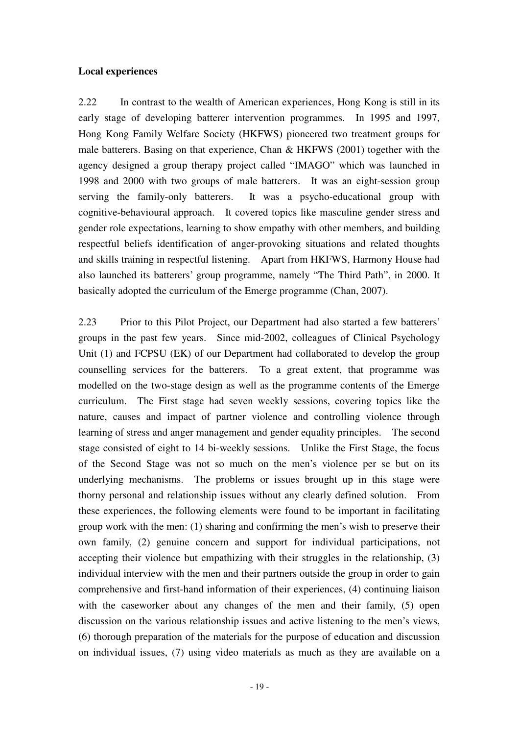**Local experiences**

2.22 In contrast to the wealth of American experiences, Hong Kong is still in its early stage of developing batterer intervention programmes. In 1995 and 1997, Hong Kong Family Welfare Society (HKFWS) pioneered two treatment groups for male batterers. Basing on that experience, Chan & HKFWS (2001) together with the agency designed a group therapy project called "IMAGO" which was launched in 1998 and 2000 with two groups of male batterers. It was an eight-session group serving the family-only batterers. It was a psycho-educational group with cognitive-behavioural approach. It covered topics like masculine gender stress and gender role expectations, learning to show empathy with other members, and building respectful beliefs identification of anger-provoking situations and related thoughts and skills training in respectful listening. Apart from HKFWS, Harmony House had also launched its batterers' group programme, namely "The Third Path", in 2000. It basically adopted the curriculum of the Emerge programme (Chan, 2007).

2.23 Prior to this Pilot Project, our Department had also started a few batterers' groups in the past few years. Since mid-2002, colleagues of Clinical Psychology Unit (1) and FCPSU (EK) of our Department had collaborated to develop the group counselling services for the batterers. To a great extent, that programme was modelled on the two-stage design as well as the programme contents of the Emerge curriculum. The First stage had seven weekly sessions, covering topics like the nature, causes and impact of partner violence and controlling violence through learning of stress and anger management and gender equality principles. The second stage consisted of eight to 14 bi-weekly sessions. Unlike the First Stage, the focus of the Second Stage was not so much on the men's violence per se but on its underlying mechanisms. The problems or issues brought up in this stage were thorny personal and relationship issues without any clearly defined solution. From these experiences, the following elements were found to be important in facilitating group work with the men: (1) sharing and confirming the men's wish to preserve their own family, (2) genuine concern and support for individual participations, not accepting their violence but empathizing with their struggles in the relationship, (3) individual interview with the men and their partners outside the group in order to gain comprehensive and first-hand information of their experiences, (4) continuing liaison with the caseworker about any changes of the men and their family, (5) open discussion on the various relationship issues and active listening to the men's views, (6) thorough preparation of the materials for the purpose of education and discussion on individual issues, (7) using video materials as much as they are available on a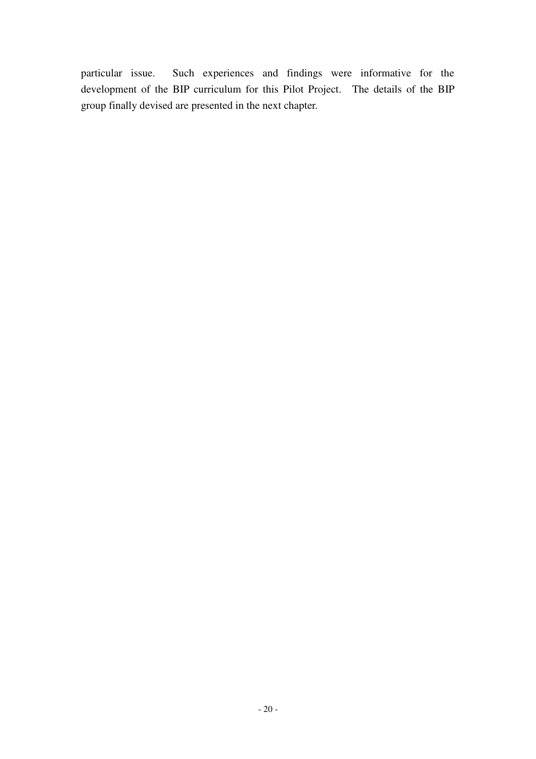particular issue. Such experiences and findings were informative for the development of the BIP curriculum for this Pilot Project. The details of the BIP group finally devised are presented in the next chapter.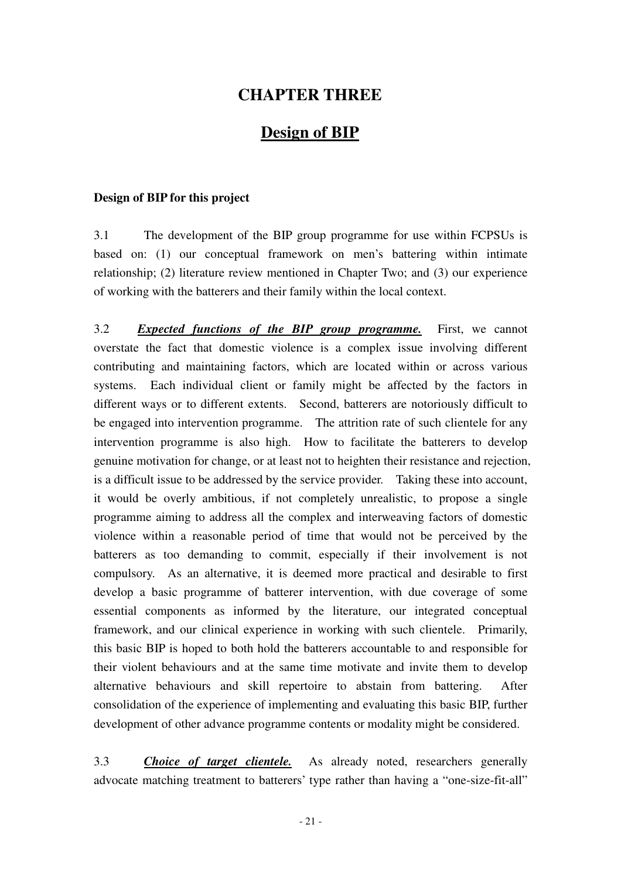# CHAPTER THREE

## Design of BIP

**Design of BIP for this project**

3.1 The development of the BIP group programme for use within FCPSUs is based on: (1) our conceptual framework on men's battering within intimate relationship; (2) literature review mentioned in Chapter Two; and (3) our experience of working with the batterers and their family within the local context.

3.2 ***Expected functions of the BIP group programme.*** First, we cannot overstate the fact that domestic violence is a complex issue involving different contributing and maintaining factors, which are located within or across various systems. Each individual client or family might be affected by the factors in different ways or to different extents. Second, batterers are notoriously difficult to be engaged into intervention programme. The attrition rate of such clientele for any intervention programme is also high. How to facilitate the batterers to develop genuine motivation for change, or at least not to heighten their resistance and rejection, is a difficult issue to be addressed by the service provider. Taking these into account, it would be overly ambitious, if not completely unrealistic, to propose a single programme aiming to address all the complex and interweaving factors of domestic violence within a reasonable period of time that would not be perceived by the batterers as too demanding to commit, especially if their involvement is not compulsory. As an alternative, it is deemed more practical and desirable to first develop a basic programme of batterer intervention, with due coverage of some essential components as informed by the literature, our integrated conceptual framework, and our clinical experience in working with such clientele. Primarily, this basic BIP is hoped to both hold the batterers accountable to and responsible for their violent behaviours and at the same time motivate and invite them to develop alternative behaviours and skill repertoire to abstain from battering. After consolidation of the experience of implementing and evaluating this basic BIP, further development of other advance programme contents or modality might be considered.

3.3 ***Choice of target clientele.*** As already noted, researchers generally advocate matching treatment to batterers' type rather than having a "one-size-fit-all"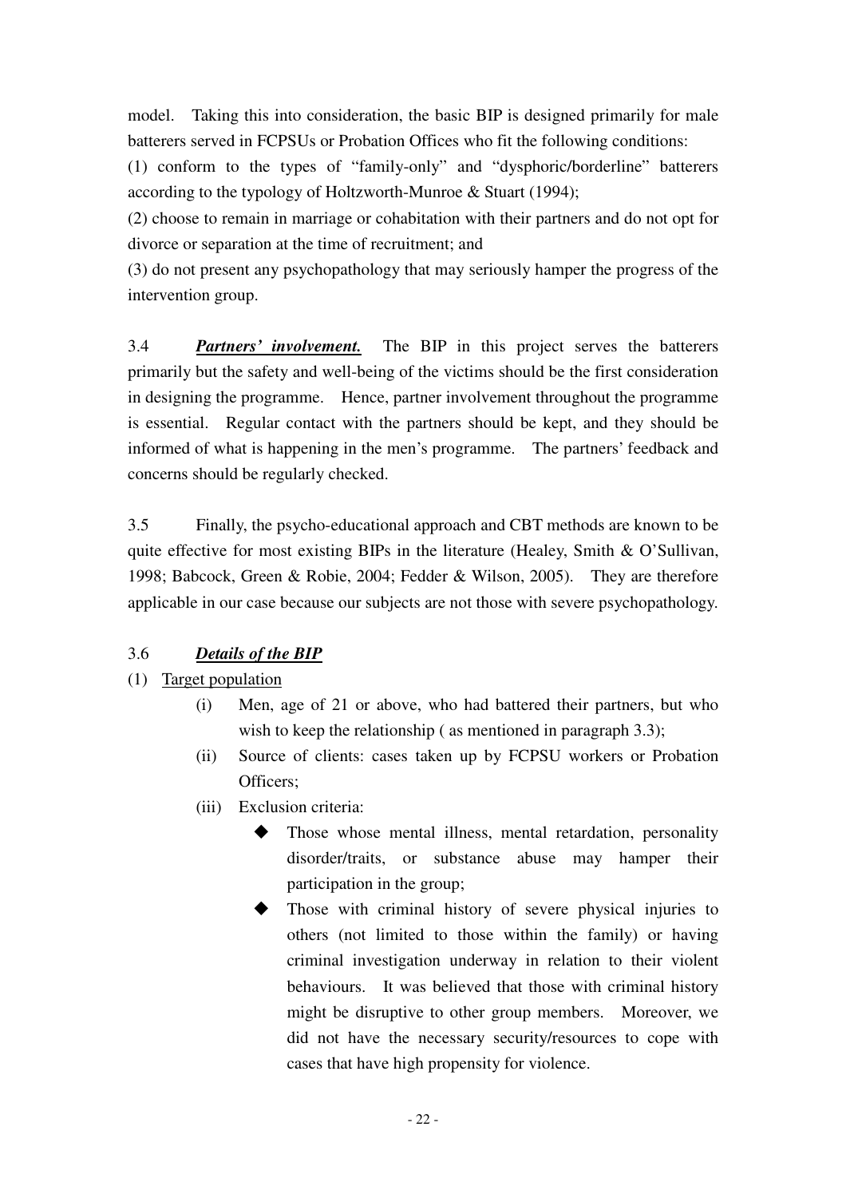model. Taking this into consideration, the basic BIP is designed primarily for male batterers served in FCPSUs or Probation Offices who fit the following conditions:

(1) conform to the types of "family-only" and "dysphoric/borderline" batterers according to the typology of Holtzworth-Munroe & Stuart (1994);

(2) choose to remain in marriage or cohabitation with their partners and do not opt for divorce or separation at the time of recruitment; and

(3) do not present any psychopathology that may seriously hamper the progress of the intervention group.

3.4 ***Partners' involvement.*** The BIP in this project serves the batterers primarily but the safety and well-being of the victims should be the first consideration in designing the programme. Hence, partner involvement throughout the programme is essential. Regular contact with the partners should be kept, and they should be informed of what is happening in the men's programme. The partners' feedback and concerns should be regularly checked.

3.5 Finally, the psycho-educational approach and CBT methods are known to be quite effective for most existing BIPs in the literature (Healey, Smith & O'Sullivan, 1998; Babcock, Green & Robie, 2004; Fedder & Wilson, 2005). They are therefore applicable in our case because our subjects are not those with severe psychopathology.

3.6 ***Details of the BIP***

(1) Target population

- (i) Men, age of 21 or above, who had battered their partners, but who wish to keep the relationship ( as mentioned in paragraph 3.3);
- (ii) Source of clients: cases taken up by FCPSU workers or Probation Officers;
- (iii) Exclusion criteria:
    - Those whose mental illness, mental retardation, personality disorder/traits, or substance abuse may hamper their participation in the group;
    - Those with criminal history of severe physical injuries to others (not limited to those within the family) or having criminal investigation underway in relation to their violent behaviours. It was believed that those with criminal history might be disruptive to other group members. Moreover, we did not have the necessary security/resources to cope with cases that have high propensity for violence.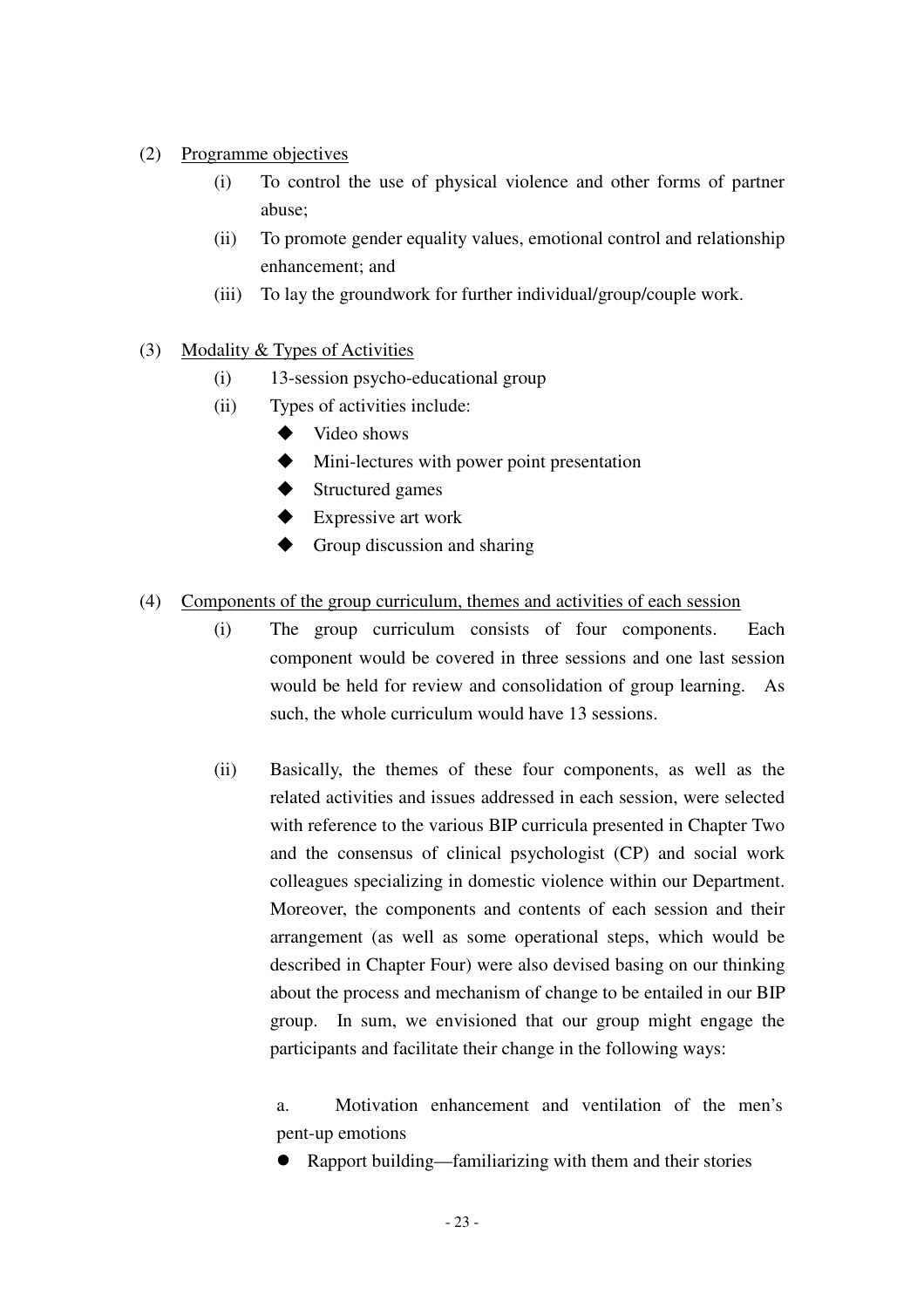(2) <u>Programme objectives</u>

   (i) To control the use of physical violence and other forms of partner abuse;
   (ii) To promote gender equality values, emotional control and relationship enhancement; and
   (iii) To lay the groundwork for further individual/group/couple work.

(3) <u>Modality & Types of Activities</u>

   (i) 13-session psycho-educational group
   (ii) Types of activities include:
      - Video shows
      - Mini-lectures with power point presentation
      - Structured games
      - Expressive art work
      - Group discussion and sharing

(4) <u>Components of the group curriculum, themes and activities of each session</u>

   (i) The group curriculum consists of four components. Each component would be covered in three sessions and one last session would be held for review and consolidation of group learning. As such, the whole curriculum would have 13 sessions.

   (ii) Basically, the themes of these four components, as well as the related activities and issues addressed in each session, were selected with reference to the various BIP curricula presented in Chapter Two and the consensus of clinical psychologist (CP) and social work colleagues specializing in domestic violence within our Department. Moreover, the components and contents of each session and their arrangement (as well as some operational steps, which would be described in Chapter Four) were also devised basing on our thinking about the process and mechanism of change to be entailed in our BIP group. In sum, we envisioned that our group might engage the participants and facilitate their change in the following ways:

      a. Motivation enhancement and ventilation of the men's pent-up emotions

      - Rapport building—familiarizing with them and their stories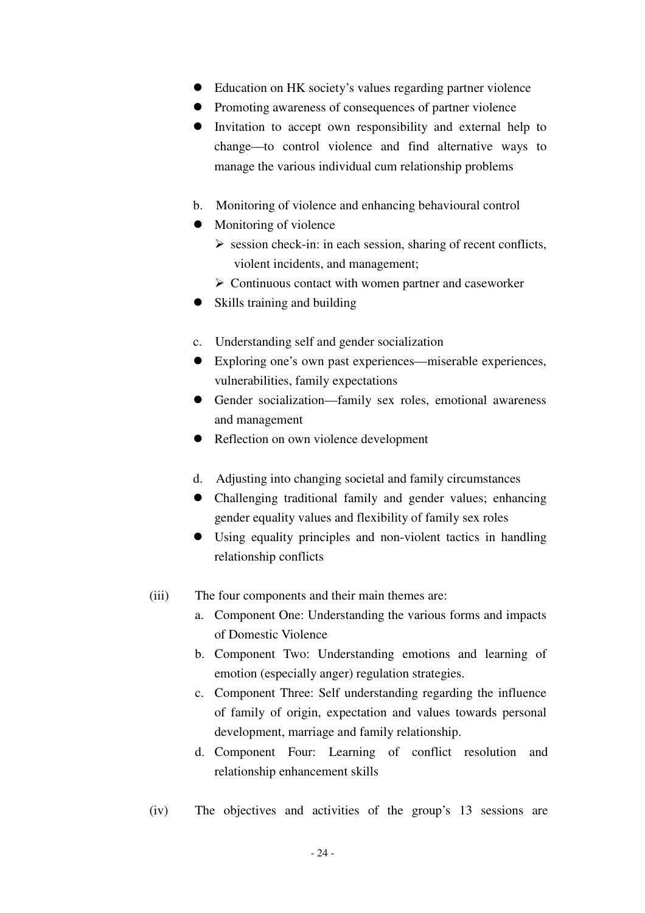- Education on HK society's values regarding partner violence
- Promoting awareness of consequences of partner violence
- Invitation to accept own responsibility and external help to change—to control violence and find alternative ways to manage the various individual cum relationship problems

b. Monitoring of violence and enhancing behavioural control

- Monitoring of violence
  - session check-in: in each session, sharing of recent conflicts, violent incidents, and management;
  - Continuous contact with women partner and caseworker
- Skills training and building

c. Understanding self and gender socialization

- Exploring one's own past experiences—miserable experiences, vulnerabilities, family expectations
- Gender socialization—family sex roles, emotional awareness and management
- Reflection on own violence development

d. Adjusting into changing societal and family circumstances

- Challenging traditional family and gender values; enhancing gender equality values and flexibility of family sex roles
- Using equality principles and non-violent tactics in handling relationship conflicts

(iii) The four components and their main themes are:

a. Component One: Understanding the various forms and impacts of Domestic Violence
b. Component Two: Understanding emotions and learning of emotion (especially anger) regulation strategies.
c. Component Three: Self understanding regarding the influence of family of origin, expectation and values towards personal development, marriage and family relationship.
d. Component Four: Learning of conflict resolution and relationship enhancement skills

(iv) The objectives and activities of the group's 13 sessions are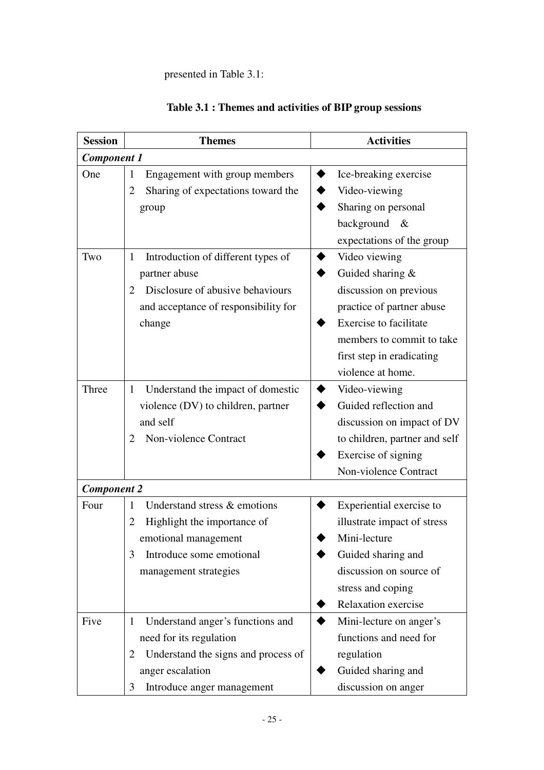presented in Table 3.1:

**Table 3.1 : Themes and activities of BIP group sessions**

| Session | Themes | Activities |
|---|---|---|
| ***Component 1*** | | |
| One | 1 Engagement with group members<br>2 Sharing of expectations toward the group | ◆ Ice-breaking exercise<br>◆ Video-viewing<br>◆ Sharing on personal background & expectations of the group |
| Two | 1 Introduction of different types of partner abuse<br>2 Disclosure of abusive behaviours and acceptance of responsibility for change | ◆ Video viewing<br>◆ Guided sharing & discussion on previous practice of partner abuse<br>◆ Exercise to facilitate members to commit to take first step in eradicating violence at home. |
| Three | 1 Understand the impact of domestic violence (DV) to children, partner and self<br>2 Non-violence Contract | ◆ Video-viewing<br>◆ Guided reflection and discussion on impact of DV to children, partner and self<br>◆ Exercise of signing Non-violence Contract |
| ***Component 2*** | | |
| Four | 1 Understand stress & emotions<br>2 Highlight the importance of emotional management<br>3 Introduce some emotional management strategies | ◆ Experiential exercise to illustrate impact of stress<br>◆ Mini-lecture<br>◆ Guided sharing and discussion on source of stress and coping<br>◆ Relaxation exercise |
| Five | 1 Understand anger's functions and need for its regulation<br>2 Understand the signs and process of anger escalation<br>3 Introduce anger management | ◆ Mini-lecture on anger's functions and need for regulation<br>◆ Guided sharing and discussion on anger |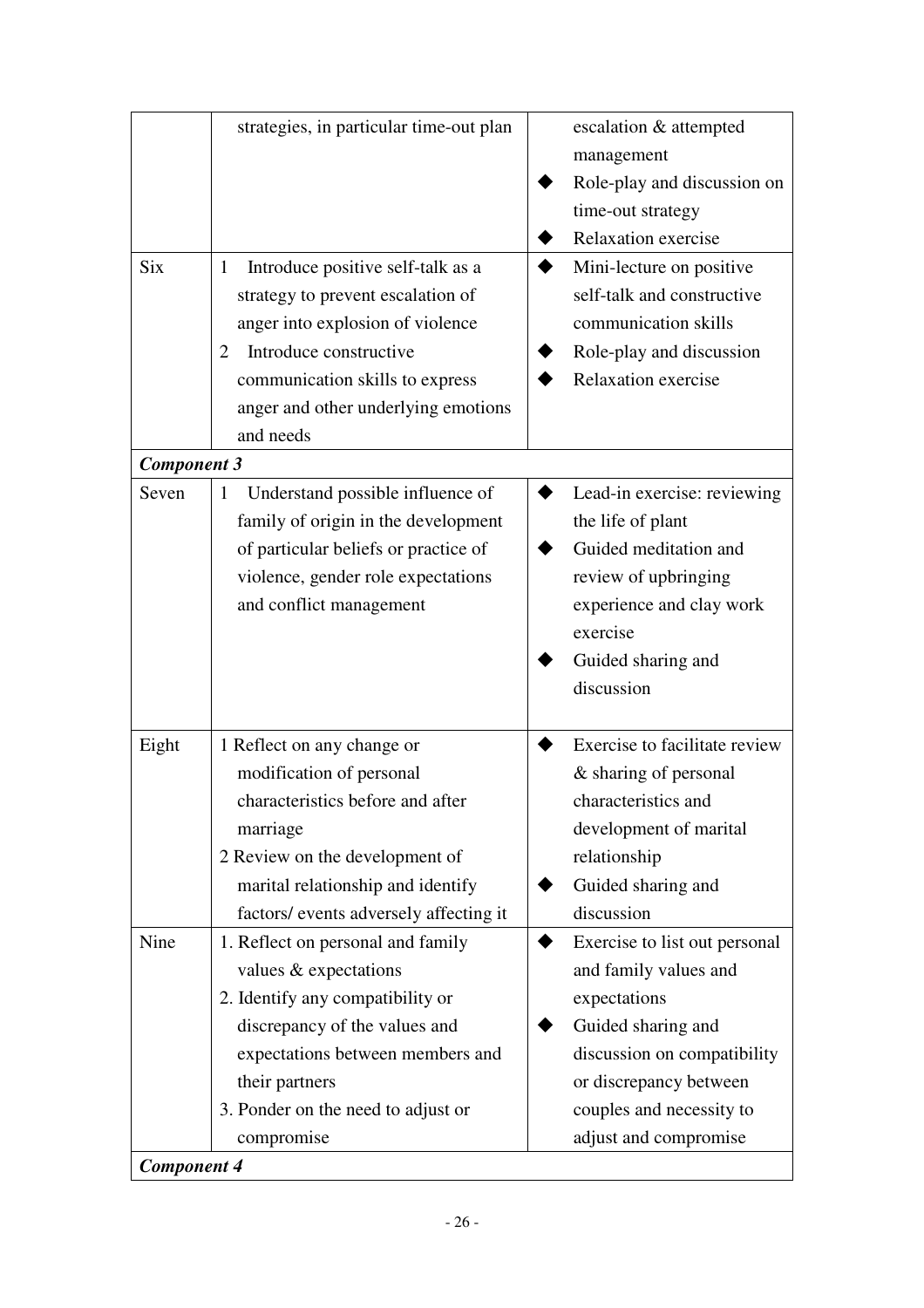| | | |
|---|---|---|
| | strategies, in particular time-out plan | ◆ escalation & attempted management<br>◆ Role-play and discussion on time-out strategy<br>◆ Relaxation exercise |
| Six | 1 Introduce positive self-talk as a strategy to prevent escalation of anger into explosion of violence<br>2 Introduce constructive communication skills to express anger and other underlying emotions and needs | ◆ Mini-lecture on positive self-talk and constructive communication skills<br>◆ Role-play and discussion<br>◆ Relaxation exercise |
| ***Component 3*** | | |
| Seven | 1 Understand possible influence of family of origin in the development of particular beliefs or practice of violence, gender role expectations and conflict management | ◆ Lead-in exercise: reviewing the life of plant<br>◆ Guided meditation and review of upbringing experience and clay work exercise<br>◆ Guided sharing and discussion |
| Eight | 1 Reflect on any change or modification of personal characteristics before and after marriage<br>2 Review on the development of marital relationship and identify factors/ events adversely affecting it | ◆ Exercise to facilitate review & sharing of personal characteristics and development of marital relationship<br>◆ Guided sharing and discussion |
| Nine | 1. Reflect on personal and family values & expectations<br>2. Identify any compatibility or discrepancy of the values and expectations between members and their partners<br>3. Ponder on the need to adjust or compromise | ◆ Exercise to list out personal and family values and expectations<br>◆ Guided sharing and discussion on compatibility or discrepancy between couples and necessity to adjust and compromise |
| ***Component 4*** | | |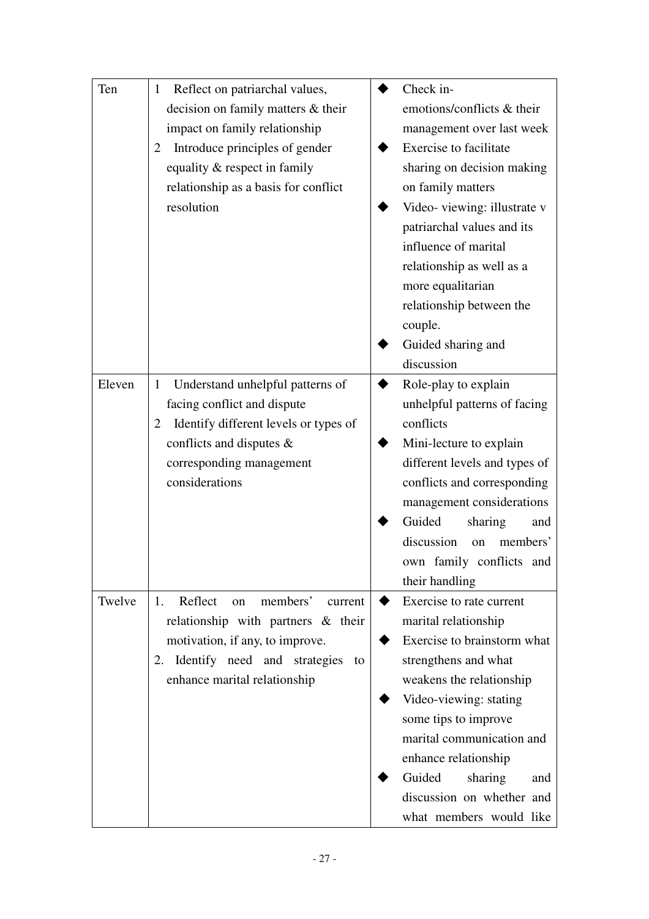| Ten | 1 Reflect on patriarchal values, decision on family matters & their impact on family relationship<br>2 Introduce principles of gender equality & respect in family relationship as a basis for conflict resolution | ◆ Check in- emotions/conflicts & their management over last week<br>◆ Exercise to facilitate sharing on decision making on family matters<br>◆ Video- viewing: illustrate v patriarchal values and its influence of marital relationship as well as a more equalitarian relationship between the couple.<br>◆ Guided sharing and discussion |
|---|---|---|
| Eleven | 1 Understand unhelpful patterns of facing conflict and dispute<br>2 Identify different levels or types of conflicts and disputes & corresponding management considerations | ◆ Role-play to explain unhelpful patterns of facing conflicts<br>◆ Mini-lecture to explain different levels and types of conflicts and corresponding management considerations<br>◆ Guided sharing and discussion on members' own family conflicts and their handling |
| Twelve | 1. Reflect on members' current relationship with partners & their motivation, if any, to improve.<br>2. Identify need and strategies to enhance marital relationship | ◆ Exercise to rate current marital relationship<br>◆ Exercise to brainstorm what strengthens and what weakens the relationship<br>◆ Video-viewing: stating some tips to improve marital communication and enhance relationship<br>◆ Guided sharing and discussion on whether and what members would like |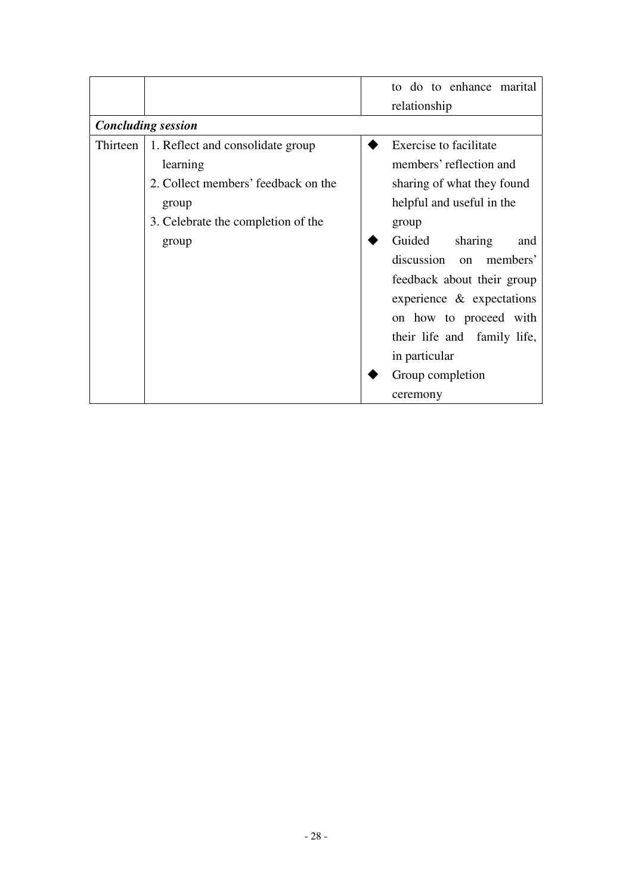| | | |
|---|---|---|
| | | to do to enhance marital relationship |
| ***Concluding session*** | | |
| Thirteen | 1. Reflect and consolidate group learning<br>2. Collect members' feedback on the group<br>3. Celebrate the completion of the group | ◆ Exercise to facilitate members' reflection and sharing of what they found helpful and useful in the group<br>◆ Guided sharing and discussion on members' feedback about their group experience & expectations on how to proceed with their life and family life, in particular<br>◆ Group completion ceremony |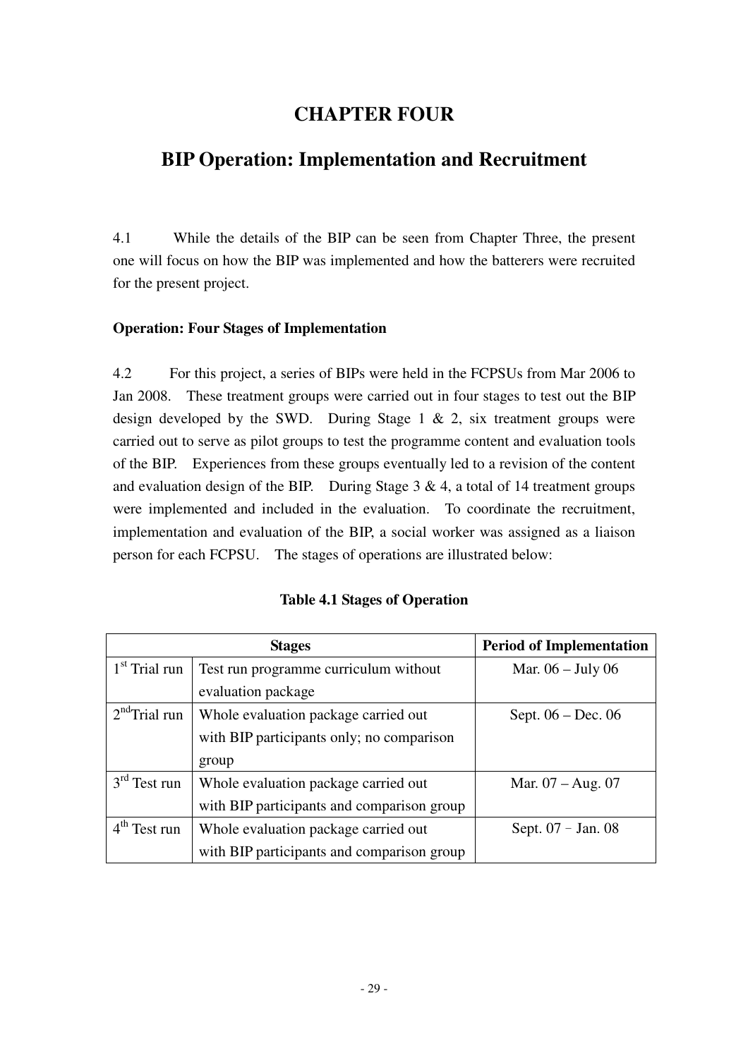# CHAPTER FOUR

## BIP Operation: Implementation and Recruitment

4.1 While the details of the BIP can be seen from Chapter Three, the present one will focus on how the BIP was implemented and how the batterers were recruited for the present project.

**Operation: Four Stages of Implementation**

4.2 For this project, a series of BIPs were held in the FCPSUs from Mar 2006 to Jan 2008. These treatment groups were carried out in four stages to test out the BIP design developed by the SWD. During Stage 1 & 2, six treatment groups were carried out to serve as pilot groups to test the programme content and evaluation tools of the BIP. Experiences from these groups eventually led to a revision of the content and evaluation design of the BIP. During Stage 3 & 4, a total of 14 treatment groups were implemented and included in the evaluation. To coordinate the recruitment, implementation and evaluation of the BIP, a social worker was assigned as a liaison person for each FCPSU. The stages of operations are illustrated below:

**Table 4.1 Stages of Operation**

| Stages | | Period of Implementation |
|---|---|---|
| 1st Trial run | Test run programme curriculum without evaluation package | Mar. 06 – July 06 |
| 2nd Trial run | Whole evaluation package carried out with BIP participants only; no comparison group | Sept. 06 – Dec. 06 |
| 3rd Test run | Whole evaluation package carried out with BIP participants and comparison group | Mar. 07 – Aug. 07 |
| 4th Test run | Whole evaluation package carried out with BIP participants and comparison group | Sept. 07 – Jan. 08 |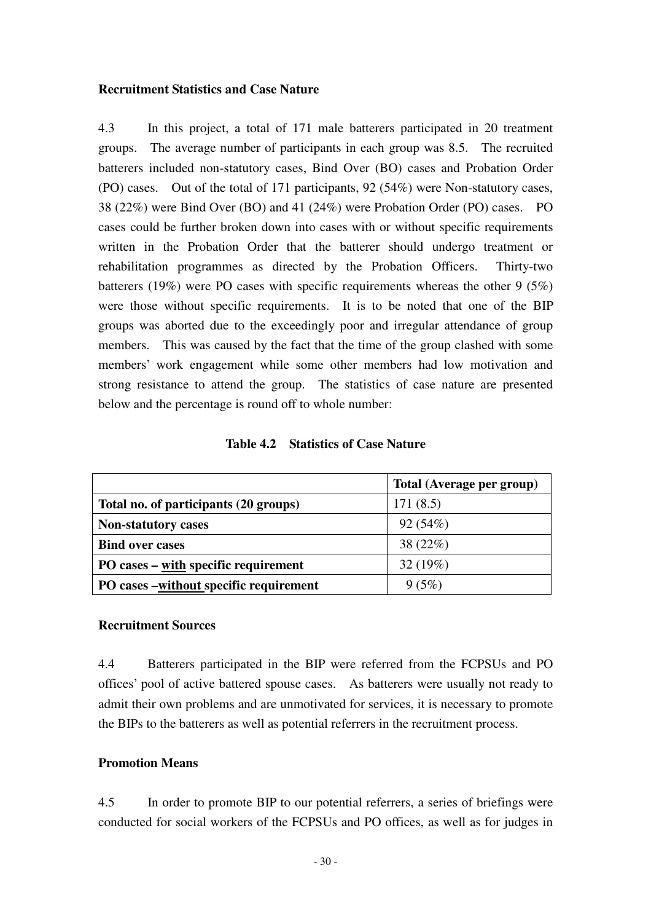**Recruitment Statistics and Case Nature**

4.3 In this project, a total of 171 male batterers participated in 20 treatment groups. The average number of participants in each group was 8.5. The recruited batterers included non-statutory cases, Bind Over (BO) cases and Probation Order (PO) cases. Out of the total of 171 participants, 92 (54%) were Non-statutory cases, 38 (22%) were Bind Over (BO) and 41 (24%) were Probation Order (PO) cases. PO cases could be further broken down into cases with or without specific requirements written in the Probation Order that the batterer should undergo treatment or rehabilitation programmes as directed by the Probation Officers. Thirty-two batterers (19%) were PO cases with specific requirements whereas the other 9 (5%) were those without specific requirements. It is to be noted that one of the BIP groups was aborted due to the exceedingly poor and irregular attendance of group members. This was caused by the fact that the time of the group clashed with some members' work engagement while some other members had low motivation and strong resistance to attend the group. The statistics of case nature are presented below and the percentage is round off to whole number:

**Table 4.2 Statistics of Case Nature**

| | **Total (Average per group)** |
|---|---|
| **Total no. of participants (20 groups)** | 171 (8.5) |
| **Non-statutory cases** | 92 (54%) |
| **Bind over cases** | 38 (22%) |
| **PO cases – <u>with</u> specific requirement** | 32 (19%) |
| **PO cases –<u>without</u> specific requirement** | 9 (5%) |

**Recruitment Sources**

4.4 Batterers participated in the BIP were referred from the FCPSUs and PO offices' pool of active battered spouse cases. As batterers were usually not ready to admit their own problems and are unmotivated for services, it is necessary to promote the BIPs to the batterers as well as potential referrers in the recruitment process.

**Promotion Means**

4.5 In order to promote BIP to our potential referrers, a series of briefings were conducted for social workers of the FCPSUs and PO offices, as well as for judges in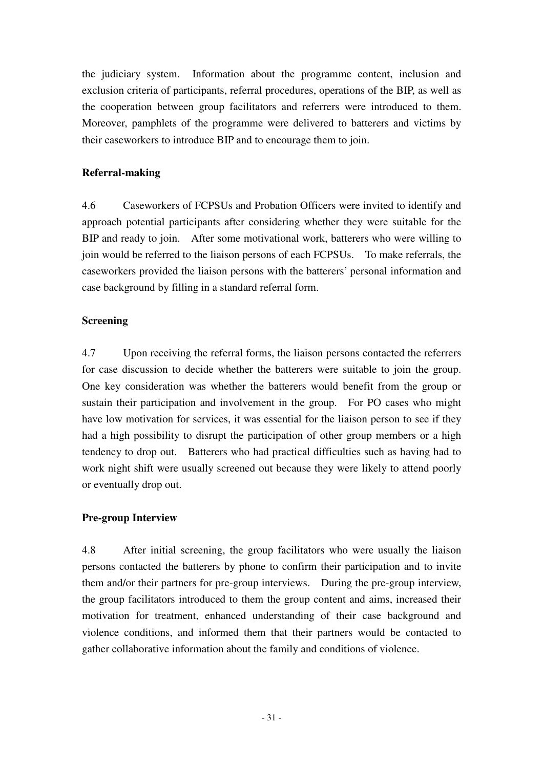the judiciary system. Information about the programme content, inclusion and exclusion criteria of participants, referral procedures, operations of the BIP, as well as the cooperation between group facilitators and referrers were introduced to them. Moreover, pamphlets of the programme were delivered to batterers and victims by their caseworkers to introduce BIP and to encourage them to join.

**Referral-making**

4.6 Caseworkers of FCPSUs and Probation Officers were invited to identify and approach potential participants after considering whether they were suitable for the BIP and ready to join. After some motivational work, batterers who were willing to join would be referred to the liaison persons of each FCPSUs. To make referrals, the caseworkers provided the liaison persons with the batterers' personal information and case background by filling in a standard referral form.

**Screening**

4.7 Upon receiving the referral forms, the liaison persons contacted the referrers for case discussion to decide whether the batterers were suitable to join the group. One key consideration was whether the batterers would benefit from the group or sustain their participation and involvement in the group. For PO cases who might have low motivation for services, it was essential for the liaison person to see if they had a high possibility to disrupt the participation of other group members or a high tendency to drop out. Batterers who had practical difficulties such as having had to work night shift were usually screened out because they were likely to attend poorly or eventually drop out.

**Pre-group Interview**

4.8 After initial screening, the group facilitators who were usually the liaison persons contacted the batterers by phone to confirm their participation and to invite them and/or their partners for pre-group interviews. During the pre-group interview, the group facilitators introduced to them the group content and aims, increased their motivation for treatment, enhanced understanding of their case background and violence conditions, and informed them that their partners would be contacted to gather collaborative information about the family and conditions of violence.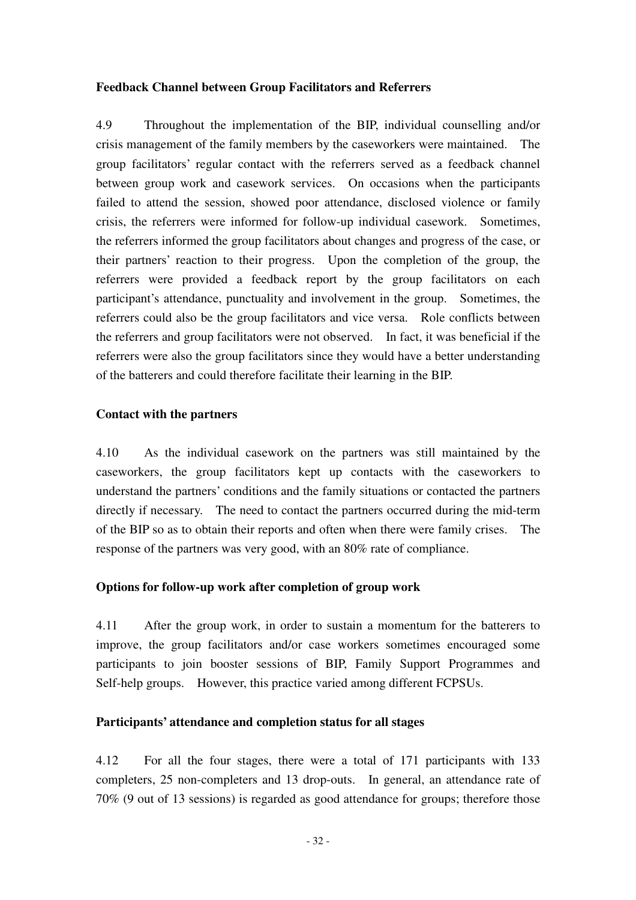**Feedback Channel between Group Facilitators and Referrers**

4.9 Throughout the implementation of the BIP, individual counselling and/or crisis management of the family members by the caseworkers were maintained. The group facilitators' regular contact with the referrers served as a feedback channel between group work and casework services. On occasions when the participants failed to attend the session, showed poor attendance, disclosed violence or family crisis, the referrers were informed for follow-up individual casework. Sometimes, the referrers informed the group facilitators about changes and progress of the case, or their partners' reaction to their progress. Upon the completion of the group, the referrers were provided a feedback report by the group facilitators on each participant's attendance, punctuality and involvement in the group. Sometimes, the referrers could also be the group facilitators and vice versa. Role conflicts between the referrers and group facilitators were not observed. In fact, it was beneficial if the referrers were also the group facilitators since they would have a better understanding of the batterers and could therefore facilitate their learning in the BIP.

**Contact with the partners**

4.10 As the individual casework on the partners was still maintained by the caseworkers, the group facilitators kept up contacts with the caseworkers to understand the partners' conditions and the family situations or contacted the partners directly if necessary. The need to contact the partners occurred during the mid-term of the BIP so as to obtain their reports and often when there were family crises. The response of the partners was very good, with an 80% rate of compliance.

**Options for follow-up work after completion of group work**

4.11 After the group work, in order to sustain a momentum for the batterers to improve, the group facilitators and/or case workers sometimes encouraged some participants to join booster sessions of BIP, Family Support Programmes and Self-help groups. However, this practice varied among different FCPSUs.

**Participants' attendance and completion status for all stages**

4.12 For all the four stages, there were a total of 171 participants with 133 completers, 25 non-completers and 13 drop-outs. In general, an attendance rate of 70% (9 out of 13 sessions) is regarded as good attendance for groups; therefore those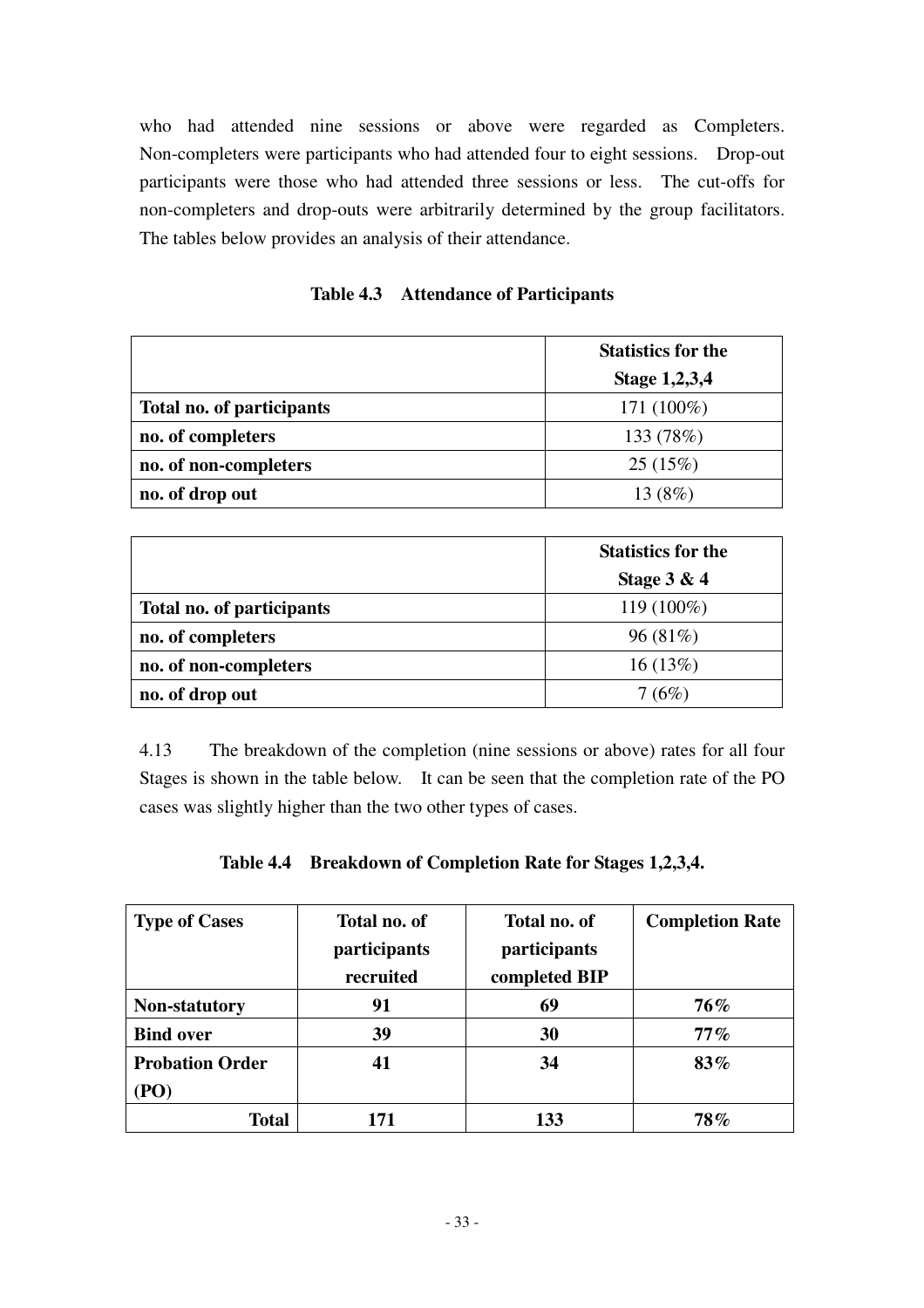who had attended nine sessions or above were regarded as Completers. Non-completers were participants who had attended four to eight sessions. Drop-out participants were those who had attended three sessions or less. The cut-offs for non-completers and drop-outs were arbitrarily determined by the group facilitators. The tables below provides an analysis of their attendance.

**Table 4.3 Attendance of Participants**

| | **Statistics for the Stage 1,2,3,4** |
|---|---|
| **Total no. of participants** | 171 (100%) |
| **no. of completers** | 133 (78%) |
| **no. of non-completers** | 25 (15%) |
| **no. of drop out** | 13 (8%) |

| | **Statistics for the Stage 3 & 4** |
|---|---|
| **Total no. of participants** | 119 (100%) |
| **no. of completers** | 96 (81%) |
| **no. of non-completers** | 16 (13%) |
| **no. of drop out** | 7 (6%) |

4.13 The breakdown of the completion (nine sessions or above) rates for all four Stages is shown in the table below. It can be seen that the completion rate of the PO cases was slightly higher than the two other types of cases.

**Table 4.4 Breakdown of Completion Rate for Stages 1,2,3,4.**

| **Type of Cases** | **Total no. of participants recruited** | **Total no. of participants completed BIP** | **Completion Rate** |
|---|---|---|---|
| **Non-statutory** | **91** | **69** | **76%** |
| **Bind over** | **39** | **30** | **77%** |
| **Probation Order (PO)** | **41** | **34** | **83%** |
| **Total** | **171** | **133** | **78%** |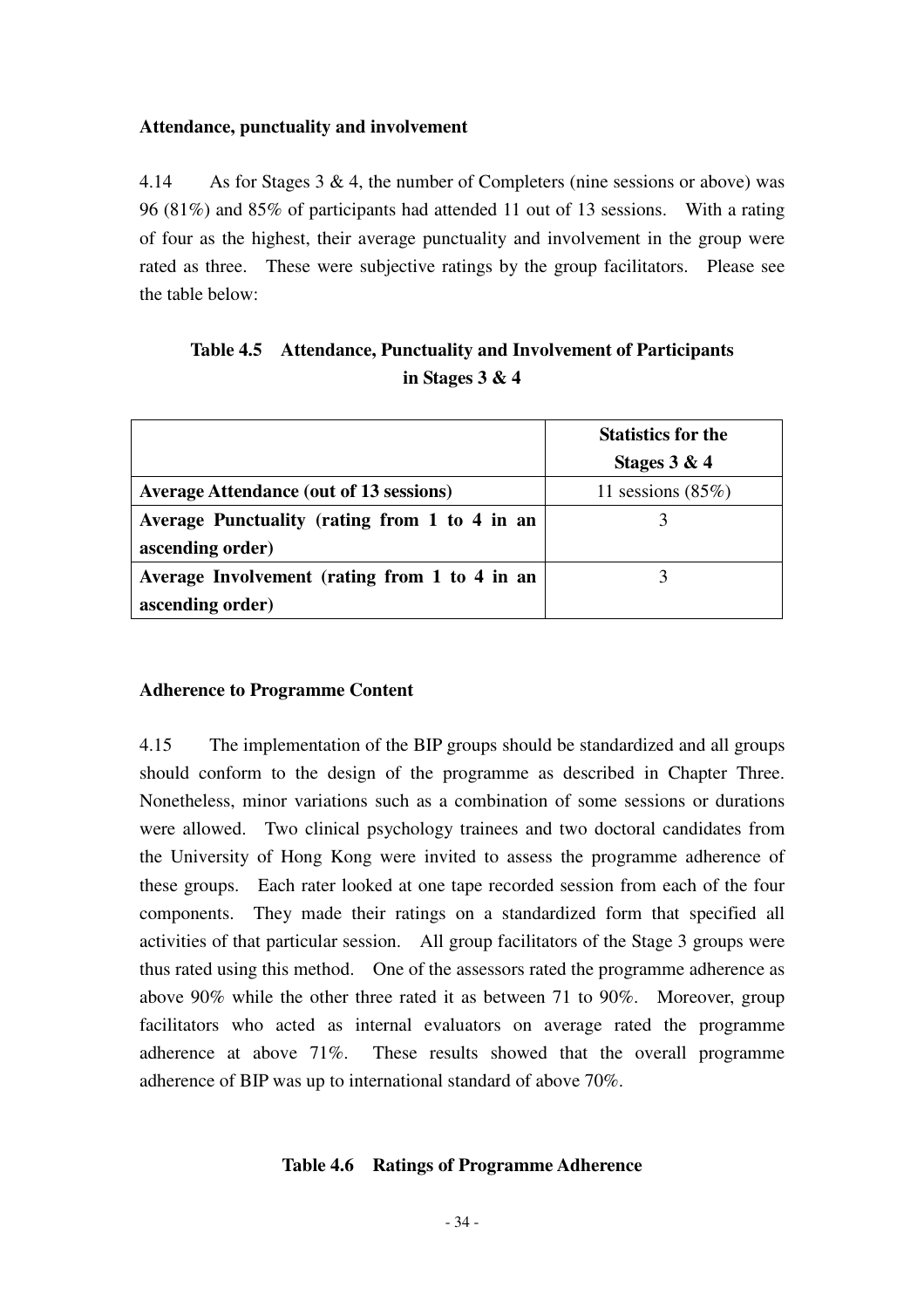**Attendance, punctuality and involvement**

4.14 As for Stages 3 & 4, the number of Completers (nine sessions or above) was 96 (81%) and 85% of participants had attended 11 out of 13 sessions. With a rating of four as the highest, their average punctuality and involvement in the group were rated as three. These were subjective ratings by the group facilitators. Please see the table below:

**Table 4.5 Attendance, Punctuality and Involvement of Participants in Stages 3 & 4**

| | **Statistics for the Stages 3 & 4** |
|---|---|
| **Average Attendance (out of 13 sessions)** | 11 sessions (85%) |
| **Average Punctuality (rating from 1 to 4 in an ascending order)** | 3 |
| **Average Involvement (rating from 1 to 4 in an ascending order)** | 3 |

**Adherence to Programme Content**

4.15 The implementation of the BIP groups should be standardized and all groups should conform to the design of the programme as described in Chapter Three. Nonetheless, minor variations such as a combination of some sessions or durations were allowed. Two clinical psychology trainees and two doctoral candidates from the University of Hong Kong were invited to assess the programme adherence of these groups. Each rater looked at one tape recorded session from each of the four components. They made their ratings on a standardized form that specified all activities of that particular session. All group facilitators of the Stage 3 groups were thus rated using this method. One of the assessors rated the programme adherence as above 90% while the other three rated it as between 71 to 90%. Moreover, group facilitators who acted as internal evaluators on average rated the programme adherence at above 71%. These results showed that the overall programme adherence of BIP was up to international standard of above 70%.

**Table 4.6 Ratings of Programme Adherence**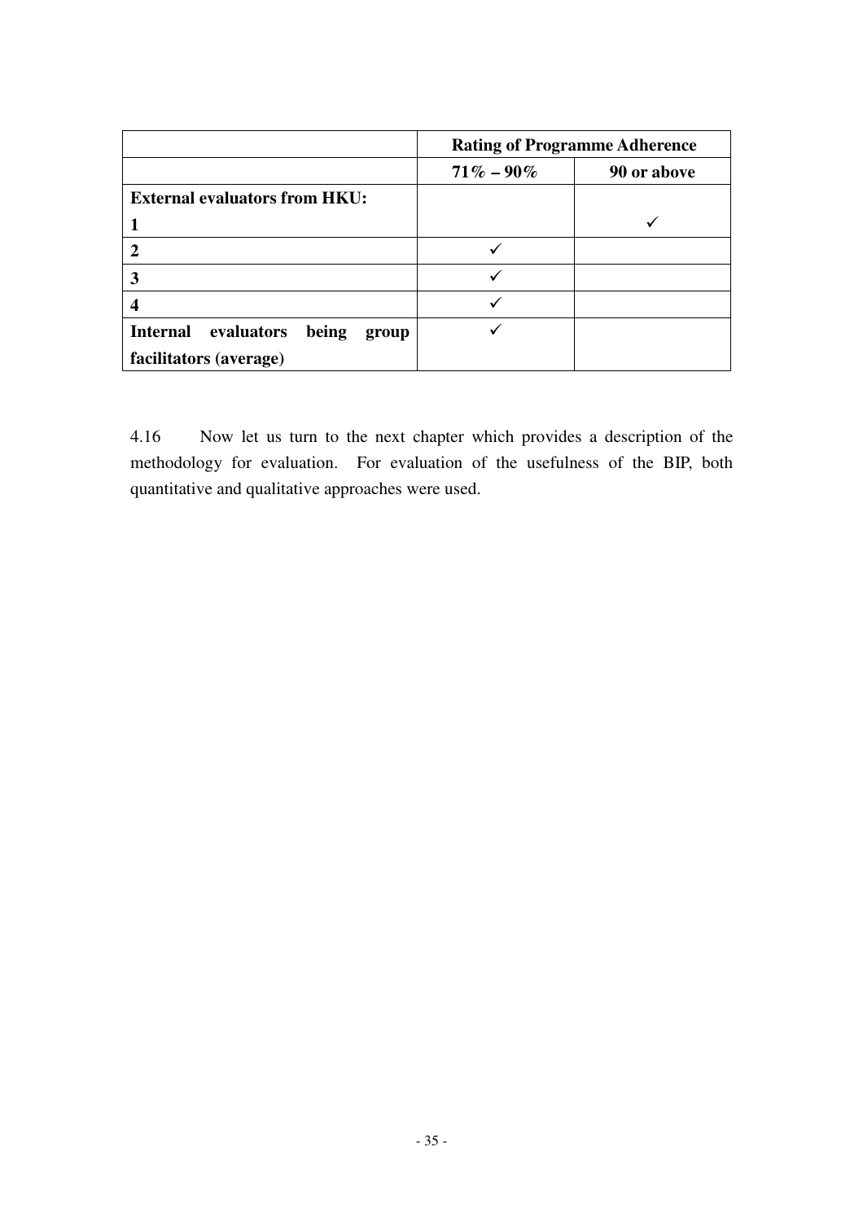| | **Rating of Programme Adherence** | |
|---|---|---|
| | **71% – 90%** | **90 or above** |
| **External evaluators from HKU:** | | |
| **1** | | ✓ |
| **2** | ✓ | |
| **3** | ✓ | |
| **4** | ✓ | |
| **Internal evaluators being group facilitators (average)** | ✓ | |

4.16 Now let us turn to the next chapter which provides a description of the methodology for evaluation. For evaluation of the usefulness of the BIP, both quantitative and qualitative approaches were used.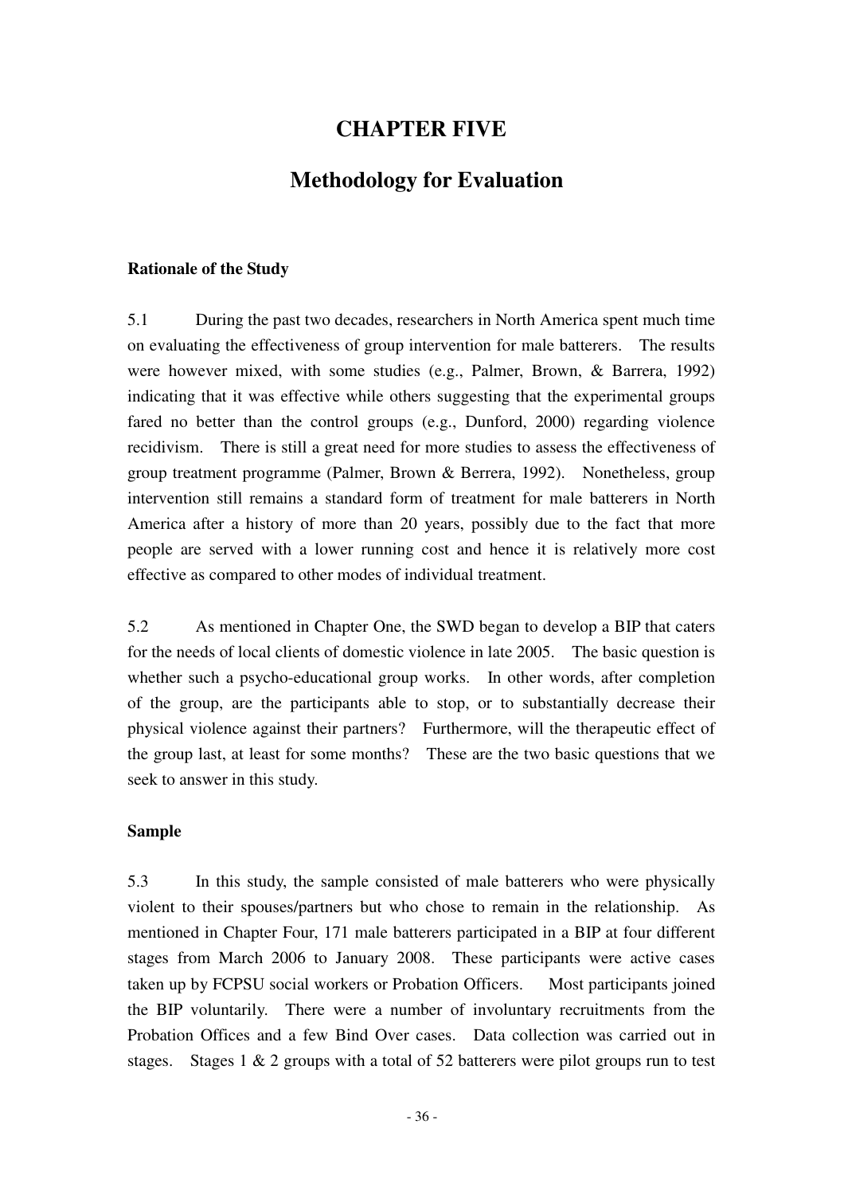# CHAPTER FIVE

## Methodology for Evaluation

**Rationale of the Study**

5.1 During the past two decades, researchers in North America spent much time on evaluating the effectiveness of group intervention for male batterers. The results were however mixed, with some studies (e.g., Palmer, Brown, & Barrera, 1992) indicating that it was effective while others suggesting that the experimental groups fared no better than the control groups (e.g., Dunford, 2000) regarding violence recidivism. There is still a great need for more studies to assess the effectiveness of group treatment programme (Palmer, Brown & Berrera, 1992). Nonetheless, group intervention still remains a standard form of treatment for male batterers in North America after a history of more than 20 years, possibly due to the fact that more people are served with a lower running cost and hence it is relatively more cost effective as compared to other modes of individual treatment.

5.2 As mentioned in Chapter One, the SWD began to develop a BIP that caters for the needs of local clients of domestic violence in late 2005. The basic question is whether such a psycho-educational group works. In other words, after completion of the group, are the participants able to stop, or to substantially decrease their physical violence against their partners? Furthermore, will the therapeutic effect of the group last, at least for some months? These are the two basic questions that we seek to answer in this study.

**Sample**

5.3 In this study, the sample consisted of male batterers who were physically violent to their spouses/partners but who chose to remain in the relationship. As mentioned in Chapter Four, 171 male batterers participated in a BIP at four different stages from March 2006 to January 2008. These participants were active cases taken up by FCPSU social workers or Probation Officers. Most participants joined the BIP voluntarily. There were a number of involuntary recruitments from the Probation Offices and a few Bind Over cases. Data collection was carried out in stages. Stages 1 & 2 groups with a total of 52 batterers were pilot groups run to test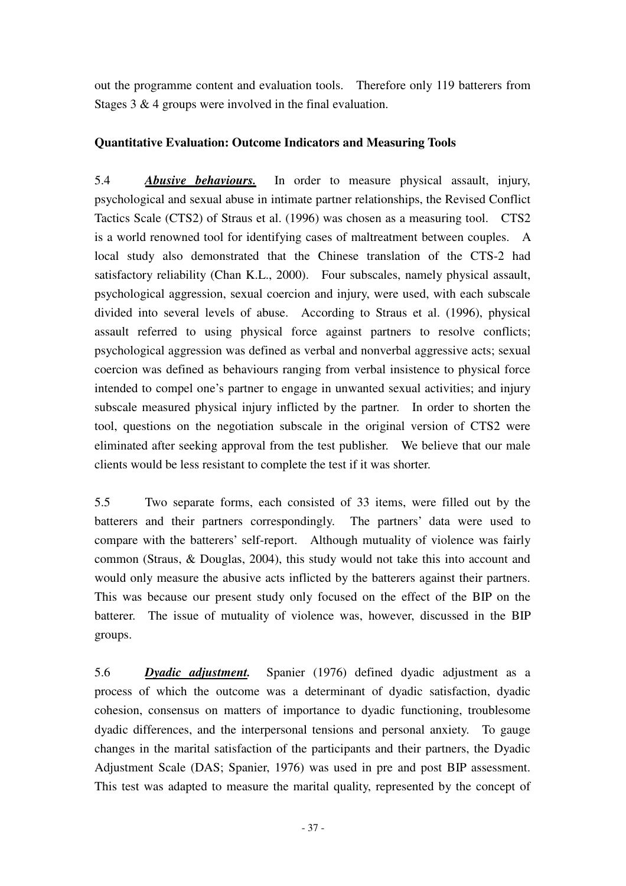out the programme content and evaluation tools. Therefore only 119 batterers from Stages 3 & 4 groups were involved in the final evaluation.

**Quantitative Evaluation: Outcome Indicators and Measuring Tools**

5.4 ***Abusive behaviours.*** In order to measure physical assault, injury, psychological and sexual abuse in intimate partner relationships, the Revised Conflict Tactics Scale (CTS2) of Straus et al. (1996) was chosen as a measuring tool. CTS2 is a world renowned tool for identifying cases of maltreatment between couples. A local study also demonstrated that the Chinese translation of the CTS-2 had satisfactory reliability (Chan K.L., 2000). Four subscales, namely physical assault, psychological aggression, sexual coercion and injury, were used, with each subscale divided into several levels of abuse. According to Straus et al. (1996), physical assault referred to using physical force against partners to resolve conflicts; psychological aggression was defined as verbal and nonverbal aggressive acts; sexual coercion was defined as behaviours ranging from verbal insistence to physical force intended to compel one's partner to engage in unwanted sexual activities; and injury subscale measured physical injury inflicted by the partner. In order to shorten the tool, questions on the negotiation subscale in the original version of CTS2 were eliminated after seeking approval from the test publisher. We believe that our male clients would be less resistant to complete the test if it was shorter.

5.5 Two separate forms, each consisted of 33 items, were filled out by the batterers and their partners correspondingly. The partners' data were used to compare with the batterers' self-report. Although mutuality of violence was fairly common (Straus, & Douglas, 2004), this study would not take this into account and would only measure the abusive acts inflicted by the batterers against their partners. This was because our present study only focused on the effect of the BIP on the batterer. The issue of mutuality of violence was, however, discussed in the BIP groups.

5.6 ***Dyadic adjustment.*** Spanier (1976) defined dyadic adjustment as a process of which the outcome was a determinant of dyadic satisfaction, dyadic cohesion, consensus on matters of importance to dyadic functioning, troublesome dyadic differences, and the interpersonal tensions and personal anxiety. To gauge changes in the marital satisfaction of the participants and their partners, the Dyadic Adjustment Scale (DAS; Spanier, 1976) was used in pre and post BIP assessment. This test was adapted to measure the marital quality, represented by the concept of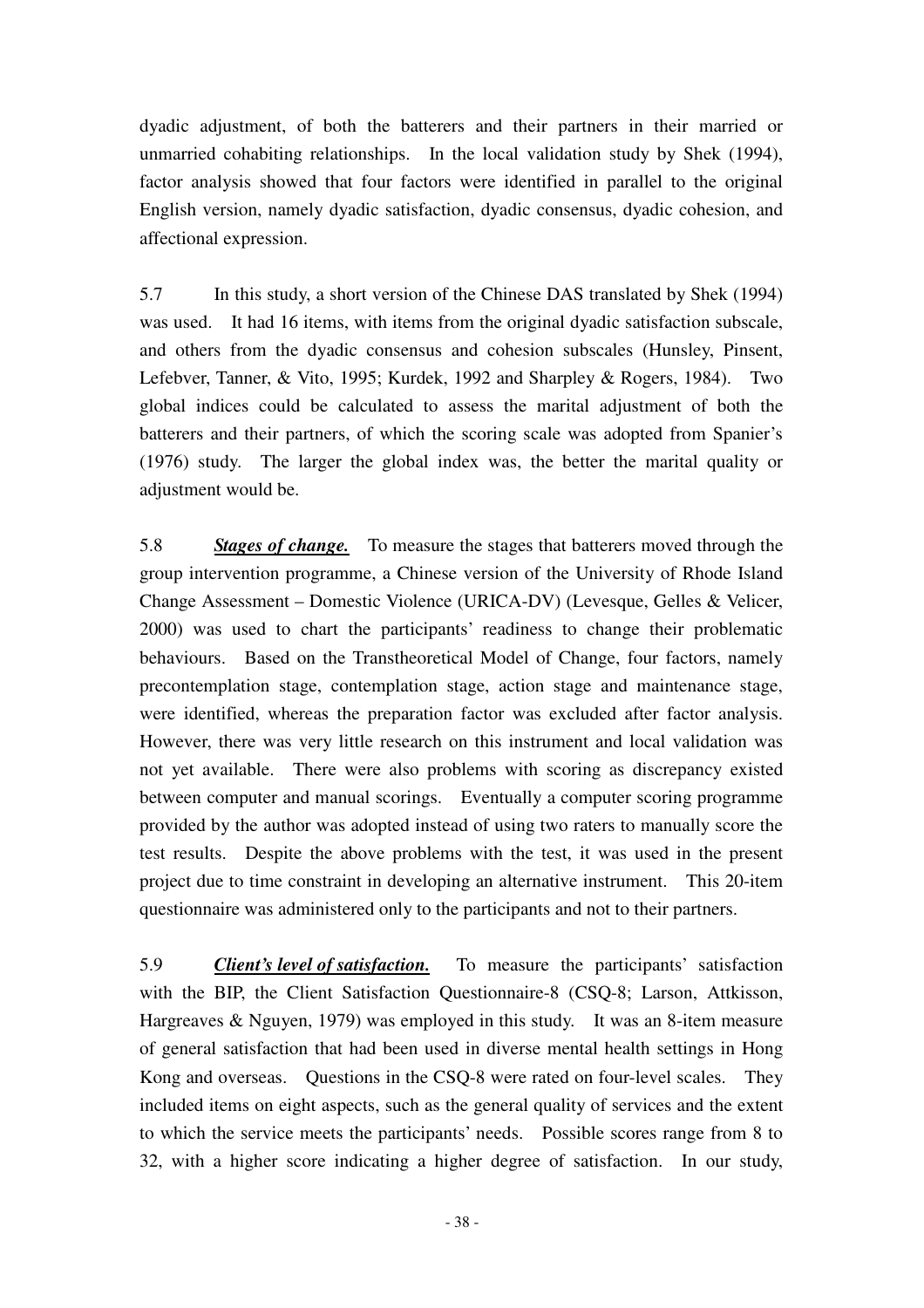dyadic adjustment, of both the batterers and their partners in their married or unmarried cohabiting relationships. In the local validation study by Shek (1994), factor analysis showed that four factors were identified in parallel to the original English version, namely dyadic satisfaction, dyadic consensus, dyadic cohesion, and affectional expression.

5.7 In this study, a short version of the Chinese DAS translated by Shek (1994) was used. It had 16 items, with items from the original dyadic satisfaction subscale, and others from the dyadic consensus and cohesion subscales (Hunsley, Pinsent, Lefebver, Tanner, & Vito, 1995; Kurdek, 1992 and Sharpley & Rogers, 1984). Two global indices could be calculated to assess the marital adjustment of both the batterers and their partners, of which the scoring scale was adopted from Spanier's (1976) study. The larger the global index was, the better the marital quality or adjustment would be.

5.8 ***Stages of change.*** To measure the stages that batterers moved through the group intervention programme, a Chinese version of the University of Rhode Island Change Assessment – Domestic Violence (URICA-DV) (Levesque, Gelles & Velicer, 2000) was used to chart the participants' readiness to change their problematic behaviours. Based on the Transtheoretical Model of Change, four factors, namely precontemplation stage, contemplation stage, action stage and maintenance stage, were identified, whereas the preparation factor was excluded after factor analysis. However, there was very little research on this instrument and local validation was not yet available. There were also problems with scoring as discrepancy existed between computer and manual scorings. Eventually a computer scoring programme provided by the author was adopted instead of using two raters to manually score the test results. Despite the above problems with the test, it was used in the present project due to time constraint in developing an alternative instrument. This 20-item questionnaire was administered only to the participants and not to their partners.

5.9 ***Client's level of satisfaction.*** To measure the participants' satisfaction with the BIP, the Client Satisfaction Questionnaire-8 (CSQ-8; Larson, Attkisson, Hargreaves & Nguyen, 1979) was employed in this study. It was an 8-item measure of general satisfaction that had been used in diverse mental health settings in Hong Kong and overseas. Questions in the CSQ-8 were rated on four-level scales. They included items on eight aspects, such as the general quality of services and the extent to which the service meets the participants' needs. Possible scores range from 8 to 32, with a higher score indicating a higher degree of satisfaction. In our study,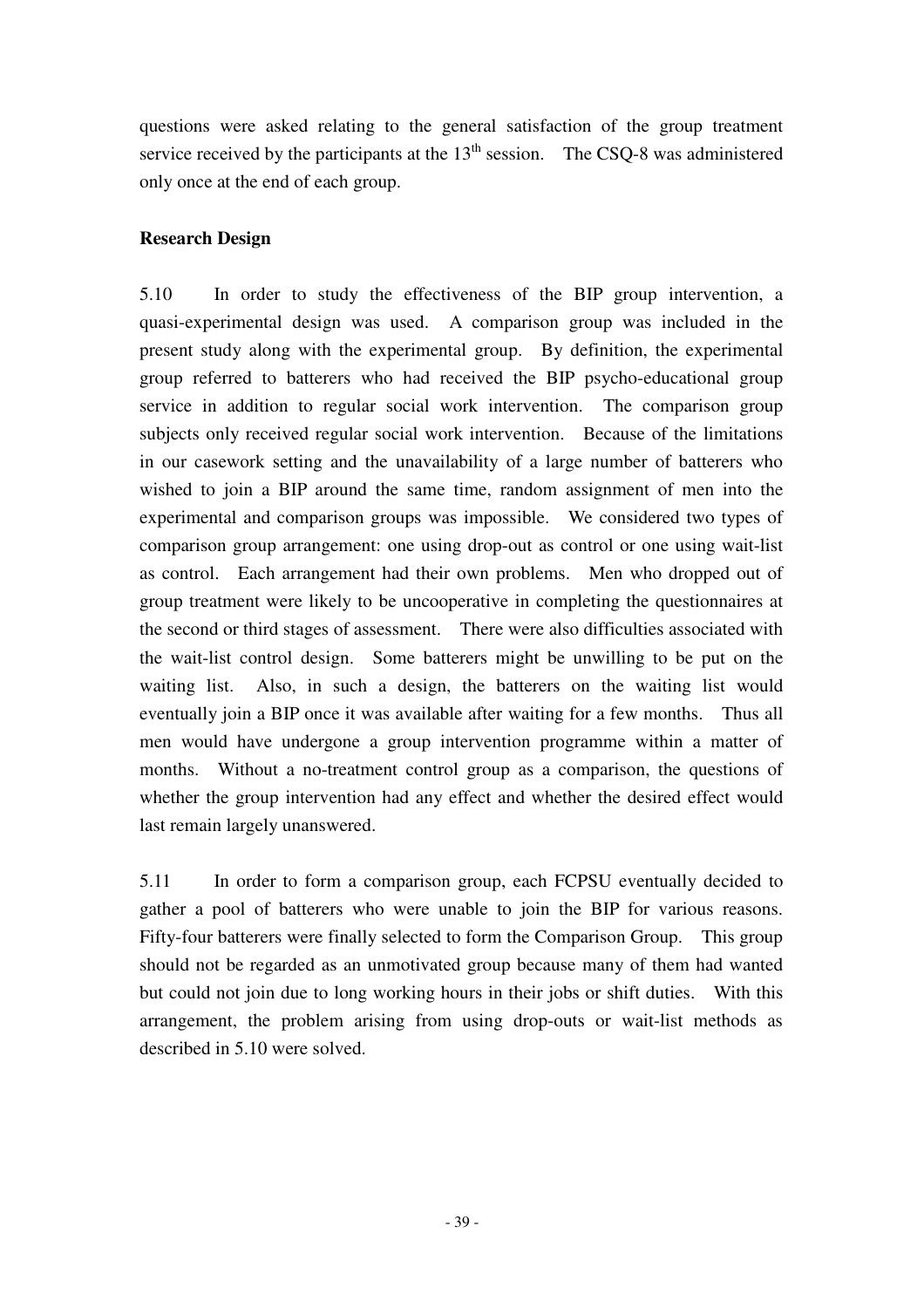questions were asked relating to the general satisfaction of the group treatment service received by the participants at the $13^{th}$ session. The CSQ-8 was administered only once at the end of each group.

**Research Design**

5.10 In order to study the effectiveness of the BIP group intervention, a quasi-experimental design was used. A comparison group was included in the present study along with the experimental group. By definition, the experimental group referred to batterers who had received the BIP psycho-educational group service in addition to regular social work intervention. The comparison group subjects only received regular social work intervention. Because of the limitations in our casework setting and the unavailability of a large number of batterers who wished to join a BIP around the same time, random assignment of men into the experimental and comparison groups was impossible. We considered two types of comparison group arrangement: one using drop-out as control or one using wait-list as control. Each arrangement had their own problems. Men who dropped out of group treatment were likely to be uncooperative in completing the questionnaires at the second or third stages of assessment. There were also difficulties associated with the wait-list control design. Some batterers might be unwilling to be put on the waiting list. Also, in such a design, the batterers on the waiting list would eventually join a BIP once it was available after waiting for a few months. Thus all men would have undergone a group intervention programme within a matter of months. Without a no-treatment control group as a comparison, the questions of whether the group intervention had any effect and whether the desired effect would last remain largely unanswered.

5.11 In order to form a comparison group, each FCPSU eventually decided to gather a pool of batterers who were unable to join the BIP for various reasons. Fifty-four batterers were finally selected to form the Comparison Group. This group should not be regarded as an unmotivated group because many of them had wanted but could not join due to long working hours in their jobs or shift duties. With this arrangement, the problem arising from using drop-outs or wait-list methods as described in 5.10 were solved.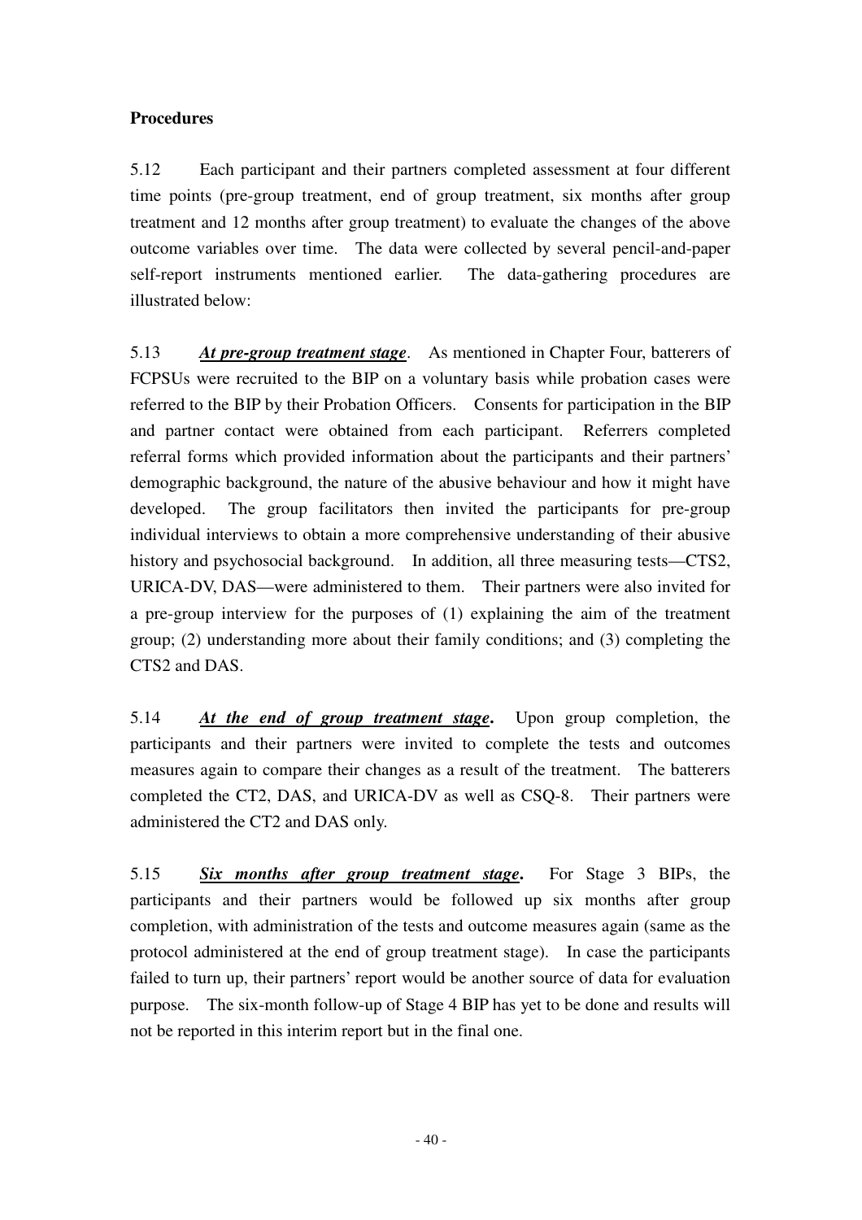**Procedures**

5.12 Each participant and their partners completed assessment at four different time points (pre-group treatment, end of group treatment, six months after group treatment and 12 months after group treatment) to evaluate the changes of the above outcome variables over time. The data were collected by several pencil-and-paper self-report instruments mentioned earlier. The data-gathering procedures are illustrated below:

5.13 ***<u>At pre-group treatment stage</u>***. As mentioned in Chapter Four, batterers of FCPSUs were recruited to the BIP on a voluntary basis while probation cases were referred to the BIP by their Probation Officers. Consents for participation in the BIP and partner contact were obtained from each participant. Referrers completed referral forms which provided information about the participants and their partners' demographic background, the nature of the abusive behaviour and how it might have developed. The group facilitators then invited the participants for pre-group individual interviews to obtain a more comprehensive understanding of their abusive history and psychosocial background. In addition, all three measuring tests—CTS2, URICA-DV, DAS—were administered to them. Their partners were also invited for a pre-group interview for the purposes of (1) explaining the aim of the treatment group; (2) understanding more about their family conditions; and (3) completing the CTS2 and DAS.

5.14 ***<u>At the end of group treatment stage</u>***. Upon group completion, the participants and their partners were invited to complete the tests and outcomes measures again to compare their changes as a result of the treatment. The batterers completed the CT2, DAS, and URICA-DV as well as CSQ-8. Their partners were administered the CT2 and DAS only.

5.15 ***<u>Six months after group treatment stage</u>***. For Stage 3 BIPs, the participants and their partners would be followed up six months after group completion, with administration of the tests and outcome measures again (same as the protocol administered at the end of group treatment stage). In case the participants failed to turn up, their partners' report would be another source of data for evaluation purpose. The six-month follow-up of Stage 4 BIP has yet to be done and results will not be reported in this interim report but in the final one.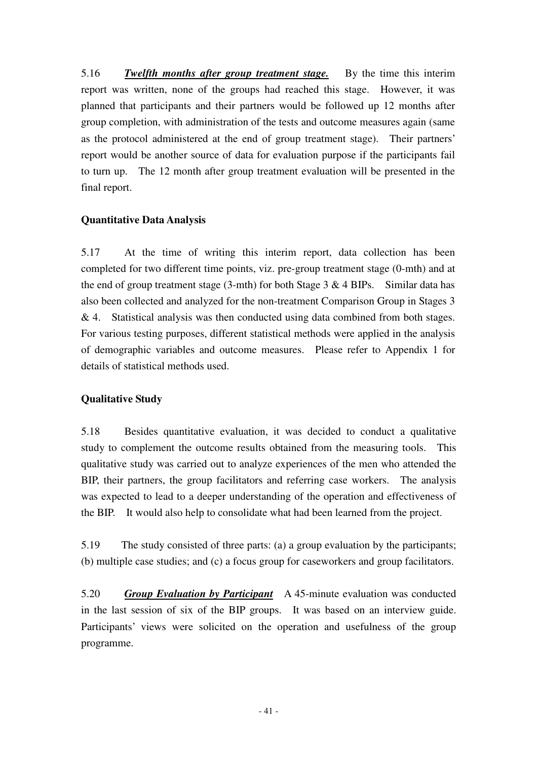5.16 ***Twelfth months after group treatment stage.*** By the time this interim report was written, none of the groups had reached this stage. However, it was planned that participants and their partners would be followed up 12 months after group completion, with administration of the tests and outcome measures again (same as the protocol administered at the end of group treatment stage). Their partners' report would be another source of data for evaluation purpose if the participants fail to turn up. The 12 month after group treatment evaluation will be presented in the final report.

**Quantitative Data Analysis**

5.17 At the time of writing this interim report, data collection has been completed for two different time points, viz. pre-group treatment stage (0-mth) and at the end of group treatment stage (3-mth) for both Stage 3 & 4 BIPs. Similar data has also been collected and analyzed for the non-treatment Comparison Group in Stages 3 & 4. Statistical analysis was then conducted using data combined from both stages. For various testing purposes, different statistical methods were applied in the analysis of demographic variables and outcome measures. Please refer to Appendix 1 for details of statistical methods used.

**Qualitative Study**

5.18 Besides quantitative evaluation, it was decided to conduct a qualitative study to complement the outcome results obtained from the measuring tools. This qualitative study was carried out to analyze experiences of the men who attended the BIP, their partners, the group facilitators and referring case workers. The analysis was expected to lead to a deeper understanding of the operation and effectiveness of the BIP. It would also help to consolidate what had been learned from the project.

5.19 The study consisted of three parts: (a) a group evaluation by the participants; (b) multiple case studies; and (c) a focus group for caseworkers and group facilitators.

5.20 ***Group Evaluation by Participant*** A 45-minute evaluation was conducted in the last session of six of the BIP groups. It was based on an interview guide. Participants' views were solicited on the operation and usefulness of the group programme.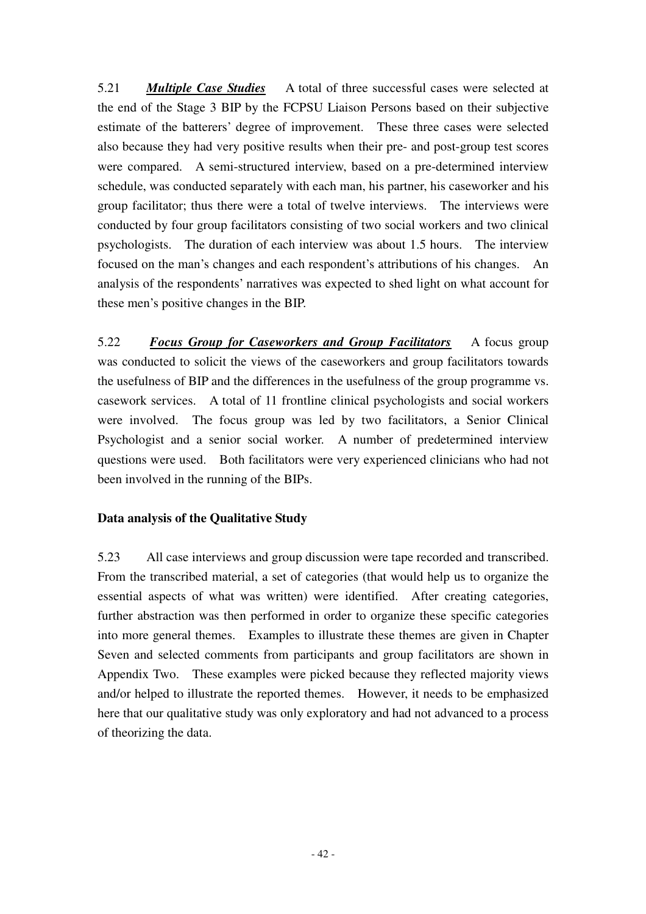5.21 ***Multiple Case Studies*** A total of three successful cases were selected at the end of the Stage 3 BIP by the FCPSU Liaison Persons based on their subjective estimate of the batterers' degree of improvement. These three cases were selected also because they had very positive results when their pre- and post-group test scores were compared. A semi-structured interview, based on a pre-determined interview schedule, was conducted separately with each man, his partner, his caseworker and his group facilitator; thus there were a total of twelve interviews. The interviews were conducted by four group facilitators consisting of two social workers and two clinical psychologists. The duration of each interview was about 1.5 hours. The interview focused on the man's changes and each respondent's attributions of his changes. An analysis of the respondents' narratives was expected to shed light on what account for these men's positive changes in the BIP.

5.22 ***Focus Group for Caseworkers and Group Facilitators*** A focus group was conducted to solicit the views of the caseworkers and group facilitators towards the usefulness of BIP and the differences in the usefulness of the group programme vs. casework services. A total of 11 frontline clinical psychologists and social workers were involved. The focus group was led by two facilitators, a Senior Clinical Psychologist and a senior social worker. A number of predetermined interview questions were used. Both facilitators were very experienced clinicians who had not been involved in the running of the BIPs.

**Data analysis of the Qualitative Study**

5.23 All case interviews and group discussion were tape recorded and transcribed. From the transcribed material, a set of categories (that would help us to organize the essential aspects of what was written) were identified. After creating categories, further abstraction was then performed in order to organize these specific categories into more general themes. Examples to illustrate these themes are given in Chapter Seven and selected comments from participants and group facilitators are shown in Appendix Two. These examples were picked because they reflected majority views and/or helped to illustrate the reported themes. However, it needs to be emphasized here that our qualitative study was only exploratory and had not advanced to a process of theorizing the data.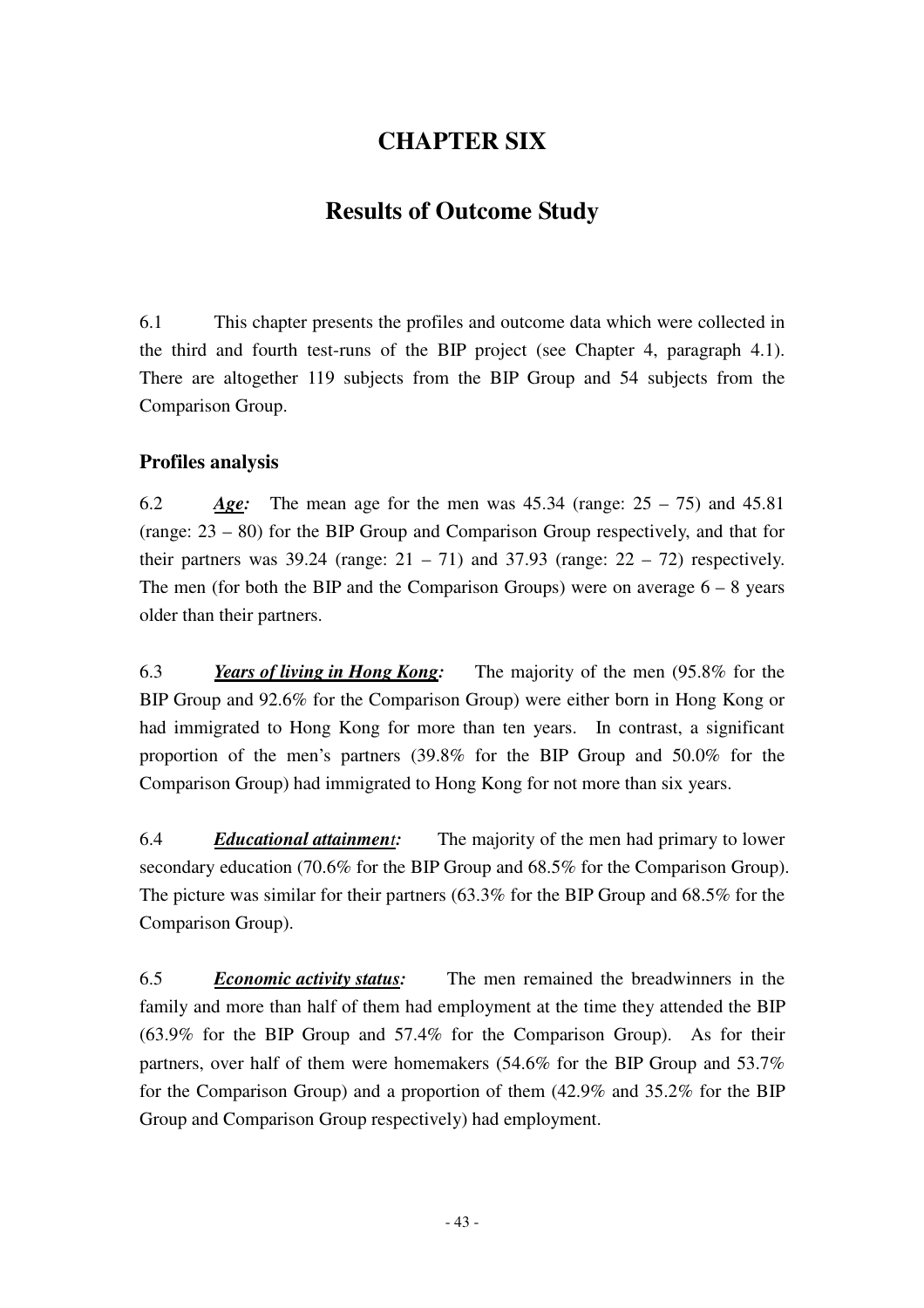# CHAPTER SIX

## Results of Outcome Study

6.1 This chapter presents the profiles and outcome data which were collected in the third and fourth test-runs of the BIP project (see Chapter 4, paragraph 4.1). There are altogether 119 subjects from the BIP Group and 54 subjects from the Comparison Group.

### Profiles analysis

6.2 ***<u>Age</u>:*** The mean age for the men was 45.34 (range: 25 – 75) and 45.81 (range: 23 – 80) for the BIP Group and Comparison Group respectively, and that for their partners was 39.24 (range: 21 – 71) and 37.93 (range: 22 – 72) respectively. The men (for both the BIP and the Comparison Groups) were on average 6 – 8 years older than their partners.

6.3 ***<u>Years of living in Hong Kong</u>:*** The majority of the men (95.8% for the BIP Group and 92.6% for the Comparison Group) were either born in Hong Kong or had immigrated to Hong Kong for more than ten years. In contrast, a significant proportion of the men's partners (39.8% for the BIP Group and 50.0% for the Comparison Group) had immigrated to Hong Kong for not more than six years.

6.4 ***<u>Educational attainment</u>:*** The majority of the men had primary to lower secondary education (70.6% for the BIP Group and 68.5% for the Comparison Group). The picture was similar for their partners (63.3% for the BIP Group and 68.5% for the Comparison Group).

6.5 ***<u>Economic activity status</u>:*** The men remained the breadwinners in the family and more than half of them had employment at the time they attended the BIP (63.9% for the BIP Group and 57.4% for the Comparison Group). As for their partners, over half of them were homemakers (54.6% for the BIP Group and 53.7% for the Comparison Group) and a proportion of them (42.9% and 35.2% for the BIP Group and Comparison Group respectively) had employment.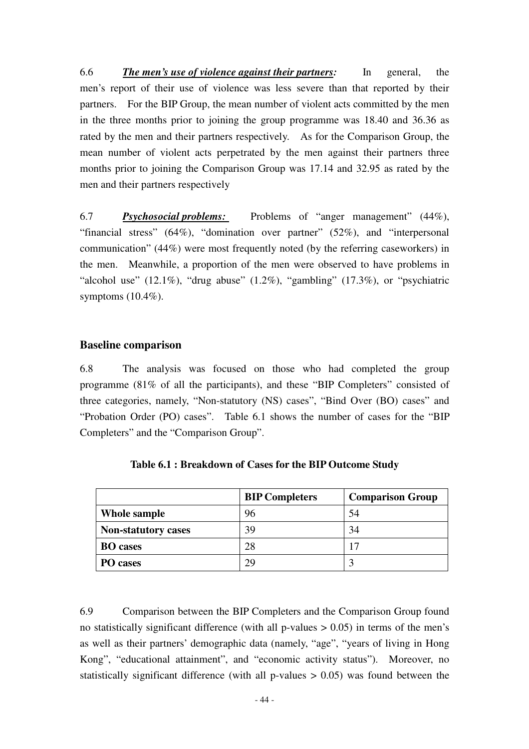6.6 ***The men's use of violence against their partners:*** In general, the men's report of their use of violence was less severe than that reported by their partners. For the BIP Group, the mean number of violent acts committed by the men in the three months prior to joining the group programme was 18.40 and 36.36 as rated by the men and their partners respectively. As for the Comparison Group, the mean number of violent acts perpetrated by the men against their partners three months prior to joining the Comparison Group was 17.14 and 32.95 as rated by the men and their partners respectively

6.7 ***Psychosocial problems:*** Problems of "anger management" (44%), "financial stress" (64%), "domination over partner" (52%), and "interpersonal communication" (44%) were most frequently noted (by the referring caseworkers) in the men. Meanwhile, a proportion of the men were observed to have problems in "alcohol use" (12.1%), "drug abuse" (1.2%), "gambling" (17.3%), or "psychiatric symptoms (10.4%).

## Baseline comparison

6.8 The analysis was focused on those who had completed the group programme (81% of all the participants), and these "BIP Completers" consisted of three categories, namely, "Non-statutory (NS) cases", "Bind Over (BO) cases" and "Probation Order (PO) cases". Table 6.1 shows the number of cases for the "BIP Completers" and the "Comparison Group".

**Table 6.1 : Breakdown of Cases for the BIP Outcome Study**

| | **BIP Completers** | **Comparison Group** |
|---|---|---|
| **Whole sample** | 96 | 54 |
| **Non-statutory cases** | 39 | 34 |
| **BO cases** | 28 | 17 |
| **PO cases** | 29 | 3 |

6.9 Comparison between the BIP Completers and the Comparison Group found no statistically significant difference (with all p-values $> 0.05$) in terms of the men's as well as their partners' demographic data (namely, "age", "years of living in Hong Kong", "educational attainment", and "economic activity status"). Moreover, no statistically significant difference (with all p-values $> 0.05$) was found between the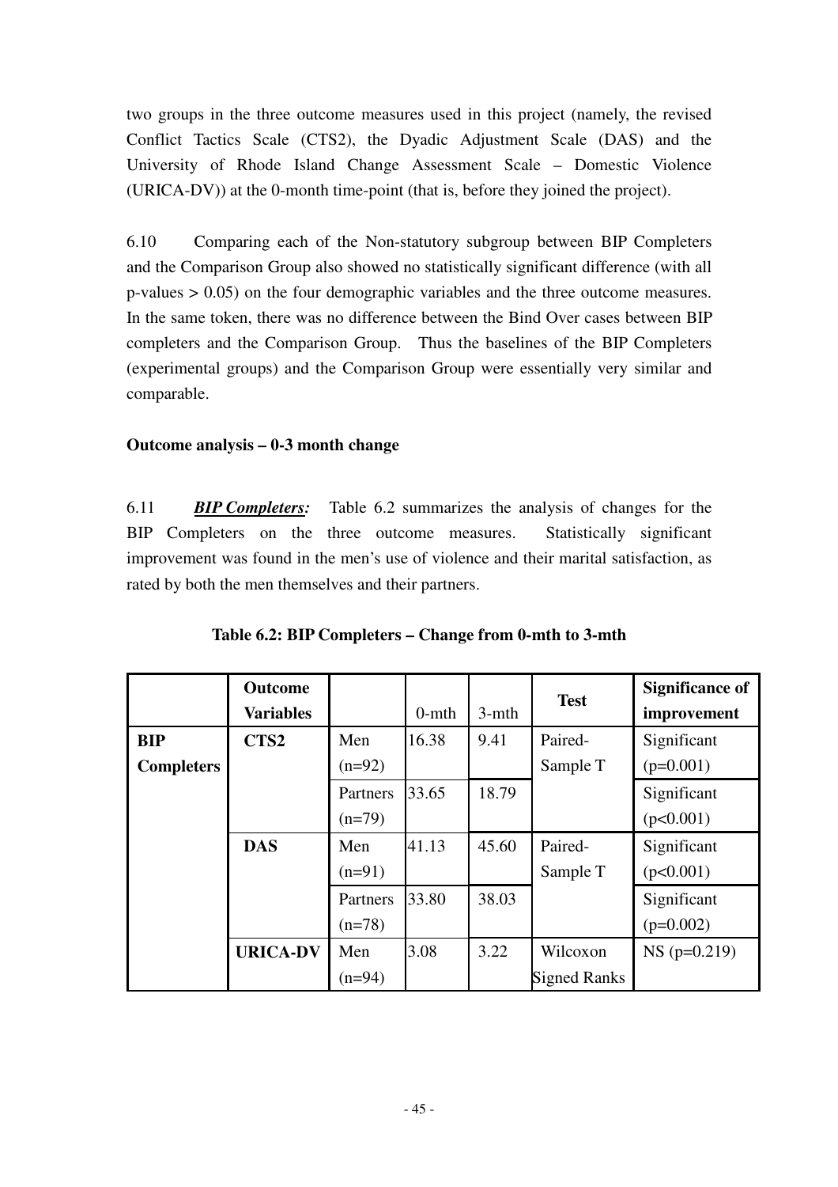two groups in the three outcome measures used in this project (namely, the revised Conflict Tactics Scale (CTS2), the Dyadic Adjustment Scale (DAS) and the University of Rhode Island Change Assessment Scale – Domestic Violence (URICA-DV)) at the 0-month time-point (that is, before they joined the project).

6.10 Comparing each of the Non-statutory subgroup between BIP Completers and the Comparison Group also showed no statistically significant difference (with all p-values > 0.05) on the four demographic variables and the three outcome measures. In the same token, there was no difference between the Bind Over cases between BIP completers and the Comparison Group. Thus the baselines of the BIP Completers (experimental groups) and the Comparison Group were essentially very similar and comparable.

**Outcome analysis – 0-3 month change**

6.11 ***BIP Completers:*** Table 6.2 summarizes the analysis of changes for the BIP Completers on the three outcome measures. Statistically significant improvement was found in the men's use of violence and their marital satisfaction, as rated by both the men themselves and their partners.

**Table 6.2: BIP Completers – Change from 0-mth to 3-mth**

| | Outcome Variables | | 0-mth | 3-mth | Test | Significance of improvement |
|---|---|---|---|---|---|---|
| BIP Completers | CTS2 | Men (n=92) | 16.38 | 9.41 | Paired-Sample T | Significant (p=0.001) |
| | | Partners (n=79) | 33.65 | 18.79 | | Significant (p<0.001) |
| | DAS | Men (n=91) | 41.13 | 45.60 | Paired-Sample T | Significant (p<0.001) |
| | | Partners (n=78) | 33.80 | 38.03 | | Significant (p=0.002) |
| | URICA-DV | Men (n=94) | 3.08 | 3.22 | Wilcoxon Signed Ranks | NS (p=0.219) |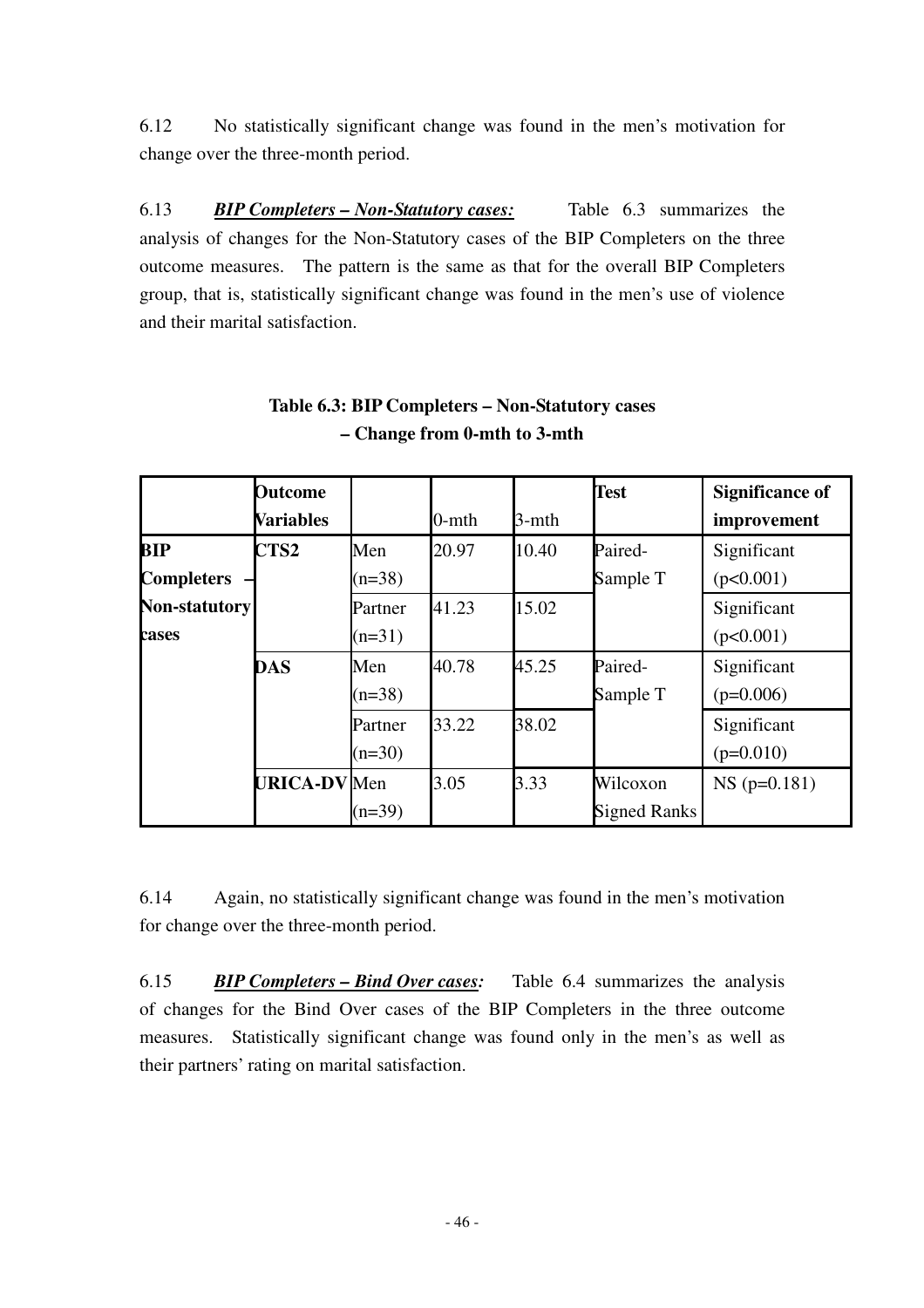6.12 No statistically significant change was found in the men's motivation for change over the three-month period.

6.13 ***BIP Completers – Non-Statutory cases:*** Table 6.3 summarizes the analysis of changes for the Non-Statutory cases of the BIP Completers on the three outcome measures. The pattern is the same as that for the overall BIP Completers group, that is, statistically significant change was found in the men's use of violence and their marital satisfaction.

**Table 6.3: BIP Completers – Non-Statutory cases – Change from 0-mth to 3-mth**

| | **Outcome Variables** | | 0-mth | 3-mth | **Test** | **Significance of improvement** |
|---|---|---|---|---|---|---|
| **BIP Completers – Non-statutory cases** | **CTS2** | Men (n=38) | 20.97 | 10.40 | Paired-Sample T | Significant ($p<0.001$) |
| | | Partner (n=31) | 41.23 | 15.02 | | Significant ($p<0.001$) |
| | **DAS** | Men (n=38) | 40.78 | 45.25 | Paired-Sample T | Significant ($p=0.006$) |
| | | Partner (n=30) | 33.22 | 38.02 | | Significant ($p=0.010$) |
| | **URICA-DV** | Men (n=39) | 3.05 | 3.33 | Wilcoxon Signed Ranks | NS ($p=0.181$) |

6.14 Again, no statistically significant change was found in the men's motivation for change over the three-month period.

6.15 ***BIP Completers – Bind Over cases:*** Table 6.4 summarizes the analysis of changes for the Bind Over cases of the BIP Completers in the three outcome measures. Statistically significant change was found only in the men's as well as their partners' rating on marital satisfaction.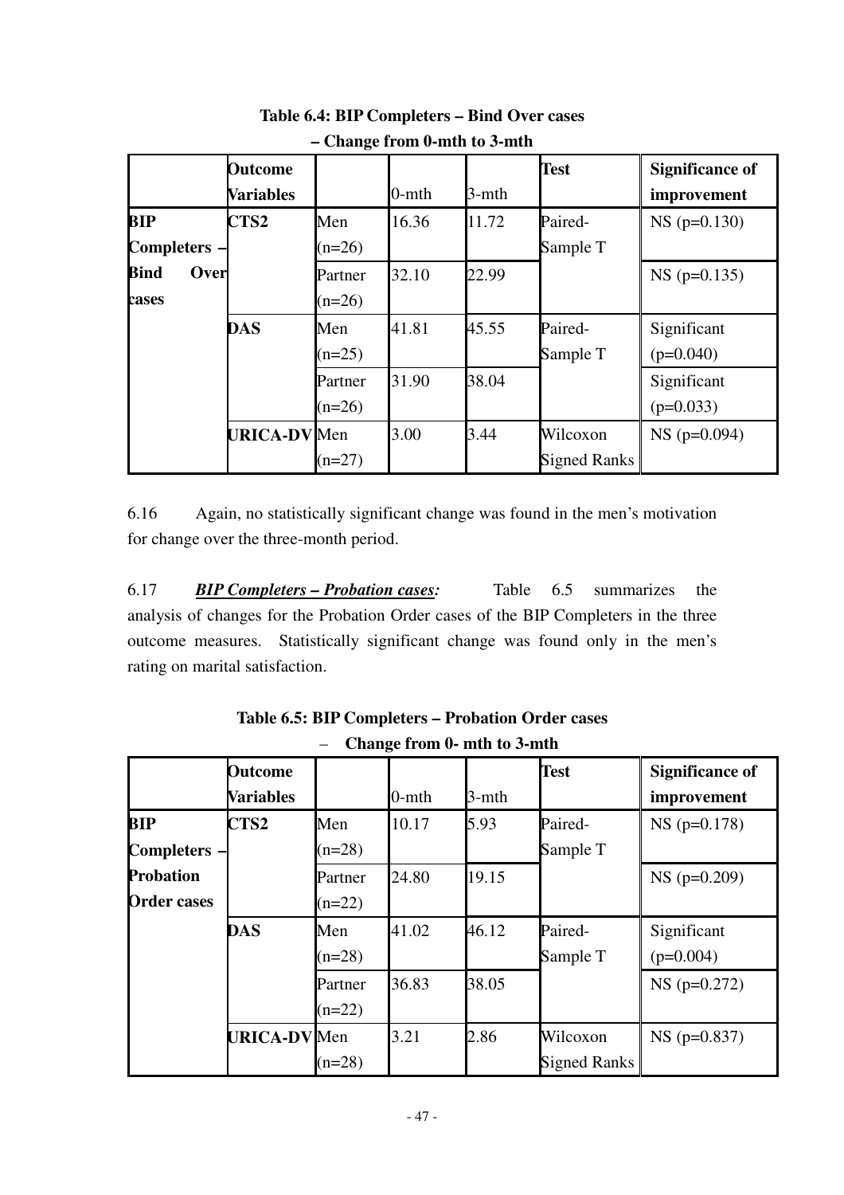**Table 6.4: BIP Completers – Bind Over cases – Change from 0-mth to 3-mth**

| | Outcome Variables | | 0-mth | 3-mth | Test | Significance of improvement |
|---|---|---|---|---|---|---|
| BIP Completers – Bind Over cases | CTS2 | Men (n=26) | 16.36 | 11.72 | Paired-Sample T | NS (p=0.130) |
| | | Partner (n=26) | 32.10 | 22.99 | | NS (p=0.135) |
| | DAS | Men (n=25) | 41.81 | 45.55 | Paired-Sample T | Significant (p=0.040) |
| | | Partner (n=26) | 31.90 | 38.04 | | Significant (p=0.033) |
| | URICA-DV | Men (n=27) | 3.00 | 3.44 | Wilcoxon Signed Ranks | NS (p=0.094) |

6.16 Again, no statistically significant change was found in the men's motivation for change over the three-month period.

6.17 ***BIP Completers – Probation cases:*** Table 6.5 summarizes the analysis of changes for the Probation Order cases of the BIP Completers in the three outcome measures. Statistically significant change was found only in the men's rating on marital satisfaction.

**Table 6.5: BIP Completers – Probation Order cases – Change from 0- mth to 3-mth**

| | Outcome Variables | | 0-mth | 3-mth | Test | Significance of improvement |
|---|---|---|---|---|---|---|
| BIP Completers – Probation Order cases | CTS2 | Men (n=28) | 10.17 | 5.93 | Paired-Sample T | NS (p=0.178) |
| | | Partner (n=22) | 24.80 | 19.15 | | NS (p=0.209) |
| | DAS | Men (n=28) | 41.02 | 46.12 | Paired-Sample T | Significant (p=0.004) |
| | | Partner (n=22) | 36.83 | 38.05 | | NS (p=0.272) |
| | URICA-DV | Men (n=28) | 3.21 | 2.86 | Wilcoxon Signed Ranks | NS (p=0.837) |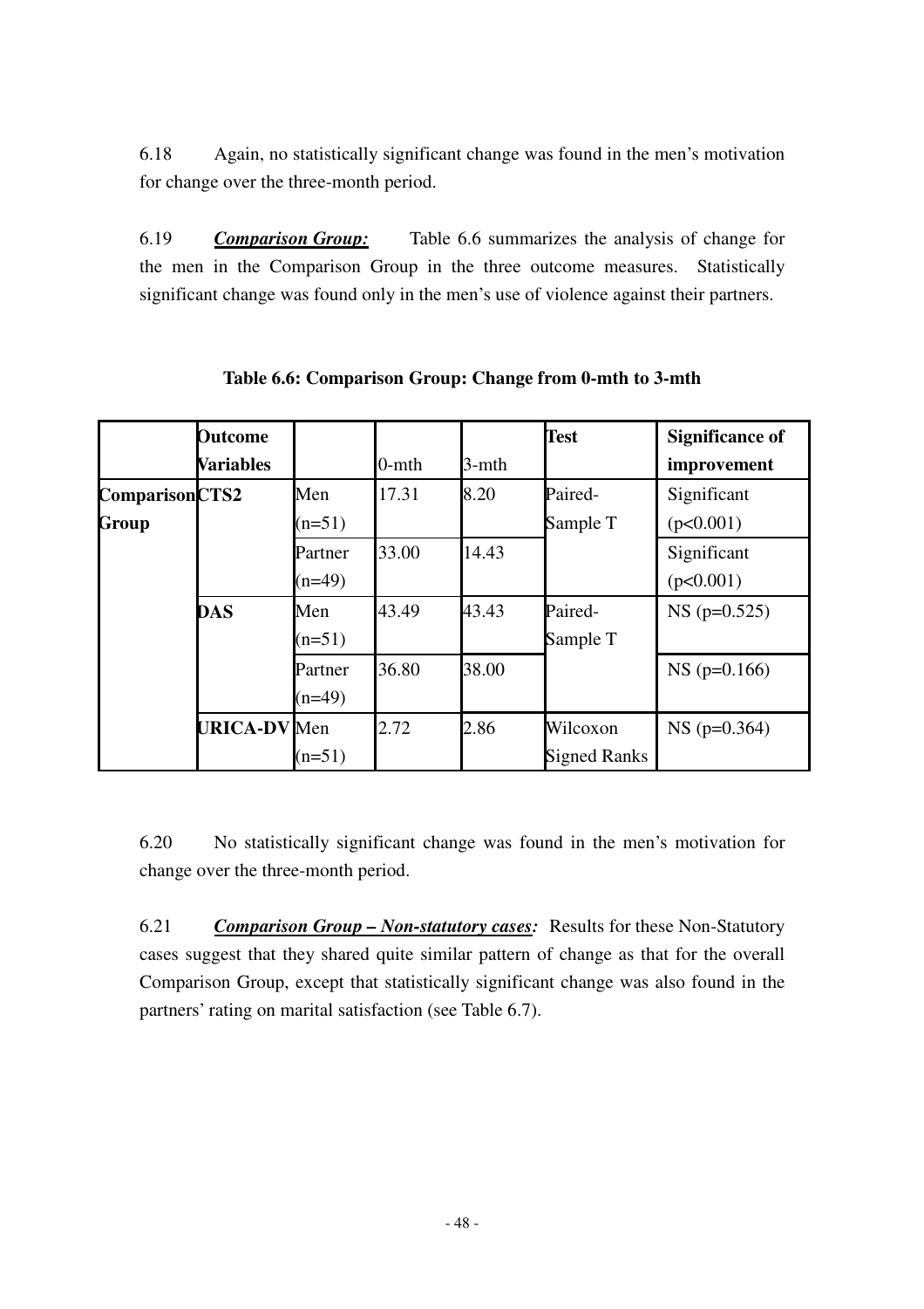6.18 Again, no statistically significant change was found in the men's motivation for change over the three-month period.

6.19 ***Comparison Group:*** Table 6.6 summarizes the analysis of change for the men in the Comparison Group in the three outcome measures. Statistically significant change was found only in the men's use of violence against their partners.

**Table 6.6: Comparison Group: Change from 0-mth to 3-mth**

| | **Outcome Variables** | | 0-mth | 3-mth | **Test** | **Significance of improvement** |
|---|---|---|---|---|---|---|
| **Comparison Group** | **CTS2** | Men (n=51) | 17.31 | 8.20 | Paired-Sample T | Significant (p<0.001) |
| | | Partner (n=49) | 33.00 | 14.43 | | Significant (p<0.001) |
| | **DAS** | Men (n=51) | 43.49 | 43.43 | Paired-Sample T | NS (p=0.525) |
| | | Partner (n=49) | 36.80 | 38.00 | | NS (p=0.166) |
| | **URICA-DV** | Men (n=51) | 2.72 | 2.86 | Wilcoxon Signed Ranks | NS (p=0.364) |

6.20 No statistically significant change was found in the men's motivation for change over the three-month period.

6.21 ***Comparison Group – Non-statutory cases:*** Results for these Non-Statutory cases suggest that they shared quite similar pattern of change as that for the overall Comparison Group, except that statistically significant change was also found in the partners' rating on marital satisfaction (see Table 6.7).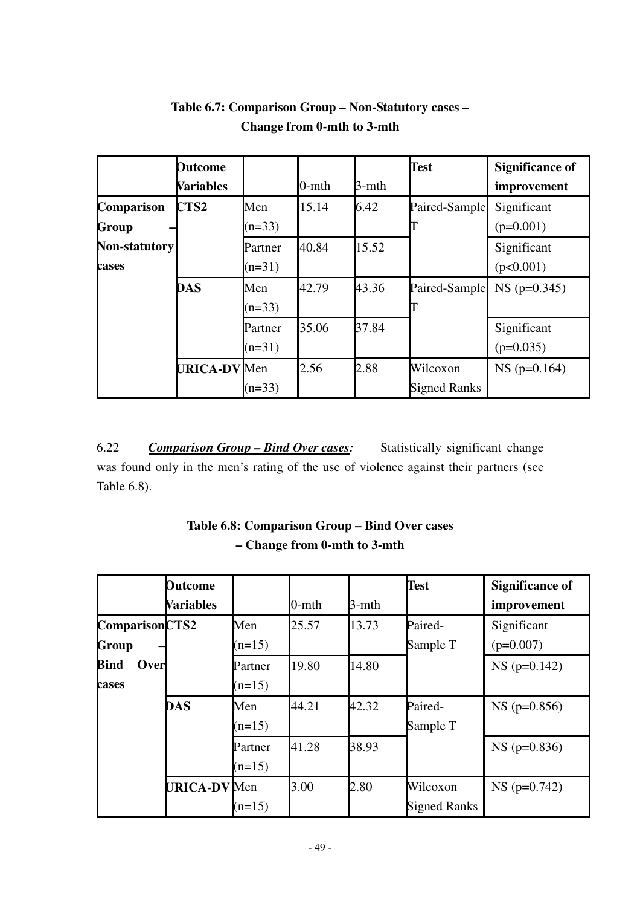**Table 6.7: Comparison Group – Non-Statutory cases – Change from 0-mth to 3-mth**

| | Outcome Variables | | 0-mth | 3-mth | Test | Significance of improvement |
|---|---|---|---|---|---|---|
| Comparison Group – Non-statutory cases | CTS2 | Men (n=33) | 15.14 | 6.42 | Paired-Sample T | Significant (p=0.001) |
| | | Partner (n=31) | 40.84 | 15.52 | | Significant (p<0.001) |
| | DAS | Men (n=33) | 42.79 | 43.36 | Paired-Sample T | NS (p=0.345) |
| | | Partner (n=31) | 35.06 | 37.84 | | Significant (p=0.035) |
| | URICA-DV | Men (n=33) | 2.56 | 2.88 | Wilcoxon Signed Ranks | NS (p=0.164) |

6.22 ***Comparison Group – Bind Over cases:*** Statistically significant change was found only in the men's rating of the use of violence against their partners (see Table 6.8).

**Table 6.8: Comparison Group – Bind Over cases – Change from 0-mth to 3-mth**

| | Outcome Variables | | 0-mth | 3-mth | Test | Significance of improvement |
|---|---|---|---|---|---|---|
| Comparison Group – Bind Over cases | CTS2 | Men (n=15) | 25.57 | 13.73 | Paired-Sample T | Significant (p=0.007) |
| | | Partner (n=15) | 19.80 | 14.80 | | NS (p=0.142) |
| | DAS | Men (n=15) | 44.21 | 42.32 | Paired-Sample T | NS (p=0.856) |
| | | Partner (n=15) | 41.28 | 38.93 | | NS (p=0.836) |
| | URICA-DV | Men (n=15) | 3.00 | 2.80 | Wilcoxon Signed Ranks | NS (p=0.742) |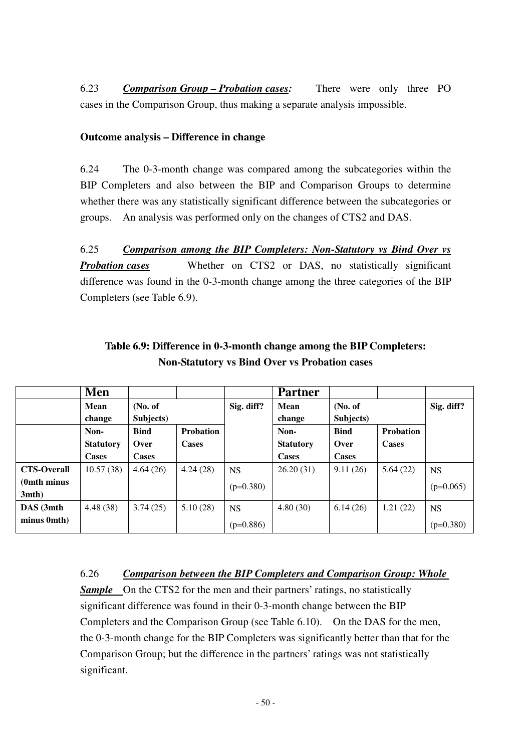6.23 ***Comparison Group – Probation cases:*** There were only three PO cases in the Comparison Group, thus making a separate analysis impossible.

**Outcome analysis – Difference in change**

6.24 The 0-3-month change was compared among the subcategories within the BIP Completers and also between the BIP and Comparison Groups to determine whether there was any statistically significant difference between the subcategories or groups. An analysis was performed only on the changes of CTS2 and DAS.

6.25 ***Comparison among the BIP Completers: Non-Statutory vs Bind Over vs Probation cases*** Whether on CTS2 or DAS, no statistically significant difference was found in the 0-3-month change among the three categories of the BIP Completers (see Table 6.9).

**Table 6.9: Difference in 0-3-month change among the BIP Completers: Non-Statutory vs Bind Over vs Probation cases**

| | **Men** | | | | **Partner** | | | |
|---|---|---|---|---|---|---|---|---|
| | **Mean change** | **(No. of Subjects)** | | **Sig. diff?** | **Mean change** | **(No. of Subjects)** | | **Sig. diff?** |
| | **Non-Statutory Cases** | **Bind Over Cases** | **Probation Cases** | | **Non-Statutory Cases** | **Bind Over Cases** | **Probation Cases** | |
| **CTS-Overall (0mth minus 3mth)** | 10.57 (38) | 4.64 (26) | 4.24 (28) | NS (p=0.380) | 26.20 (31) | 9.11 (26) | 5.64 (22) | NS (p=0.065) |
| **DAS (3mth minus 0mth)** | 4.48 (38) | 3.74 (25) | 5.10 (28) | NS (p=0.886) | 4.80 (30) | 6.14 (26) | 1.21 (22) | NS (p=0.380) |

6.26 ***Comparison between the BIP Completers and Comparison Group: Whole Sample*** On the CTS2 for the men and their partners' ratings, no statistically significant difference was found in their 0-3-month change between the BIP Completers and the Comparison Group (see Table 6.10). On the DAS for the men, the 0-3-month change for the BIP Completers was significantly better than that for the Comparison Group; but the difference in the partners' ratings was not statistically significant.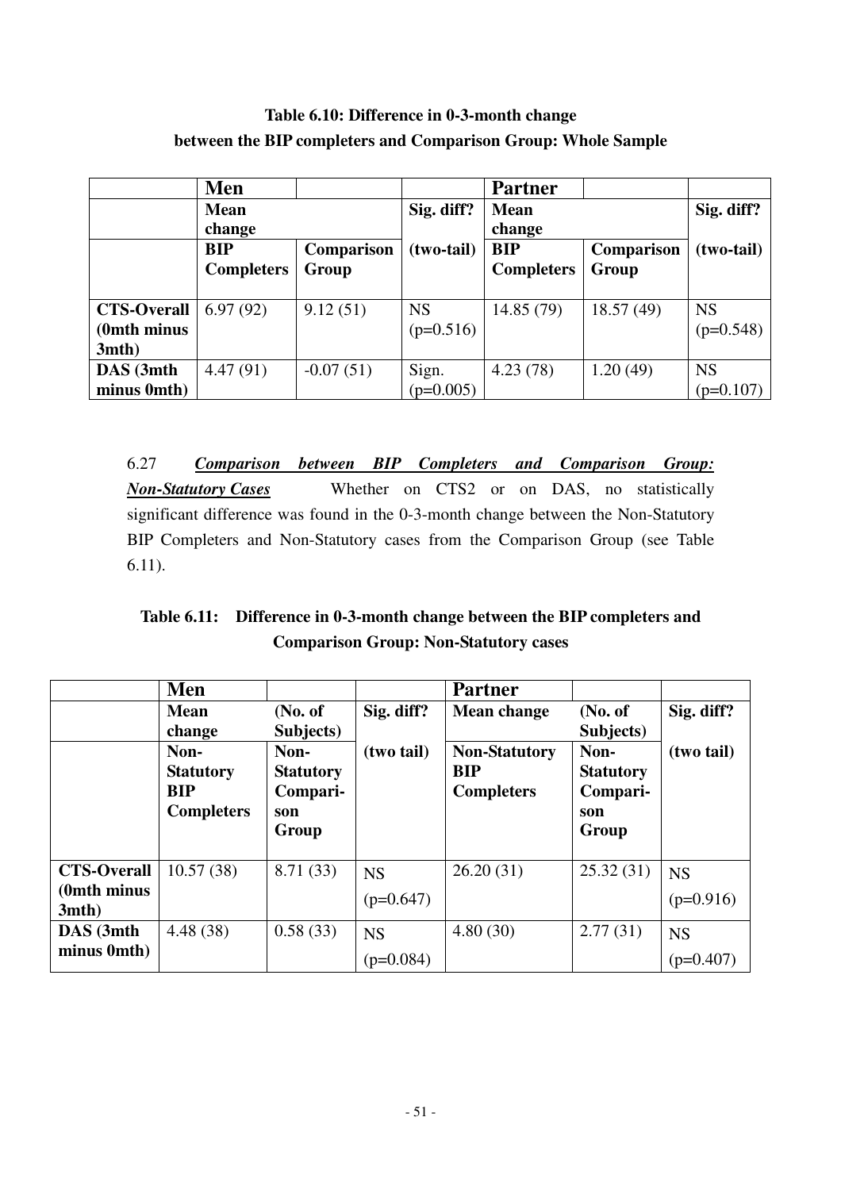**Table 6.10: Difference in 0-3-month change between the BIP completers and Comparison Group: Whole Sample**

| | Men | | | Partner | | |
|---|---|---|---|---|---|---|
| | Mean change | | Sig. diff? | Mean change | | Sig. diff? |
| | BIP Completers | Comparison Group | (two-tail) | BIP Completers | Comparison Group | (two-tail) |
| CTS-Overall (0mth minus 3mth) | 6.97 (92) | 9.12 (51) | NS (p=0.516) | 14.85 (79) | 18.57 (49) | NS (p=0.548) |
| DAS (3mth minus 0mth) | 4.47 (91) | -0.07 (51) | Sign. (p=0.005) | 4.23 (78) | 1.20 (49) | NS (p=0.107) |

6.27 ***Comparison between BIP Completers and Comparison Group: Non-Statutory Cases*** Whether on CTS2 or on DAS, no statistically significant difference was found in the 0-3-month change between the Non-Statutory BIP Completers and Non-Statutory cases from the Comparison Group (see Table 6.11).

**Table 6.11: Difference in 0-3-month change between the BIP completers and Comparison Group: Non-Statutory cases**

| | Men | | | Partner | | |
|---|---|---|---|---|---|---|
| | Mean change | (No. of Subjects) | Sig. diff? | Mean change | (No. of Subjects) | Sig. diff? |
| | Non-Statutory BIP Completers | Non-Statutory Comparison Group | (two tail) | Non-Statutory BIP Completers | Non-Statutory Comparison Group | (two tail) |
| CTS-Overall (0mth minus 3mth) | 10.57 (38) | 8.71 (33) | NS (p=0.647) | 26.20 (31) | 25.32 (31) | NS (p=0.916) |
| DAS (3mth minus 0mth) | 4.48 (38) | 0.58 (33) | NS (p=0.084) | 4.80 (30) | 2.77 (31) | NS (p=0.407) |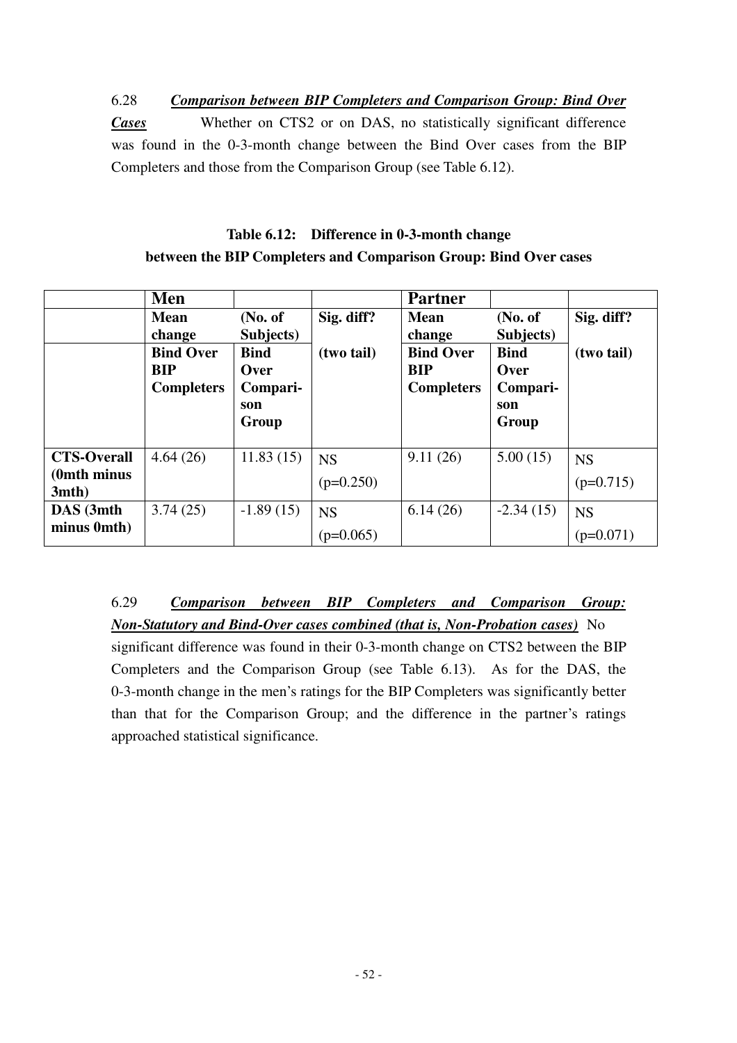6.28 ***<u>Comparison between BIP Completers and Comparison Group: Bind Over Cases</u>*** Whether on CTS2 or on DAS, no statistically significant difference was found in the 0-3-month change between the Bind Over cases from the BIP Completers and those from the Comparison Group (see Table 6.12).

**Table 6.12: Difference in 0-3-month change between the BIP Completers and Comparison Group: Bind Over cases**

| | **Men** | | | **Partner** | | |
|---|---|---|---|---|---|---|
| | **Mean change** | **(No. of Subjects)** | **Sig. diff?** | **Mean change** | **(No. of Subjects)** | **Sig. diff?** |
| | **Bind Over BIP Completers** | **Bind Over Comparison Group** | **(two tail)** | **Bind Over BIP Completers** | **Bind Over Comparison Group** | **(two tail)** |
| **CTS-Overall (0mth minus 3mth)** | 4.64 (26) | 11.83 (15) | NS (p=0.250) | 9.11 (26) | 5.00 (15) | NS (p=0.715) |
| **DAS (3mth minus 0mth)** | 3.74 (25) | -1.89 (15) | NS (p=0.065) | 6.14 (26) | -2.34 (15) | NS (p=0.071) |

6.29 ***<u>Comparison between BIP Completers and Comparison Group: Non-Statutory and Bind-Over cases combined (that is, Non-Probation cases)</u>*** No significant difference was found in their 0-3-month change on CTS2 between the BIP Completers and the Comparison Group (see Table 6.13). As for the DAS, the 0-3-month change in the men's ratings for the BIP Completers was significantly better than that for the Comparison Group; and the difference in the partner's ratings approached statistical significance.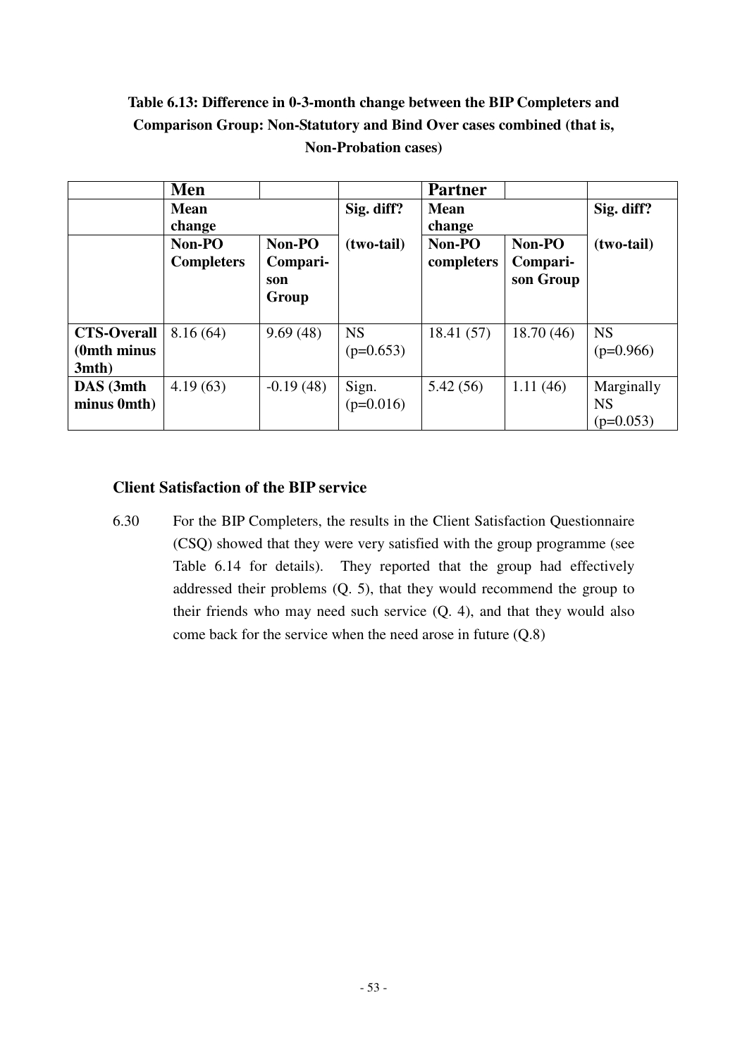**Table 6.13: Difference in 0-3-month change between the BIP Completers and Comparison Group: Non-Statutory and Bind Over cases combined (that is, Non-Probation cases)**

| | **Men** | | | **Partner** | | |
|---|---|---|---|---|---|---|
| | **Mean change** | | **Sig. diff?** | **Mean change** | | **Sig. diff?** |
| | **Non-PO Completers** | **Non-PO Comparison Group** | **(two-tail)** | **Non-PO completers** | **Non-PO Comparison Group** | **(two-tail)** |
| **CTS-Overall (0mth minus 3mth)** | 8.16 (64) | 9.69 (48) | NS (p=0.653) | 18.41 (57) | 18.70 (46) | NS (p=0.966) |
| **DAS (3mth minus 0mth)** | 4.19 (63) | -0.19 (48) | Sign. (p=0.016) | 5.42 (56) | 1.11 (46) | Marginally NS (p=0.053) |

### Client Satisfaction of the BIP service

6.30 For the BIP Completers, the results in the Client Satisfaction Questionnaire (CSQ) showed that they were very satisfied with the group programme (see Table 6.14 for details). They reported that the group had effectively addressed their problems (Q. 5), that they would recommend the group to their friends who may need such service (Q. 4), and that they would also come back for the service when the need arose in future (Q.8)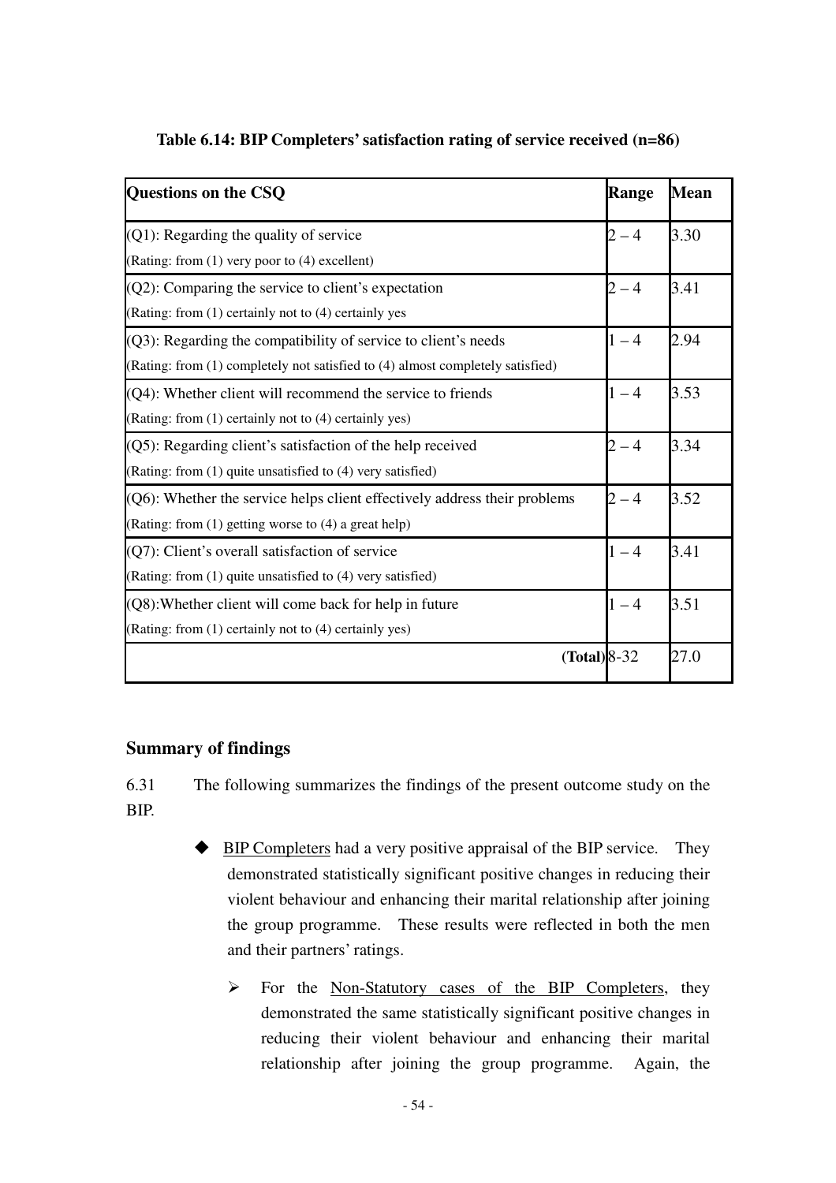**Table 6.14: BIP Completers' satisfaction rating of service received (n=86)**

| Questions on the CSQ | Range | Mean |
|---|---|---|
| (Q1): Regarding the quality of service<br>(Rating: from (1) very poor to (4) excellent) | 2 – 4 | 3.30 |
| (Q2): Comparing the service to client's expectation<br>(Rating: from (1) certainly not to (4) certainly yes | 2 – 4 | 3.41 |
| (Q3): Regarding the compatibility of service to client's needs<br>(Rating: from (1) completely not satisfied to (4) almost completely satisfied) | 1 – 4 | 2.94 |
| (Q4): Whether client will recommend the service to friends<br>(Rating: from (1) certainly not to (4) certainly yes) | 1 – 4 | 3.53 |
| (Q5): Regarding client's satisfaction of the help received<br>(Rating: from (1) quite unsatisfied to (4) very satisfied) | 2 – 4 | 3.34 |
| (Q6): Whether the service helps client effectively address their problems<br>(Rating: from (1) getting worse to (4) a great help) | 2 – 4 | 3.52 |
| (Q7): Client's overall satisfaction of service<br>(Rating: from (1) quite unsatisfied to (4) very satisfied) | 1 – 4 | 3.41 |
| (Q8):Whether client will come back for help in future<br>(Rating: from (1) certainly not to (4) certainly yes) | 1 – 4 | 3.51 |
| **(Total)** | 8-32 | 27.0 |

## Summary of findings

6.31 The following summarizes the findings of the present outcome study on the BIP.

- BIP Completers had a very positive appraisal of the BIP service. They demonstrated statistically significant positive changes in reducing their violent behaviour and enhancing their marital relationship after joining the group programme. These results were reflected in both the men and their partners' ratings.
  - For the Non-Statutory cases of the BIP Completers, they demonstrated the same statistically significant positive changes in reducing their violent behaviour and enhancing their marital relationship after joining the group programme. Again, the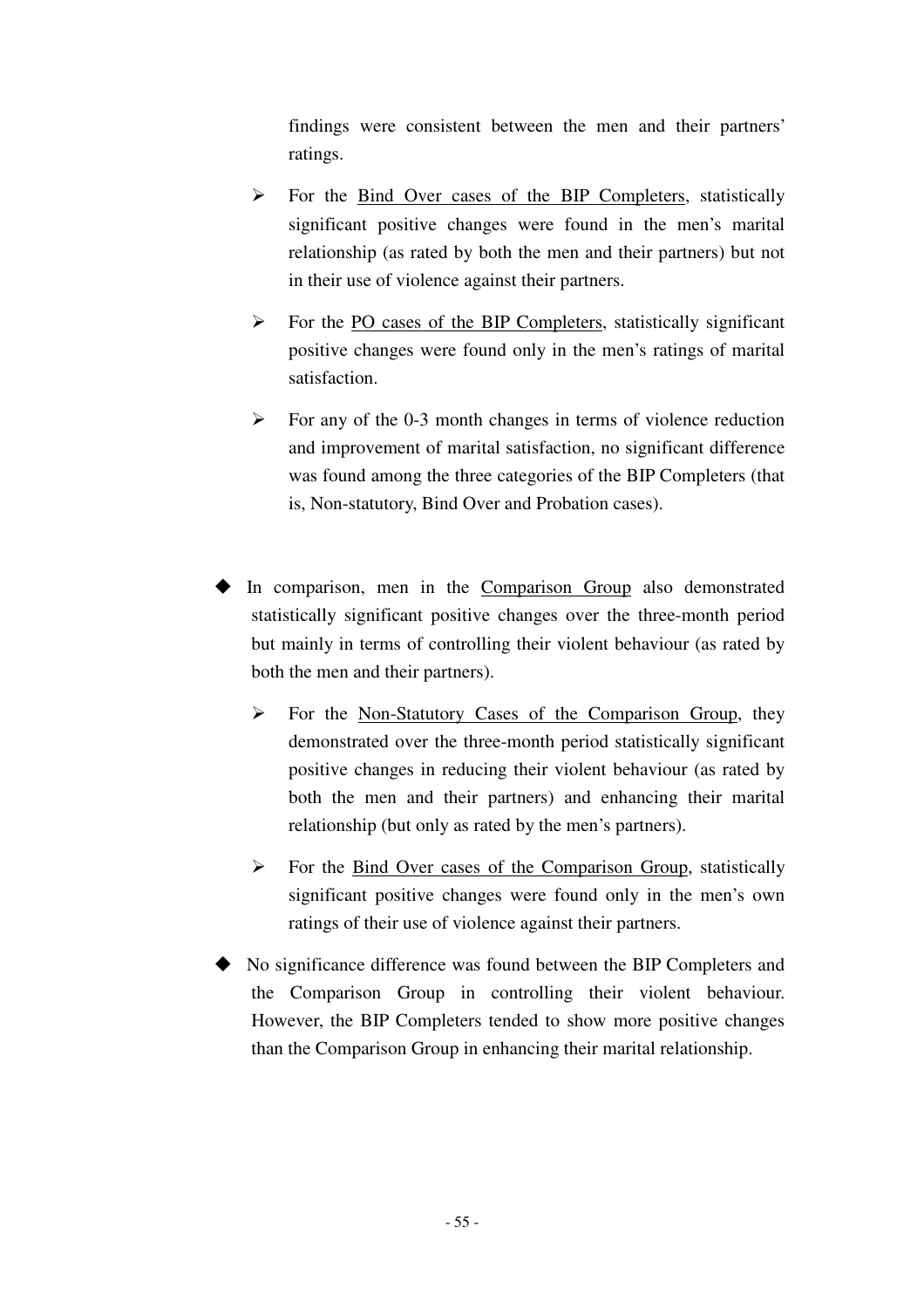findings were consistent between the men and their partners' ratings.

  - For the <u>Bind Over cases of the BIP Completers</u>, statistically significant positive changes were found in the men's marital relationship (as rated by both the men and their partners) but not in their use of violence against their partners.

  - For the <u>PO cases of the BIP Completers</u>, statistically significant positive changes were found only in the men's ratings of marital satisfaction.

  - For any of the 0-3 month changes in terms of violence reduction and improvement of marital satisfaction, no significant difference was found among the three categories of the BIP Completers (that is, Non-statutory, Bind Over and Probation cases).

- In comparison, men in the <u>Comparison Group</u> also demonstrated statistically significant positive changes over the three-month period but mainly in terms of controlling their violent behaviour (as rated by both the men and their partners).

  - For the <u>Non-Statutory Cases of the Comparison Group</u>, they demonstrated over the three-month period statistically significant positive changes in reducing their violent behaviour (as rated by both the men and their partners) and enhancing their marital relationship (but only as rated by the men's partners).

  - For the <u>Bind Over cases of the Comparison Group</u>, statistically significant positive changes were found only in the men's own ratings of their use of violence against their partners.

- No significance difference was found between the BIP Completers and the Comparison Group in controlling their violent behaviour. However, the BIP Completers tended to show more positive changes than the Comparison Group in enhancing their marital relationship.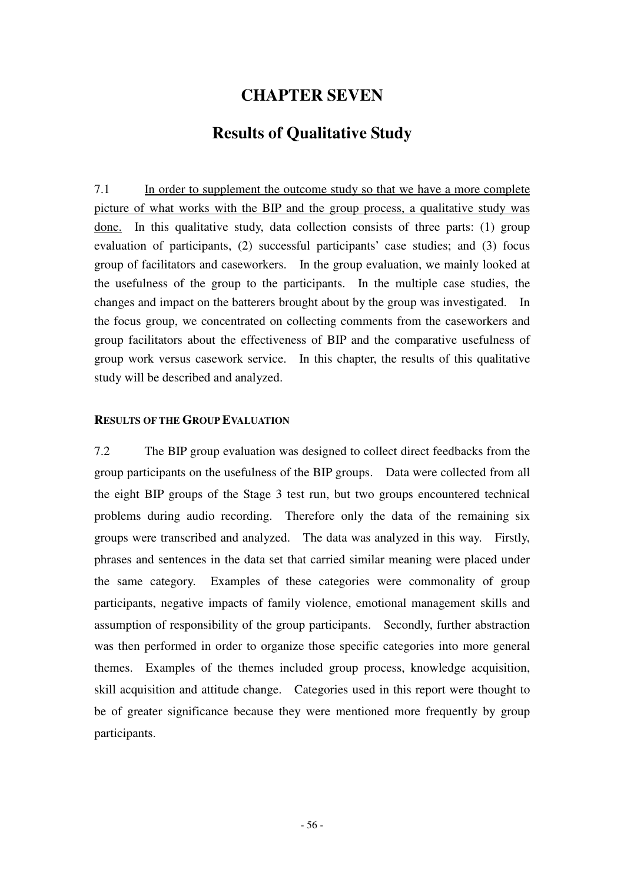# CHAPTER SEVEN

## Results of Qualitative Study

7.1 In order to supplement the outcome study so that we have a more complete picture of what works with the BIP and the group process, a qualitative study was done. In this qualitative study, data collection consists of three parts: (1) group evaluation of participants, (2) successful participants' case studies; and (3) focus group of facilitators and caseworkers. In the group evaluation, we mainly looked at the usefulness of the group to the participants. In the multiple case studies, the changes and impact on the batterers brought about by the group was investigated. In the focus group, we concentrated on collecting comments from the caseworkers and group facilitators about the effectiveness of BIP and the comparative usefulness of group work versus casework service. In this chapter, the results of this qualitative study will be described and analyzed.

### RESULTS OF THE GROUP EVALUATION

7.2 The BIP group evaluation was designed to collect direct feedbacks from the group participants on the usefulness of the BIP groups. Data were collected from all the eight BIP groups of the Stage 3 test run, but two groups encountered technical problems during audio recording. Therefore only the data of the remaining six groups were transcribed and analyzed. The data was analyzed in this way. Firstly, phrases and sentences in the data set that carried similar meaning were placed under the same category. Examples of these categories were commonality of group participants, negative impacts of family violence, emotional management skills and assumption of responsibility of the group participants. Secondly, further abstraction was then performed in order to organize those specific categories into more general themes. Examples of the themes included group process, knowledge acquisition, skill acquisition and attitude change. Categories used in this report were thought to be of greater significance because they were mentioned more frequently by group participants.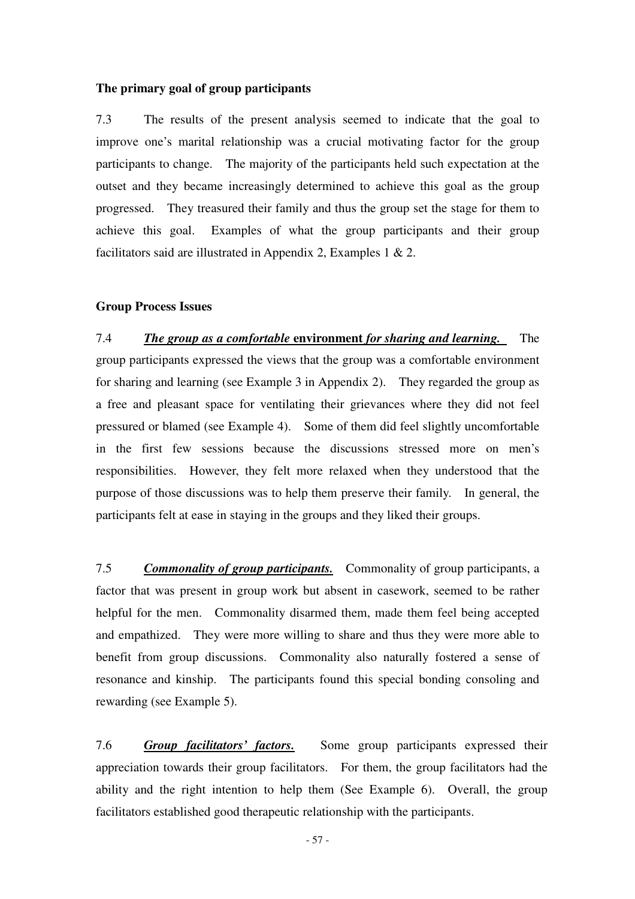**The primary goal of group participants**

7.3 The results of the present analysis seemed to indicate that the goal to improve one's marital relationship was a crucial motivating factor for the group participants to change. The majority of the participants held such expectation at the outset and they became increasingly determined to achieve this goal as the group progressed. They treasured their family and thus the group set the stage for them to achieve this goal. Examples of what the group participants and their group facilitators said are illustrated in Appendix 2, Examples 1 & 2.

**Group Process Issues**

7.4 ***The group as a comfortable* environment *for sharing and learning.*** The group participants expressed the views that the group was a comfortable environment for sharing and learning (see Example 3 in Appendix 2). They regarded the group as a free and pleasant space for ventilating their grievances where they did not feel pressured or blamed (see Example 4). Some of them did feel slightly uncomfortable in the first few sessions because the discussions stressed more on men's responsibilities. However, they felt more relaxed when they understood that the purpose of those discussions was to help them preserve their family. In general, the participants felt at ease in staying in the groups and they liked their groups.

7.5 ***Commonality of group participants.*** Commonality of group participants, a factor that was present in group work but absent in casework, seemed to be rather helpful for the men. Commonality disarmed them, made them feel being accepted and empathized. They were more willing to share and thus they were more able to benefit from group discussions. Commonality also naturally fostered a sense of resonance and kinship. The participants found this special bonding consoling and rewarding (see Example 5).

7.6 ***Group facilitators' factors.*** Some group participants expressed their appreciation towards their group facilitators. For them, the group facilitators had the ability and the right intention to help them (See Example 6). Overall, the group facilitators established good therapeutic relationship with the participants.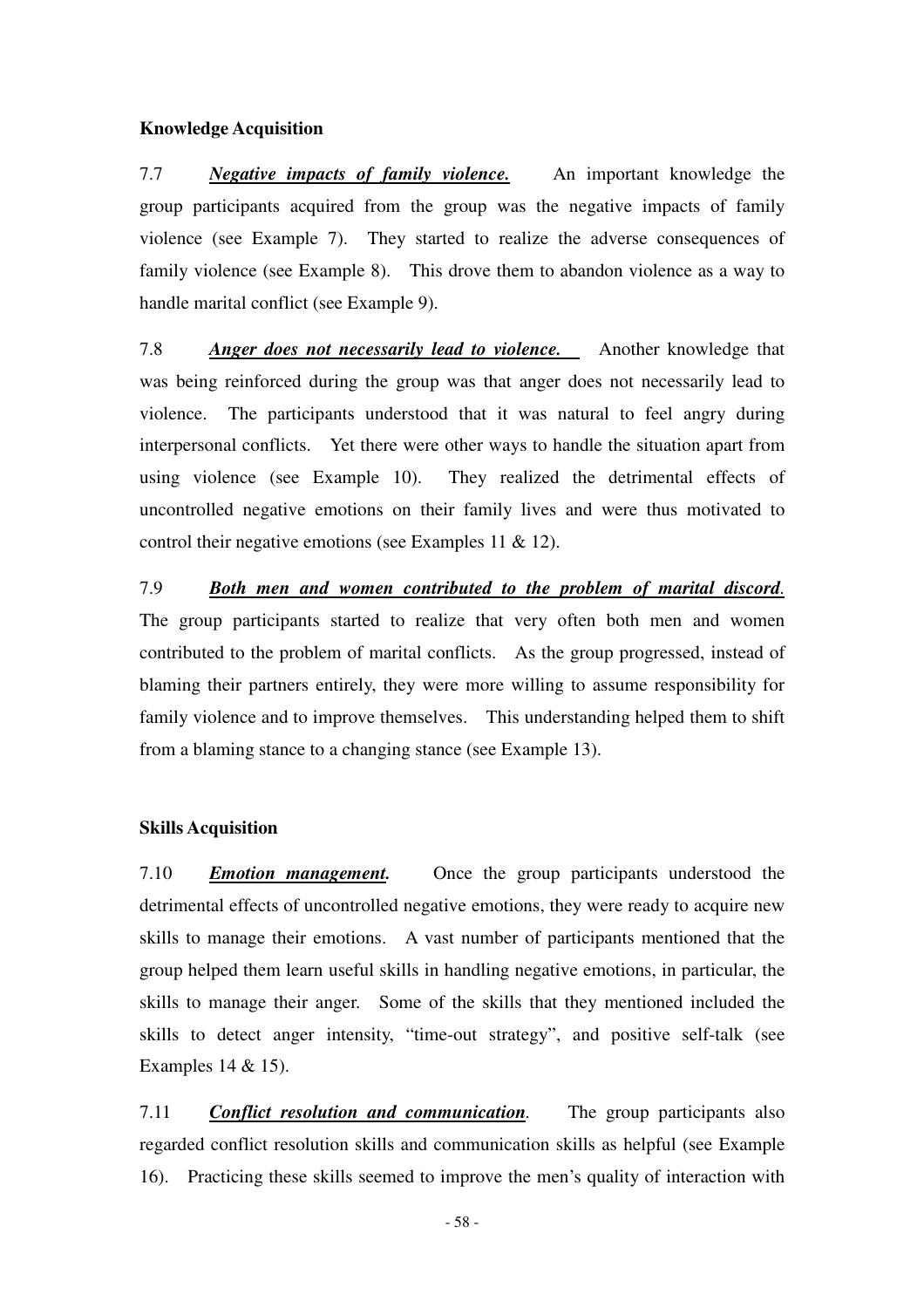**Knowledge Acquisition**

7.7 ***Negative impacts of family violence.*** An important knowledge the group participants acquired from the group was the negative impacts of family violence (see Example 7). They started to realize the adverse consequences of family violence (see Example 8). This drove them to abandon violence as a way to handle marital conflict (see Example 9).

7.8 ***Anger does not necessarily lead to violence.*** Another knowledge that was being reinforced during the group was that anger does not necessarily lead to violence. The participants understood that it was natural to feel angry during interpersonal conflicts. Yet there were other ways to handle the situation apart from using violence (see Example 10). They realized the detrimental effects of uncontrolled negative emotions on their family lives and were thus motivated to control their negative emotions (see Examples 11 & 12).

7.9 ***Both men and women contributed to the problem of marital discord***. The group participants started to realize that very often both men and women contributed to the problem of marital conflicts. As the group progressed, instead of blaming their partners entirely, they were more willing to assume responsibility for family violence and to improve themselves. This understanding helped them to shift from a blaming stance to a changing stance (see Example 13).

**Skills Acquisition**

7.10 ***Emotion management.*** Once the group participants understood the detrimental effects of uncontrolled negative emotions, they were ready to acquire new skills to manage their emotions. A vast number of participants mentioned that the group helped them learn useful skills in handling negative emotions, in particular, the skills to manage their anger. Some of the skills that they mentioned included the skills to detect anger intensity, "time-out strategy", and positive self-talk (see Examples 14 & 15).

7.11 ***Conflict resolution and communication***. The group participants also regarded conflict resolution skills and communication skills as helpful (see Example 16). Practicing these skills seemed to improve the men's quality of interaction with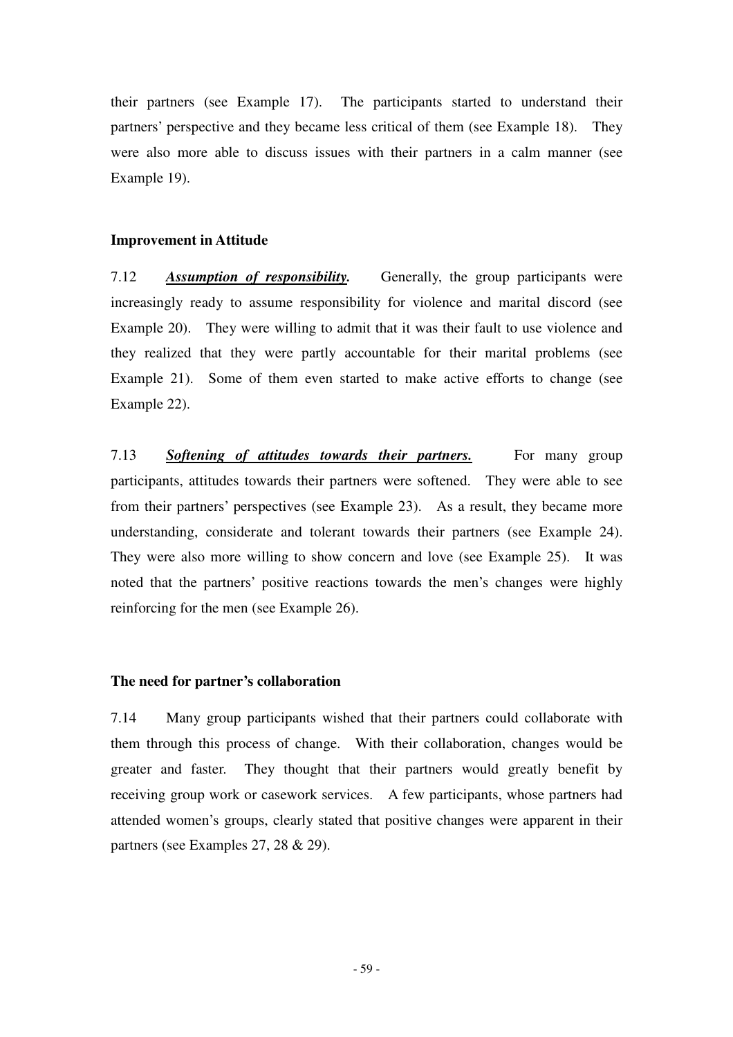their partners (see Example 17). The participants started to understand their partners' perspective and they became less critical of them (see Example 18). They were also more able to discuss issues with their partners in a calm manner (see Example 19).

### Improvement in Attitude

7.12 ***Assumption of responsibility.*** Generally, the group participants were increasingly ready to assume responsibility for violence and marital discord (see Example 20). They were willing to admit that it was their fault to use violence and they realized that they were partly accountable for their marital problems (see Example 21). Some of them even started to make active efforts to change (see Example 22).

7.13 ***Softening of attitudes towards their partners.*** For many group participants, attitudes towards their partners were softened. They were able to see from their partners' perspectives (see Example 23). As a result, they became more understanding, considerate and tolerant towards their partners (see Example 24). They were also more willing to show concern and love (see Example 25). It was noted that the partners' positive reactions towards the men's changes were highly reinforcing for the men (see Example 26).

### The need for partner's collaboration

7.14 Many group participants wished that their partners could collaborate with them through this process of change. With their collaboration, changes would be greater and faster. They thought that their partners would greatly benefit by receiving group work or casework services. A few participants, whose partners had attended women's groups, clearly stated that positive changes were apparent in their partners (see Examples 27, 28 & 29).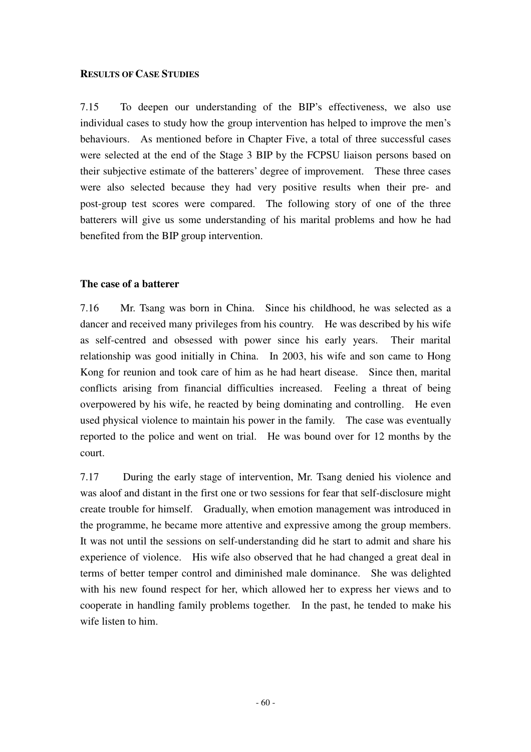## RESULTS OF CASE STUDIES

7.15 To deepen our understanding of the BIP's effectiveness, we also use individual cases to study how the group intervention has helped to improve the men's behaviours. As mentioned before in Chapter Five, a total of three successful cases were selected at the end of the Stage 3 BIP by the FCPSU liaison persons based on their subjective estimate of the batterers' degree of improvement. These three cases were also selected because they had very positive results when their pre- and post-group test scores were compared. The following story of one of the three batterers will give us some understanding of his marital problems and how he had benefited from the BIP group intervention.

### The case of a batterer

7.16 Mr. Tsang was born in China. Since his childhood, he was selected as a dancer and received many privileges from his country. He was described by his wife as self-centred and obsessed with power since his early years. Their marital relationship was good initially in China. In 2003, his wife and son came to Hong Kong for reunion and took care of him as he had heart disease. Since then, marital conflicts arising from financial difficulties increased. Feeling a threat of being overpowered by his wife, he reacted by being dominating and controlling. He even used physical violence to maintain his power in the family. The case was eventually reported to the police and went on trial. He was bound over for 12 months by the court.

7.17 During the early stage of intervention, Mr. Tsang denied his violence and was aloof and distant in the first one or two sessions for fear that self-disclosure might create trouble for himself. Gradually, when emotion management was introduced in the programme, he became more attentive and expressive among the group members. It was not until the sessions on self-understanding did he start to admit and share his experience of violence. His wife also observed that he had changed a great deal in terms of better temper control and diminished male dominance. She was delighted with his new found respect for her, which allowed her to express her views and to cooperate in handling family problems together. In the past, he tended to make his wife listen to him.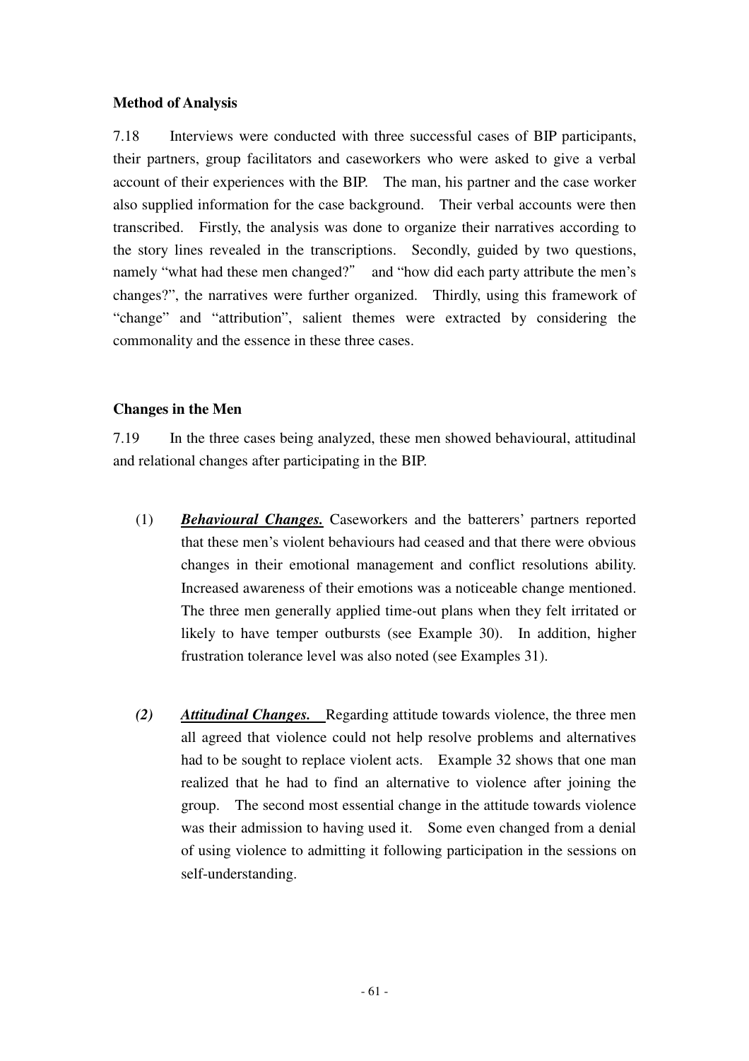**Method of Analysis**

7.18 Interviews were conducted with three successful cases of BIP participants, their partners, group facilitators and caseworkers who were asked to give a verbal account of their experiences with the BIP. The man, his partner and the case worker also supplied information for the case background. Their verbal accounts were then transcribed. Firstly, the analysis was done to organize their narratives according to the story lines revealed in the transcriptions. Secondly, guided by two questions, namely "what had these men changed?" and "how did each party attribute the men's changes?", the narratives were further organized. Thirdly, using this framework of "change" and "attribution", salient themes were extracted by considering the commonality and the essence in these three cases.

**Changes in the Men**

7.19 In the three cases being analyzed, these men showed behavioural, attitudinal and relational changes after participating in the BIP.

(1) ***Behavioural Changes.*** Caseworkers and the batterers' partners reported that these men's violent behaviours had ceased and that there were obvious changes in their emotional management and conflict resolutions ability. Increased awareness of their emotions was a noticeable change mentioned. The three men generally applied time-out plans when they felt irritated or likely to have temper outbursts (see Example 30). In addition, higher frustration tolerance level was also noted (see Examples 31).

*(2)* ***Attitudinal Changes.*** Regarding attitude towards violence, the three men all agreed that violence could not help resolve problems and alternatives had to be sought to replace violent acts. Example 32 shows that one man realized that he had to find an alternative to violence after joining the group. The second most essential change in the attitude towards violence was their admission to having used it. Some even changed from a denial of using violence to admitting it following participation in the sessions on self-understanding.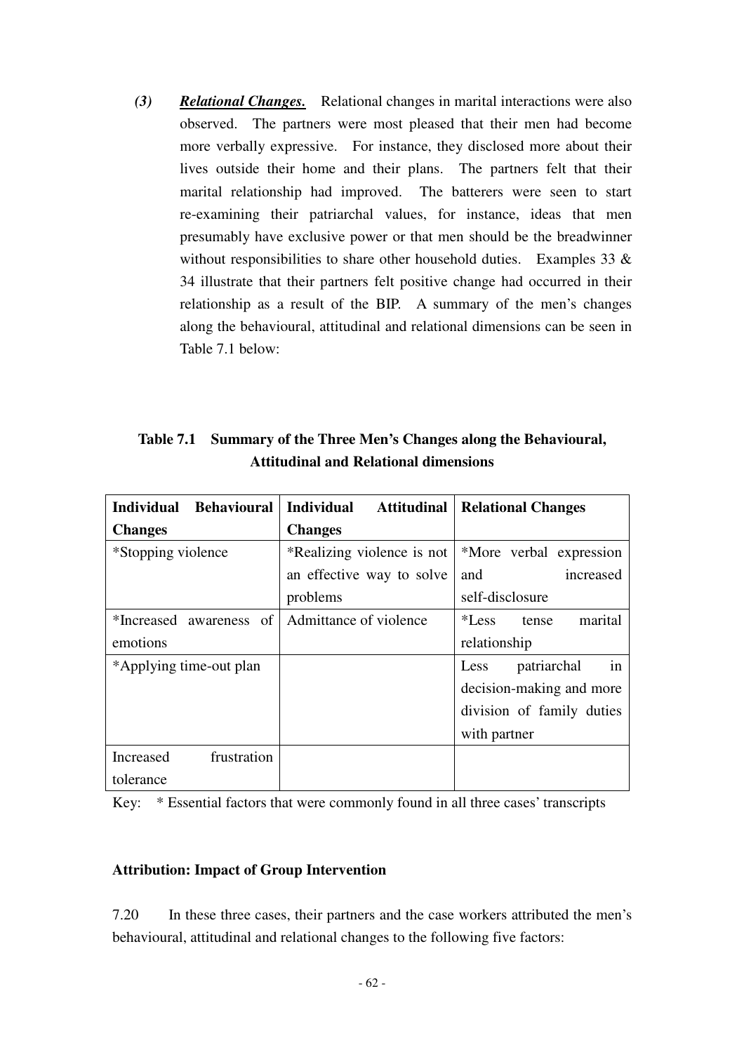*(3)* ***Relational Changes.*** Relational changes in marital interactions were also observed. The partners were most pleased that their men had become more verbally expressive. For instance, they disclosed more about their lives outside their home and their plans. The partners felt that their marital relationship had improved. The batterers were seen to start re-examining their patriarchal values, for instance, ideas that men presumably have exclusive power or that men should be the breadwinner without responsibilities to share other household duties. Examples 33 & 34 illustrate that their partners felt positive change had occurred in their relationship as a result of the BIP. A summary of the men's changes along the behavioural, attitudinal and relational dimensions can be seen in Table 7.1 below:

**Table 7.1 Summary of the Three Men's Changes along the Behavioural, Attitudinal and Relational dimensions**

| Individual Behavioural Changes | Individual Attitudinal Changes | Relational Changes |
|---|---|---|
| *Stopping violence | *Realizing violence is not an effective way to solve problems | *More verbal expression and increased self-disclosure |
| *Increased awareness of emotions | Admittance of violence | *Less tense marital relationship |
| *Applying time-out plan | | Less patriarchal in decision-making and more division of family duties with partner |
| Increased frustration tolerance | | |

Key: * Essential factors that were commonly found in all three cases' transcripts

**Attribution: Impact of Group Intervention**

7.20 In these three cases, their partners and the case workers attributed the men's behavioural, attitudinal and relational changes to the following five factors: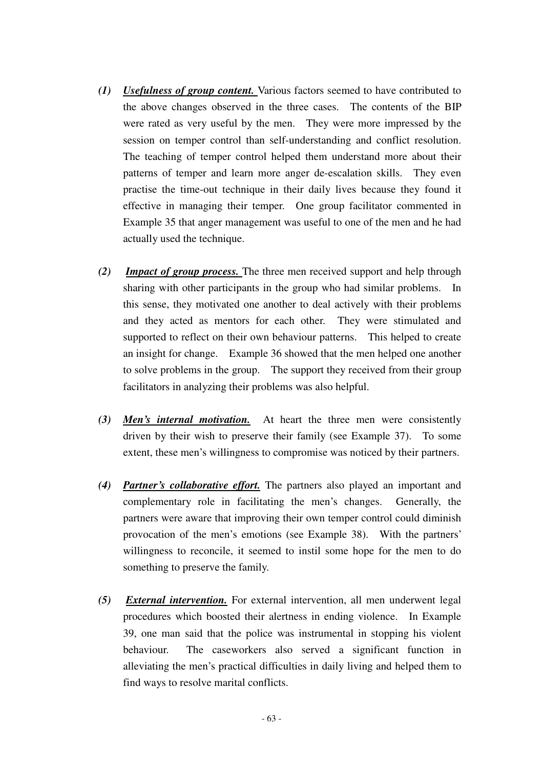*(1)* ***Usefulness of group content.*** Various factors seemed to have contributed to the above changes observed in the three cases. The contents of the BIP were rated as very useful by the men. They were more impressed by the session on temper control than self-understanding and conflict resolution. The teaching of temper control helped them understand more about their patterns of temper and learn more anger de-escalation skills. They even practise the time-out technique in their daily lives because they found it effective in managing their temper. One group facilitator commented in Example 35 that anger management was useful to one of the men and he had actually used the technique.

*(2)* ***Impact of group process.*** The three men received support and help through sharing with other participants in the group who had similar problems. In this sense, they motivated one another to deal actively with their problems and they acted as mentors for each other. They were stimulated and supported to reflect on their own behaviour patterns. This helped to create an insight for change. Example 36 showed that the men helped one another to solve problems in the group. The support they received from their group facilitators in analyzing their problems was also helpful.

*(3)* ***Men's internal motivation.*** At heart the three men were consistently driven by their wish to preserve their family (see Example 37). To some extent, these men's willingness to compromise was noticed by their partners.

*(4)* ***Partner's collaborative effort.*** The partners also played an important and complementary role in facilitating the men's changes. Generally, the partners were aware that improving their own temper control could diminish provocation of the men's emotions (see Example 38). With the partners' willingness to reconcile, it seemed to instil some hope for the men to do something to preserve the family.

*(5)* ***External intervention.*** For external intervention, all men underwent legal procedures which boosted their alertness in ending violence. In Example 39, one man said that the police was instrumental in stopping his violent behaviour. The caseworkers also served a significant function in alleviating the men's practical difficulties in daily living and helped them to find ways to resolve marital conflicts.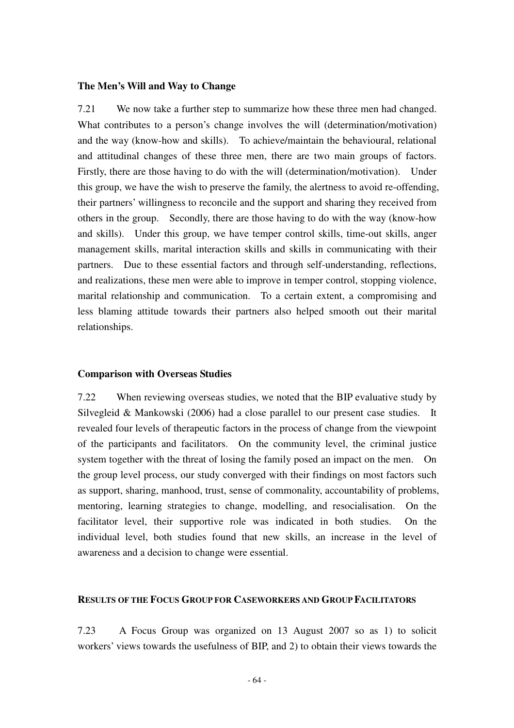**The Men's Will and Way to Change**

7.21 We now take a further step to summarize how these three men had changed. What contributes to a person's change involves the will (determination/motivation) and the way (know-how and skills). To achieve/maintain the behavioural, relational and attitudinal changes of these three men, there are two main groups of factors. Firstly, there are those having to do with the will (determination/motivation). Under this group, we have the wish to preserve the family, the alertness to avoid re-offending, their partners' willingness to reconcile and the support and sharing they received from others in the group. Secondly, there are those having to do with the way (know-how and skills). Under this group, we have temper control skills, time-out skills, anger management skills, marital interaction skills and skills in communicating with their partners. Due to these essential factors and through self-understanding, reflections, and realizations, these men were able to improve in temper control, stopping violence, marital relationship and communication. To a certain extent, a compromising and less blaming attitude towards their partners also helped smooth out their marital relationships.

**Comparison with Overseas Studies**

7.22 When reviewing overseas studies, we noted that the BIP evaluative study by Silvegleid & Mankowski (2006) had a close parallel to our present case studies. It revealed four levels of therapeutic factors in the process of change from the viewpoint of the participants and facilitators. On the community level, the criminal justice system together with the threat of losing the family posed an impact on the men. On the group level process, our study converged with their findings on most factors such as support, sharing, manhood, trust, sense of commonality, accountability of problems, mentoring, learning strategies to change, modelling, and resocialisation. On the facilitator level, their supportive role was indicated in both studies. On the individual level, both studies found that new skills, an increase in the level of awareness and a decision to change were essential.

**RESULTS OF THE FOCUS GROUP FOR CASEWORKERS AND GROUP FACILITATORS**

7.23 A Focus Group was organized on 13 August 2007 so as 1) to solicit workers' views towards the usefulness of BIP, and 2) to obtain their views towards the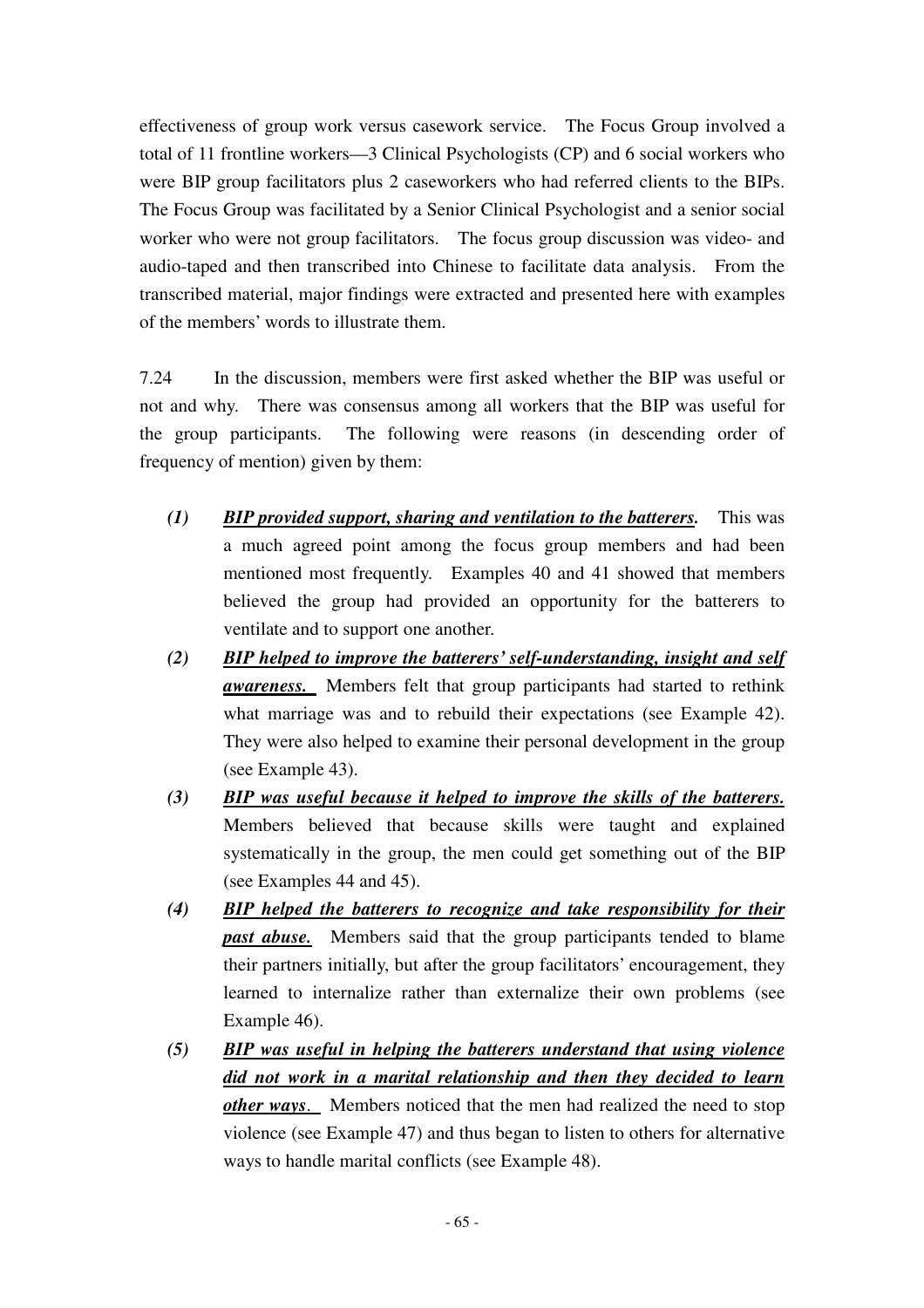effectiveness of group work versus casework service. The Focus Group involved a total of 11 frontline workers—3 Clinical Psychologists (CP) and 6 social workers who were BIP group facilitators plus 2 caseworkers who had referred clients to the BIPs. The Focus Group was facilitated by a Senior Clinical Psychologist and a senior social worker who were not group facilitators. The focus group discussion was video- and audio-taped and then transcribed into Chinese to facilitate data analysis. From the transcribed material, major findings were extracted and presented here with examples of the members' words to illustrate them.

7.24 In the discussion, members were first asked whether the BIP was useful or not and why. There was consensus among all workers that the BIP was useful for the group participants. The following were reasons (in descending order of frequency of mention) given by them:

*(1)* ***<u>BIP provided support, sharing and ventilation to the batterers.</u>*** This was a much agreed point among the focus group members and had been mentioned most frequently. Examples 40 and 41 showed that members believed the group had provided an opportunity for the batterers to ventilate and to support one another.

*(2)* ***<u>BIP helped to improve the batterers' self-understanding, insight and self awareness.</u>*** Members felt that group participants had started to rethink what marriage was and to rebuild their expectations (see Example 42). They were also helped to examine their personal development in the group (see Example 43).

*(3)* ***<u>BIP was useful because it helped to improve the skills of the batterers.</u>*** Members believed that because skills were taught and explained systematically in the group, the men could get something out of the BIP (see Examples 44 and 45).

*(4)* ***<u>BIP helped the batterers to recognize and take responsibility for their past abuse.</u>*** Members said that the group participants tended to blame their partners initially, but after the group facilitators' encouragement, they learned to internalize rather than externalize their own problems (see Example 46).

*(5)* ***<u>BIP was useful in helping the batterers understand that using violence did not work in a marital relationship and then they decided to learn other ways</u>***. Members noticed that the men had realized the need to stop violence (see Example 47) and thus began to listen to others for alternative ways to handle marital conflicts (see Example 48).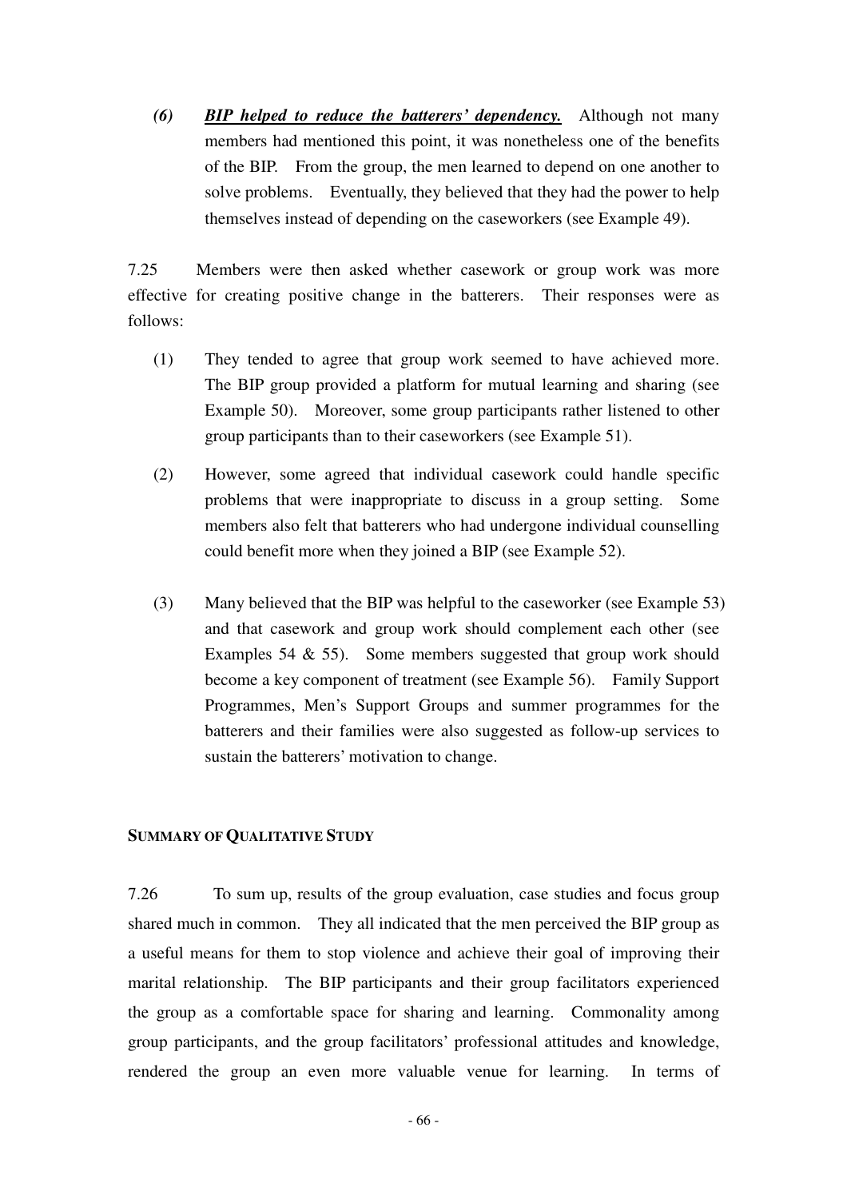(6) ***BIP helped to reduce the batterers' dependency.*** Although not many members had mentioned this point, it was nonetheless one of the benefits of the BIP. From the group, the men learned to depend on one another to solve problems. Eventually, they believed that they had the power to help themselves instead of depending on the caseworkers (see Example 49).

7.25 Members were then asked whether casework or group work was more effective for creating positive change in the batterers. Their responses were as follows:

(1) They tended to agree that group work seemed to have achieved more. The BIP group provided a platform for mutual learning and sharing (see Example 50). Moreover, some group participants rather listened to other group participants than to their caseworkers (see Example 51).

(2) However, some agreed that individual casework could handle specific problems that were inappropriate to discuss in a group setting. Some members also felt that batterers who had undergone individual counselling could benefit more when they joined a BIP (see Example 52).

(3) Many believed that the BIP was helpful to the caseworker (see Example 53) and that casework and group work should complement each other (see Examples 54 & 55). Some members suggested that group work should become a key component of treatment (see Example 56). Family Support Programmes, Men's Support Groups and summer programmes for the batterers and their families were also suggested as follow-up services to sustain the batterers' motivation to change.

## SUMMARY OF QUALITATIVE STUDY

7.26 To sum up, results of the group evaluation, case studies and focus group shared much in common. They all indicated that the men perceived the BIP group as a useful means for them to stop violence and achieve their goal of improving their marital relationship. The BIP participants and their group facilitators experienced the group as a comfortable space for sharing and learning. Commonality among group participants, and the group facilitators' professional attitudes and knowledge, rendered the group an even more valuable venue for learning. In terms of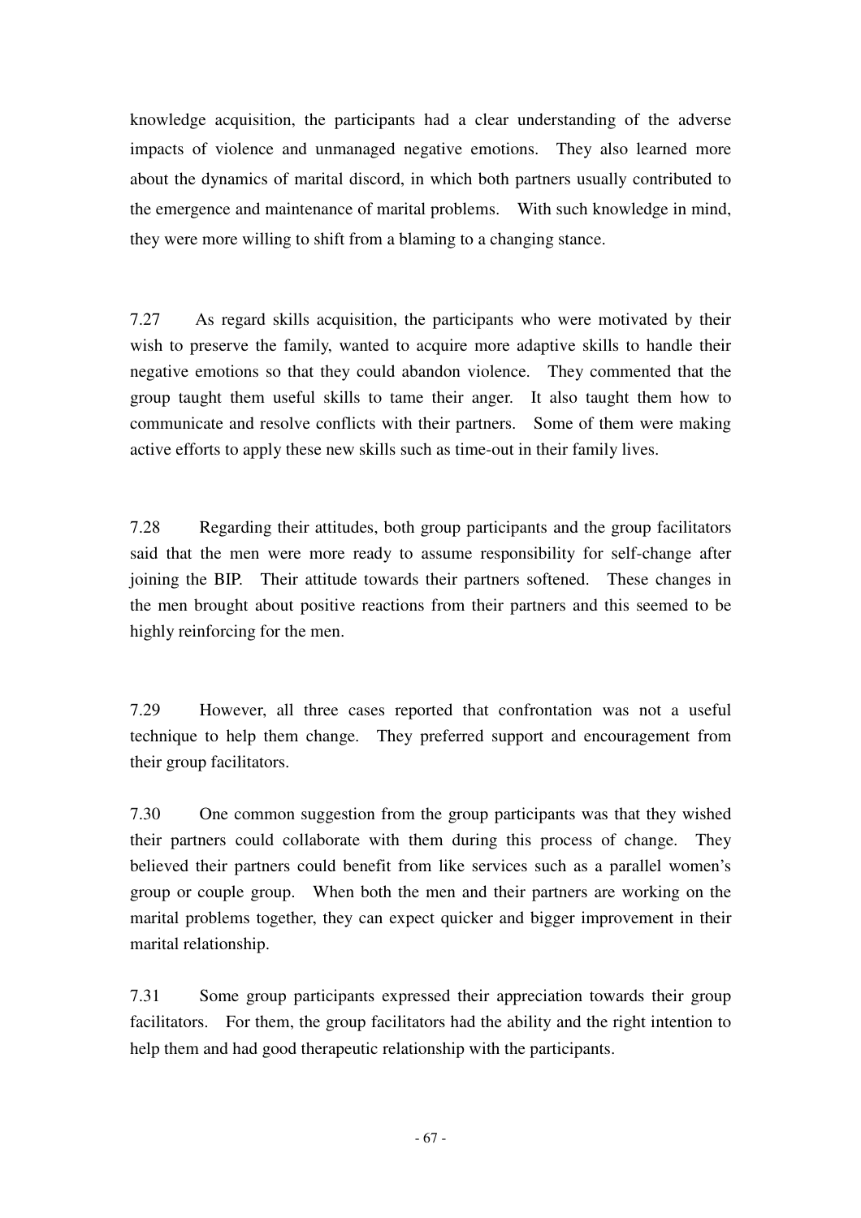knowledge acquisition, the participants had a clear understanding of the adverse impacts of violence and unmanaged negative emotions. They also learned more about the dynamics of marital discord, in which both partners usually contributed to the emergence and maintenance of marital problems. With such knowledge in mind, they were more willing to shift from a blaming to a changing stance.

7.27 As regard skills acquisition, the participants who were motivated by their wish to preserve the family, wanted to acquire more adaptive skills to handle their negative emotions so that they could abandon violence. They commented that the group taught them useful skills to tame their anger. It also taught them how to communicate and resolve conflicts with their partners. Some of them were making active efforts to apply these new skills such as time-out in their family lives.

7.28 Regarding their attitudes, both group participants and the group facilitators said that the men were more ready to assume responsibility for self-change after joining the BIP. Their attitude towards their partners softened. These changes in the men brought about positive reactions from their partners and this seemed to be highly reinforcing for the men.

7.29 However, all three cases reported that confrontation was not a useful technique to help them change. They preferred support and encouragement from their group facilitators.

7.30 One common suggestion from the group participants was that they wished their partners could collaborate with them during this process of change. They believed their partners could benefit from like services such as a parallel women's group or couple group. When both the men and their partners are working on the marital problems together, they can expect quicker and bigger improvement in their marital relationship.

7.31 Some group participants expressed their appreciation towards their group facilitators. For them, the group facilitators had the ability and the right intention to help them and had good therapeutic relationship with the participants.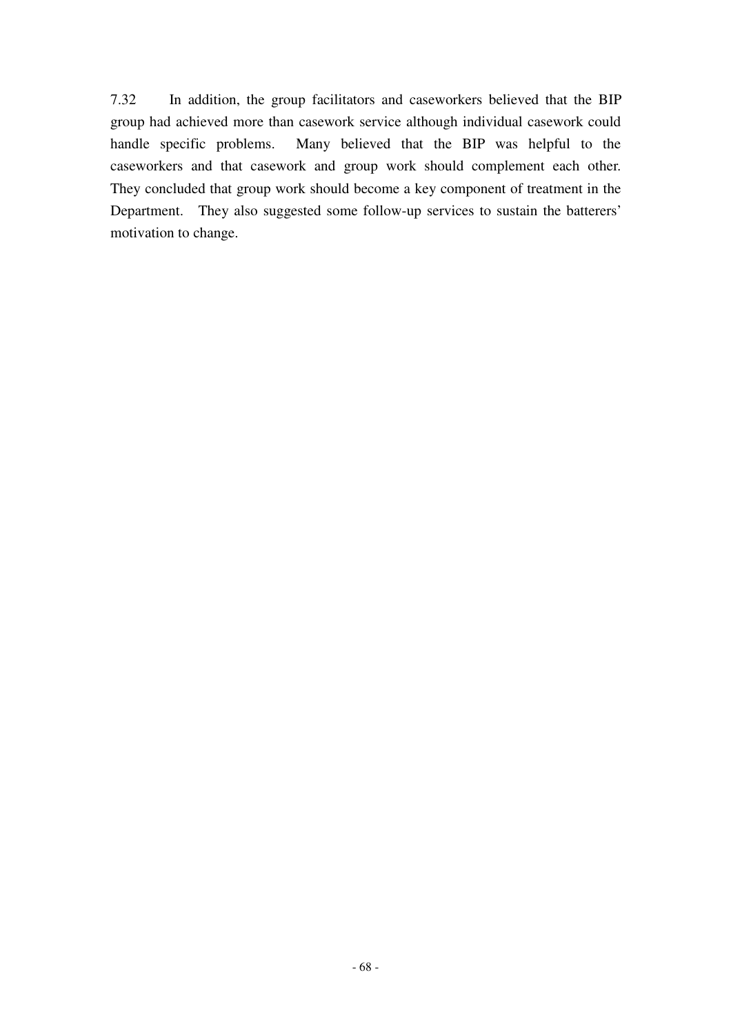7.32 In addition, the group facilitators and caseworkers believed that the BIP group had achieved more than casework service although individual casework could handle specific problems. Many believed that the BIP was helpful to the caseworkers and that casework and group work should complement each other. They concluded that group work should become a key component of treatment in the Department. They also suggested some follow-up services to sustain the batterers' motivation to change.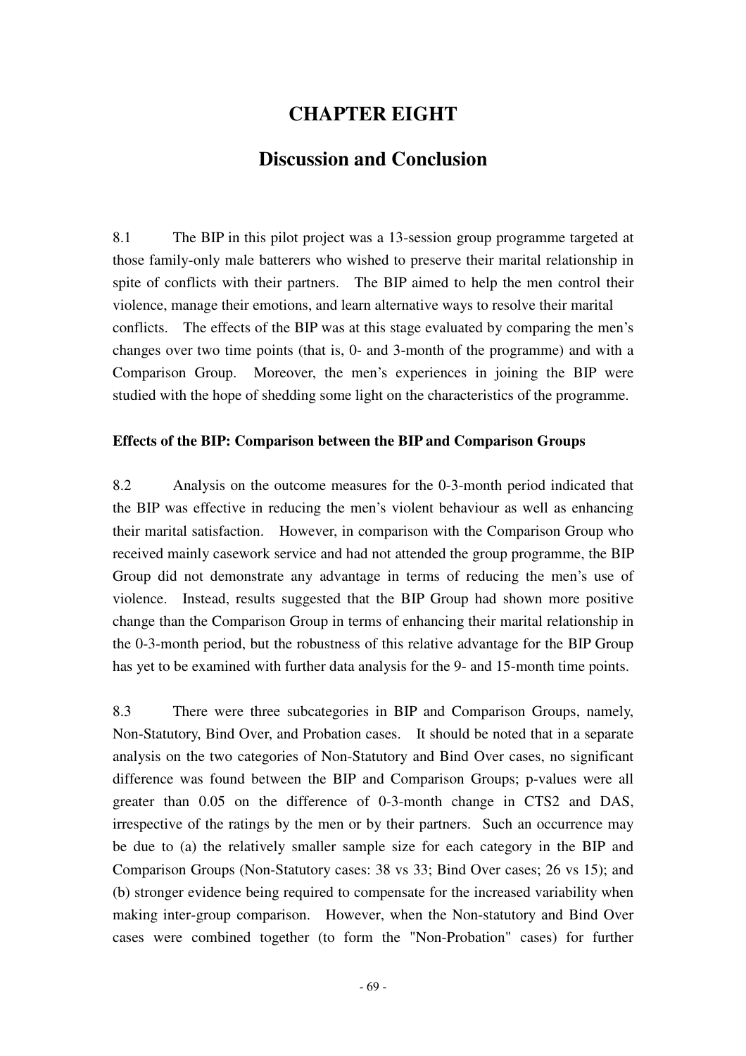# CHAPTER EIGHT

## Discussion and Conclusion

8.1 The BIP in this pilot project was a 13-session group programme targeted at those family-only male batterers who wished to preserve their marital relationship in spite of conflicts with their partners. The BIP aimed to help the men control their violence, manage their emotions, and learn alternative ways to resolve their marital conflicts. The effects of the BIP was at this stage evaluated by comparing the men's changes over two time points (that is, 0- and 3-month of the programme) and with a Comparison Group. Moreover, the men's experiences in joining the BIP were studied with the hope of shedding some light on the characteristics of the programme.

**Effects of the BIP: Comparison between the BIP and Comparison Groups**

8.2 Analysis on the outcome measures for the 0-3-month period indicated that the BIP was effective in reducing the men's violent behaviour as well as enhancing their marital satisfaction. However, in comparison with the Comparison Group who received mainly casework service and had not attended the group programme, the BIP Group did not demonstrate any advantage in terms of reducing the men's use of violence. Instead, results suggested that the BIP Group had shown more positive change than the Comparison Group in terms of enhancing their marital relationship in the 0-3-month period, but the robustness of this relative advantage for the BIP Group has yet to be examined with further data analysis for the 9- and 15-month time points.

8.3 There were three subcategories in BIP and Comparison Groups, namely, Non-Statutory, Bind Over, and Probation cases. It should be noted that in a separate analysis on the two categories of Non-Statutory and Bind Over cases, no significant difference was found between the BIP and Comparison Groups; p-values were all greater than 0.05 on the difference of 0-3-month change in CTS2 and DAS, irrespective of the ratings by the men or by their partners. Such an occurrence may be due to (a) the relatively smaller sample size for each category in the BIP and Comparison Groups (Non-Statutory cases: 38 vs 33; Bind Over cases; 26 vs 15); and (b) stronger evidence being required to compensate for the increased variability when making inter-group comparison. However, when the Non-statutory and Bind Over cases were combined together (to form the "Non-Probation" cases) for further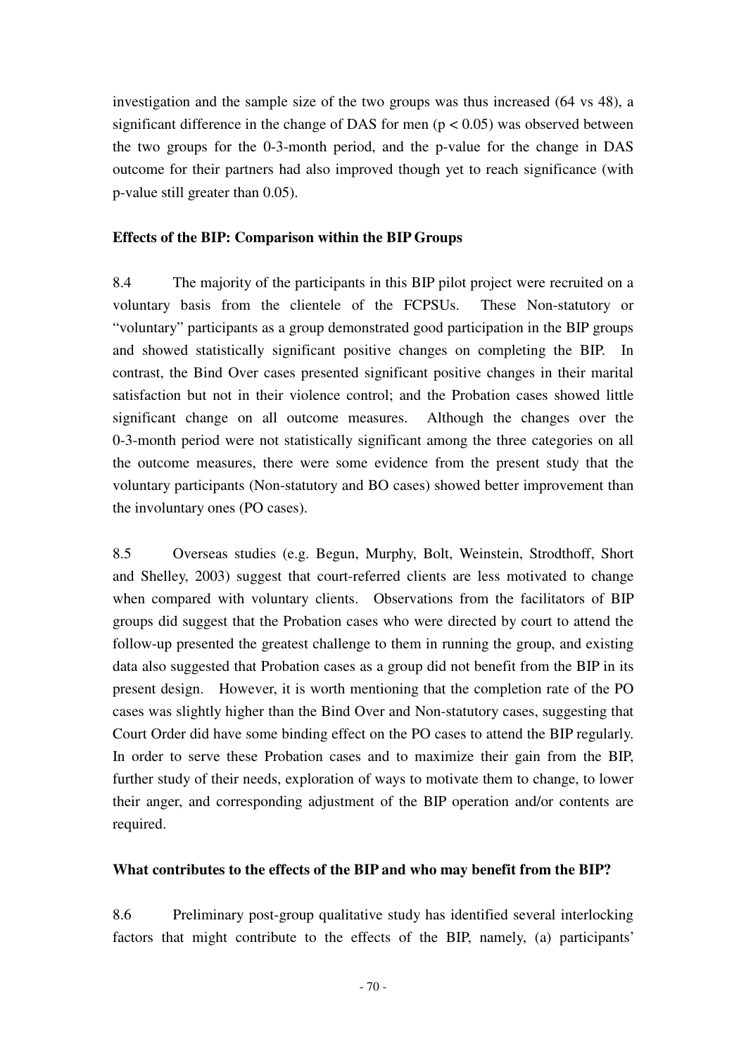investigation and the sample size of the two groups was thus increased (64 vs 48), a significant difference in the change of DAS for men ($p < 0.05$) was observed between the two groups for the 0-3-month period, and the p-value for the change in DAS outcome for their partners had also improved though yet to reach significance (with p-value still greater than 0.05).

**Effects of the BIP: Comparison within the BIP Groups**

8.4 The majority of the participants in this BIP pilot project were recruited on a voluntary basis from the clientele of the FCPSUs. These Non-statutory or "voluntary" participants as a group demonstrated good participation in the BIP groups and showed statistically significant positive changes on completing the BIP. In contrast, the Bind Over cases presented significant positive changes in their marital satisfaction but not in their violence control; and the Probation cases showed little significant change on all outcome measures. Although the changes over the 0-3-month period were not statistically significant among the three categories on all the outcome measures, there were some evidence from the present study that the voluntary participants (Non-statutory and BO cases) showed better improvement than the involuntary ones (PO cases).

8.5 Overseas studies (e.g. Begun, Murphy, Bolt, Weinstein, Strodthoff, Short and Shelley, 2003) suggest that court-referred clients are less motivated to change when compared with voluntary clients. Observations from the facilitators of BIP groups did suggest that the Probation cases who were directed by court to attend the follow-up presented the greatest challenge to them in running the group, and existing data also suggested that Probation cases as a group did not benefit from the BIP in its present design. However, it is worth mentioning that the completion rate of the PO cases was slightly higher than the Bind Over and Non-statutory cases, suggesting that Court Order did have some binding effect on the PO cases to attend the BIP regularly. In order to serve these Probation cases and to maximize their gain from the BIP, further study of their needs, exploration of ways to motivate them to change, to lower their anger, and corresponding adjustment of the BIP operation and/or contents are required.

**What contributes to the effects of the BIP and who may benefit from the BIP?**

8.6 Preliminary post-group qualitative study has identified several interlocking factors that might contribute to the effects of the BIP, namely, (a) participants'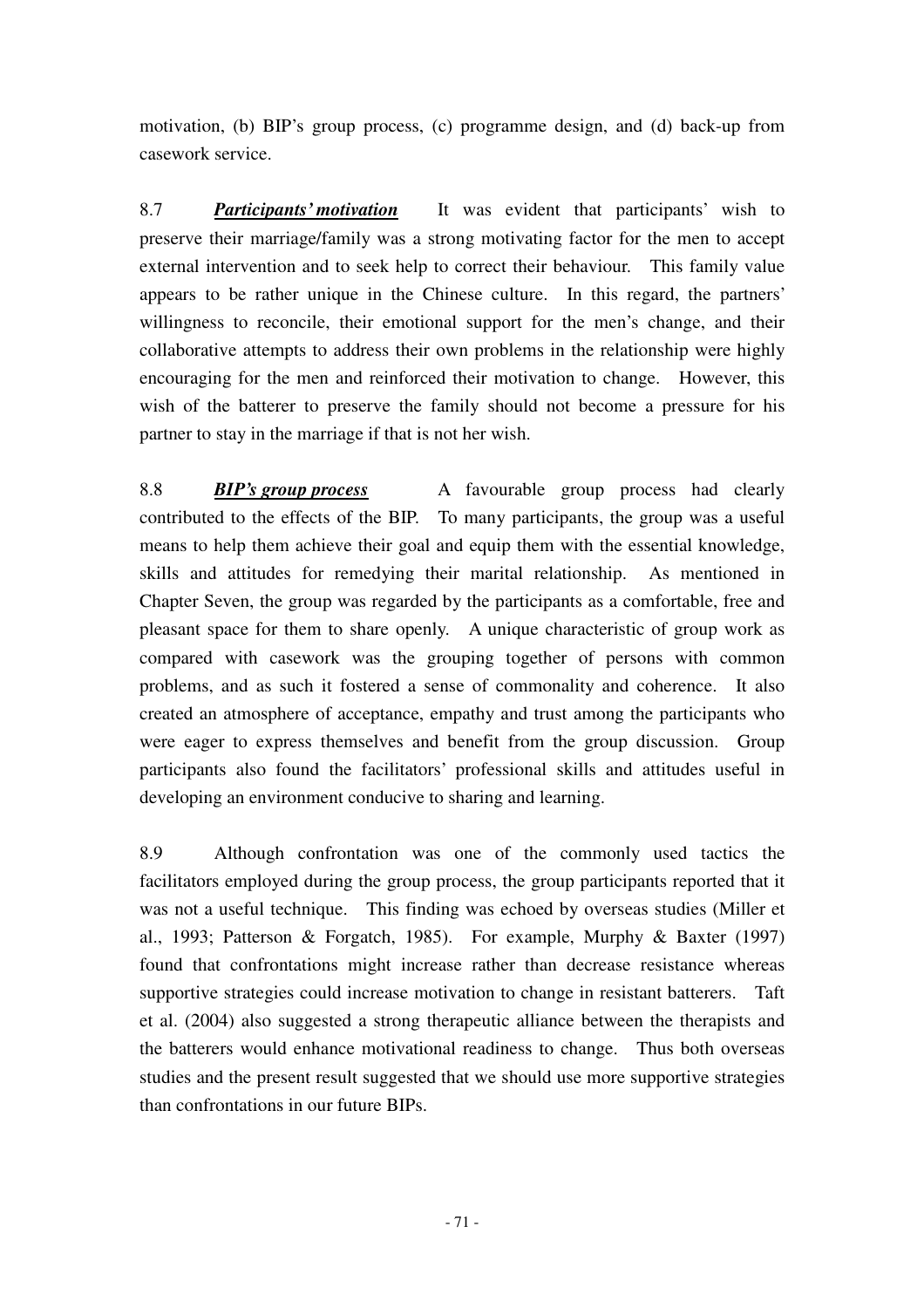motivation, (b) BIP's group process, (c) programme design, and (d) back-up from casework service.

8.7 ***Participants' motivation*** It was evident that participants' wish to preserve their marriage/family was a strong motivating factor for the men to accept external intervention and to seek help to correct their behaviour. This family value appears to be rather unique in the Chinese culture. In this regard, the partners' willingness to reconcile, their emotional support for the men's change, and their collaborative attempts to address their own problems in the relationship were highly encouraging for the men and reinforced their motivation to change. However, this wish of the batterer to preserve the family should not become a pressure for his partner to stay in the marriage if that is not her wish.

8.8 ***BIP's group process*** A favourable group process had clearly contributed to the effects of the BIP. To many participants, the group was a useful means to help them achieve their goal and equip them with the essential knowledge, skills and attitudes for remedying their marital relationship. As mentioned in Chapter Seven, the group was regarded by the participants as a comfortable, free and pleasant space for them to share openly. A unique characteristic of group work as compared with casework was the grouping together of persons with common problems, and as such it fostered a sense of commonality and coherence. It also created an atmosphere of acceptance, empathy and trust among the participants who were eager to express themselves and benefit from the group discussion. Group participants also found the facilitators' professional skills and attitudes useful in developing an environment conducive to sharing and learning.

8.9 Although confrontation was one of the commonly used tactics the facilitators employed during the group process, the group participants reported that it was not a useful technique. This finding was echoed by overseas studies (Miller et al., 1993; Patterson & Forgatch, 1985). For example, Murphy & Baxter (1997) found that confrontations might increase rather than decrease resistance whereas supportive strategies could increase motivation to change in resistant batterers. Taft et al. (2004) also suggested a strong therapeutic alliance between the therapists and the batterers would enhance motivational readiness to change. Thus both overseas studies and the present result suggested that we should use more supportive strategies than confrontations in our future BIPs.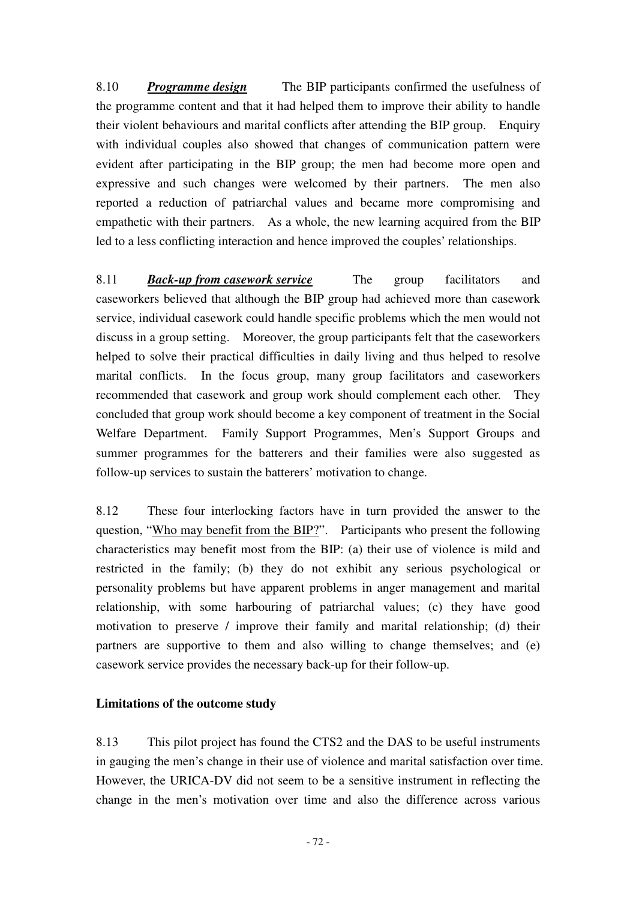8.10 ***Programme design*** The BIP participants confirmed the usefulness of the programme content and that it had helped them to improve their ability to handle their violent behaviours and marital conflicts after attending the BIP group. Enquiry with individual couples also showed that changes of communication pattern were evident after participating in the BIP group; the men had become more open and expressive and such changes were welcomed by their partners. The men also reported a reduction of patriarchal values and became more compromising and empathetic with their partners. As a whole, the new learning acquired from the BIP led to a less conflicting interaction and hence improved the couples' relationships.

8.11 ***Back-up from casework service*** The group facilitators and caseworkers believed that although the BIP group had achieved more than casework service, individual casework could handle specific problems which the men would not discuss in a group setting. Moreover, the group participants felt that the caseworkers helped to solve their practical difficulties in daily living and thus helped to resolve marital conflicts. In the focus group, many group facilitators and caseworkers recommended that casework and group work should complement each other. They concluded that group work should become a key component of treatment in the Social Welfare Department. Family Support Programmes, Men's Support Groups and summer programmes for the batterers and their families were also suggested as follow-up services to sustain the batterers' motivation to change.

8.12 These four interlocking factors have in turn provided the answer to the question, "Who may benefit from the BIP?". Participants who present the following characteristics may benefit most from the BIP: (a) their use of violence is mild and restricted in the family; (b) they do not exhibit any serious psychological or personality problems but have apparent problems in anger management and marital relationship, with some harbouring of patriarchal values; (c) they have good motivation to preserve / improve their family and marital relationship; (d) their partners are supportive to them and also willing to change themselves; and (e) casework service provides the necessary back-up for their follow-up.

**Limitations of the outcome study**

8.13 This pilot project has found the CTS2 and the DAS to be useful instruments in gauging the men's change in their use of violence and marital satisfaction over time. However, the URICA-DV did not seem to be a sensitive instrument in reflecting the change in the men's motivation over time and also the difference across various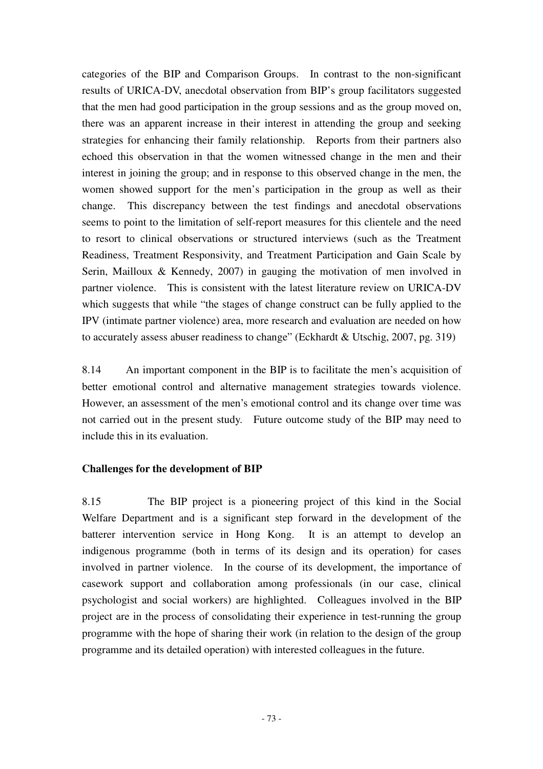categories of the BIP and Comparison Groups. In contrast to the non-significant results of URICA-DV, anecdotal observation from BIP's group facilitators suggested that the men had good participation in the group sessions and as the group moved on, there was an apparent increase in their interest in attending the group and seeking strategies for enhancing their family relationship. Reports from their partners also echoed this observation in that the women witnessed change in the men and their interest in joining the group; and in response to this observed change in the men, the women showed support for the men's participation in the group as well as their change. This discrepancy between the test findings and anecdotal observations seems to point to the limitation of self-report measures for this clientele and the need to resort to clinical observations or structured interviews (such as the Treatment Readiness, Treatment Responsivity, and Treatment Participation and Gain Scale by Serin, Mailloux & Kennedy, 2007) in gauging the motivation of men involved in partner violence. This is consistent with the latest literature review on URICA-DV which suggests that while "the stages of change construct can be fully applied to the IPV (intimate partner violence) area, more research and evaluation are needed on how to accurately assess abuser readiness to change" (Eckhardt & Utschig, 2007, pg. 319)

8.14 An important component in the BIP is to facilitate the men's acquisition of better emotional control and alternative management strategies towards violence. However, an assessment of the men's emotional control and its change over time was not carried out in the present study. Future outcome study of the BIP may need to include this in its evaluation.

**Challenges for the development of BIP**

8.15 The BIP project is a pioneering project of this kind in the Social Welfare Department and is a significant step forward in the development of the batterer intervention service in Hong Kong. It is an attempt to develop an indigenous programme (both in terms of its design and its operation) for cases involved in partner violence. In the course of its development, the importance of casework support and collaboration among professionals (in our case, clinical psychologist and social workers) are highlighted. Colleagues involved in the BIP project are in the process of consolidating their experience in test-running the group programme with the hope of sharing their work (in relation to the design of the group programme and its detailed operation) with interested colleagues in the future.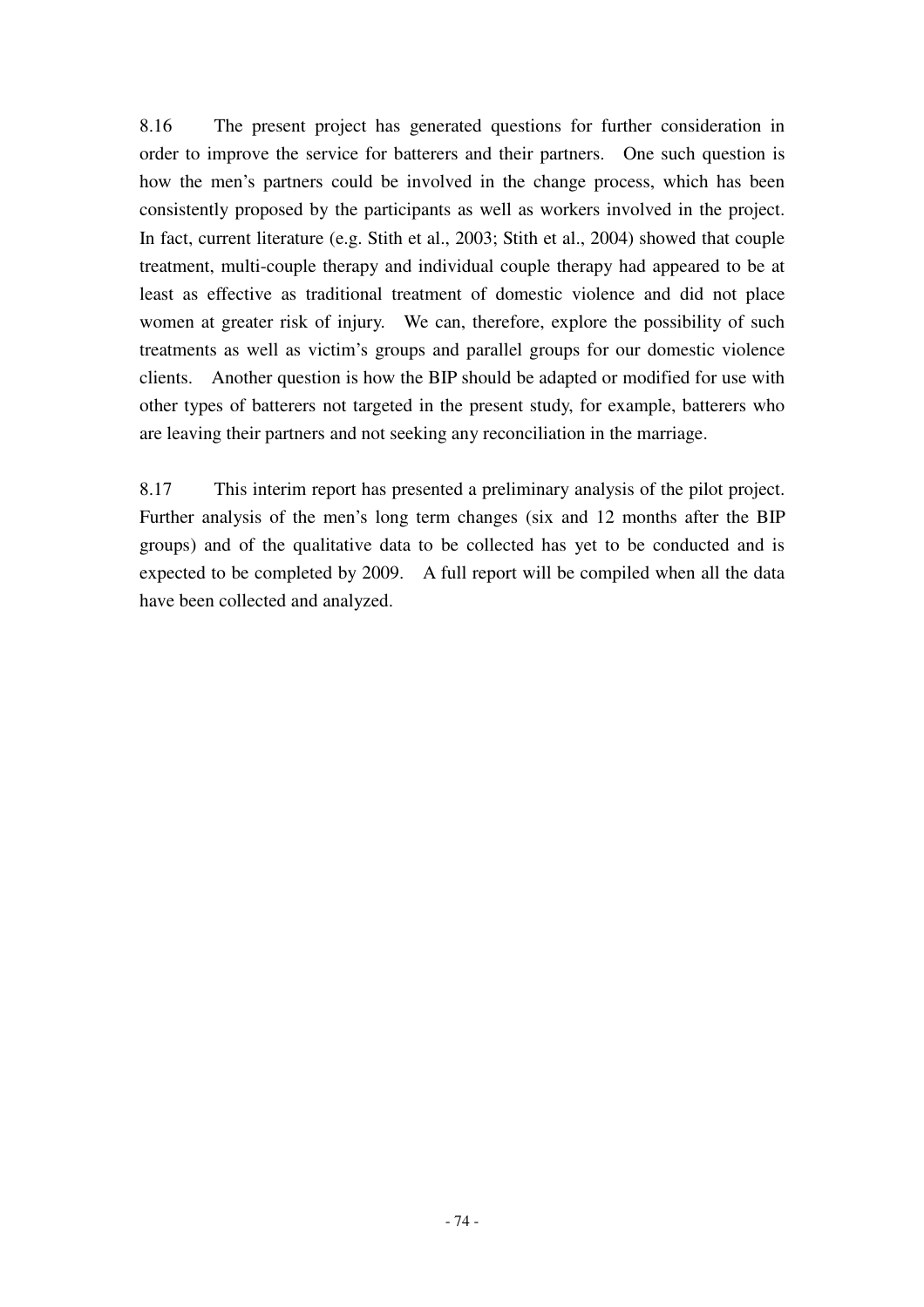8.16 The present project has generated questions for further consideration in order to improve the service for batterers and their partners. One such question is how the men's partners could be involved in the change process, which has been consistently proposed by the participants as well as workers involved in the project. In fact, current literature (e.g. Stith et al., 2003; Stith et al., 2004) showed that couple treatment, multi-couple therapy and individual couple therapy had appeared to be at least as effective as traditional treatment of domestic violence and did not place women at greater risk of injury. We can, therefore, explore the possibility of such treatments as well as victim's groups and parallel groups for our domestic violence clients. Another question is how the BIP should be adapted or modified for use with other types of batterers not targeted in the present study, for example, batterers who are leaving their partners and not seeking any reconciliation in the marriage.

8.17 This interim report has presented a preliminary analysis of the pilot project. Further analysis of the men's long term changes (six and 12 months after the BIP groups) and of the qualitative data to be collected has yet to be conducted and is expected to be completed by 2009. A full report will be compiled when all the data have been collected and analyzed.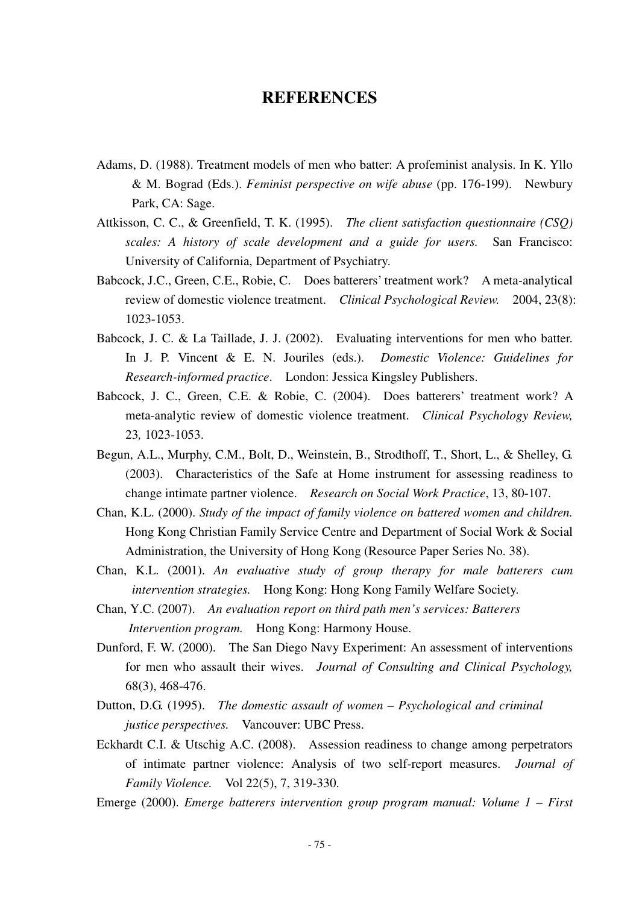# REFERENCES

Adams, D. (1988). Treatment models of men who batter: A profeminist analysis. In K. Yllo & M. Bograd (Eds.). *Feminist perspective on wife abuse* (pp. 176-199). Newbury Park, CA: Sage.

Attkisson, C. C., & Greenfield, T. K. (1995). *The client satisfaction questionnaire (CSQ) scales: A history of scale development and a guide for users.* San Francisco: University of California, Department of Psychiatry.

Babcock, J.C., Green, C.E., Robie, C. Does batterers' treatment work? A meta-analytical review of domestic violence treatment. *Clinical Psychological Review.* 2004, 23(8): 1023-1053.

Babcock, J. C. & La Taillade, J. J. (2002). Evaluating interventions for men who batter. In J. P. Vincent & E. N. Jouriles (eds.). *Domestic Violence: Guidelines for Research-informed practice*. London: Jessica Kingsley Publishers.

Babcock, J. C., Green, C.E. & Robie, C. (2004). Does batterers' treatment work? A meta-analytic review of domestic violence treatment. *Clinical Psychology Review,* 23*,* 1023-1053.

Begun, A.L., Murphy, C.M., Bolt, D., Weinstein, B., Strodthoff, T., Short, L., & Shelley, G. (2003). Characteristics of the Safe at Home instrument for assessing readiness to change intimate partner violence. *Research on Social Work Practice*, 13, 80-107.

Chan, K.L. (2000). *Study of the impact of family violence on battered women and children.* Hong Kong Christian Family Service Centre and Department of Social Work & Social Administration, the University of Hong Kong (Resource Paper Series No. 38).

Chan, K.L. (2001). *An evaluative study of group therapy for male batterers cum intervention strategies.* Hong Kong: Hong Kong Family Welfare Society.

Chan, Y.C. (2007). *An evaluation report on third path men's services: Batterers Intervention program.* Hong Kong: Harmony House.

Dunford, F. W. (2000). The San Diego Navy Experiment: An assessment of interventions for men who assault their wives. *Journal of Consulting and Clinical Psychology,* 68(3), 468-476.

Dutton, D.G. (1995). *The domestic assault of women – Psychological and criminal justice perspectives.* Vancouver: UBC Press.

Eckhardt C.I. & Utschig A.C. (2008). Assession readiness to change among perpetrators of intimate partner violence: Analysis of two self-report measures. *Journal of Family Violence.* Vol 22(5), 7, 319-330.

Emerge (2000). *Emerge batterers intervention group program manual: Volume 1 – First*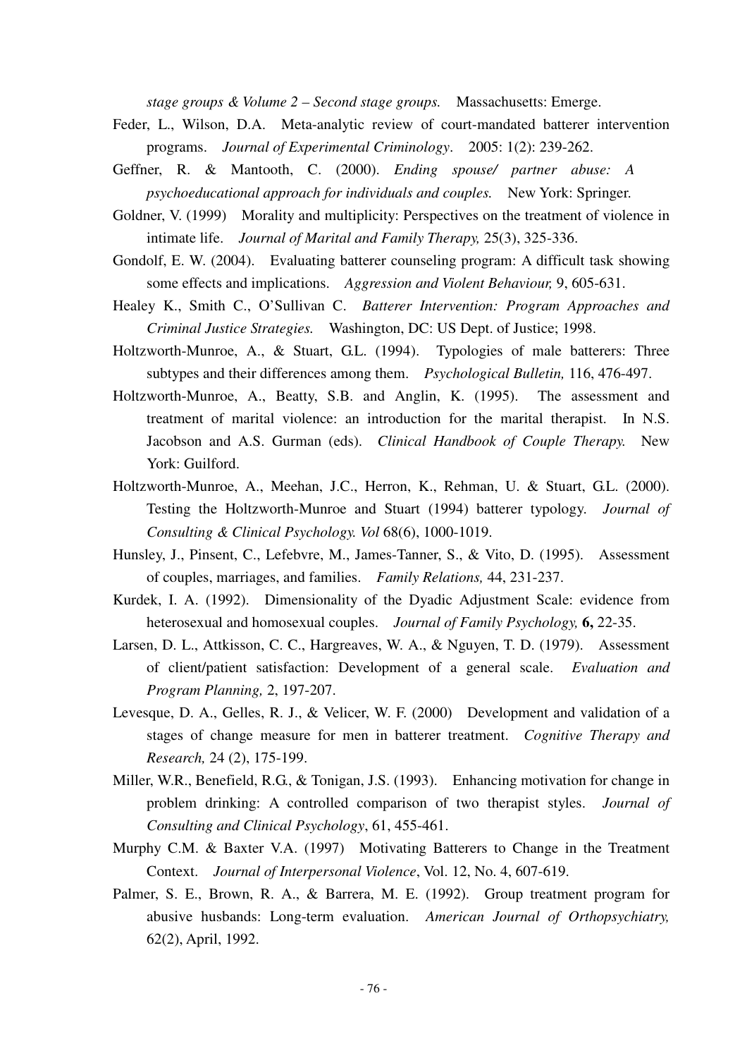*stage groups & Volume 2 – Second stage groups.* Massachusetts: Emerge.

Feder, L., Wilson, D.A. Meta-analytic review of court-mandated batterer intervention programs. *Journal of Experimental Criminology*. 2005: 1(2): 239-262.

Geffner, R. & Mantooth, C. (2000). *Ending spouse/ partner abuse: A psychoeducational approach for individuals and couples.* New York: Springer.

Goldner, V. (1999) Morality and multiplicity: Perspectives on the treatment of violence in intimate life. *Journal of Marital and Family Therapy,* 25(3), 325-336.

Gondolf, E. W. (2004). Evaluating batterer counseling program: A difficult task showing some effects and implications. *Aggression and Violent Behaviour,* 9, 605-631.

Healey K., Smith C., O'Sullivan C. *Batterer Intervention: Program Approaches and Criminal Justice Strategies.* Washington, DC: US Dept. of Justice; 1998.

Holtzworth-Munroe, A., & Stuart, G.L. (1994). Typologies of male batterers: Three subtypes and their differences among them. *Psychological Bulletin,* 116, 476-497.

Holtzworth-Munroe, A., Beatty, S.B. and Anglin, K. (1995). The assessment and treatment of marital violence: an introduction for the marital therapist. In N.S. Jacobson and A.S. Gurman (eds). *Clinical Handbook of Couple Therapy.* New York: Guilford.

Holtzworth-Munroe, A., Meehan, J.C., Herron, K., Rehman, U. & Stuart, G.L. (2000). Testing the Holtzworth-Munroe and Stuart (1994) batterer typology. *Journal of Consulting & Clinical Psychology. Vol* 68(6), 1000-1019.

Hunsley, J., Pinsent, C., Lefebvre, M., James-Tanner, S., & Vito, D. (1995). Assessment of couples, marriages, and families. *Family Relations,* 44, 231-237.

Kurdek, I. A. (1992). Dimensionality of the Dyadic Adjustment Scale: evidence from heterosexual and homosexual couples. *Journal of Family Psychology,* **6,** 22-35.

Larsen, D. L., Attkisson, C. C., Hargreaves, W. A., & Nguyen, T. D. (1979). Assessment of client/patient satisfaction: Development of a general scale. *Evaluation and Program Planning,* 2, 197-207.

Levesque, D. A., Gelles, R. J., & Velicer, W. F. (2000) Development and validation of a stages of change measure for men in batterer treatment. *Cognitive Therapy and Research,* 24 (2), 175-199.

Miller, W.R., Benefield, R.G., & Tonigan, J.S. (1993). Enhancing motivation for change in problem drinking: A controlled comparison of two therapist styles. *Journal of Consulting and Clinical Psychology*, 61, 455-461.

Murphy C.M. & Baxter V.A. (1997) Motivating Batterers to Change in the Treatment Context. *Journal of Interpersonal Violence*, Vol. 12, No. 4, 607-619.

Palmer, S. E., Brown, R. A., & Barrera, M. E. (1992). Group treatment program for abusive husbands: Long-term evaluation. *American Journal of Orthopsychiatry,* 62(2), April, 1992.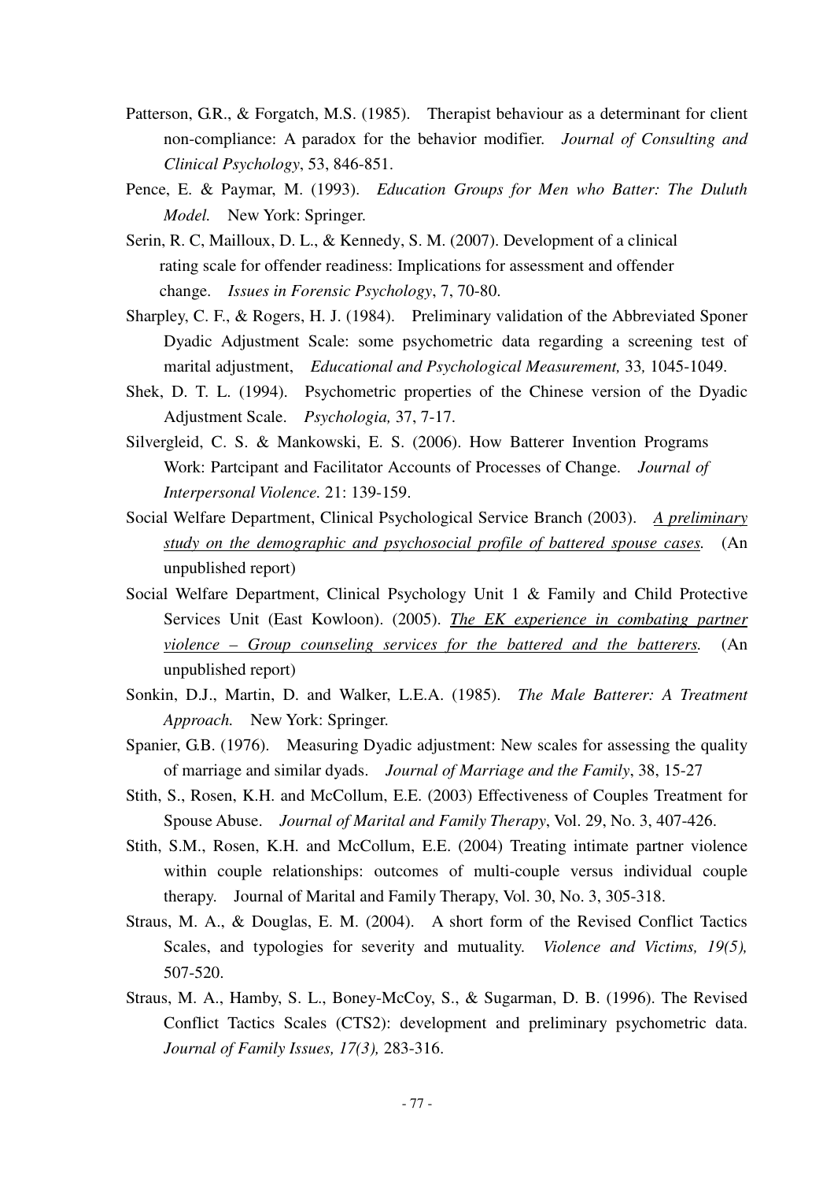Patterson, G.R., & Forgatch, M.S. (1985). Therapist behaviour as a determinant for client non-compliance: A paradox for the behavior modifier. *Journal of Consulting and Clinical Psychology*, 53, 846-851.

Pence, E. & Paymar, M. (1993). *Education Groups for Men who Batter: The Duluth Model.* New York: Springer.

Serin, R. C, Mailloux, D. L., & Kennedy, S. M. (2007). Development of a clinical rating scale for offender readiness: Implications for assessment and offender change. *Issues in Forensic Psychology*, 7, 70-80.

Sharpley, C. F., & Rogers, H. J. (1984). Preliminary validation of the Abbreviated Sponer Dyadic Adjustment Scale: some psychometric data regarding a screening test of marital adjustment, *Educational and Psychological Measurement,* 33*,* 1045-1049.

Shek, D. T. L. (1994). Psychometric properties of the Chinese version of the Dyadic Adjustment Scale. *Psychologia,* 37, 7-17.

Silvergleid, C. S. & Mankowski, E. S. (2006). How Batterer Invention Programs Work: Partcipant and Facilitator Accounts of Processes of Change. *Journal of Interpersonal Violence.* 21: 139-159.

Social Welfare Department, Clinical Psychological Service Branch (2003). <u>*A preliminary study on the demographic and psychosocial profile of battered spouse cases.*</u> (An unpublished report)

Social Welfare Department, Clinical Psychology Unit 1 & Family and Child Protective Services Unit (East Kowloon). (2005). <u>*The EK experience in combating partner violence – Group counseling services for the battered and the batterers.*</u> (An unpublished report)

Sonkin, D.J., Martin, D. and Walker, L.E.A. (1985). *The Male Batterer: A Treatment Approach.* New York: Springer.

Spanier, G.B. (1976). Measuring Dyadic adjustment: New scales for assessing the quality of marriage and similar dyads. *Journal of Marriage and the Family*, 38, 15-27

Stith, S., Rosen, K.H. and McCollum, E.E. (2003) Effectiveness of Couples Treatment for Spouse Abuse. *Journal of Marital and Family Therapy*, Vol. 29, No. 3, 407-426.

Stith, S.M., Rosen, K.H. and McCollum, E.E. (2004) Treating intimate partner violence within couple relationships: outcomes of multi-couple versus individual couple therapy. Journal of Marital and Family Therapy, Vol. 30, No. 3, 305-318.

Straus, M. A., & Douglas, E. M. (2004). A short form of the Revised Conflict Tactics Scales, and typologies for severity and mutuality. *Violence and Victims, 19(5),* 507-520.

Straus, M. A., Hamby, S. L., Boney-McCoy, S., & Sugarman, D. B. (1996). The Revised Conflict Tactics Scales (CTS2): development and preliminary psychometric data. *Journal of Family Issues, 17(3),* 283-316.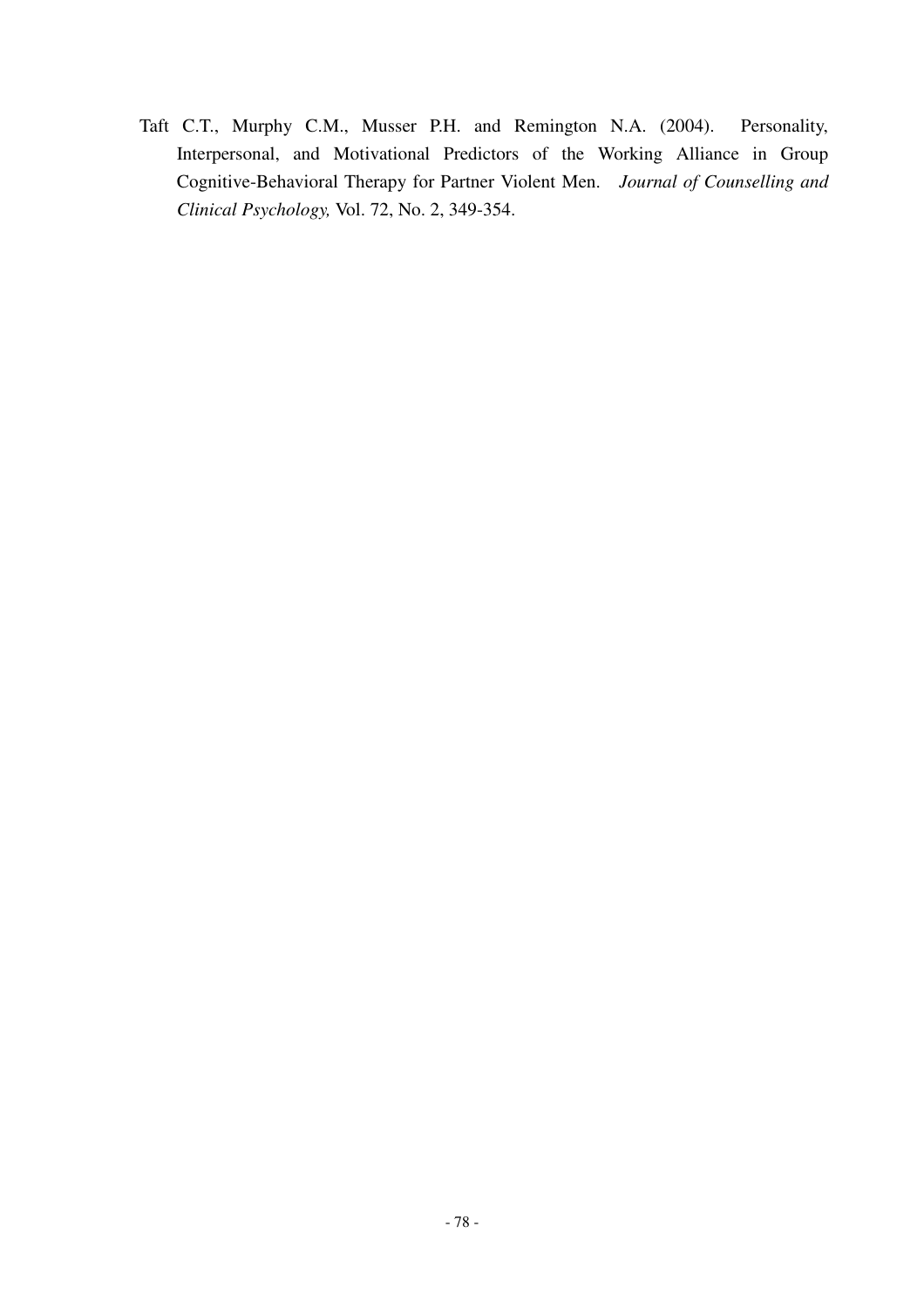Taft C.T., Murphy C.M., Musser P.H. and Remington N.A. (2004). Personality, Interpersonal, and Motivational Predictors of the Working Alliance in Group Cognitive-Behavioral Therapy for Partner Violent Men. *Journal of Counselling and Clinical Psychology,* Vol. 72, No. 2, 349-354.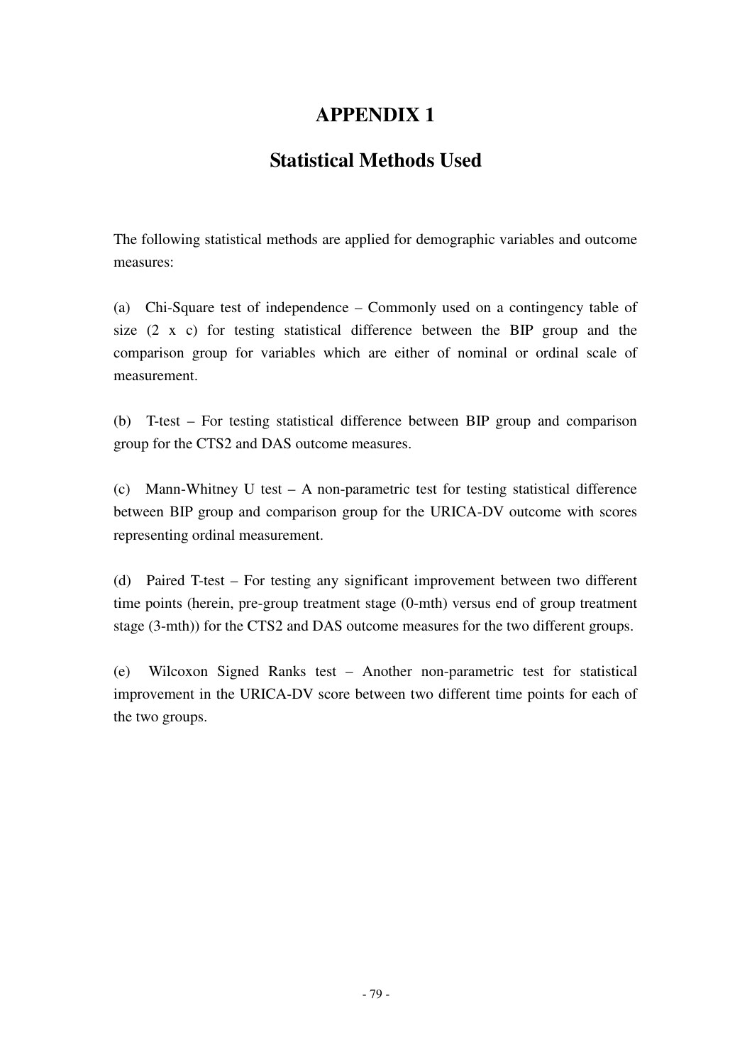# APPENDIX 1

## Statistical Methods Used

The following statistical methods are applied for demographic variables and outcome measures:

(a) Chi-Square test of independence – Commonly used on a contingency table of size (2 x c) for testing statistical difference between the BIP group and the comparison group for variables which are either of nominal or ordinal scale of measurement.

(b) T-test – For testing statistical difference between BIP group and comparison group for the CTS2 and DAS outcome measures.

(c) Mann-Whitney U test – A non-parametric test for testing statistical difference between BIP group and comparison group for the URICA-DV outcome with scores representing ordinal measurement.

(d) Paired T-test – For testing any significant improvement between two different time points (herein, pre-group treatment stage (0-mth) versus end of group treatment stage (3-mth)) for the CTS2 and DAS outcome measures for the two different groups.

(e) Wilcoxon Signed Ranks test – Another non-parametric test for statistical improvement in the URICA-DV score between two different time points for each of the two groups.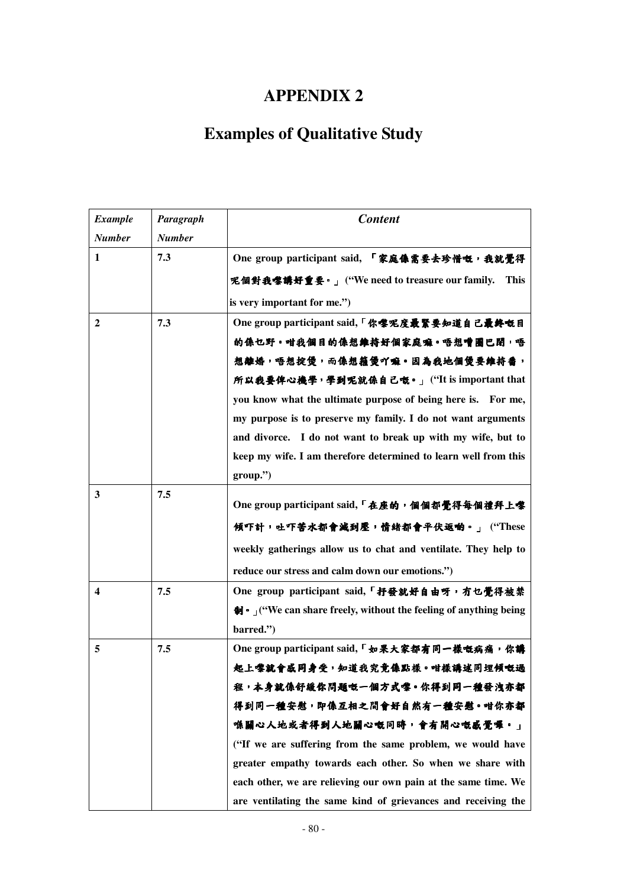# APPENDIX 2

# Examples of Qualitative Study

| *Example Number* | *Paragraph Number* | *Content* |
|---|---|---|
| **1** | **7.3** | **One group participant said, 「家庭係需要去珍惜嘅，我就覺得呢個對我嚟講好重要。」("We need to treasure our family. This is very important for me.")** |
| **2** | **7.3** | **One group participant said,「你嚟呢度最緊要知道自己最終嘅目的係乜野。咁我個目的係想維持好個家庭嘛。唔想嘈園巴閉，唔想離婚，唔想掟煲，而係想箍煲吖嘛。因為我地個煲要維持番，所以我要俾心機學，學到呢就係自己嘅。」("It is important that you know what the ultimate purpose of being here is. For me, my purpose is to preserve my family. I do not want arguments and divorce. I do not want to break up with my wife, but to keep my wife. I am therefore determined to learn well from this group.")** |
| **3** | **7.5** | **One group participant said,「在座的，個個都覺得每個禮拜上嚟傾吓計，吐吓苦水都會減到壓，情緒都會平伏返啲。」("These weekly gatherings allow us to chat and ventilate. They help to reduce our stress and calm down our emotions.")** |
| **4** | **7.5** | **One group participant said,「抒發就好自由呀，冇乜覺得被禁制。」("We can share freely, without the feeling of anything being barred.")** |
| **5** | **7.5** | **One group participant said,「如果大家都有同一樣嘅病痛，你講起上嚟就會感同身受，知道我究竟係點樣。咁樣講述同埋傾嘅過程，本身就係舒緩你問題嘅一個方式嚟。你得到同一種發洩亦都得到同一種安慰，即係互相之間會好自然有一種安慰。咁你亦都喺關心人地或者得到人地關心嘅同時，會有開心嘅感覺嚟。」("If we are suffering from the same problem, we would have greater empathy towards each other. So when we share with each other, we are relieving our own pain at the same time. We are ventilating the same kind of grievances and receiving the** |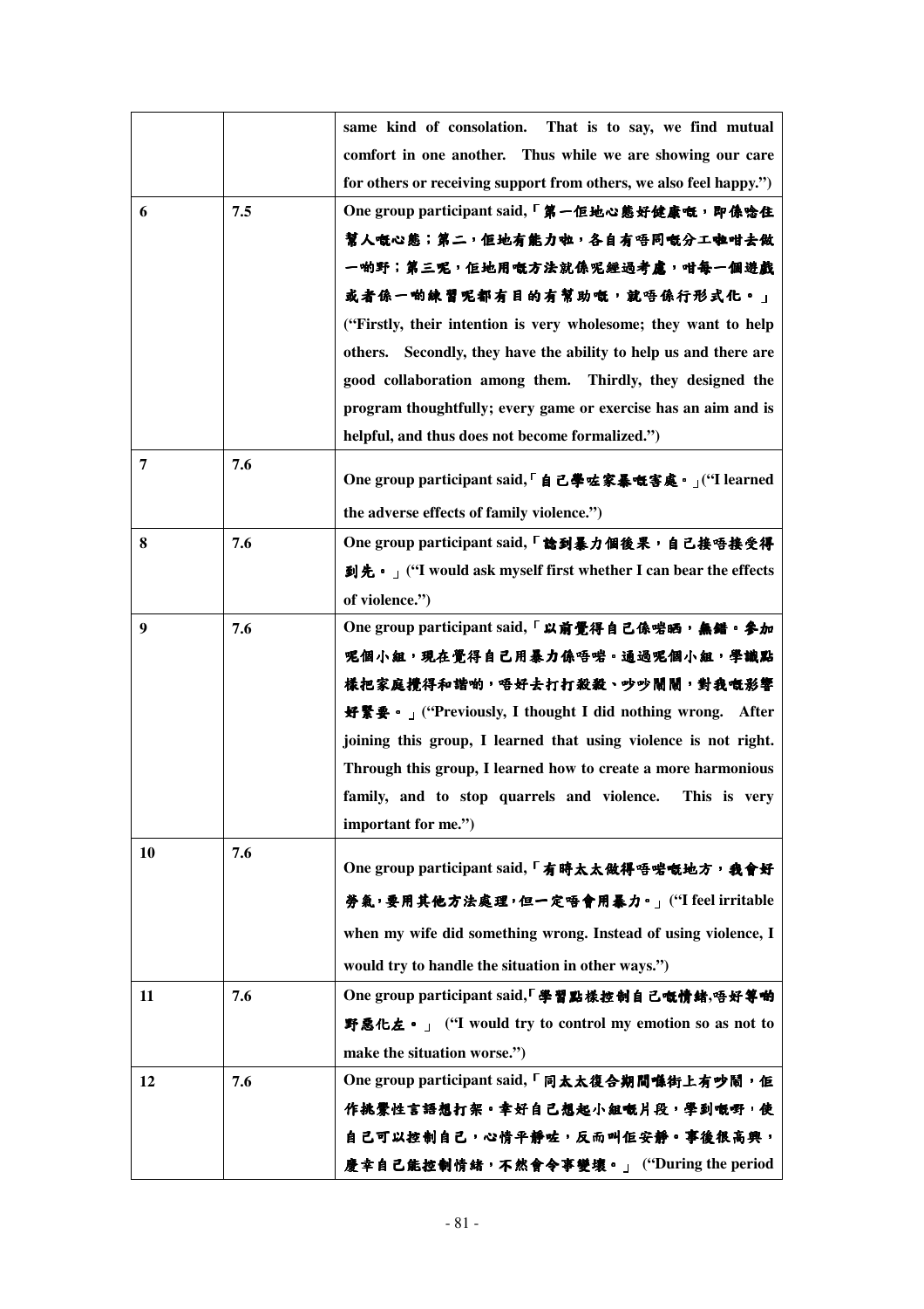| | | |
|---|---|---|
| | | **same kind of consolation. That is to say, we find mutual comfort in one another. Thus while we are showing our care for others or receiving support from others, we also feel happy.")** |
| **6** | **7.5** | **One group participant said,「第一佢地心態好健康嘅，即係唸住幫人嘅心態；第二，佢地有能力啦，各自有唔同嘅分工啦咁去做一啲野；第三呢，佢地用嘅方法就係呢經過考慮，咁每一個遊戲或者係一啲練習呢都有目的有幫助嘅，就唔係行形式化。」("Firstly, their intention is very wholesome; they want to help others. Secondly, they have the ability to help us and there are good collaboration among them. Thirdly, they designed the program thoughtfully; every game or exercise has an aim and is helpful, and thus does not become formalized.")** |
| **7** | **7.6** | **One group participant said,「自己學咗家暴嘅害處。」("I learned the adverse effects of family violence.")** |
| **8** | **7.6** | **One group participant said,「諗到暴力個後果，自己接唔接受得到先。」("I would ask myself first whether I can bear the effects of violence.")** |
| **9** | **7.6** | **One group participant said,「以前覺得自己係啱晒，無錯。參加呢個小組，現在覺得自己用暴力係唔啱。通過呢個小組，學識點樣把家庭攪得和諧啲，唔好去打打殺殺、吵吵鬧鬧，對我嘅影響好緊要。」("Previously, I thought I did nothing wrong. After joining this group, I learned that using violence is not right. Through this group, I learned how to create a more harmonious family, and to stop quarrels and violence. This is very important for me.")** |
| **10** | **7.6** | **One group participant said,「有時太太做得唔啱嘅地方，我會好勞氣，要用其他方法處理，但一定唔會用暴力。」("I feel irritable when my wife did something wrong. Instead of using violence, I would try to handle the situation in other ways.")** |
| **11** | **7.6** | **One group participant said,「學習點樣控制自己嘅情緒,唔好等啲野惡化左。」("I would try to control my emotion so as not to make the situation worse.")** |
| **12** | **7.6** | **One group participant said,「同太太復合期間喺街上有吵鬧，佢作挑釁性言語想打架。幸好自己想起小組嘅片段，學到嘅野，使自己可以控制自己，心情平靜咗，反而叫佢安靜。事後很高興，慶幸自己能控制情緒，不然會令事變壞。」("During the period** |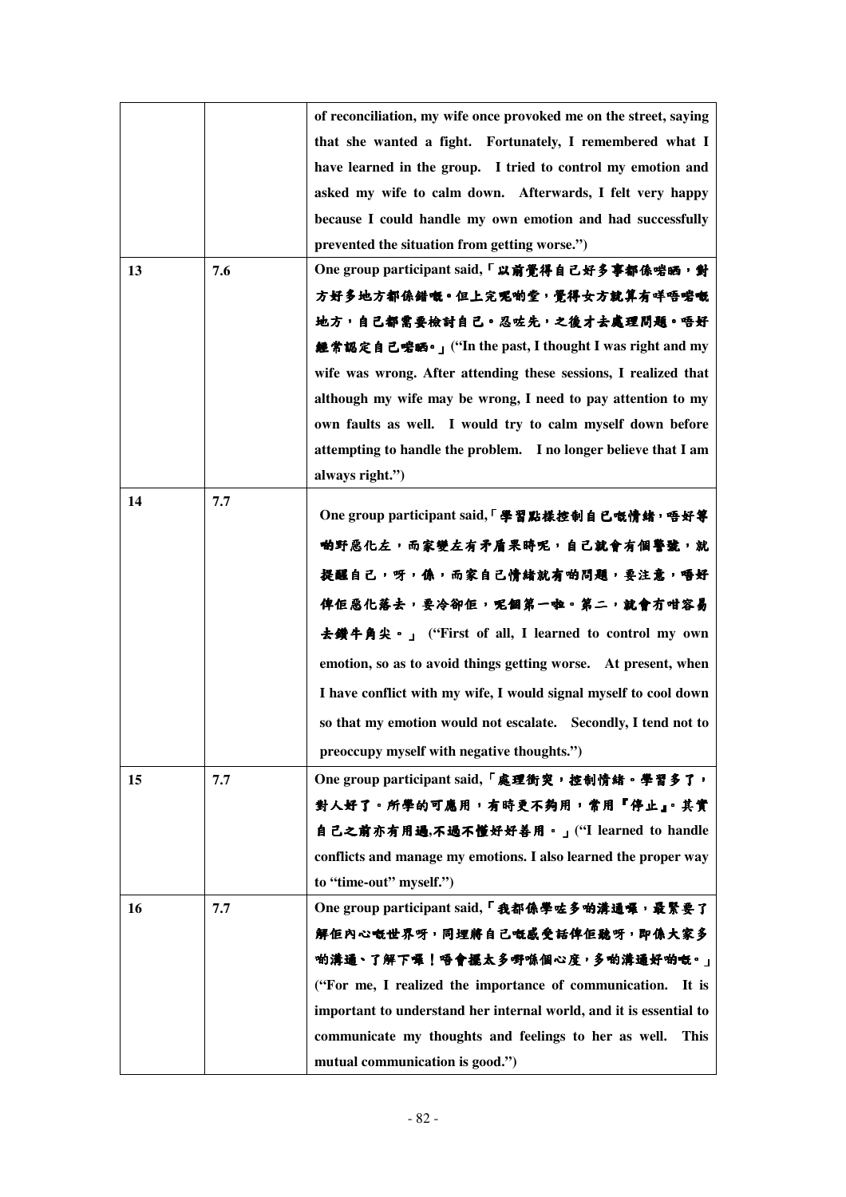| | | |
|---|---|---|
| | | **of reconciliation, my wife once provoked me on the street, saying that she wanted a fight. Fortunately, I remembered what I have learned in the group. I tried to control my emotion and asked my wife to calm down. Afterwards, I felt very happy because I could handle my own emotion and had successfully prevented the situation from getting worse.")** |
| **13** | **7.6** | **One group participant said,「以前覺得自己好多事都係啱晒，對方好多地方都係錯嘅。但上完呢啲堂，覺得女方就算有咩唔啱嘅地方，自己都需要檢討自己。忍咗先，之後才去處理問題。唔好經常認定自己啱晒。」("In the past, I thought I was right and my wife was wrong. After attending these sessions, I realized that although my wife may be wrong, I need to pay attention to my own faults as well. I would try to calm myself down before attempting to handle the problem. I no longer believe that I am always right.")** |
| **14** | **7.7** | **One group participant said,「學習點樣控制自己嘅情緒，唔好等啲野惡化左，而家變左有矛盾果時呢，自己就會有個警號，就提醒自己，呀，係，而家自己情緒就有啲問題，要注意，唔好俾佢惡化落去，要冷卻佢，呢個第一啦。第二，就會冇咁容易去鑽牛角尖。」("First of all, I learned to control my own emotion, so as to avoid things getting worse. At present, when I have conflict with my wife, I would signal myself to cool down so that my emotion would not escalate. Secondly, I tend not to preoccupy myself with negative thoughts.")** |
| **15** | **7.7** | **One group participant said,「處理衝突，控制情緒。學習多了，對人好了。所學的可應用，有時更不夠用，常用『停止』。其實自己之前亦有用過,不過不懂好好善用。」("I learned to handle conflicts and manage my emotions. I also learned the proper way to "time-out" myself.")** |
| **16** | **7.7** | **One group participant said,「我都係學咗多啲溝通嘍，最緊要了解佢內心嘅世界呀，同埋將自己嘅感受話俾佢聽呀，即係大家多啲溝通、了解下嘍！唔會擺太多野喺個心度，多啲溝通好啲嘅。」("For me, I realized the importance of communication. It is important to understand her internal world, and it is essential to communicate my thoughts and feelings to her as well. This mutual communication is good.")** |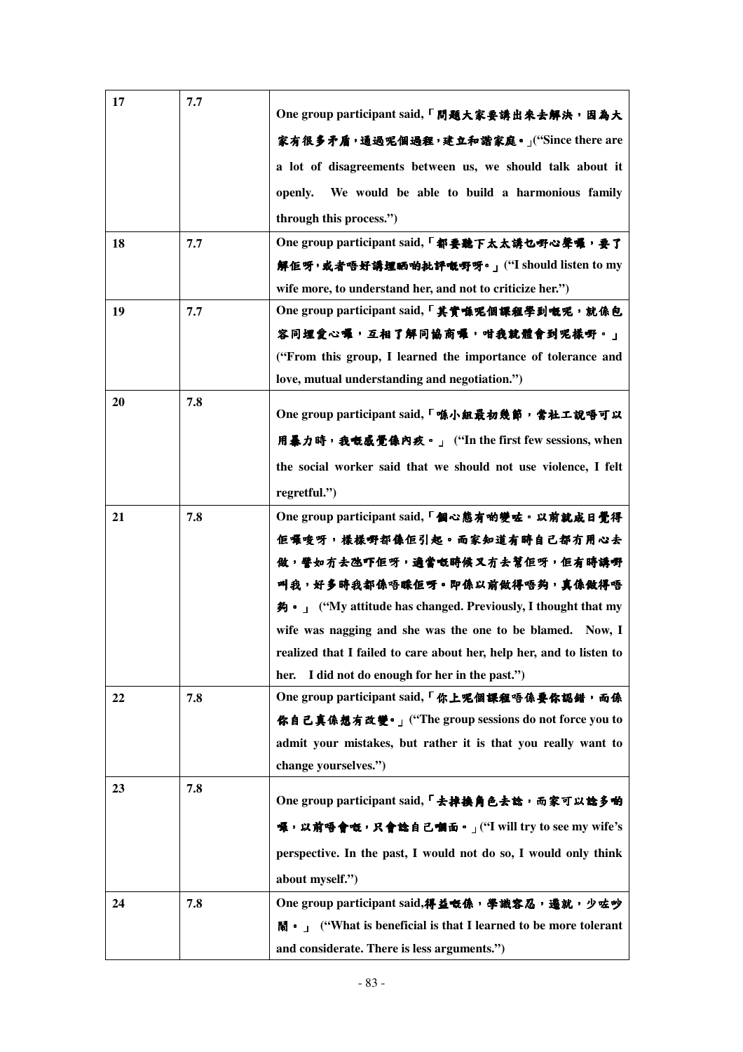| 17 | 7.7 | One group participant said,「問題大家要講出來去解決，因為大家有很多矛盾，通過呢個過程，建立和諧家庭。」("Since there are a lot of disagreements between us, we should talk about it openly. We would be able to build a harmonious family through this process.") |
|---|---|---|
| 18 | 7.7 | One group participant said,「都要聽下太太講乜嘢心聲囉，要了解佢呀，或者唔好講埋晒啲批評嘅嘢呀。」("I should listen to my wife more, to understand her, and not to criticize her.") |
| 19 | 7.7 | One group participant said,「其實喺呢個課程學到嘅呢，就係包容同埋愛心囉，互相了解同協商囉，咁我就體會到呢樣嘢。」("From this group, I learned the importance of tolerance and love, mutual understanding and negotiation.") |
| 20 | 7.8 | One group participant said,「喺小組最初幾節，當社工說唔可以用暴力時，我嘅感覺係內疚。」("In the first few sessions, when the social worker said that we should not use violence, I felt regretful.") |
| 21 | 7.8 | One group participant said,「個心態有啲變咗。以前就成日覺得佢囉嗦呀，樣樣嘢都係佢引起。而家知道有時自己都冇用心去做，譬如冇去氹吓佢呀，適當嘅時候又冇去幫佢呀，佢有時講嘢叫我，好多時我都係唔睬佢呀。即係以前做得唔夠，真係做得唔夠。」("My attitude has changed. Previously, I thought that my wife was nagging and she was the one to be blamed. Now, I realized that I failed to care about her, help her, and to listen to her. I did not do enough for her in the past.") |
| 22 | 7.8 | One group participant said,「你上呢個課程唔係要你認錯，而係你自己真係想有改變。」("The group sessions do not force you to admit your mistakes, but rather it is that you really want to change yourselves.") |
| 23 | 7.8 | One group participant said,「去掉換角色去諗，而家可以諗多啲嘢，以前唔會嘅，只會諗自己嗰面。」("I will try to see my wife's perspective. In the past, I would not do so, I would only think about myself.") |
| 24 | 7.8 | One group participant said,得益嘅係，學識容忍，遷就，少咗吵鬧。」("What is beneficial is that I learned to be more tolerant and considerate. There is less arguments.") |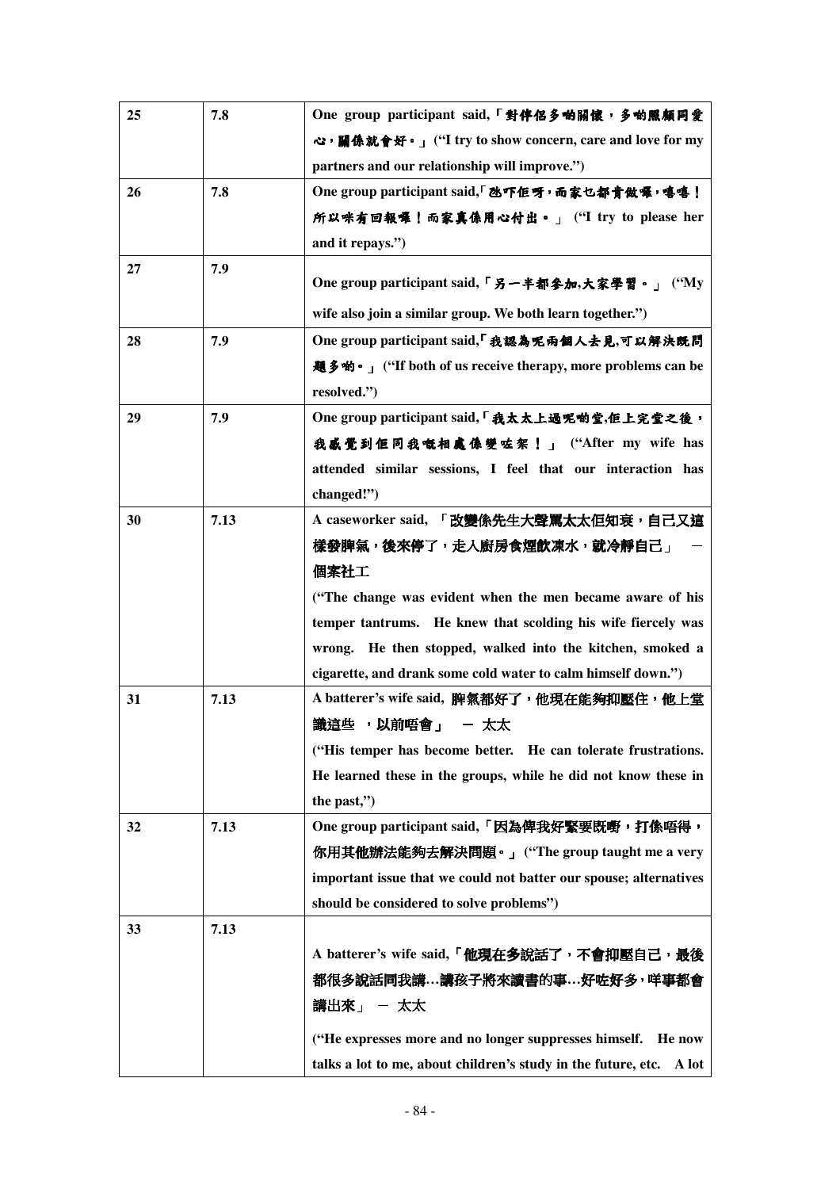| | | |
|---|---|---|
| 25 | 7.8 | One group participant said,「對伴侶多啲關懷，多啲照顧同愛心，關係就會好。」("I try to show concern, care and love for my partners and our relationship will improve.") |
| 26 | 7.8 | One group participant said,「氹吓佢呀，而家也都肯做囉，嘻嘻！所以咪有回報囉！而家真係用心付出。」("I try to please her and it repays.") |
| 27 | 7.9 | One group participant said,「另一半都參加,大家學習。」("My wife also join a similar group. We both learn together.") |
| 28 | 7.9 | One group participant said,「我認為呢兩個人去見,可以解決既問題多啲。」("If both of us receive therapy, more problems can be resolved.") |
| 29 | 7.9 | One group participant said,「我太太上過呢啲堂,佢上完堂之後，我感覺到佢同我嘅相處係變咗架！」("After my wife has attended similar sessions, I feel that our interaction has changed!") |
| 30 | 7.13 | A caseworker said, 「改變係先生大聲罵太太佢知衰，自己又這樣發脾氣，後來停了，走入廚房食煙飲凍水，就冷靜自己」 － 個案社工<br>("The change was evident when the men became aware of his temper tantrums. He knew that scolding his wife fiercely was wrong. He then stopped, walked into the kitchen, smoked a cigarette, and drank some cold water to calm himself down.") |
| 31 | 7.13 | A batterer's wife said, 脾氣都好了，他現在能夠抑壓住，他上堂識這些 ，以前唔會」 － 太太<br>("His temper has become better. He can tolerate frustrations. He learned these in the groups, while he did not know these in the past,") |
| 32 | 7.13 | One group participant said,「因為俾我好緊要既嘢，打係唔得，你用其他辦法能夠去解決問題。」("The group taught me a very important issue that we could not batter our spouse; alternatives should be considered to solve problems") |
| 33 | 7.13 | A batterer's wife said,「他現在多說話了，不會抑壓自己，最後都很多說話同我講…講孩子將來讀書的事…好咗好多，咩事都會講出來」 － 太太<br>("He expresses more and no longer suppresses himself. He now talks a lot to me, about children's study in the future, etc. A lot |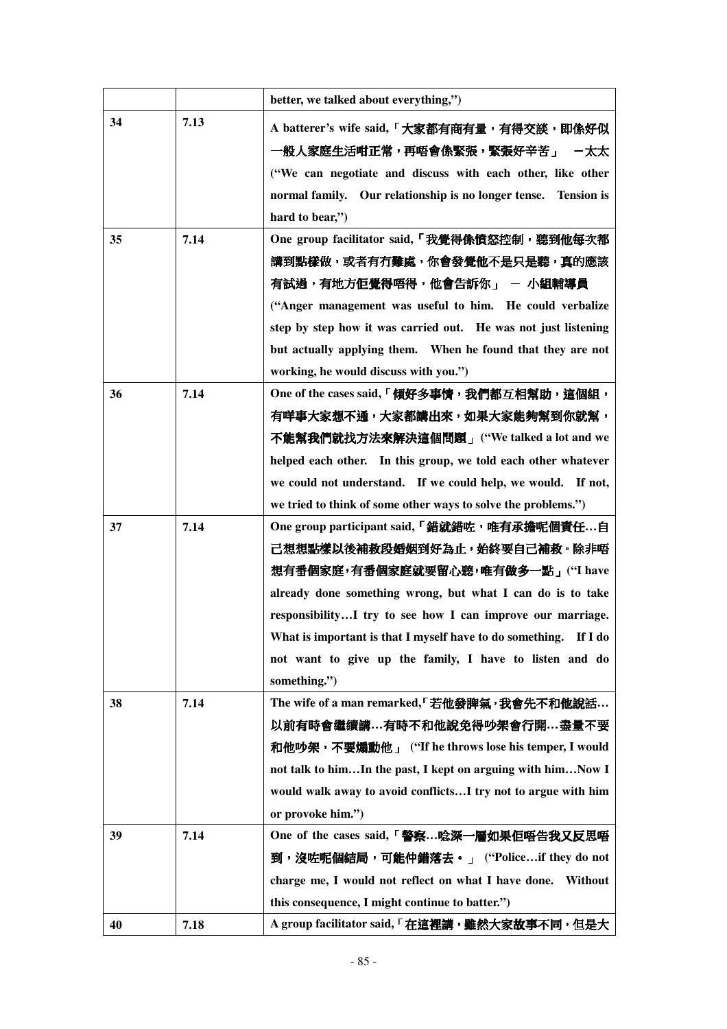| | | |
|---|---|---|
| | | better, we talked about everything,") |
| 34 | 7.13 | A batterer's wife said,「大家都有商有量，有得交談，即係好似一般人家庭生活咁正常，再唔會像緊張，緊張好辛苦」 －太太 ("We can negotiate and discuss with each other, like other normal family. Our relationship is no longer tense. Tension is hard to bear,") |
| 35 | 7.14 | One group facilitator said,「我覺得係憤怒控制，聽到他每次都講到點樣做，或者有冇難處，你會發覺他不是只是聽，真的應該有試過，有地方佢覺得唔得，他會告訴你」 － 小組輔導員 ("Anger management was useful to him. He could verbalize step by step how it was carried out. He was not just listening but actually applying them. When he found that they are not working, he would discuss with you.") |
| 36 | 7.14 | One of the cases said,「傾好多事情，我們都互相幫助，這個組，有咩事大家想不通，大家都講出來，如果大家能夠幫到你就幫，不能幫我們就找方法來解決這個問題」("We talked a lot and we helped each other. In this group, we told each other whatever we could not understand. If we could help, we would. If not, we tried to think of some other ways to solve the problems.") |
| 37 | 7.14 | One group participant said,「錯就錯咗，唯有承擔呢個責任…自己想想點樣以後補救段婚姻到好為止，始終要自己補救。除非唔想有番個家庭，有番個家庭就要留心聽，唯有做多一點」("I have already done something wrong, but what I can do is to take responsibility…I try to see how I can improve our marriage. What is important is that I myself have to do something. If I do not want to give up the family, I have to listen and do something.") |
| 38 | 7.14 | The wife of a man remarked,「若他發脾氣，我會先不和他說話…以前有時會繼續講…有時不和他說免得吵架會行開…盡量不要和他吵架，不要煽動他」 ("If he throws lose his temper, I would not talk to him…In the past, I kept on arguing with him…Now I would walk away to avoid conflicts…I try not to argue with him or provoke him.") |
| 39 | 7.14 | One of the cases said,「警察…唸深一層如果佢唔告我又反思唔到，沒咗呢個結局，可能仲錯落去。」 ("Police…if they do not charge me, I would not reflect on what I have done. Without this consequence, I might continue to batter.") |
| 40 | 7.18 | A group facilitator said,「在這裡講，雖然大家故事不同，但是大 |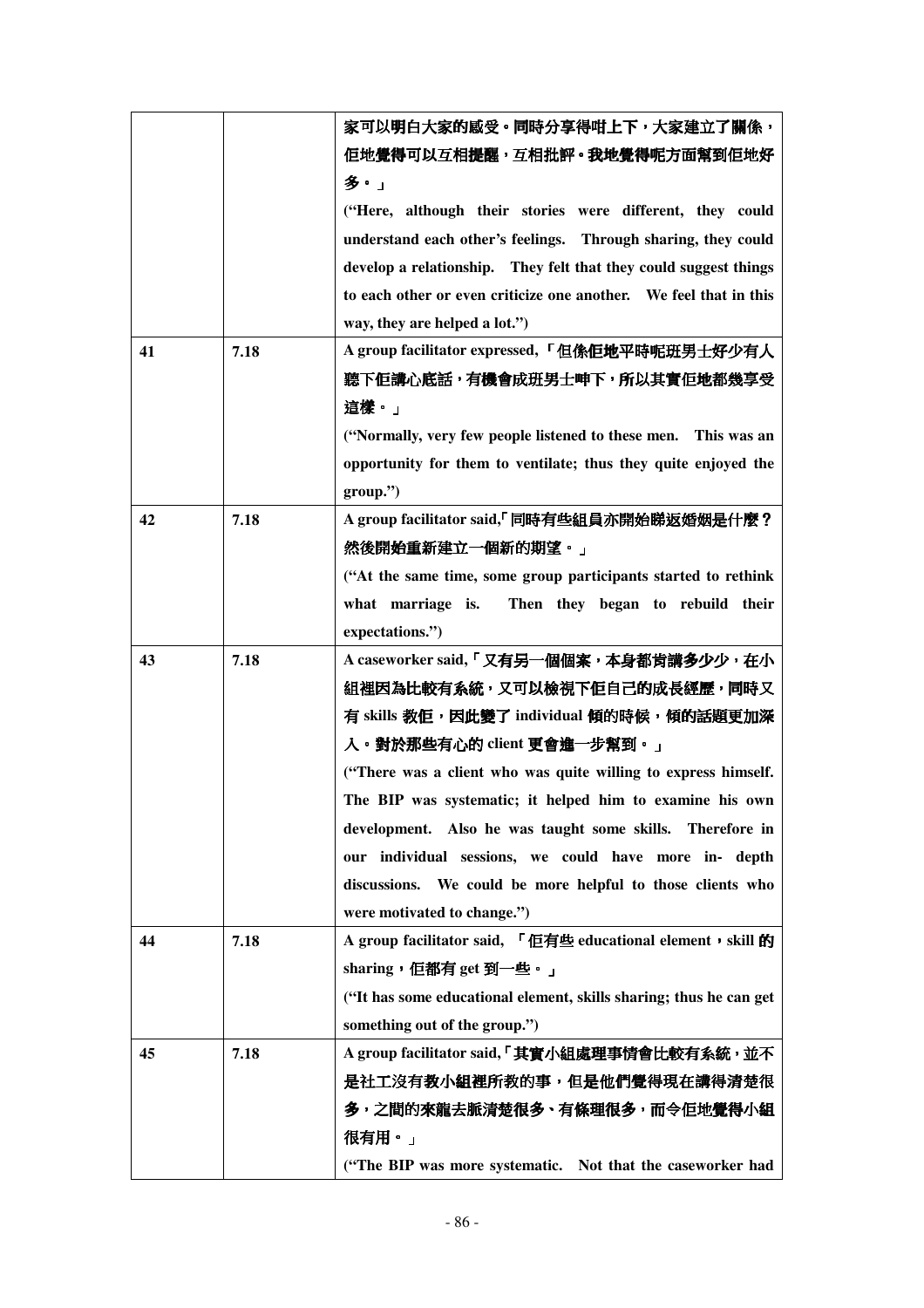| | | |
|---|---|---|
| | | 家可以明白大家的感受。同時分享得咁上下，大家建立了關係，佢地覺得可以互相提醒，互相批評。我地覺得呢方面幫到佢地好多。」<br>("Here, although their stories were different, they could understand each other's feelings. Through sharing, they could develop a relationship. They felt that they could suggest things to each other or even criticize one another. We feel that in this way, they are helped a lot.") |
| 41 | 7.18 | A group facilitator expressed,「但係佢地平時呢班男士好少有人聽下佢講心底話，有機會成班男士呻下，所以其實佢地都幾享受這樣。」<br>("Normally, very few people listened to these men. This was an opportunity for them to ventilate; thus they quite enjoyed the group.") |
| 42 | 7.18 | A group facilitator said,「同時有些組員亦開始睇返婚姻是什麼？然後開始重新建立一個新的期望。」<br>("At the same time, some group participants started to rethink what marriage is. Then they began to rebuild their expectations.") |
| 43 | 7.18 | A caseworker said,「又有另一個個案，本身都肯講多少少，在小組裡因為比較有系統，又可以檢視下佢自己的成長經歷，同時又有 skills 教佢，因此變了 individual 傾的時候，傾的話題更加深入。對於那些有心的 client 更會進一步幫到。」<br>("There was a client who was quite willing to express himself. The BIP was systematic; it helped him to examine his own development. Also he was taught some skills. Therefore in our individual sessions, we could have more in- depth discussions. We could be more helpful to those clients who were motivated to change.") |
| 44 | 7.18 | A group facilitator said, 「佢有些 educational element，skill 的 sharing，佢都有 get 到一些。」<br>("It has some educational element, skills sharing; thus he can get something out of the group.") |
| 45 | 7.18 | A group facilitator said,「其實小組處理事情會比較有系統，並不是社工沒有教小組裡所教的事，但是他們覺得現在講得清楚很多，之間的來龍去脈清楚很多、有條理很多，而令佢地覺得小組很有用。」<br>("The BIP was more systematic. Not that the caseworker had |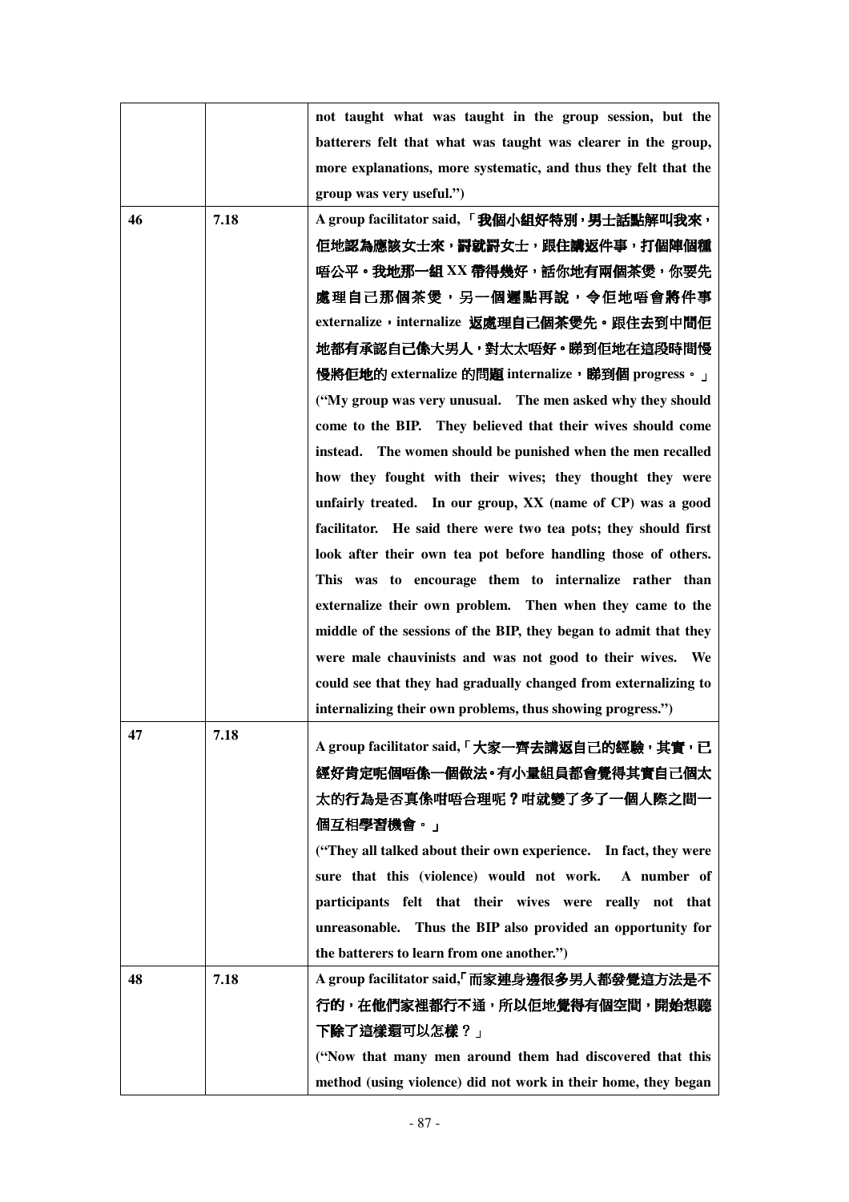| | | |
|---|---|---|
| | | **not taught what was taught in the group session, but the batterers felt that what was taught was clearer in the group, more explanations, more systematic, and thus they felt that the group was very useful.")** |
| 46 | 7.18 | **A group facilitator said,「我個小組好特別，男士話點解叫我來，佢地認為應該女士來，罰就罰女士，跟住講返件事，打個陣個種唔公平。我地那一組 XX 帶得幾好，話你地有兩個茶煲，你要先處理自己那個茶煲，另一個遲點再說，令佢地唔會將件事 externalize，internalize 返處理自己個茶煲先。跟住去到中間佢地都有承認自己係大男人，對太太唔好。睇到佢地在這段時間慢慢將佢地的 externalize 的問題 internalize，睇到個 progress。」 ("My group was very unusual. The men asked why they should come to the BIP. They believed that their wives should come instead. The women should be punished when the men recalled how they fought with their wives; they thought they were unfairly treated. In our group, XX (name of CP) was a good facilitator. He said there were two tea pots; they should first look after their own tea pot before handling those of others. This was to encourage them to internalize rather than externalize their own problem. Then when they came to the middle of the sessions of the BIP, they began to admit that they were male chauvinists and was not good to their wives. We could see that they had gradually changed from externalizing to internalizing their own problems, thus showing progress.")** |
| 47 | 7.18 | **A group facilitator said,「大家一齊去講返自己的經驗，其實，已經好肯定呢個唔係一個做法。有小量組員都會覺得其實自己個太太的行為是否真係咁唔合理呢？咁就變了多了一個人際之間一個互相學習機會。」 ("They all talked about their own experience. In fact, they were sure that this (violence) would not work. A number of participants felt that their wives were really not that unreasonable. Thus the BIP also provided an opportunity for the batterers to learn from one another.")** |
| 48 | 7.18 | **A group facilitator said,「而家連身邊很多男人都發覺這方法是不行的，在他們家裡都行不通，所以佢地覺得有個空間，開始想聽下除了這樣還可以怎樣？」 ("Now that many men around them had discovered that this method (using violence) did not work in their home, they began** |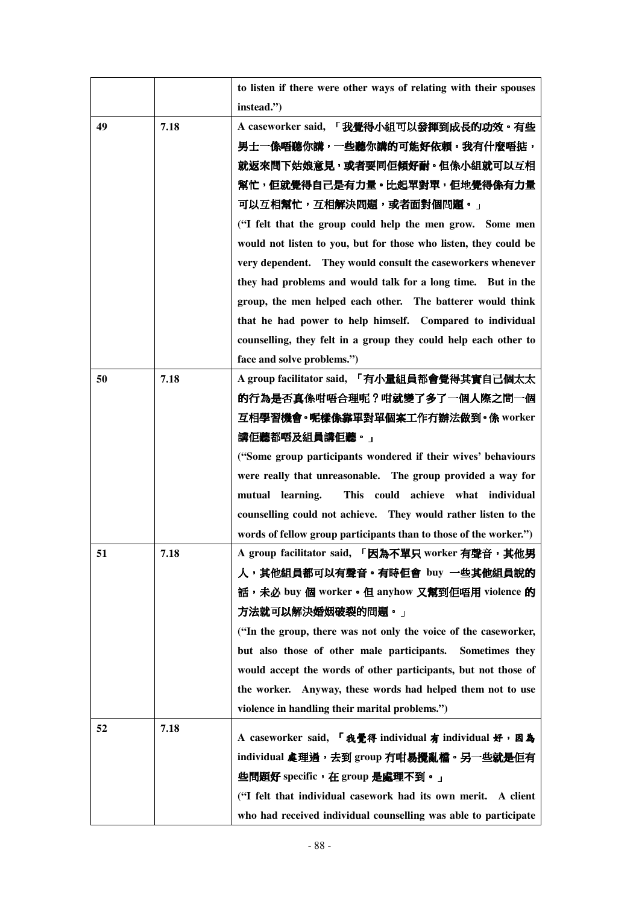| | | |
|---|---|---|
| | | **to listen if there were other ways of relating with their spouses instead.")** |
| **49** | **7.18** | **A caseworker said, 「我覺得小組可以發揮到成長的功效。有些男士一係唔聽你講，一些聽你講的可能好依賴。我有什麼唔掂，就返來問下姑娘意見，或者要同佢傾好耐。但係小組就可以互相幫忙，佢就覺得自己是有力量。比起單對單，佢地覺得係有力量可以互相幫忙，互相解決問題，或者面對個問題。」<br>("I felt that the group could help the men grow. Some men would not listen to you, but for those who listen, they could be very dependent. They would consult the caseworkers whenever they had problems and would talk for a long time. But in the group, the men helped each other. The batterer would think that he had power to help himself. Compared to individual counselling, they felt in a group they could help each other to face and solve problems.")** |
| **50** | **7.18** | **A group facilitator said, 「有小量組員都會覺得其實自己個太太的行為是否真係咁唔合理呢？咁就變了多了一個人際之間一個互相學習機會。呢樣係靠單對單個案工作冇辦法做到。係 worker 講佢聽都唔及組員講佢聽。」<br>("Some group participants wondered if their wives' behaviours were really that unreasonable. The group provided a way for mutual learning. This could achieve what individual counselling could not achieve. They would rather listen to the words of fellow group participants than to those of the worker.")** |
| **51** | **7.18** | **A group facilitator said, 「因為不單只 worker 有聲音，其他男人，其他組員都可以有聲音。有時佢會 buy 一些其他組員說的話，未必 buy 個 worker。但 anyhow 又幫到佢唔用 violence 的方法就可以解決婚姻破裂的問題。」<br>("In the group, there was not only the voice of the caseworker, but also those of other male participants. Sometimes they would accept the words of other participants, but not those of the worker. Anyway, these words had helped them not to use violence in handling their marital problems.")** |
| **52** | **7.18** | **A caseworker said, 「我覺得 individual 有 individual 好，因為 individual 處理過，去到 group 冇咁易攪亂檔。另一些就是佢有些問題好 specific，在 group 是處理不到。」<br>("I felt that individual casework had its own merit. A client who had received individual counselling was able to participate** |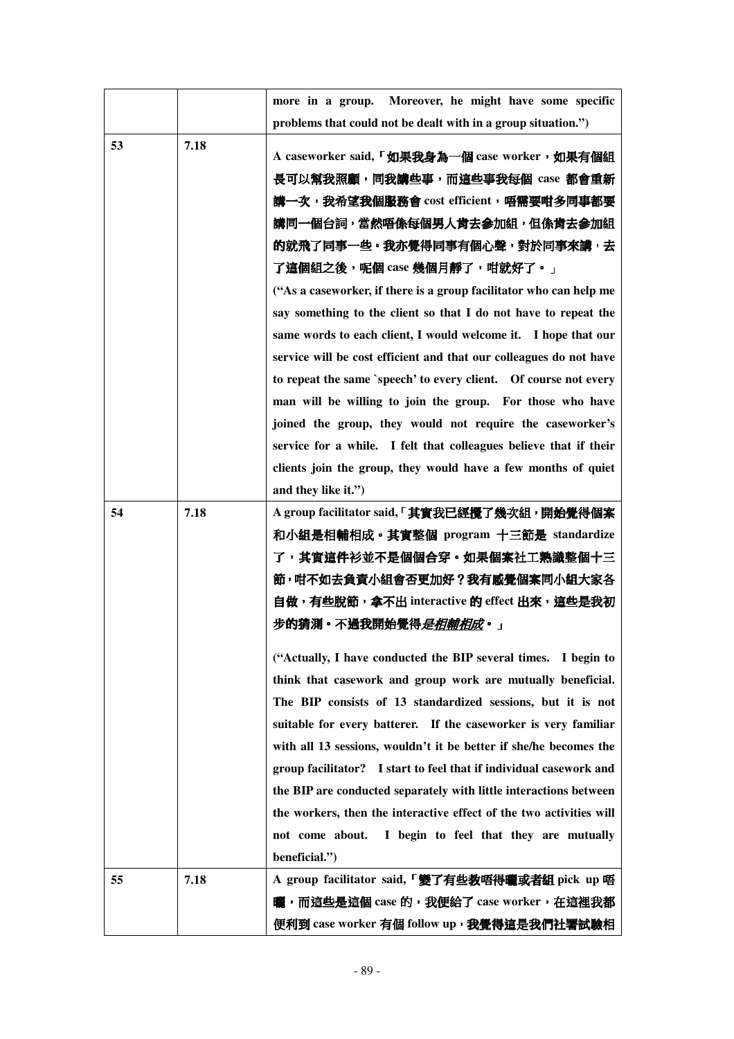| | | |
|---|---|---|
| | | **more in a group. Moreover, he might have some specific problems that could not be dealt with in a group situation.")** |
| **53** | **7.18** | **A caseworker said,「如果我身為一個 case worker，如果有個組長可以幫我照顧，同我講些事，而這些事我每個 case 都會重新講一次，我希望我個服務會 cost efficient，唔需要咁多同事都要講同一個台詞，當然唔係每個男人肯去參加組，但係肯去參加組的就飛了同事一些。我亦覺得同事有個心聲，對於同事來講，去了這個組之後，呢個 case 幾個月靜了，咁就好了。」<br>("As a caseworker, if there is a group facilitator who can help me say something to the client so that I do not have to repeat the same words to each client, I would welcome it. I hope that our service will be cost efficient and that our colleagues do not have to repeat the same `speech' to every client. Of course not every man will be willing to join the group. For those who have joined the group, they would not require the caseworker's service for a while. I felt that colleagues believe that if their clients join the group, they would have a few months of quiet and they like it.")** |
| **54** | **7.18** | **A group facilitator said,「其實我已經攪了幾次組，開始覺得個案和小組是相輔相成。其實整個 program 十三節是 standardize 了，其實這件衫並不是個個合穿。如果個案社工熟識整個十三節，咁不如去負責小組會否更加好？我有感覺個案同小組大家各自做，有些脫節，拿不出 interactive 的 effect 出來，這些是我初步的猜測。不過我開始覺得*<u>是相輔相成</u>*。」<br><br>("Actually, I have conducted the BIP several times. I begin to think that casework and group work are mutually beneficial. The BIP consists of 13 standardized sessions, but it is not suitable for every batterer. If the caseworker is very familiar with all 13 sessions, wouldn't it be better if she/he becomes the group facilitator? I start to feel that if individual casework and the BIP are conducted separately with little interactions between the workers, then the interactive effect of the two activities will not come about. I begin to feel that they are mutually beneficial.")** |
| **55** | **7.18** | **A group facilitator said,「變了有些教唔得曬或者組 pick up 唔曬，而這些是這個 case 的，我便給了 case worker，在這裡我都便利到 case worker 有個 follow up，我覺得這是我們社署試驗相** |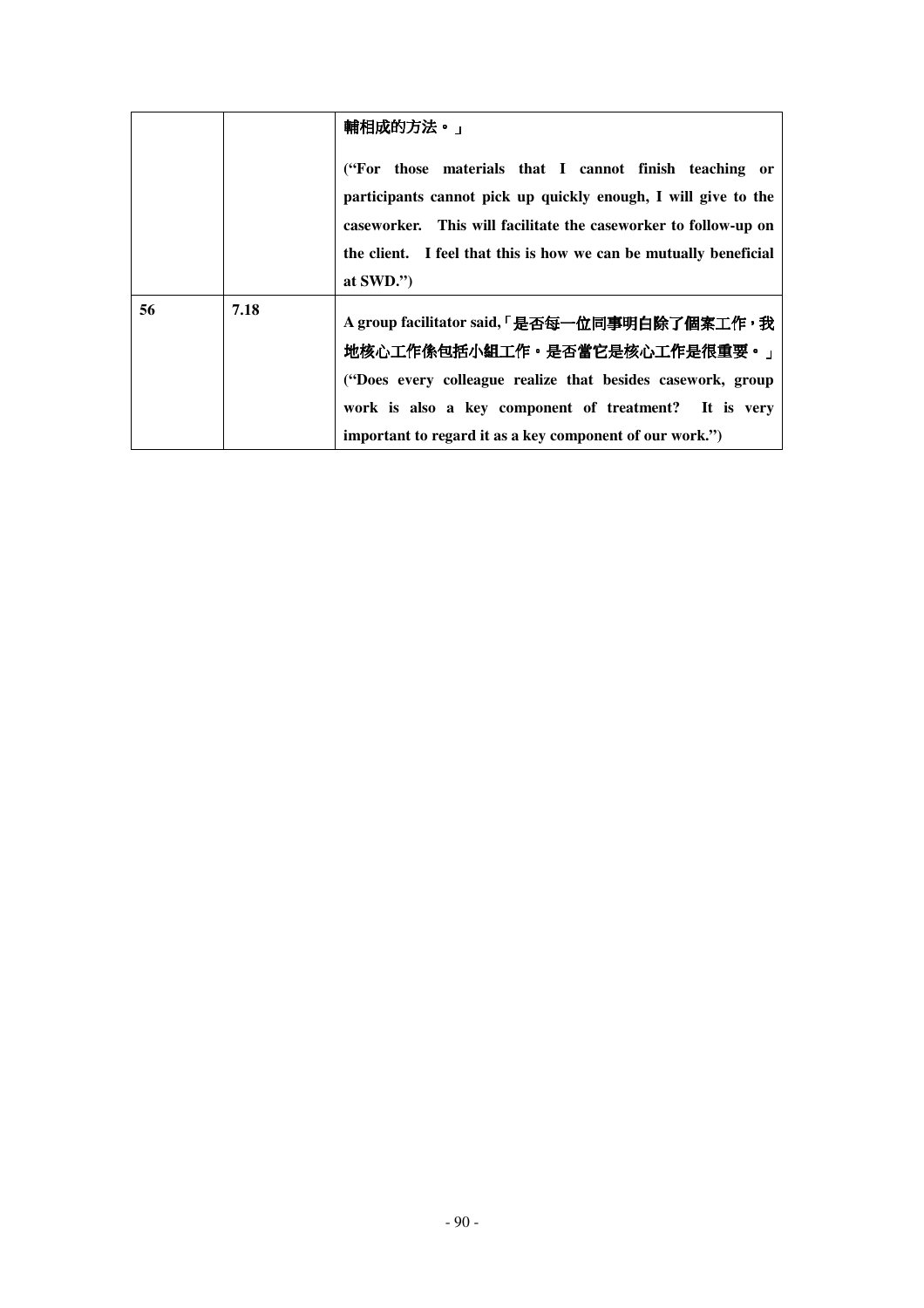| | | |
|---|---|---|
| | | **輔相成的方法。」**<br><br>**("For those materials that I cannot finish teaching or participants cannot pick up quickly enough, I will give to the caseworker. This will facilitate the caseworker to follow-up on the client. I feel that this is how we can be mutually beneficial at SWD.")** |
| **56** | **7.18** | **A group facilitator said,「是否每一位同事明白除了個案工作，我地核心工作係包括小組工作。是否當它是核心工作是很重要。」**<br>**("Does every colleague realize that besides casework, group work is also a key component of treatment? It is very important to regard it as a key component of our work.")** |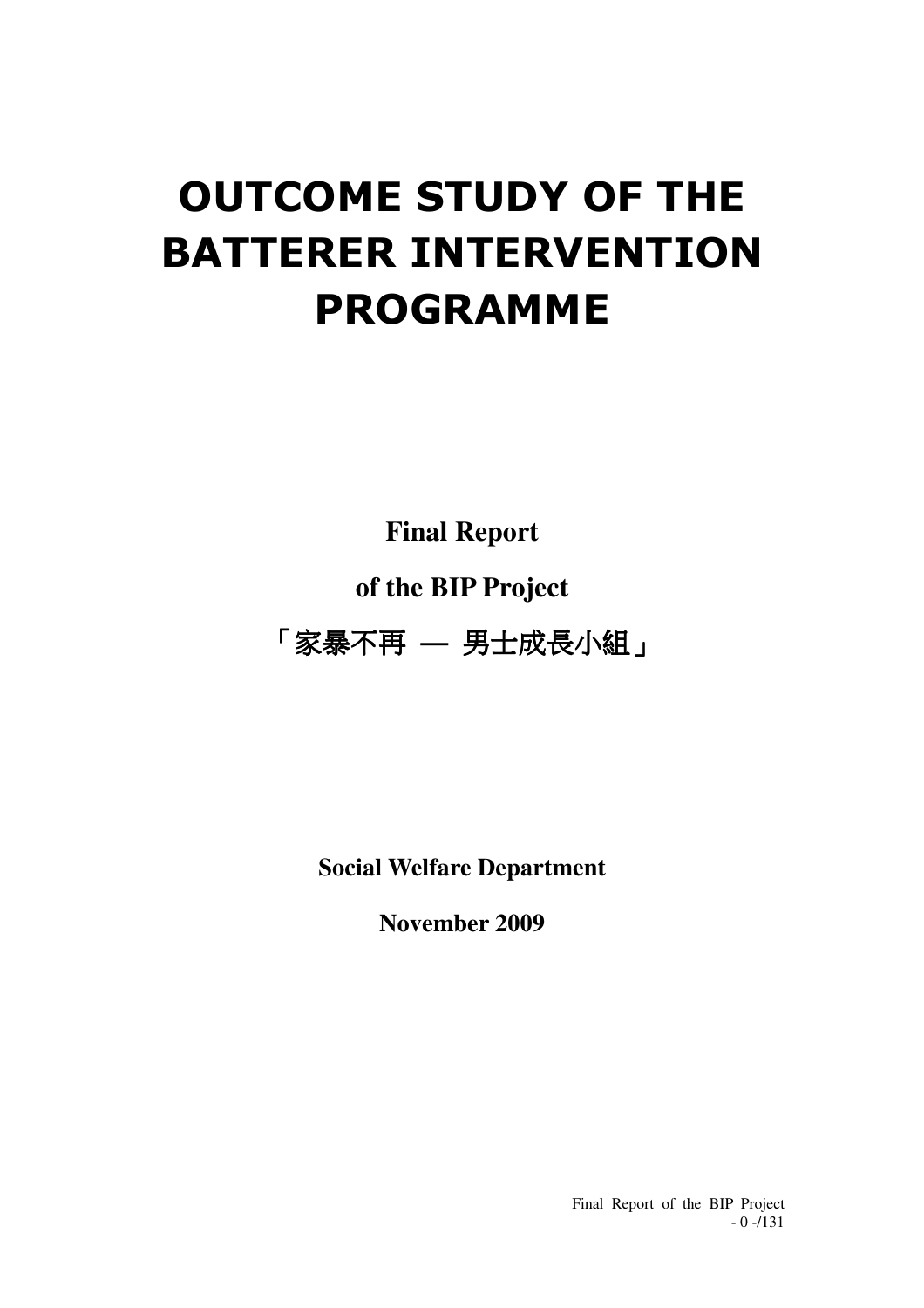# OUTCOME STUDY OF THE BATTERER INTERVENTION PROGRAMME

**Final Report**

**of the BIP Project**

「家暴不再 — 男士成長小組」

**Social Welfare Department**

**November 2009**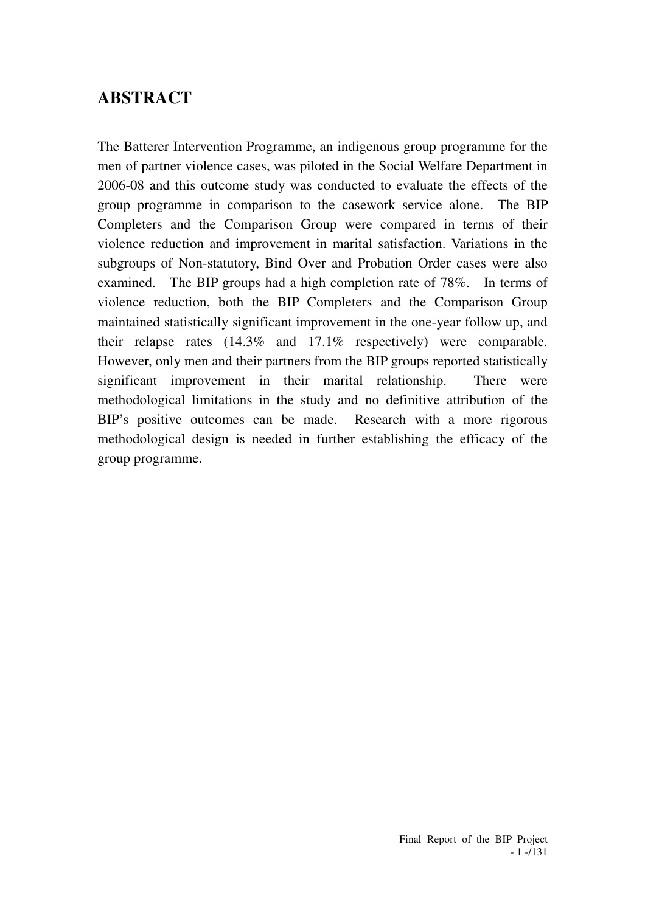## ABSTRACT

The Batterer Intervention Programme, an indigenous group programme for the men of partner violence cases, was piloted in the Social Welfare Department in 2006-08 and this outcome study was conducted to evaluate the effects of the group programme in comparison to the casework service alone. The BIP Completers and the Comparison Group were compared in terms of their violence reduction and improvement in marital satisfaction. Variations in the subgroups of Non-statutory, Bind Over and Probation Order cases were also examined. The BIP groups had a high completion rate of 78%. In terms of violence reduction, both the BIP Completers and the Comparison Group maintained statistically significant improvement in the one-year follow up, and their relapse rates (14.3% and 17.1% respectively) were comparable. However, only men and their partners from the BIP groups reported statistically significant improvement in their marital relationship. There were methodological limitations in the study and no definitive attribution of the BIP's positive outcomes can be made. Research with a more rigorous methodological design is needed in further establishing the efficacy of the group programme.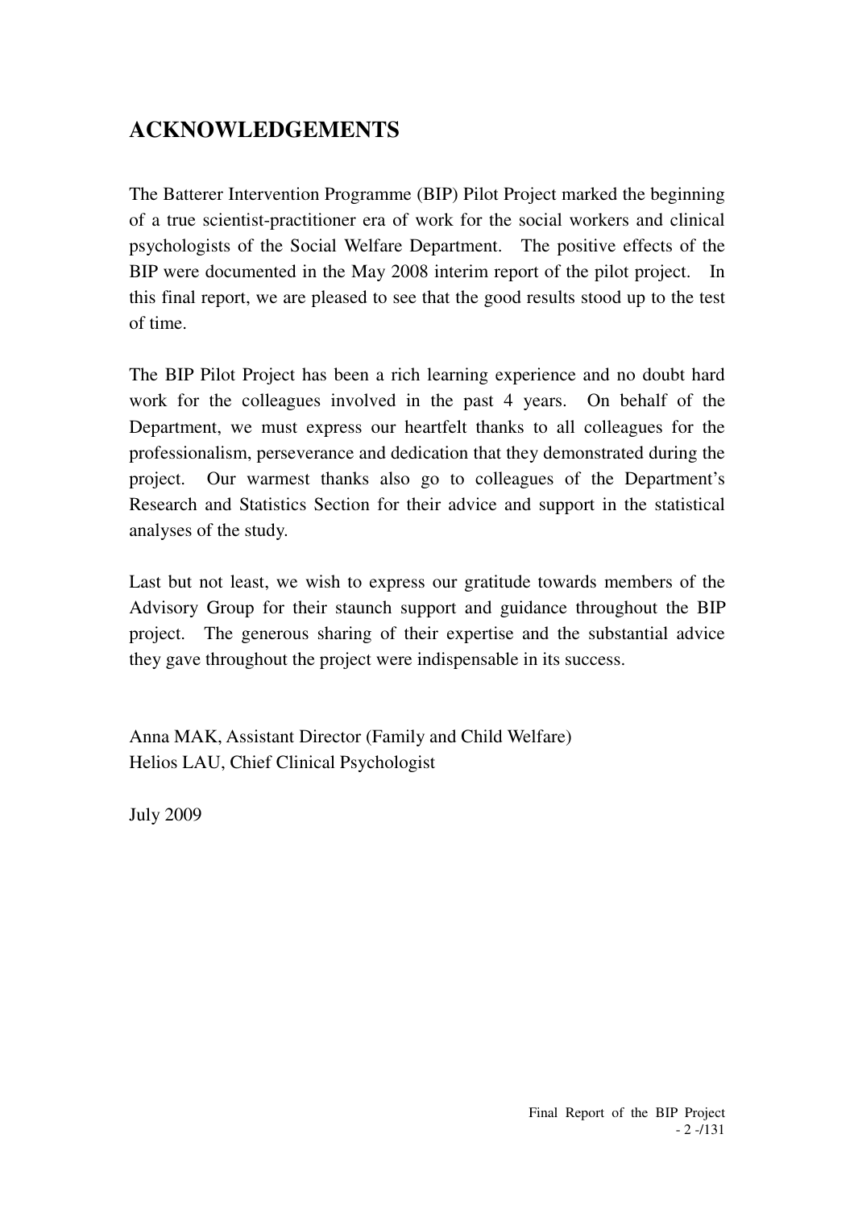# ACKNOWLEDGEMENTS

The Batterer Intervention Programme (BIP) Pilot Project marked the beginning of a true scientist-practitioner era of work for the social workers and clinical psychologists of the Social Welfare Department. The positive effects of the BIP were documented in the May 2008 interim report of the pilot project. In this final report, we are pleased to see that the good results stood up to the test of time.

The BIP Pilot Project has been a rich learning experience and no doubt hard work for the colleagues involved in the past 4 years. On behalf of the Department, we must express our heartfelt thanks to all colleagues for the professionalism, perseverance and dedication that they demonstrated during the project. Our warmest thanks also go to colleagues of the Department's Research and Statistics Section for their advice and support in the statistical analyses of the study.

Last but not least, we wish to express our gratitude towards members of the Advisory Group for their staunch support and guidance throughout the BIP project. The generous sharing of their expertise and the substantial advice they gave throughout the project were indispensable in its success.

Anna MAK, Assistant Director (Family and Child Welfare)
Helios LAU, Chief Clinical Psychologist

July 2009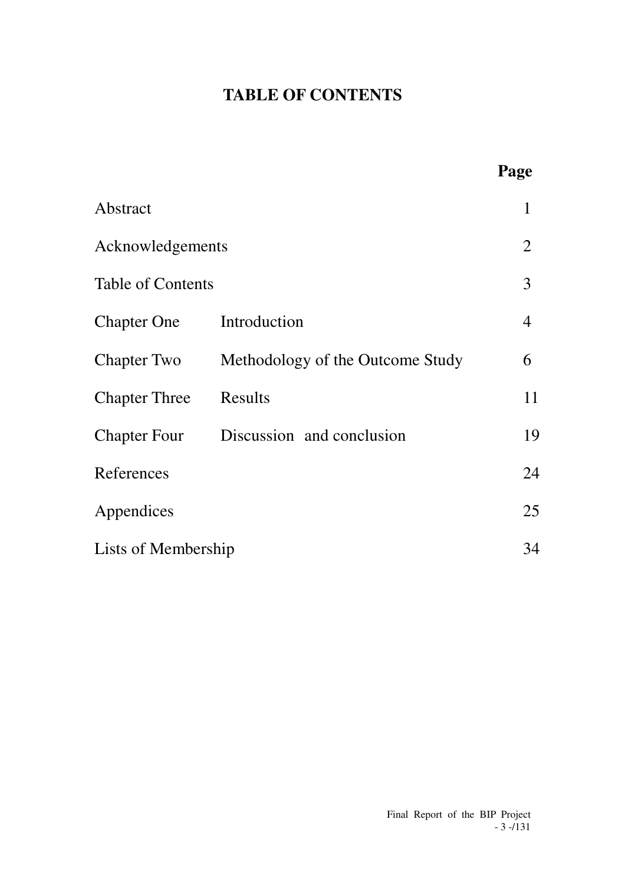# TABLE OF CONTENTS

| | | Page |
|---|---|---|
| Abstract | | 1 |
| Acknowledgements | | 2 |
| Table of Contents | | 3 |
| Chapter One | Introduction | 4 |
| Chapter Two | Methodology of the Outcome Study | 6 |
| Chapter Three | Results | 11 |
| Chapter Four | Discussion and conclusion | 19 |
| References | | 24 |
| Appendices | | 25 |
| Lists of Membership | | 34 |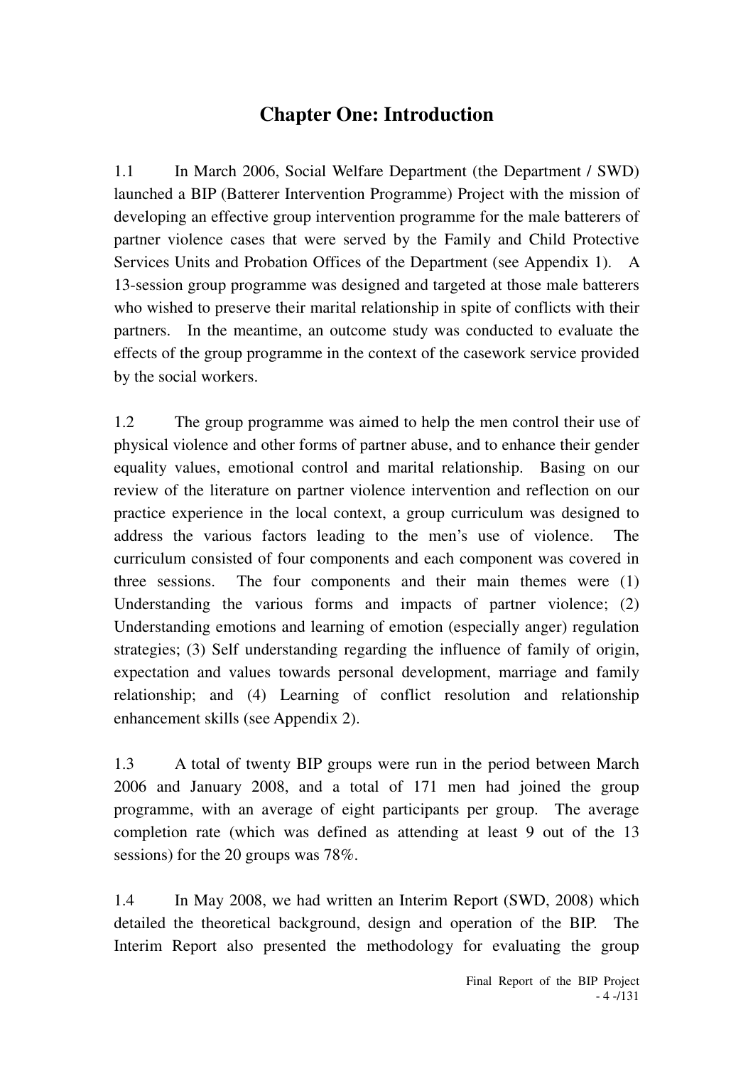# Chapter One: Introduction

1.1 In March 2006, Social Welfare Department (the Department / SWD) launched a BIP (Batterer Intervention Programme) Project with the mission of developing an effective group intervention programme for the male batterers of partner violence cases that were served by the Family and Child Protective Services Units and Probation Offices of the Department (see Appendix 1). A 13-session group programme was designed and targeted at those male batterers who wished to preserve their marital relationship in spite of conflicts with their partners. In the meantime, an outcome study was conducted to evaluate the effects of the group programme in the context of the casework service provided by the social workers.

1.2 The group programme was aimed to help the men control their use of physical violence and other forms of partner abuse, and to enhance their gender equality values, emotional control and marital relationship. Basing on our review of the literature on partner violence intervention and reflection on our practice experience in the local context, a group curriculum was designed to address the various factors leading to the men's use of violence. The curriculum consisted of four components and each component was covered in three sessions. The four components and their main themes were (1) Understanding the various forms and impacts of partner violence; (2) Understanding emotions and learning of emotion (especially anger) regulation strategies; (3) Self understanding regarding the influence of family of origin, expectation and values towards personal development, marriage and family relationship; and (4) Learning of conflict resolution and relationship enhancement skills (see Appendix 2).

1.3 A total of twenty BIP groups were run in the period between March 2006 and January 2008, and a total of 171 men had joined the group programme, with an average of eight participants per group. The average completion rate (which was defined as attending at least 9 out of the 13 sessions) for the 20 groups was 78%.

1.4 In May 2008, we had written an Interim Report (SWD, 2008) which detailed the theoretical background, design and operation of the BIP. The Interim Report also presented the methodology for evaluating the group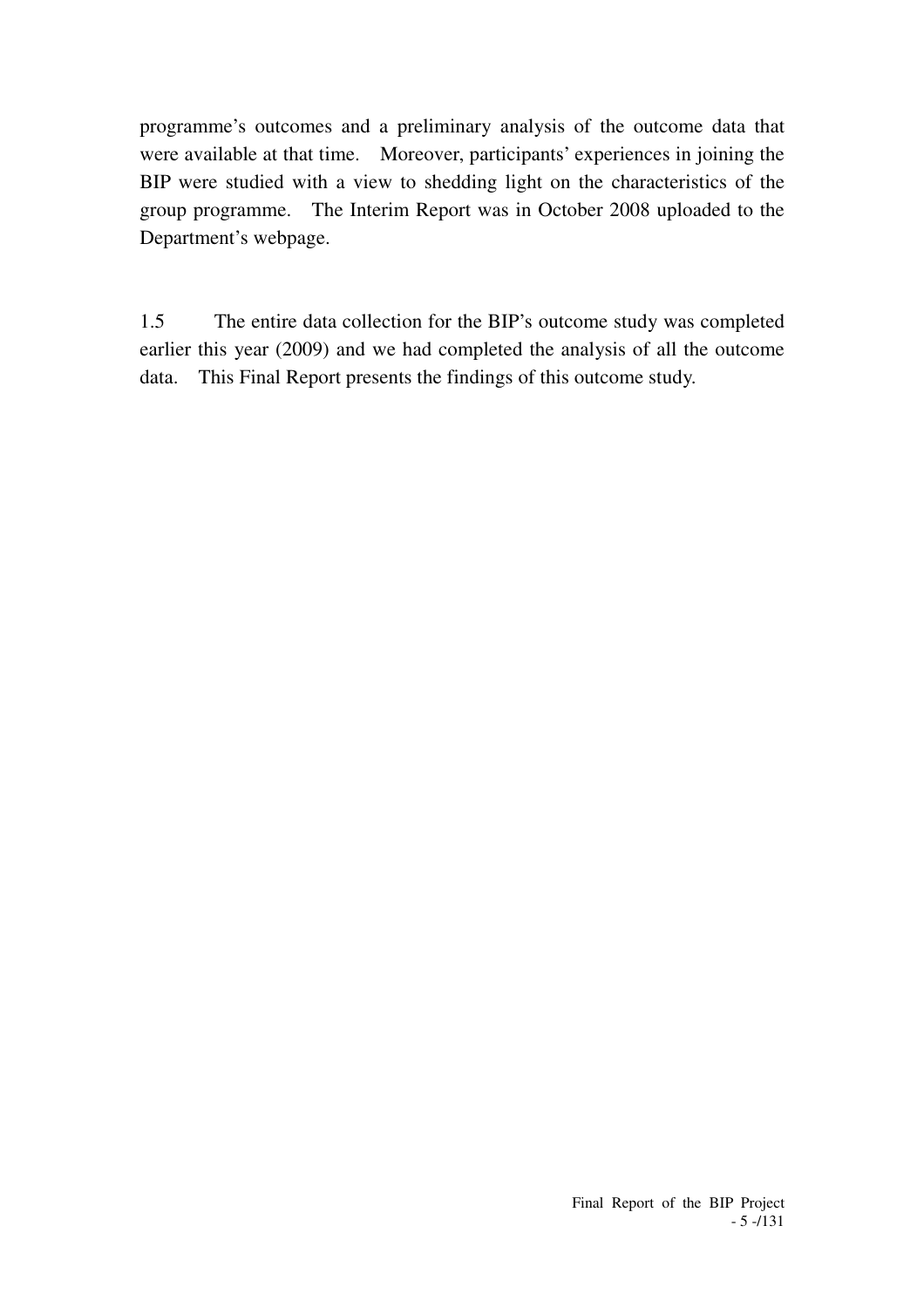programme's outcomes and a preliminary analysis of the outcome data that were available at that time. Moreover, participants' experiences in joining the BIP were studied with a view to shedding light on the characteristics of the group programme. The Interim Report was in October 2008 uploaded to the Department's webpage.

1.5 The entire data collection for the BIP's outcome study was completed earlier this year (2009) and we had completed the analysis of all the outcome data. This Final Report presents the findings of this outcome study.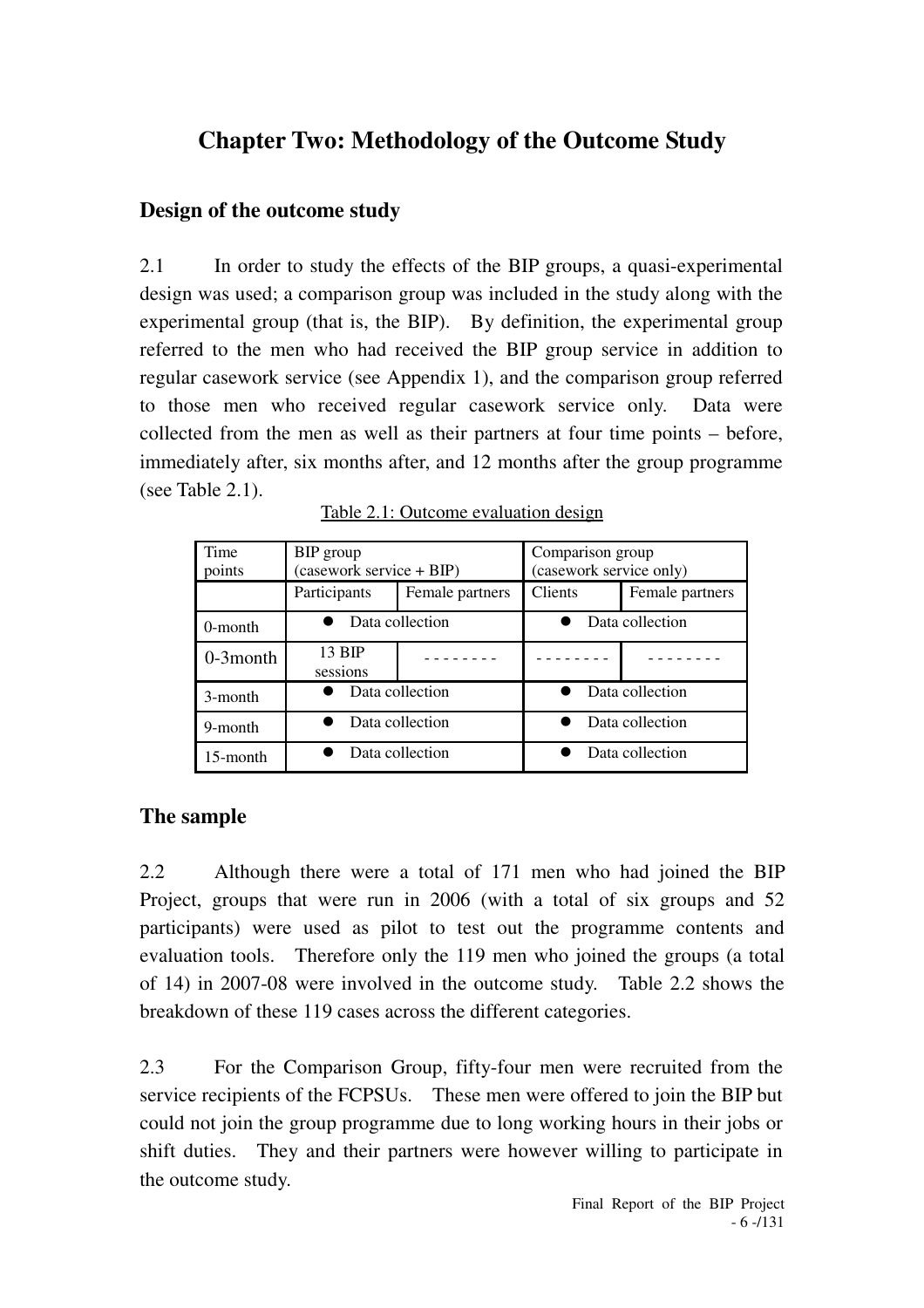# Chapter Two: Methodology of the Outcome Study

## Design of the outcome study

2.1 In order to study the effects of the BIP groups, a quasi-experimental design was used; a comparison group was included in the study along with the experimental group (that is, the BIP). By definition, the experimental group referred to the men who had received the BIP group service in addition to regular casework service (see Appendix 1), and the comparison group referred to those men who received regular casework service only. Data were collected from the men as well as their partners at four time points – before, immediately after, six months after, and 12 months after the group programme (see Table 2.1).

Table 2.1: Outcome evaluation design

| Time points | BIP group (casework service + BIP) | | Comparison group (casework service only) | |
|---|---|---|---|---|
| | Participants | Female partners | Clients | Female partners |
| 0-month | ● Data collection | | ● Data collection | |
| 0-3month | 13 BIP sessions | -------- | -------- | -------- |
| 3-month | ● Data collection | | ● Data collection | |
| 9-month | ● Data collection | | ● Data collection | |
| 15-month | ● Data collection | | ● Data collection | |

## The sample

2.2 Although there were a total of 171 men who had joined the BIP Project, groups that were run in 2006 (with a total of six groups and 52 participants) were used as pilot to test out the programme contents and evaluation tools. Therefore only the 119 men who joined the groups (a total of 14) in 2007-08 were involved in the outcome study. Table 2.2 shows the breakdown of these 119 cases across the different categories.

2.3 For the Comparison Group, fifty-four men were recruited from the service recipients of the FCPSUs. These men were offered to join the BIP but could not join the group programme due to long working hours in their jobs or shift duties. They and their partners were however willing to participate in the outcome study.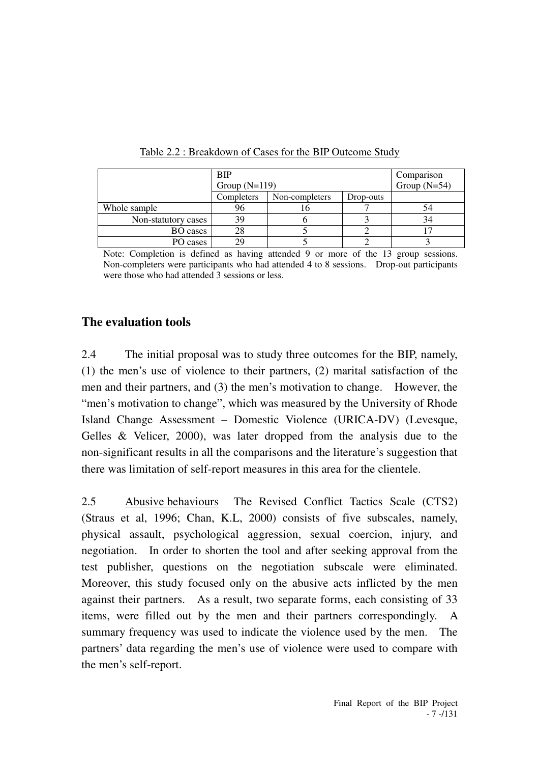Table 2.2 : Breakdown of Cases for the BIP Outcome Study

| | BIP Group (N=119) | | | Comparison Group (N=54) |
|---|---|---|---|---|
| | Completers | Non-completers | Drop-outs | |
| Whole sample | 96 | 16 | 7 | 54 |
| Non-statutory cases | 39 | 6 | 3 | 34 |
| BO cases | 28 | 5 | 2 | 17 |
| PO cases | 29 | 5 | 2 | 3 |

Note: Completion is defined as having attended 9 or more of the 13 group sessions. Non-completers were participants who had attended 4 to 8 sessions. Drop-out participants were those who had attended 3 sessions or less.

## The evaluation tools

2.4 The initial proposal was to study three outcomes for the BIP, namely, (1) the men's use of violence to their partners, (2) marital satisfaction of the men and their partners, and (3) the men's motivation to change. However, the "men's motivation to change", which was measured by the University of Rhode Island Change Assessment – Domestic Violence (URICA-DV) (Levesque, Gelles & Velicer, 2000), was later dropped from the analysis due to the non-significant results in all the comparisons and the literature's suggestion that there was limitation of self-report measures in this area for the clientele.

2.5 Abusive behaviours The Revised Conflict Tactics Scale (CTS2) (Straus et al, 1996; Chan, K.L, 2000) consists of five subscales, namely, physical assault, psychological aggression, sexual coercion, injury, and negotiation. In order to shorten the tool and after seeking approval from the test publisher, questions on the negotiation subscale were eliminated. Moreover, this study focused only on the abusive acts inflicted by the men against their partners. As a result, two separate forms, each consisting of 33 items, were filled out by the men and their partners correspondingly. A summary frequency was used to indicate the violence used by the men. The partners' data regarding the men's use of violence were used to compare with the men's self-report.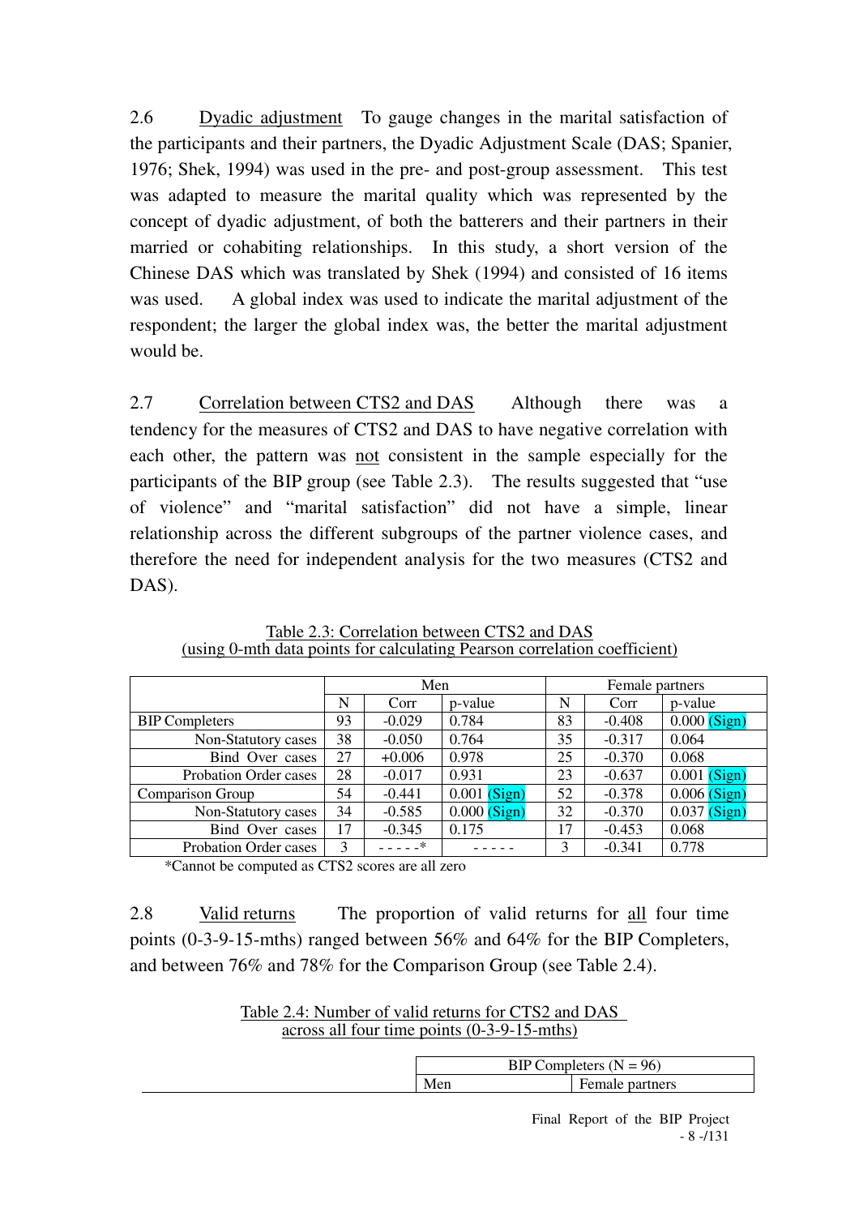2.6 Dyadic adjustment To gauge changes in the marital satisfaction of the participants and their partners, the Dyadic Adjustment Scale (DAS; Spanier, 1976; Shek, 1994) was used in the pre- and post-group assessment. This test was adapted to measure the marital quality which was represented by the concept of dyadic adjustment, of both the batterers and their partners in their married or cohabiting relationships. In this study, a short version of the Chinese DAS which was translated by Shek (1994) and consisted of 16 items was used. A global index was used to indicate the marital adjustment of the respondent; the larger the global index was, the better the marital adjustment would be.

2.7 Correlation between CTS2 and DAS Although there was a tendency for the measures of CTS2 and DAS to have negative correlation with each other, the pattern was not consistent in the sample especially for the participants of the BIP group (see Table 2.3). The results suggested that "use of violence" and "marital satisfaction" did not have a simple, linear relationship across the different subgroups of the partner violence cases, and therefore the need for independent analysis for the two measures (CTS2 and DAS).

Table 2.3: Correlation between CTS2 and DAS
(using 0-mth data points for calculating Pearson correlation coefficient)

| | Men | | | Female partners | | |
|---|---|---|---|---|---|---|
| | N | Corr | p-value | N | Corr | p-value |
| BIP Completers | 93 | -0.029 | 0.784 | 83 | -0.408 | 0.000 (Sign) |
| Non-Statutory cases | 38 | -0.050 | 0.764 | 35 | -0.317 | 0.064 |
| Bind Over cases | 27 | +0.006 | 0.978 | 25 | -0.370 | 0.068 |
| Probation Order cases | 28 | -0.017 | 0.931 | 23 | -0.637 | 0.001 (Sign) |
| Comparison Group | 54 | -0.441 | 0.001 (Sign) | 52 | -0.378 | 0.006 (Sign) |
| Non-Statutory cases | 34 | -0.585 | 0.000 (Sign) | 32 | -0.370 | 0.037 (Sign) |
| Bind Over cases | 17 | -0.345 | 0.175 | 17 | -0.453 | 0.068 |
| Probation Order cases | 3 | - - - - -* | - - - - - | 3 | -0.341 | 0.778 |

*Cannot be computed as CTS2 scores are all zero

2.8 Valid returns The proportion of valid returns for all four time points (0-3-9-15-mths) ranged between 56% and 64% for the BIP Completers, and between 76% and 78% for the Comparison Group (see Table 2.4).

Table 2.4: Number of valid returns for CTS2 and DAS
across all four time points (0-3-9-15-mths)

| | BIP Completers (N = 96) | |
|---|---|---|
| | Men | Female partners |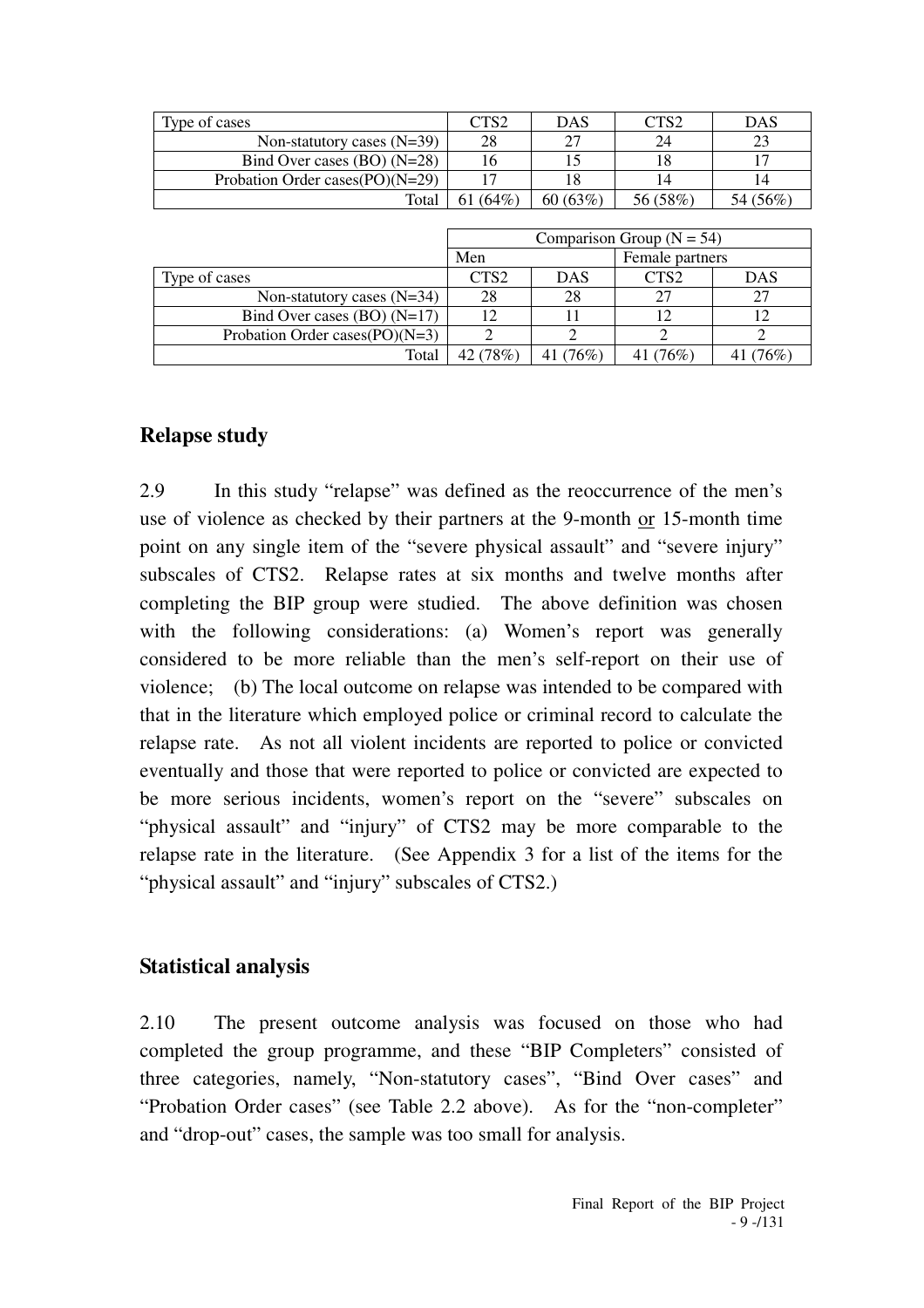| Type of cases | CTS2 | DAS | CTS2 | DAS |
|---|---|---|---|---|
| Non-statutory cases (N=39) | 28 | 27 | 24 | 23 |
| Bind Over cases (BO) (N=28) | 16 | 15 | 18 | 17 |
| Probation Order cases(PO)(N=29) | 17 | 18 | 14 | 14 |
| Total | 61 (64%) | 60 (63%) | 56 (58%) | 54 (56%) |

| | Comparison Group (N = 54) | | | |
|---|---|---|---|---|
| | Men | | Female partners | |
| Type of cases | CTS2 | DAS | CTS2 | DAS |
| Non-statutory cases (N=34) | 28 | 28 | 27 | 27 |
| Bind Over cases (BO) (N=17) | 12 | 11 | 12 | 12 |
| Probation Order cases(PO)(N=3) | 2 | 2 | 2 | 2 |
| Total | 42 (78%) | 41 (76%) | 41 (76%) | 41 (76%) |

## Relapse study

2.9 In this study "relapse" was defined as the reoccurrence of the men's use of violence as checked by their partners at the 9-month or 15-month time point on any single item of the "severe physical assault" and "severe injury" subscales of CTS2. Relapse rates at six months and twelve months after completing the BIP group were studied. The above definition was chosen with the following considerations: (a) Women's report was generally considered to be more reliable than the men's self-report on their use of violence; (b) The local outcome on relapse was intended to be compared with that in the literature which employed police or criminal record to calculate the relapse rate. As not all violent incidents are reported to police or convicted eventually and those that were reported to police or convicted are expected to be more serious incidents, women's report on the "severe" subscales on "physical assault" and "injury" of CTS2 may be more comparable to the relapse rate in the literature. (See Appendix 3 for a list of the items for the "physical assault" and "injury" subscales of CTS2.)

## Statistical analysis

2.10 The present outcome analysis was focused on those who had completed the group programme, and these "BIP Completers" consisted of three categories, namely, "Non-statutory cases", "Bind Over cases" and "Probation Order cases" (see Table 2.2 above). As for the "non-completer" and "drop-out" cases, the sample was too small for analysis.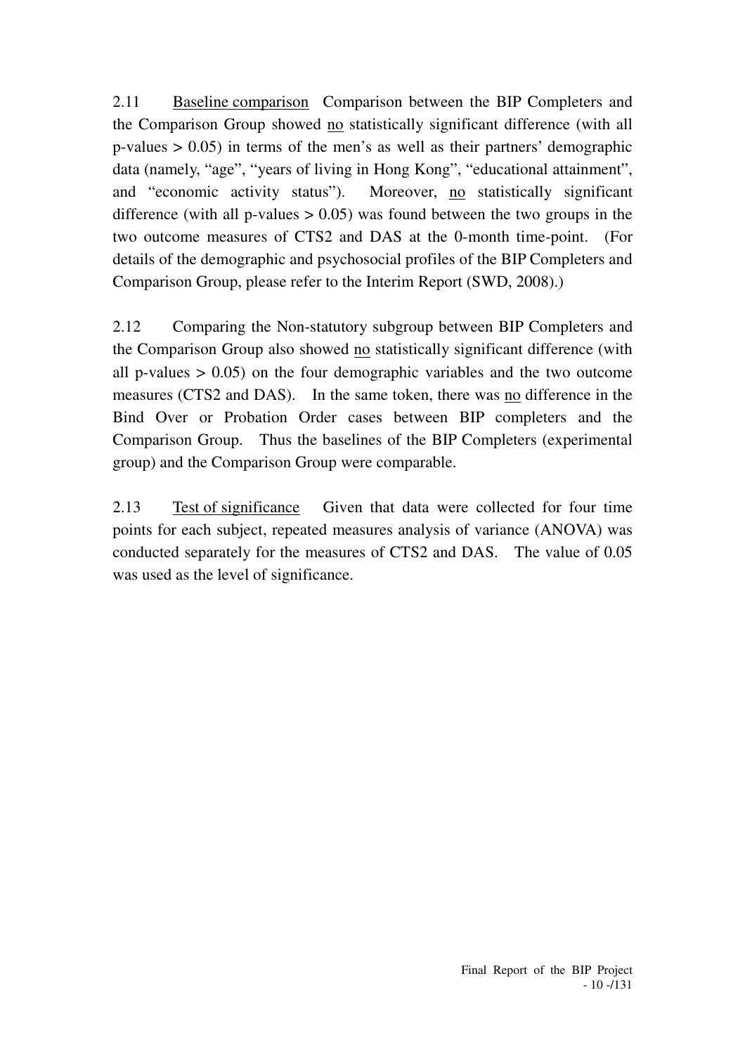2.11 Baseline comparison Comparison between the BIP Completers and the Comparison Group showed no statistically significant difference (with all p-values > 0.05) in terms of the men's as well as their partners' demographic data (namely, "age", "years of living in Hong Kong", "educational attainment", and "economic activity status"). Moreover, no statistically significant difference (with all p-values > 0.05) was found between the two groups in the two outcome measures of CTS2 and DAS at the 0-month time-point. (For details of the demographic and psychosocial profiles of the BIP Completers and Comparison Group, please refer to the Interim Report (SWD, 2008).)

2.12 Comparing the Non-statutory subgroup between BIP Completers and the Comparison Group also showed no statistically significant difference (with all p-values > 0.05) on the four demographic variables and the two outcome measures (CTS2 and DAS). In the same token, there was no difference in the Bind Over or Probation Order cases between BIP completers and the Comparison Group. Thus the baselines of the BIP Completers (experimental group) and the Comparison Group were comparable.

2.13 Test of significance Given that data were collected for four time points for each subject, repeated measures analysis of variance (ANOVA) was conducted separately for the measures of CTS2 and DAS. The value of 0.05 was used as the level of significance.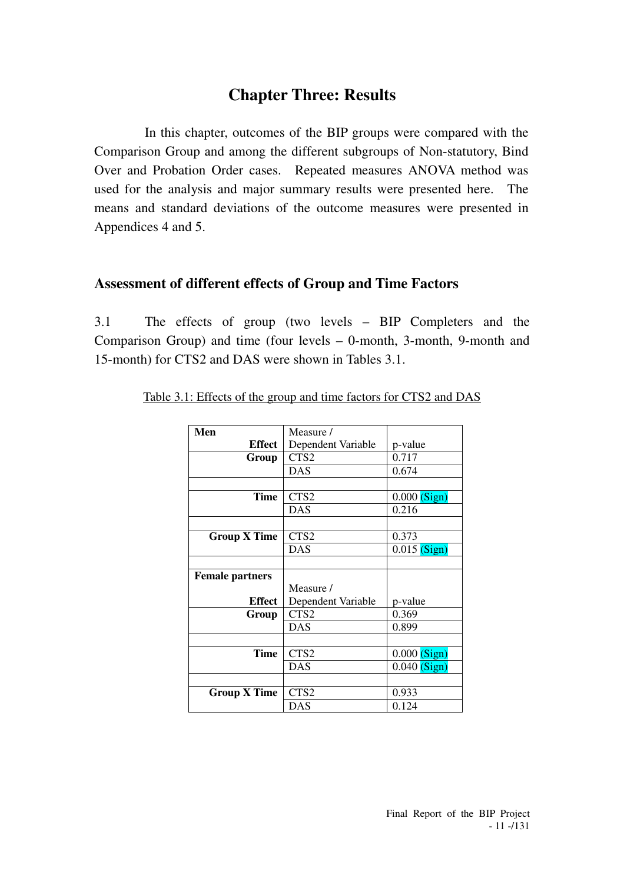# Chapter Three: Results

In this chapter, outcomes of the BIP groups were compared with the Comparison Group and among the different subgroups of Non-statutory, Bind Over and Probation Order cases. Repeated measures ANOVA method was used for the analysis and major summary results were presented here. The means and standard deviations of the outcome measures were presented in Appendices 4 and 5.

## Assessment of different effects of Group and Time Factors

3.1 The effects of group (two levels – BIP Completers and the Comparison Group) and time (four levels – 0-month, 3-month, 9-month and 15-month) for CTS2 and DAS were shown in Tables 3.1.

Table 3.1: Effects of the group and time factors for CTS2 and DAS

| **Men** **Effect** | Measure / Dependent Variable | p-value |
|---|---|---|
| **Group** | CTS2 | 0.717 |
| | DAS | 0.674 |
| | | |
| **Time** | CTS2 | 0.000 (Sign) |
| | DAS | 0.216 |
| | | |
| **Group X Time** | CTS2 | 0.373 |
| | DAS | 0.015 (Sign) |
| | | |
| **Female partners** **Effect** | Measure / Dependent Variable | p-value |
| **Group** | CTS2 | 0.369 |
| | DAS | 0.899 |
| | | |
| **Time** | CTS2 | 0.000 (Sign) |
| | DAS | 0.040 (Sign) |
| | | |
| **Group X Time** | CTS2 | 0.933 |
| | DAS | 0.124 |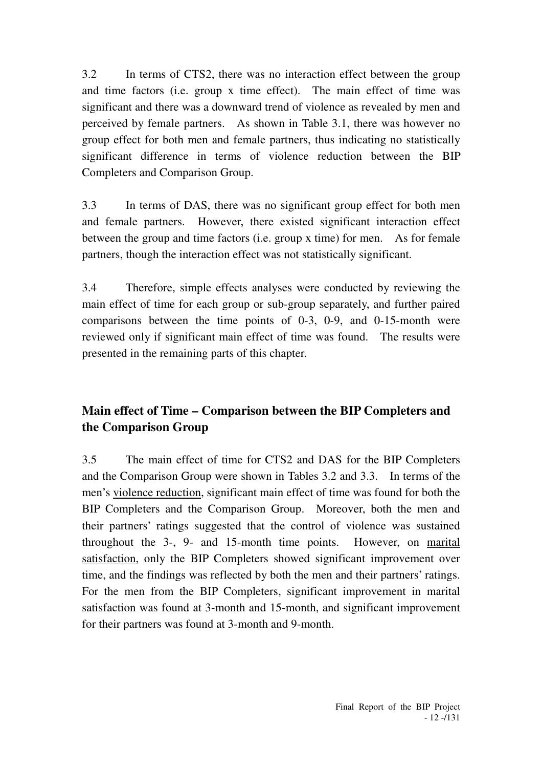3.2 In terms of CTS2, there was no interaction effect between the group and time factors (i.e. group x time effect). The main effect of time was significant and there was a downward trend of violence as revealed by men and perceived by female partners. As shown in Table 3.1, there was however no group effect for both men and female partners, thus indicating no statistically significant difference in terms of violence reduction between the BIP Completers and Comparison Group.

3.3 In terms of DAS, there was no significant group effect for both men and female partners. However, there existed significant interaction effect between the group and time factors (i.e. group x time) for men. As for female partners, though the interaction effect was not statistically significant.

3.4 Therefore, simple effects analyses were conducted by reviewing the main effect of time for each group or sub-group separately, and further paired comparisons between the time points of 0-3, 0-9, and 0-15-month were reviewed only if significant main effect of time was found. The results were presented in the remaining parts of this chapter.

## Main effect of Time – Comparison between the BIP Completers and the Comparison Group

3.5 The main effect of time for CTS2 and DAS for the BIP Completers and the Comparison Group were shown in Tables 3.2 and 3.3. In terms of the men's <u>violence reduction</u>, significant main effect of time was found for both the BIP Completers and the Comparison Group. Moreover, both the men and their partners' ratings suggested that the control of violence was sustained throughout the 3-, 9- and 15-month time points. However, on <u>marital satisfaction</u>, only the BIP Completers showed significant improvement over time, and the findings was reflected by both the men and their partners' ratings. For the men from the BIP Completers, significant improvement in marital satisfaction was found at 3-month and 15-month, and significant improvement for their partners was found at 3-month and 9-month.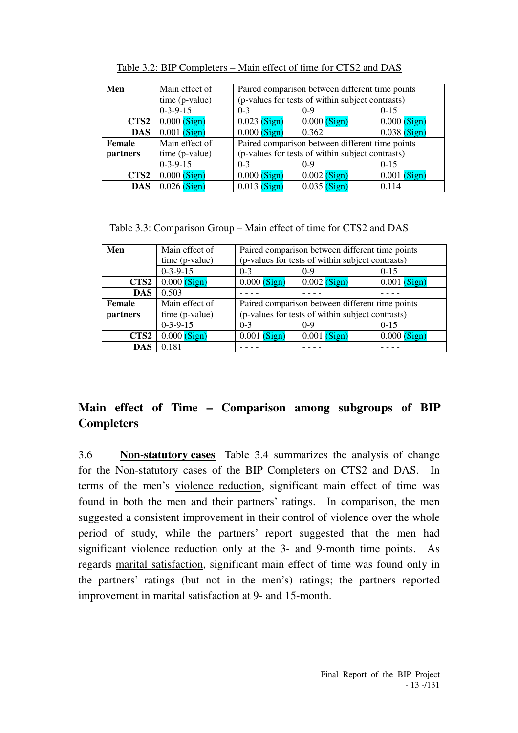Table 3.2: BIP Completers – Main effect of time for CTS2 and DAS

| Men | Main effect of time (p-value) | Paired comparison between different time points (p-values for tests of within subject contrasts) | | |
|---|---|---|---|---|
| | 0-3-9-15 | 0-3 | 0-9 | 0-15 |
| **CTS2** | 0.000 (Sign) | 0.023 (Sign) | 0.000 (Sign) | 0.000 (Sign) |
| **DAS** | 0.001 (Sign) | 0.000 (Sign) | 0.362 | 0.038 (Sign) |
| **Female partners** | Main effect of time (p-value) | Paired comparison between different time points (p-values for tests of within subject contrasts) | | |
| | 0-3-9-15 | 0-3 | 0-9 | 0-15 |
| **CTS2** | 0.000 (Sign) | 0.000 (Sign) | 0.002 (Sign) | 0.001 (Sign) |
| **DAS** | 0.026 (Sign) | 0.013 (Sign) | 0.035 (Sign) | 0.114 |

Table 3.3: Comparison Group – Main effect of time for CTS2 and DAS

| Men | Main effect of time (p-value) | Paired comparison between different time points (p-values for tests of within subject contrasts) | | |
|---|---|---|---|---|
| | 0-3-9-15 | 0-3 | 0-9 | 0-15 |
| **CTS2** | 0.000 (Sign) | 0.000 (Sign) | 0.002 (Sign) | 0.001 (Sign) |
| **DAS** | 0.503 | - - - - | - - - - | - - - - |
| **Female partners** | Main effect of time (p-value) | Paired comparison between different time points (p-values for tests of within subject contrasts) | | |
| | 0-3-9-15 | 0-3 | 0-9 | 0-15 |
| **CTS2** | 0.000 (Sign) | 0.001 (Sign) | 0.001 (Sign) | 0.000 (Sign) |
| **DAS** | 0.181 | - - - - | - - - - | - - - - |

## Main effect of Time – Comparison among subgroups of BIP Completers

3.6 **Non-statutory cases** Table 3.4 summarizes the analysis of change for the Non-statutory cases of the BIP Completers on CTS2 and DAS. In terms of the men's violence reduction, significant main effect of time was found in both the men and their partners' ratings. In comparison, the men suggested a consistent improvement in their control of violence over the whole period of study, while the partners' report suggested that the men had significant violence reduction only at the 3- and 9-month time points. As regards marital satisfaction, significant main effect of time was found only in the partners' ratings (but not in the men's) ratings; the partners reported improvement in marital satisfaction at 9- and 15-month.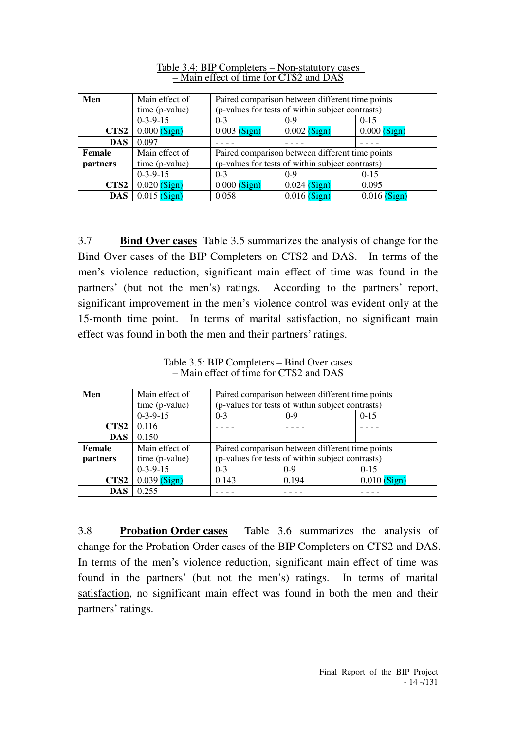Table 3.4: BIP Completers – Non-statutory cases – Main effect of time for CTS2 and DAS

| Men | Main effect of time (p-value) | Paired comparison between different time points (p-values for tests of within subject contrasts) | | |
|---|---|---|---|---|
| | 0-3-9-15 | 0-3 | 0-9 | 0-15 |
| **CTS2** | 0.000 (Sign) | 0.003 (Sign) | 0.002 (Sign) | 0.000 (Sign) |
| **DAS** | 0.097 | - - - - | - - - - | - - - - |
| **Female partners** | Main effect of time (p-value) | Paired comparison between different time points (p-values for tests of within subject contrasts) | | |
| | 0-3-9-15 | 0-3 | 0-9 | 0-15 |
| **CTS2** | 0.020 (Sign) | 0.000 (Sign) | 0.024 (Sign) | 0.095 |
| **DAS** | 0.015 (Sign) | 0.058 | 0.016 (Sign) | 0.016 (Sign) |

3.7 **Bind Over cases** Table 3.5 summarizes the analysis of change for the Bind Over cases of the BIP Completers on CTS2 and DAS. In terms of the men's violence reduction, significant main effect of time was found in the partners' (but not the men's) ratings. According to the partners' report, significant improvement in the men's violence control was evident only at the 15-month time point. In terms of marital satisfaction, no significant main effect was found in both the men and their partners' ratings.

Table 3.5: BIP Completers – Bind Over cases – Main effect of time for CTS2 and DAS

| Men | Main effect of time (p-value) | Paired comparison between different time points (p-values for tests of within subject contrasts) | | |
|---|---|---|---|---|
| | 0-3-9-15 | 0-3 | 0-9 | 0-15 |
| **CTS2** | 0.116 | - - - - | - - - - | - - - - |
| **DAS** | 0.150 | - - - - | - - - - | - - - - |
| **Female partners** | Main effect of time (p-value) | Paired comparison between different time points (p-values for tests of within subject contrasts) | | |
| | 0-3-9-15 | 0-3 | 0-9 | 0-15 |
| **CTS2** | 0.039 (Sign) | 0.143 | 0.194 | 0.010 (Sign) |
| **DAS** | 0.255 | - - - - | - - - - | - - - - |

3.8 **Probation Order cases** Table 3.6 summarizes the analysis of change for the Probation Order cases of the BIP Completers on CTS2 and DAS. In terms of the men's violence reduction, significant main effect of time was found in the partners' (but not the men's) ratings. In terms of marital satisfaction, no significant main effect was found in both the men and their partners' ratings.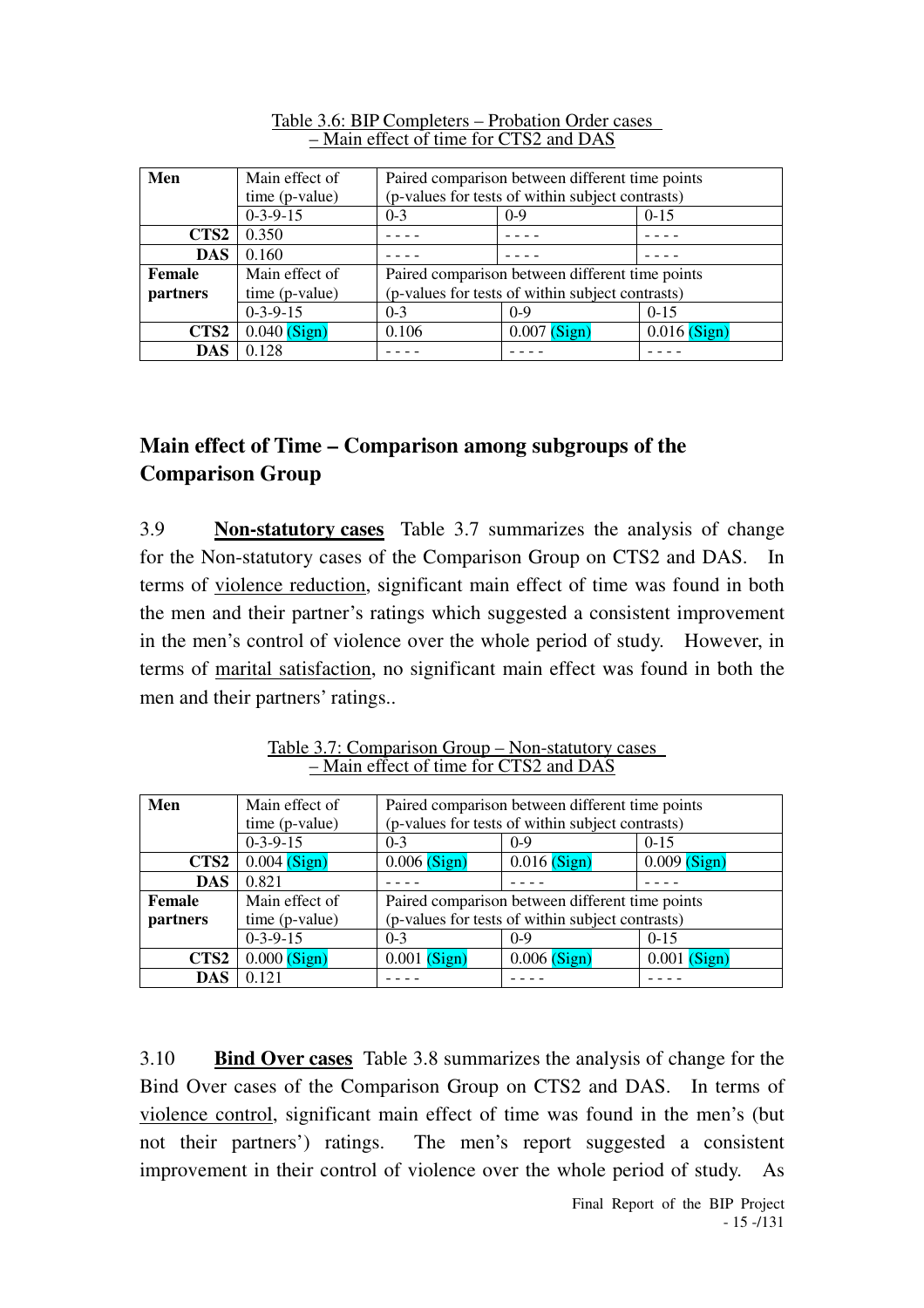Table 3.6: BIP Completers – Probation Order cases – Main effect of time for CTS2 and DAS

| **Men** | Main effect of time (p-value) | Paired comparison between different time points (p-values for tests of within subject contrasts) | | |
|---|---|---|---|---|
| | 0-3-9-15 | 0-3 | 0-9 | 0-15 |
| **CTS2** | 0.350 | - - - - | - - - - | - - - - |
| **DAS** | 0.160 | - - - - | - - - - | - - - - |
| **Female partners** | Main effect of time (p-value) | Paired comparison between different time points (p-values for tests of within subject contrasts) | | |
| | 0-3-9-15 | 0-3 | 0-9 | 0-15 |
| **CTS2** | 0.040 (Sign) | 0.106 | 0.007 (Sign) | 0.016 (Sign) |
| **DAS** | 0.128 | - - - - | - - - - | - - - - |

## Main effect of Time – Comparison among subgroups of the Comparison Group

3.9 **Non-statutory cases** Table 3.7 summarizes the analysis of change for the Non-statutory cases of the Comparison Group on CTS2 and DAS. In terms of violence reduction, significant main effect of time was found in both the men and their partner's ratings which suggested a consistent improvement in the men's control of violence over the whole period of study. However, in terms of marital satisfaction, no significant main effect was found in both the men and their partners' ratings..

Table 3.7: Comparison Group – Non-statutory cases – Main effect of time for CTS2 and DAS

| **Men** | Main effect of time (p-value) | Paired comparison between different time points (p-values for tests of within subject contrasts) | | |
|---|---|---|---|---|
| | 0-3-9-15 | 0-3 | 0-9 | 0-15 |
| **CTS2** | 0.004 (Sign) | 0.006 (Sign) | 0.016 (Sign) | 0.009 (Sign) |
| **DAS** | 0.821 | - - - - | - - - - | - - - - |
| **Female partners** | Main effect of time (p-value) | Paired comparison between different time points (p-values for tests of within subject contrasts) | | |
| | 0-3-9-15 | 0-3 | 0-9 | 0-15 |
| **CTS2** | 0.000 (Sign) | 0.001 (Sign) | 0.006 (Sign) | 0.001 (Sign) |
| **DAS** | 0.121 | - - - - | - - - - | - - - - |

3.10 **Bind Over cases** Table 3.8 summarizes the analysis of change for the Bind Over cases of the Comparison Group on CTS2 and DAS. In terms of violence control, significant main effect of time was found in the men's (but not their partners') ratings. The men's report suggested a consistent improvement in their control of violence over the whole period of study. As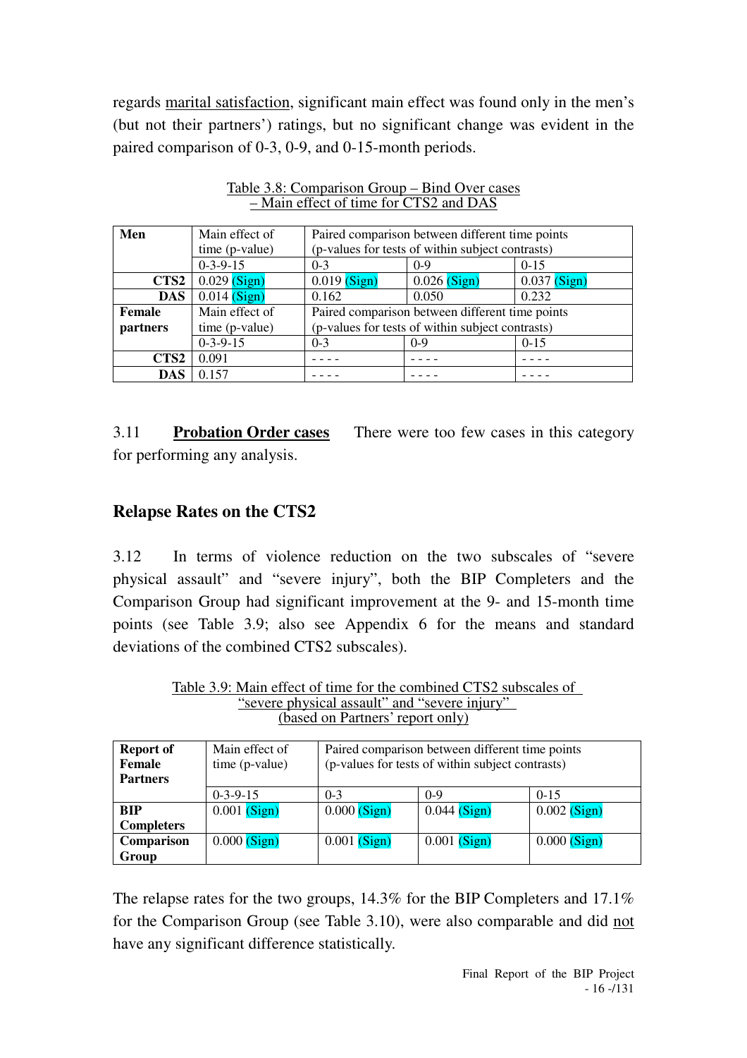regards marital satisfaction, significant main effect was found only in the men's (but not their partners') ratings, but no significant change was evident in the paired comparison of 0-3, 0-9, and 0-15-month periods.

Table 3.8: Comparison Group – Bind Over cases – Main effect of time for CTS2 and DAS

| Men | Main effect of time (p-value) | Paired comparison between different time points (p-values for tests of within subject contrasts) | | |
|---|---|---|---|---|
| | 0-3-9-15 | 0-3 | 0-9 | 0-15 |
| **CTS2** | 0.029 (Sign) | 0.019 (Sign) | 0.026 (Sign) | 0.037 (Sign) |
| **DAS** | 0.014 (Sign) | 0.162 | 0.050 | 0.232 |
| **Female partners** | Main effect of time (p-value) | Paired comparison between different time points (p-values for tests of within subject contrasts) | | |
| | 0-3-9-15 | 0-3 | 0-9 | 0-15 |
| **CTS2** | 0.091 | - - - - | - - - - | - - - - |
| **DAS** | 0.157 | - - - - | - - - - | - - - - |

3.11 **Probation Order cases** There were too few cases in this category for performing any analysis.

## Relapse Rates on the CTS2

3.12 In terms of violence reduction on the two subscales of "severe physical assault" and "severe injury", both the BIP Completers and the Comparison Group had significant improvement at the 9- and 15-month time points (see Table 3.9; also see Appendix 6 for the means and standard deviations of the combined CTS2 subscales).

Table 3.9: Main effect of time for the combined CTS2 subscales of "severe physical assault" and "severe injury" (based on Partners' report only)

| Report of Female Partners | Main effect of time (p-value) | Paired comparison between different time points (p-values for tests of within subject contrasts) | | |
|---|---|---|---|---|
| | 0-3-9-15 | 0-3 | 0-9 | 0-15 |
| **BIP Completers** | 0.001 (Sign) | 0.000 (Sign) | 0.044 (Sign) | 0.002 (Sign) |
| **Comparison Group** | 0.000 (Sign) | 0.001 (Sign) | 0.001 (Sign) | 0.000 (Sign) |

The relapse rates for the two groups, 14.3% for the BIP Completers and 17.1% for the Comparison Group (see Table 3.10), were also comparable and did not have any significant difference statistically.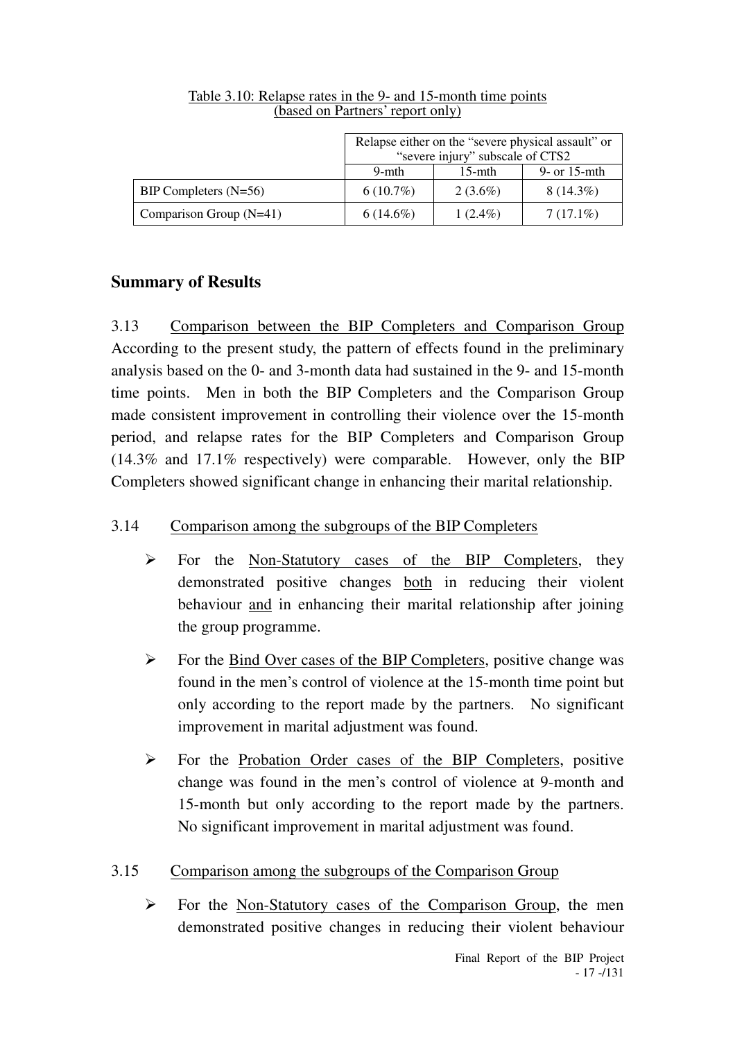Table 3.10: Relapse rates in the 9- and 15-month time points (based on Partners' report only)

| | Relapse either on the "severe physical assault" or "severe injury" subscale of CTS2 | | |
|---|---|---|---|
| | 9-mth | 15-mth | 9- or 15-mth |
| BIP Completers (N=56) | 6 (10.7%) | 2 (3.6%) | 8 (14.3%) |
| Comparison Group (N=41) | 6 (14.6%) | 1 (2.4%) | 7 (17.1%) |

## Summary of Results

3.13 Comparison between the BIP Completers and Comparison Group
According to the present study, the pattern of effects found in the preliminary analysis based on the 0- and 3-month data had sustained in the 9- and 15-month time points. Men in both the BIP Completers and the Comparison Group made consistent improvement in controlling their violence over the 15-month period, and relapse rates for the BIP Completers and Comparison Group (14.3% and 17.1% respectively) were comparable. However, only the BIP Completers showed significant change in enhancing their marital relationship.

3.14 Comparison among the subgroups of the BIP Completers

- For the Non-Statutory cases of the BIP Completers, they demonstrated positive changes both in reducing their violent behaviour and in enhancing their marital relationship after joining the group programme.
- For the Bind Over cases of the BIP Completers, positive change was found in the men's control of violence at the 15-month time point but only according to the report made by the partners. No significant improvement in marital adjustment was found.
- For the Probation Order cases of the BIP Completers, positive change was found in the men's control of violence at 9-month and 15-month but only according to the report made by the partners. No significant improvement in marital adjustment was found.

3.15 Comparison among the subgroups of the Comparison Group

- For the Non-Statutory cases of the Comparison Group, the men demonstrated positive changes in reducing their violent behaviour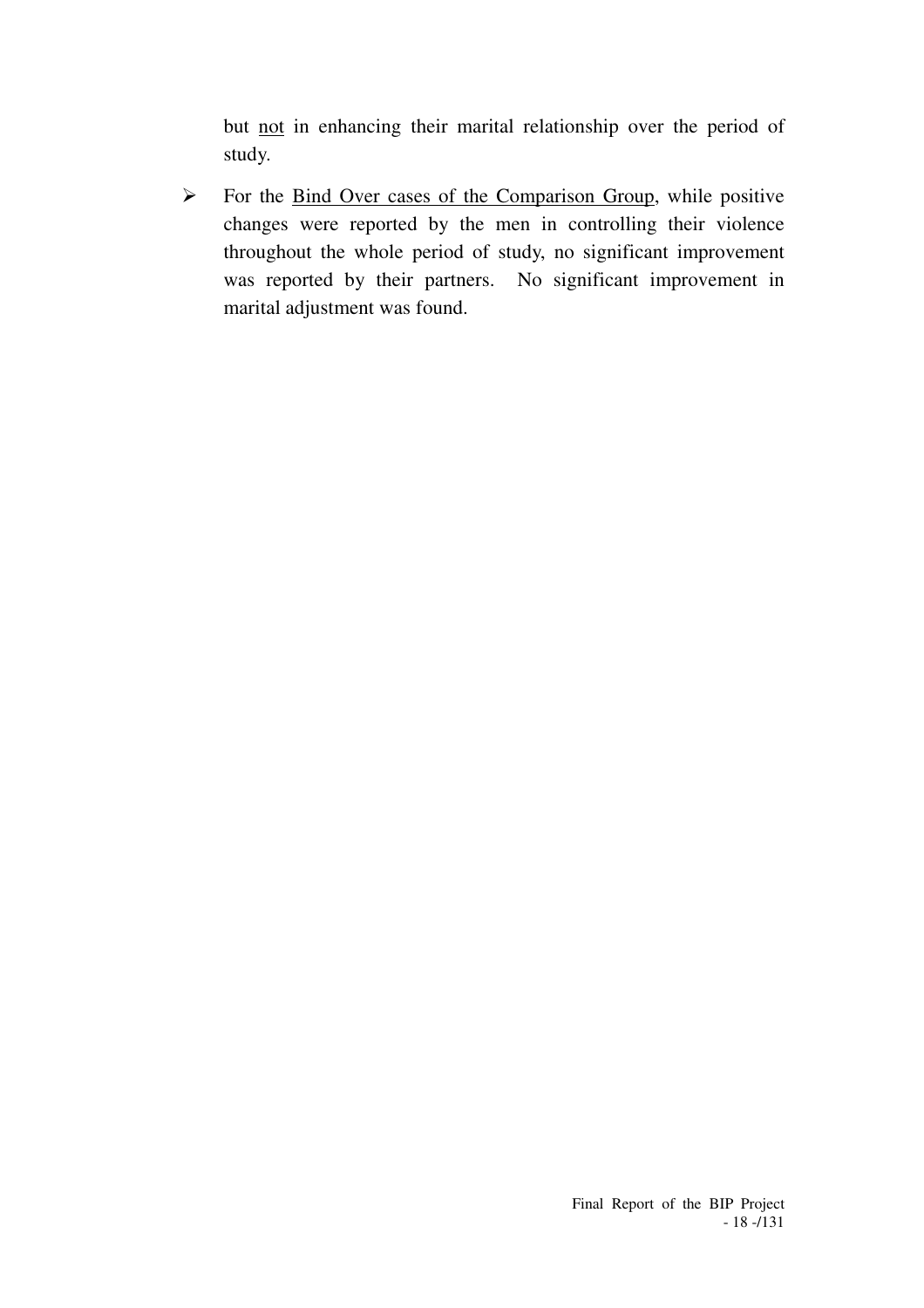but <u>not</u> in enhancing their marital relationship over the period of study.

- For the <u>Bind Over cases of the Comparison Group</u>, while positive changes were reported by the men in controlling their violence throughout the whole period of study, no significant improvement was reported by their partners. No significant improvement in marital adjustment was found.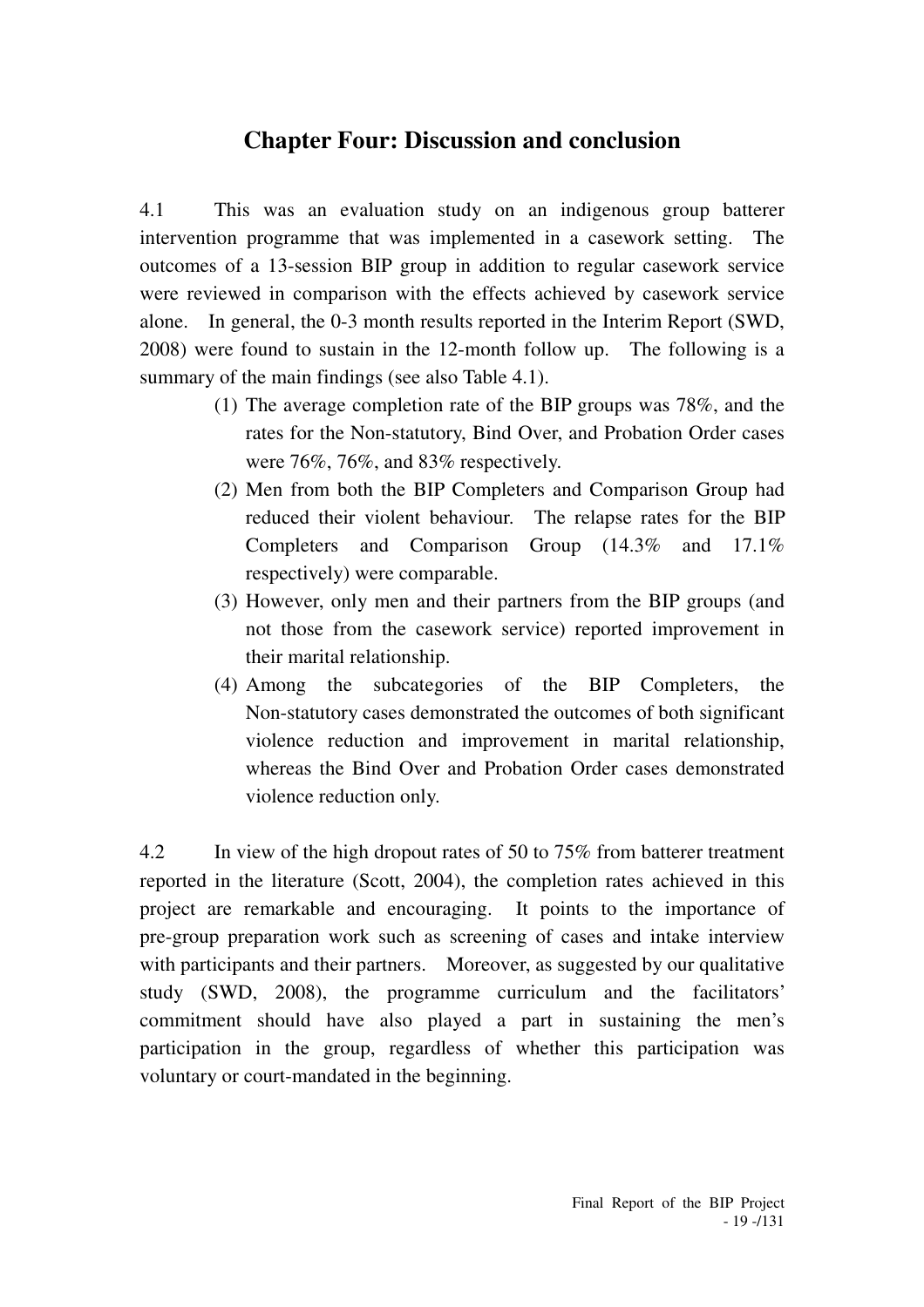# Chapter Four: Discussion and conclusion

4.1 This was an evaluation study on an indigenous group batterer intervention programme that was implemented in a casework setting. The outcomes of a 13-session BIP group in addition to regular casework service were reviewed in comparison with the effects achieved by casework service alone. In general, the 0-3 month results reported in the Interim Report (SWD, 2008) were found to sustain in the 12-month follow up. The following is a summary of the main findings (see also Table 4.1).

(1) The average completion rate of the BIP groups was 78%, and the rates for the Non-statutory, Bind Over, and Probation Order cases were 76%, 76%, and 83% respectively.

(2) Men from both the BIP Completers and Comparison Group had reduced their violent behaviour. The relapse rates for the BIP Completers and Comparison Group (14.3% and 17.1% respectively) were comparable.

(3) However, only men and their partners from the BIP groups (and not those from the casework service) reported improvement in their marital relationship.

(4) Among the subcategories of the BIP Completers, the Non-statutory cases demonstrated the outcomes of both significant violence reduction and improvement in marital relationship, whereas the Bind Over and Probation Order cases demonstrated violence reduction only.

4.2 In view of the high dropout rates of 50 to 75% from batterer treatment reported in the literature (Scott, 2004), the completion rates achieved in this project are remarkable and encouraging. It points to the importance of pre-group preparation work such as screening of cases and intake interview with participants and their partners. Moreover, as suggested by our qualitative study (SWD, 2008), the programme curriculum and the facilitators' commitment should have also played a part in sustaining the men's participation in the group, regardless of whether this participation was voluntary or court-mandated in the beginning.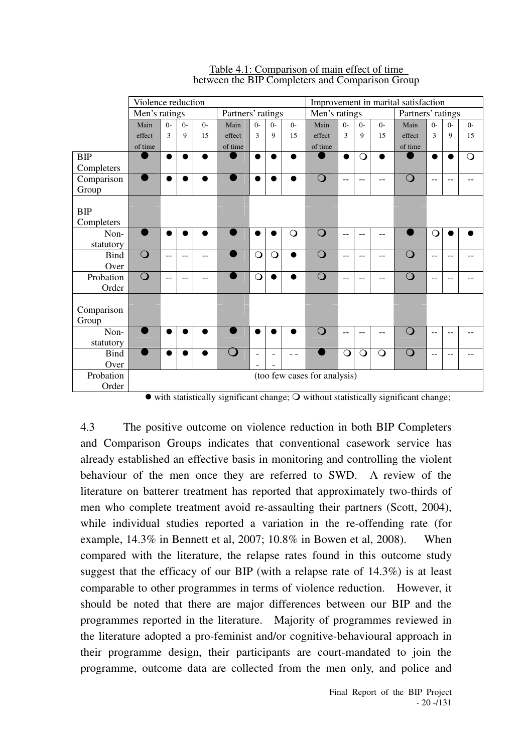Table 4.1: Comparison of main effect of time between the BIP Completers and Comparison Group

| | Violence reduction | | | | | | | | Improvement in marital satisfaction | | | | | | | |
|---|---|---|---|---|---|---|---|---|---|---|---|---|---|---|---|---|
| | Men's ratings | | | | Partners' ratings | | | | Men's ratings | | | | Partners' ratings | | | |
| | Main effect of time | 0-3 | 0-9 | 0-15 | Main effect of time | 0-3 | 0-9 | 0-15 | Main effect of time | 0-3 | 0-9 | 0-15 | Main effect of time | 0-3 | 0-9 | 0-15 |
| BIP Completers | ● | ● | ● | ● | ● | ● | ● | ● | ● | ● | ❍ | ● | ● | ● | ● | ❍ |
| Comparison Group | ● | ● | ● | ● | ● | ● | ● | ● | ❍ | -- | -- | -- | ❍ | -- | -- | -- |
| BIP Completers | | | | | | | | | | | | | | | | |
| Non-statutory | ● | ● | ● | ● | ● | ● | ● | ❍ | ❍ | -- | -- | -- | ● | ❍ | ● | ● |
| Bind Over | ❍ | -- | -- | -- | ● | ❍ | ❍ | ● | ❍ | -- | -- | -- | ❍ | -- | -- | -- |
| Probation Order | ❍ | -- | -- | -- | ● | ❍ | ● | ● | ❍ | -- | -- | -- | ❍ | -- | -- | -- |
| Comparison Group | | | | | | | | | | | | | | | | |
| Non-statutory | ● | ● | ● | ● | ● | ● | ● | ● | ❍ | -- | -- | -- | ❍ | -- | -- | -- |
| Bind Over | ● | ● | ● | ● | ❍ | -- | -- | -- | ● | ❍ | ❍ | ❍ | ❍ | -- | -- | -- |
| Probation Order | (too few cases for analysis) | | | | | | | | | | | | | | | |

● with statistically significant change; ❍ without statistically significant change;

4.3 The positive outcome on violence reduction in both BIP Completers and Comparison Groups indicates that conventional casework service has already established an effective basis in monitoring and controlling the violent behaviour of the men once they are referred to SWD. A review of the literature on batterer treatment has reported that approximately two-thirds of men who complete treatment avoid re-assaulting their partners (Scott, 2004), while individual studies reported a variation in the re-offending rate (for example, 14.3% in Bennett et al, 2007; 10.8% in Bowen et al, 2008). When compared with the literature, the relapse rates found in this outcome study suggest that the efficacy of our BIP (with a relapse rate of 14.3%) is at least comparable to other programmes in terms of violence reduction. However, it should be noted that there are major differences between our BIP and the programmes reported in the literature. Majority of programmes reviewed in the literature adopted a pro-feminist and/or cognitive-behavioural approach in their programme design, their participants are court-mandated to join the programme, outcome data are collected from the men only, and police and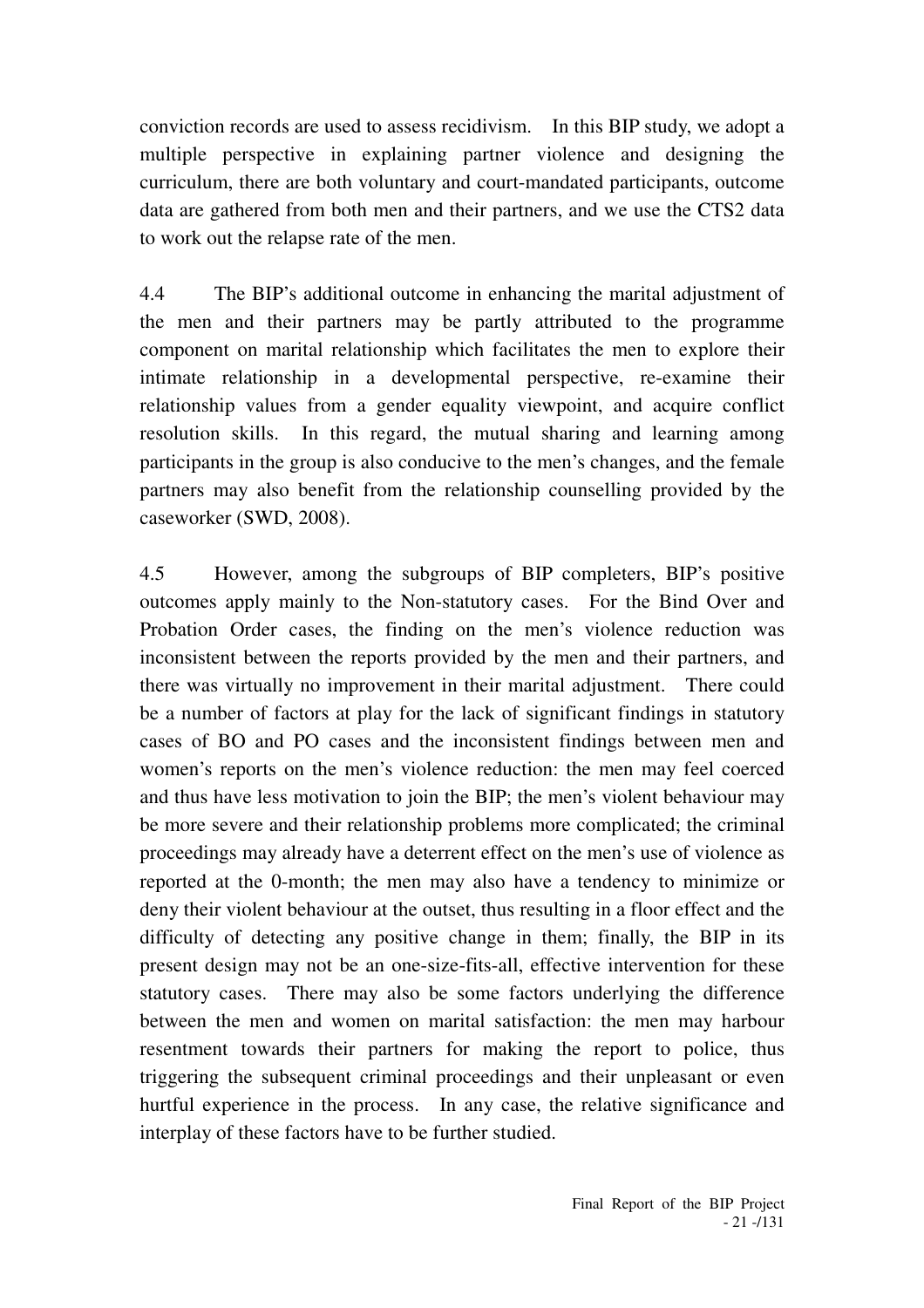conviction records are used to assess recidivism. In this BIP study, we adopt a multiple perspective in explaining partner violence and designing the curriculum, there are both voluntary and court-mandated participants, outcome data are gathered from both men and their partners, and we use the CTS2 data to work out the relapse rate of the men.

4.4 The BIP's additional outcome in enhancing the marital adjustment of the men and their partners may be partly attributed to the programme component on marital relationship which facilitates the men to explore their intimate relationship in a developmental perspective, re-examine their relationship values from a gender equality viewpoint, and acquire conflict resolution skills. In this regard, the mutual sharing and learning among participants in the group is also conducive to the men's changes, and the female partners may also benefit from the relationship counselling provided by the caseworker (SWD, 2008).

4.5 However, among the subgroups of BIP completers, BIP's positive outcomes apply mainly to the Non-statutory cases. For the Bind Over and Probation Order cases, the finding on the men's violence reduction was inconsistent between the reports provided by the men and their partners, and there was virtually no improvement in their marital adjustment. There could be a number of factors at play for the lack of significant findings in statutory cases of BO and PO cases and the inconsistent findings between men and women's reports on the men's violence reduction: the men may feel coerced and thus have less motivation to join the BIP; the men's violent behaviour may be more severe and their relationship problems more complicated; the criminal proceedings may already have a deterrent effect on the men's use of violence as reported at the 0-month; the men may also have a tendency to minimize or deny their violent behaviour at the outset, thus resulting in a floor effect and the difficulty of detecting any positive change in them; finally, the BIP in its present design may not be an one-size-fits-all, effective intervention for these statutory cases. There may also be some factors underlying the difference between the men and women on marital satisfaction: the men may harbour resentment towards their partners for making the report to police, thus triggering the subsequent criminal proceedings and their unpleasant or even hurtful experience in the process. In any case, the relative significance and interplay of these factors have to be further studied.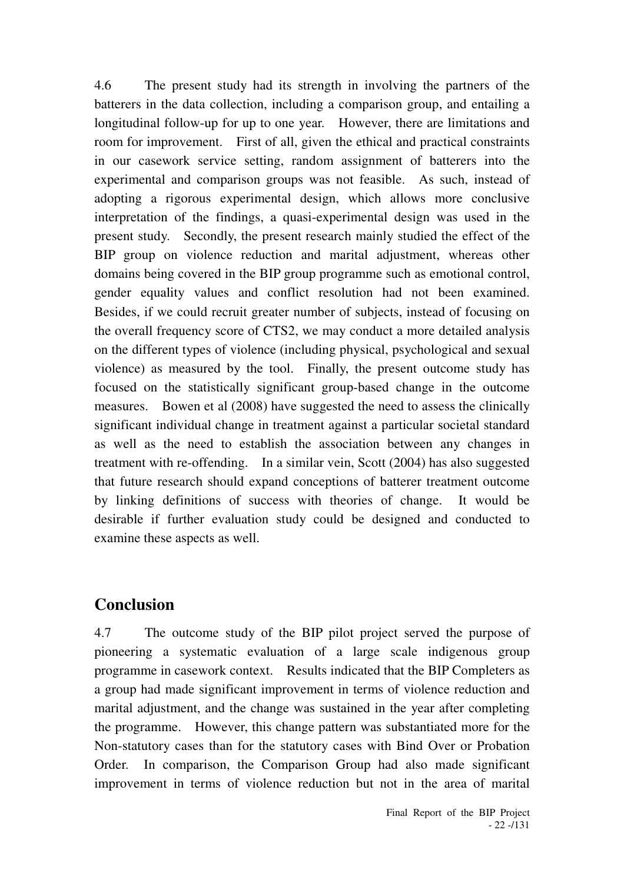4.6 The present study had its strength in involving the partners of the batterers in the data collection, including a comparison group, and entailing a longitudinal follow-up for up to one year. However, there are limitations and room for improvement. First of all, given the ethical and practical constraints in our casework service setting, random assignment of batterers into the experimental and comparison groups was not feasible. As such, instead of adopting a rigorous experimental design, which allows more conclusive interpretation of the findings, a quasi-experimental design was used in the present study. Secondly, the present research mainly studied the effect of the BIP group on violence reduction and marital adjustment, whereas other domains being covered in the BIP group programme such as emotional control, gender equality values and conflict resolution had not been examined. Besides, if we could recruit greater number of subjects, instead of focusing on the overall frequency score of CTS2, we may conduct a more detailed analysis on the different types of violence (including physical, psychological and sexual violence) as measured by the tool. Finally, the present outcome study has focused on the statistically significant group-based change in the outcome measures. Bowen et al (2008) have suggested the need to assess the clinically significant individual change in treatment against a particular societal standard as well as the need to establish the association between any changes in treatment with re-offending. In a similar vein, Scott (2004) has also suggested that future research should expand conceptions of batterer treatment outcome by linking definitions of success with theories of change. It would be desirable if further evaluation study could be designed and conducted to examine these aspects as well.

## Conclusion

4.7 The outcome study of the BIP pilot project served the purpose of pioneering a systematic evaluation of a large scale indigenous group programme in casework context. Results indicated that the BIP Completers as a group had made significant improvement in terms of violence reduction and marital adjustment, and the change was sustained in the year after completing the programme. However, this change pattern was substantiated more for the Non-statutory cases than for the statutory cases with Bind Over or Probation Order. In comparison, the Comparison Group had also made significant improvement in terms of violence reduction but not in the area of marital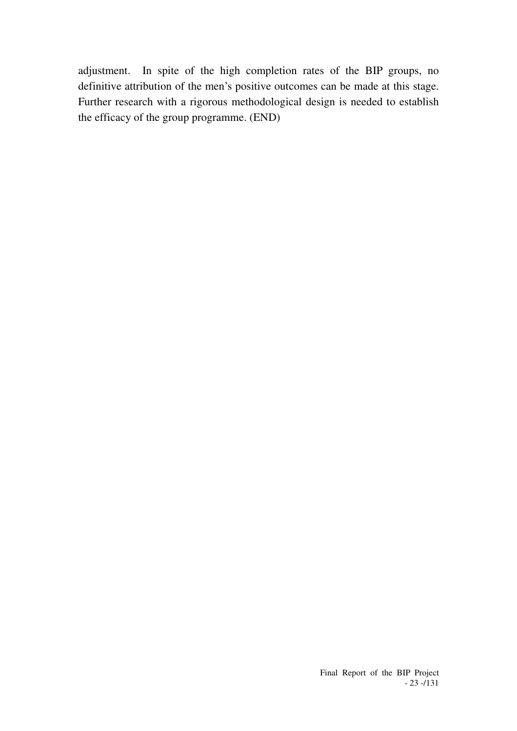adjustment. In spite of the high completion rates of the BIP groups, no definitive attribution of the men's positive outcomes can be made at this stage. Further research with a rigorous methodological design is needed to establish the efficacy of the group programme. (END)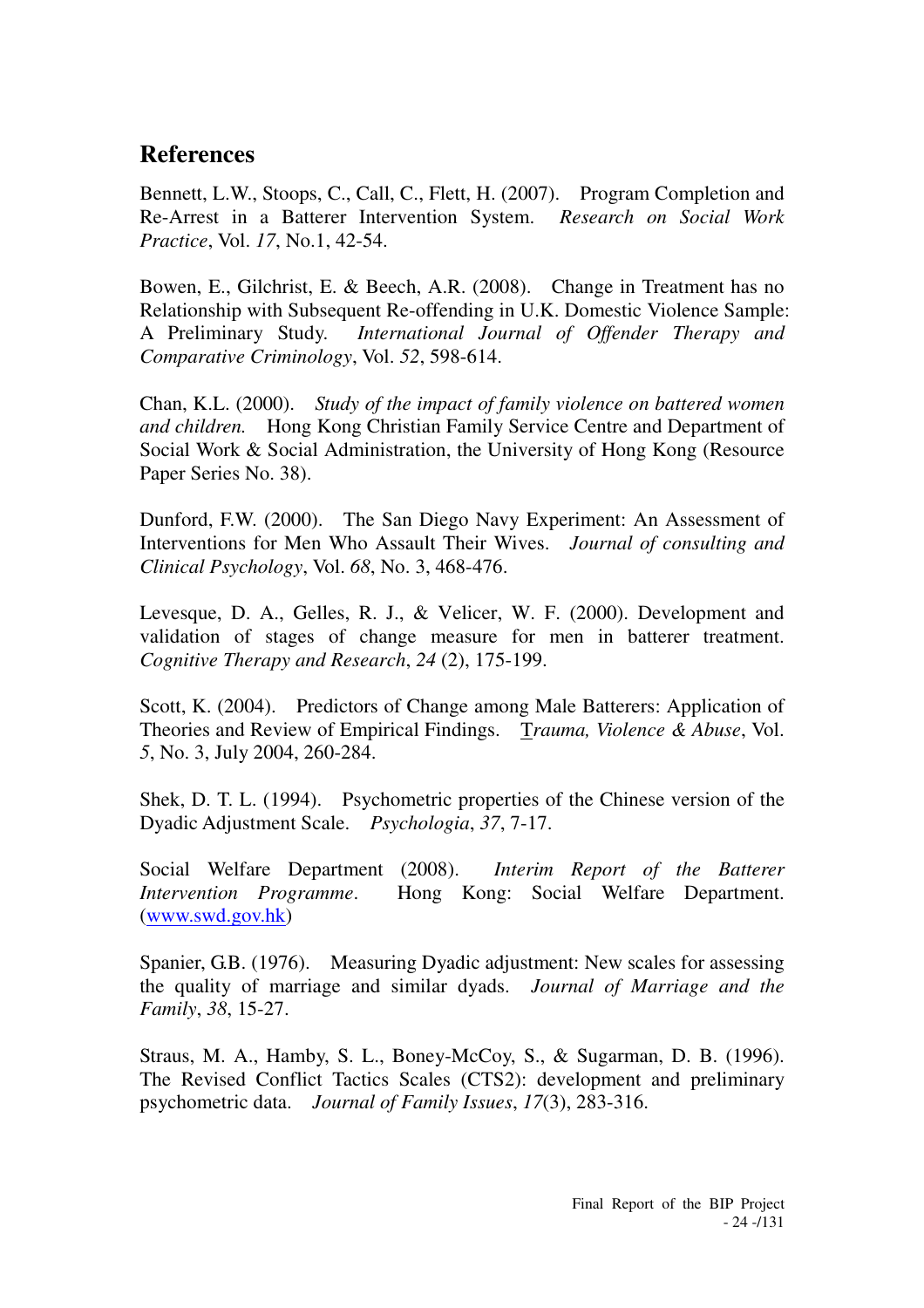## References

Bennett, L.W., Stoops, C., Call, C., Flett, H. (2007). Program Completion and Re-Arrest in a Batterer Intervention System. *Research on Social Work Practice*, Vol. *17*, No.1, 42-54.

Bowen, E., Gilchrist, E. & Beech, A.R. (2008). Change in Treatment has no Relationship with Subsequent Re-offending in U.K. Domestic Violence Sample: A Preliminary Study. *International Journal of Offender Therapy and Comparative Criminology*, Vol. *52*, 598-614.

Chan, K.L. (2000). *Study of the impact of family violence on battered women and children.* Hong Kong Christian Family Service Centre and Department of Social Work & Social Administration, the University of Hong Kong (Resource Paper Series No. 38).

Dunford, F.W. (2000). The San Diego Navy Experiment: An Assessment of Interventions for Men Who Assault Their Wives. *Journal of consulting and Clinical Psychology*, Vol. *68*, No. 3, 468-476.

Levesque, D. A., Gelles, R. J., & Velicer, W. F. (2000). Development and validation of stages of change measure for men in batterer treatment. *Cognitive Therapy and Research*, *24* (2), 175-199.

Scott, K. (2004). Predictors of Change among Male Batterers: Application of Theories and Review of Empirical Findings. *Trauma, Violence & Abuse*, Vol. *5*, No. 3, July 2004, 260-284.

Shek, D. T. L. (1994). Psychometric properties of the Chinese version of the Dyadic Adjustment Scale. *Psychologia*, *37*, 7-17.

Social Welfare Department (2008). *Interim Report of the Batterer Intervention Programme*. Hong Kong: Social Welfare Department. (www.swd.gov.hk)

Spanier, G.B. (1976). Measuring Dyadic adjustment: New scales for assessing the quality of marriage and similar dyads. *Journal of Marriage and the Family*, *38*, 15-27.

Straus, M. A., Hamby, S. L., Boney-McCoy, S., & Sugarman, D. B. (1996). The Revised Conflict Tactics Scales (CTS2): development and preliminary psychometric data. *Journal of Family Issues*, *17*(3), 283-316.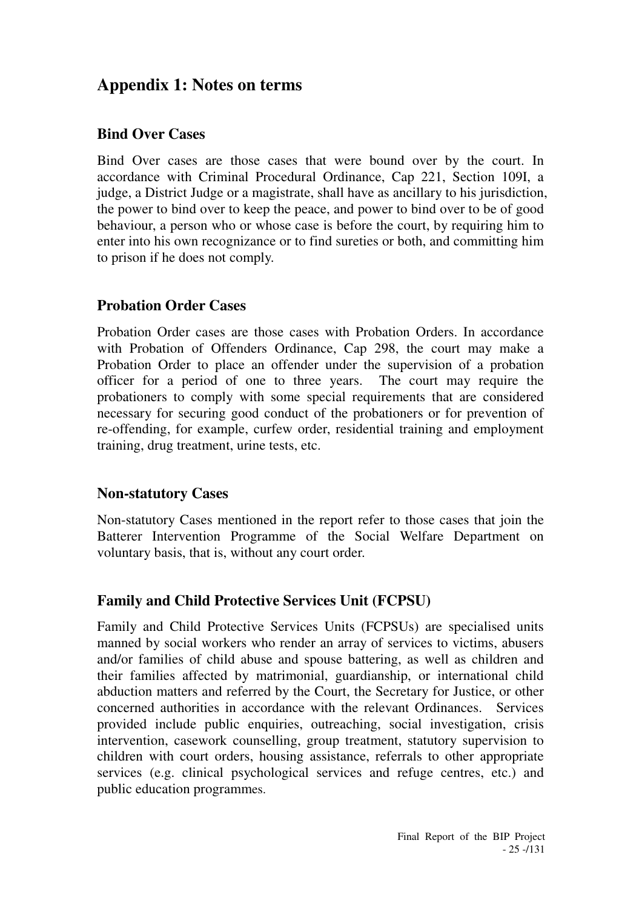## Appendix 1: Notes on terms

### Bind Over Cases

Bind Over cases are those cases that were bound over by the court. In accordance with Criminal Procedural Ordinance, Cap 221, Section 109I, a judge, a District Judge or a magistrate, shall have as ancillary to his jurisdiction, the power to bind over to keep the peace, and power to bind over to be of good behaviour, a person who or whose case is before the court, by requiring him to enter into his own recognizance or to find sureties or both, and committing him to prison if he does not comply.

### Probation Order Cases

Probation Order cases are those cases with Probation Orders. In accordance with Probation of Offenders Ordinance, Cap 298, the court may make a Probation Order to place an offender under the supervision of a probation officer for a period of one to three years. The court may require the probationers to comply with some special requirements that are considered necessary for securing good conduct of the probationers or for prevention of re-offending, for example, curfew order, residential training and employment training, drug treatment, urine tests, etc.

### Non-statutory Cases

Non-statutory Cases mentioned in the report refer to those cases that join the Batterer Intervention Programme of the Social Welfare Department on voluntary basis, that is, without any court order.

### Family and Child Protective Services Unit (FCPSU)

Family and Child Protective Services Units (FCPSUs) are specialised units manned by social workers who render an array of services to victims, abusers and/or families of child abuse and spouse battering, as well as children and their families affected by matrimonial, guardianship, or international child abduction matters and referred by the Court, the Secretary for Justice, or other concerned authorities in accordance with the relevant Ordinances. Services provided include public enquiries, outreaching, social investigation, crisis intervention, casework counselling, group treatment, statutory supervision to children with court orders, housing assistance, referrals to other appropriate services (e.g. clinical psychological services and refuge centres, etc.) and public education programmes.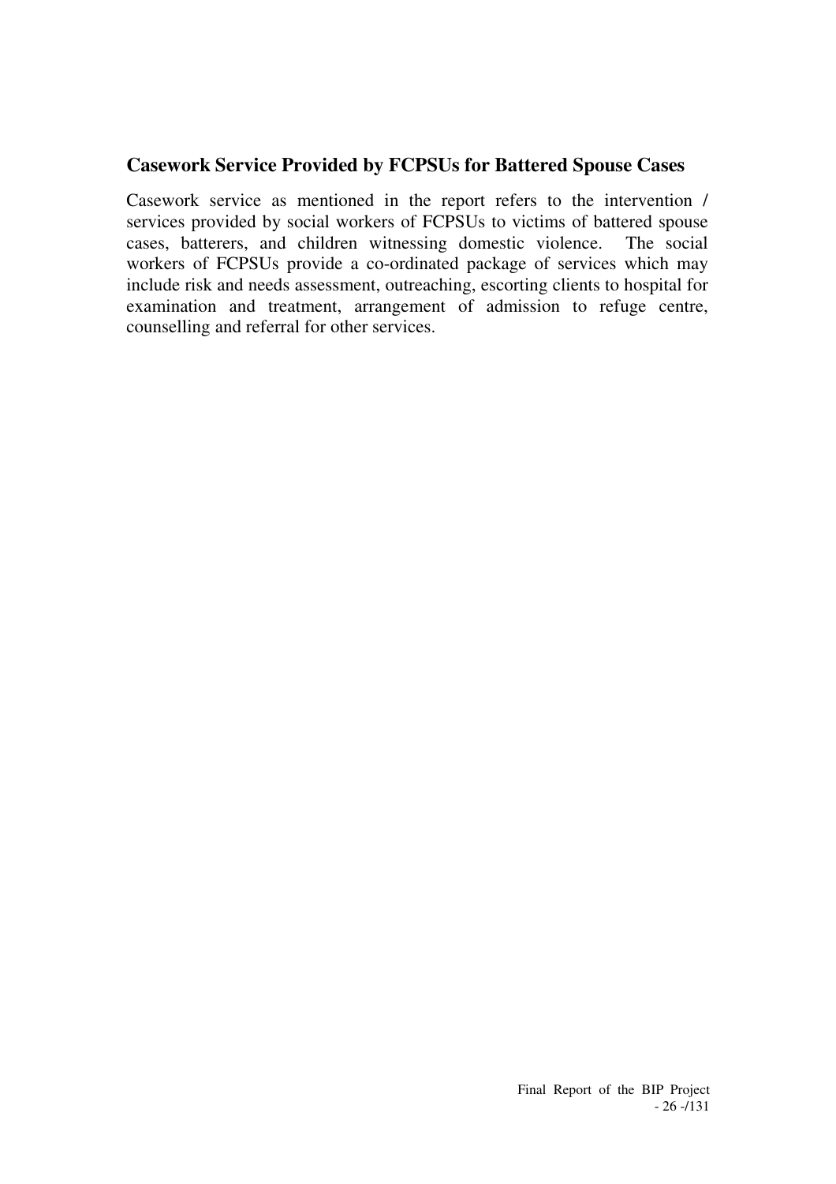## Casework Service Provided by FCPSUs for Battered Spouse Cases

Casework service as mentioned in the report refers to the intervention / services provided by social workers of FCPSUs to victims of battered spouse cases, batterers, and children witnessing domestic violence. The social workers of FCPSUs provide a co-ordinated package of services which may include risk and needs assessment, outreaching, escorting clients to hospital for examination and treatment, arrangement of admission to refuge centre, counselling and referral for other services.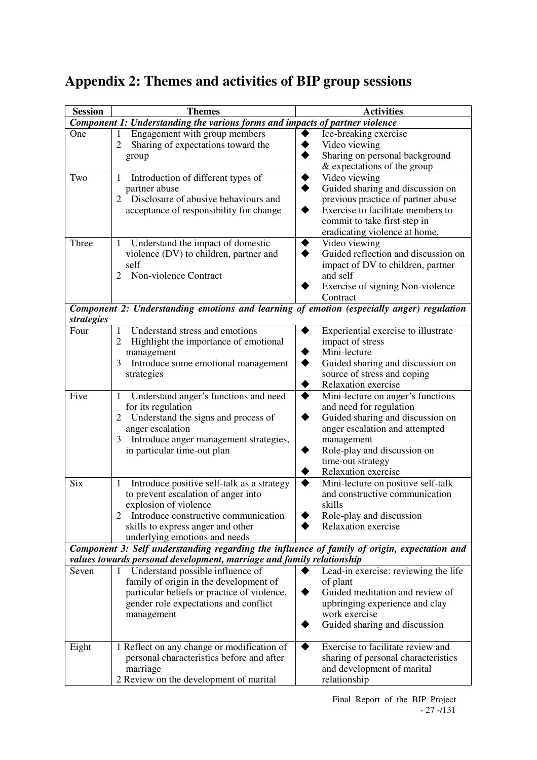# Appendix 2: Themes and activities of BIP group sessions

| Session | Themes | Activities |
|---|---|---|
| ***Component 1: Understanding the various forms and impacts of partner violence*** | | |
| One | 1 Engagement with group members<br>2 Sharing of expectations toward the group | ◆ Ice-breaking exercise<br>◆ Video viewing<br>◆ Sharing on personal background & expectations of the group |
| Two | 1 Introduction of different types of partner abuse<br>2 Disclosure of abusive behaviours and acceptance of responsibility for change | ◆ Video viewing<br>◆ Guided sharing and discussion on previous practice of partner abuse<br>◆ Exercise to facilitate members to commit to take first step in eradicating violence at home. |
| Three | 1 Understand the impact of domestic violence (DV) to children, partner and self<br>2 Non-violence Contract | ◆ Video viewing<br>◆ Guided reflection and discussion on impact of DV to children, partner and self<br>◆ Exercise of signing Non-violence Contract |
| ***Component 2: Understanding emotions and learning of emotion (especially anger) regulation strategies*** | | |
| Four | 1 Understand stress and emotions<br>2 Highlight the importance of emotional management<br>3 Introduce some emotional management strategies | ◆ Experiential exercise to illustrate impact of stress<br>◆ Mini-lecture<br>◆ Guided sharing and discussion on source of stress and coping<br>◆ Relaxation exercise |
| Five | 1 Understand anger's functions and need for its regulation<br>2 Understand the signs and process of anger escalation<br>3 Introduce anger management strategies, in particular time-out plan | ◆ Mini-lecture on anger's functions and need for regulation<br>◆ Guided sharing and discussion on anger escalation and attempted management<br>◆ Role-play and discussion on time-out strategy<br>◆ Relaxation exercise |
| Six | 1 Introduce positive self-talk as a strategy to prevent escalation of anger into explosion of violence<br>2 Introduce constructive communication skills to express anger and other underlying emotions and needs | ◆ Mini-lecture on positive self-talk and constructive communication skills<br>◆ Role-play and discussion<br>◆ Relaxation exercise |
| ***Component 3: Self understanding regarding the influence of family of origin, expectation and values towards personal development, marriage and family relationship*** | | |
| Seven | 1 Understand possible influence of family of origin in the development of particular beliefs or practice of violence, gender role expectations and conflict management | ◆ Lead-in exercise: reviewing the life of plant<br>◆ Guided meditation and review of upbringing experience and clay work exercise<br>◆ Guided sharing and discussion |
| Eight | 1 Reflect on any change or modification of personal characteristics before and after marriage<br>2 Review on the development of marital | ◆ Exercise to facilitate review and sharing of personal characteristics and development of marital relationship |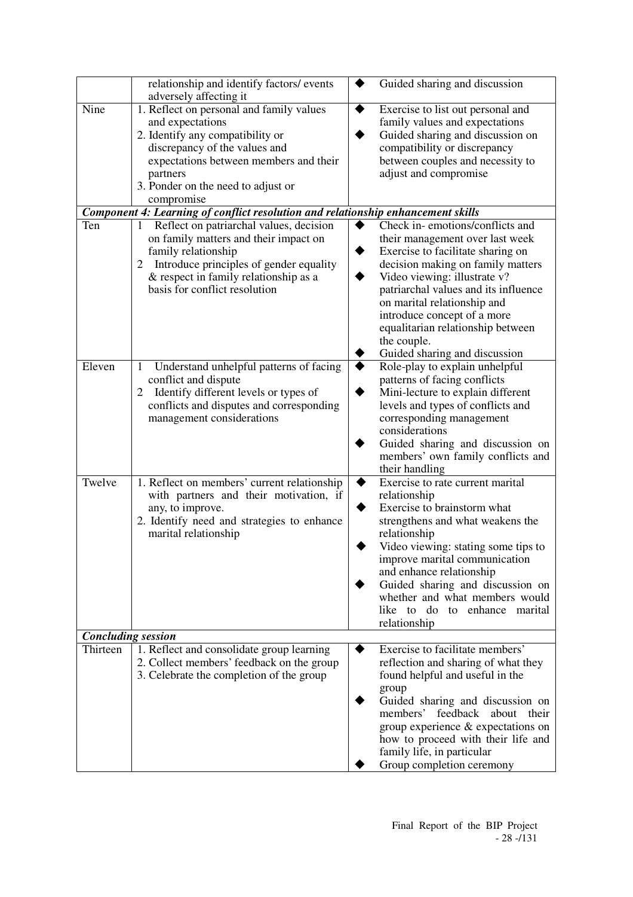| | | |
|---|---|---|
| | relationship and identify factors/ events adversely affecting it | ◆ Guided sharing and discussion |
| Nine | 1. Reflect on personal and family values and expectations<br>2. Identify any compatibility or discrepancy of the values and expectations between members and their partners<br>3. Ponder on the need to adjust or compromise | ◆ Exercise to list out personal and family values and expectations<br>◆ Guided sharing and discussion on compatibility or discrepancy between couples and necessity to adjust and compromise |
| ***Component 4: Learning of conflict resolution and relationship enhancement skills*** | | |
| Ten | 1 Reflect on patriarchal values, decision on family matters and their impact on family relationship<br>2 Introduce principles of gender equality & respect in family relationship as a basis for conflict resolution | ◆ Check in- emotions/conflicts and their management over last week<br>◆ Exercise to facilitate sharing on decision making on family matters<br>◆ Video viewing: illustrate v? patriarchal values and its influence on marital relationship and introduce concept of a more equalitarian relationship between the couple.<br>◆ Guided sharing and discussion |
| Eleven | 1 Understand unhelpful patterns of facing conflict and dispute<br>2 Identify different levels or types of conflicts and disputes and corresponding management considerations | ◆ Role-play to explain unhelpful patterns of facing conflicts<br>◆ Mini-lecture to explain different levels and types of conflicts and corresponding management considerations<br>◆ Guided sharing and discussion on members' own family conflicts and their handling |
| Twelve | 1. Reflect on members' current relationship with partners and their motivation, if any, to improve.<br>2. Identify need and strategies to enhance marital relationship | ◆ Exercise to rate current marital relationship<br>◆ Exercise to brainstorm what strengthens and what weakens the relationship<br>◆ Video viewing: stating some tips to improve marital communication and enhance relationship<br>◆ Guided sharing and discussion on whether and what members would like to do to enhance marital relationship |
| ***Concluding session*** | | |
| Thirteen | 1. Reflect and consolidate group learning<br>2. Collect members' feedback on the group<br>3. Celebrate the completion of the group | ◆ Exercise to facilitate members' reflection and sharing of what they found helpful and useful in the group<br>◆ Guided sharing and discussion on members' feedback about their group experience & expectations on how to proceed with their life and family life, in particular<br>◆ Group completion ceremony |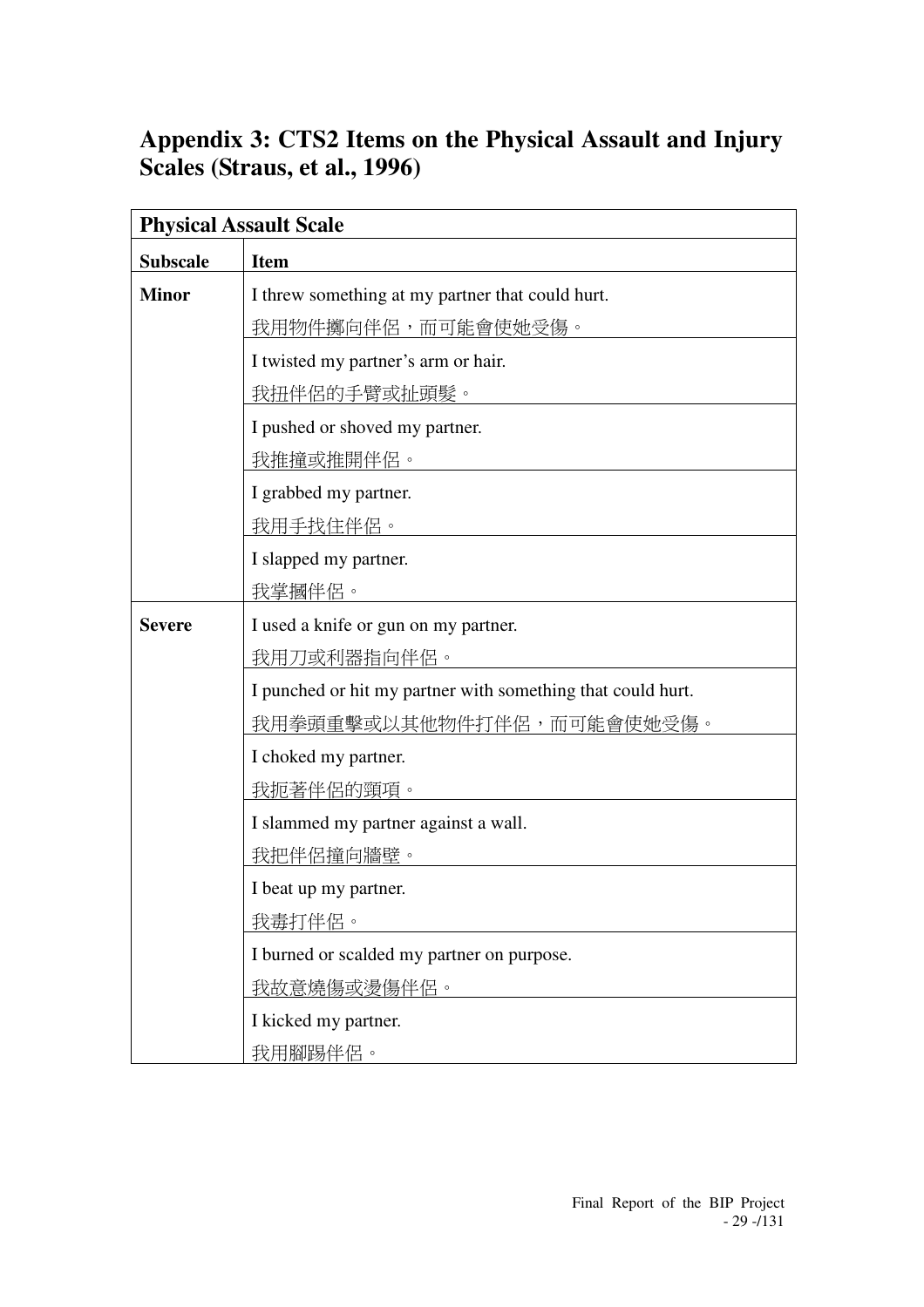## Appendix 3: CTS2 Items on the Physical Assault and Injury Scales (Straus, et al., 1996)

| Physical Assault Scale | |
|---|---|
| **Subscale** | **Item** |
| **Minor** | I threw something at my partner that could hurt.<br>我用物件擲向伴侶，而可能會使她受傷。 |
| | I twisted my partner's arm or hair.<br>我扭伴侶的手臂或扯頭髮。 |
| | I pushed or shoved my partner.<br>我推撞或推開伴侶。 |
| | I grabbed my partner.<br>我用手抆住伴侶。 |
| | I slapped my partner.<br>我掌摑伴侶。 |
| **Severe** | I used a knife or gun on my partner.<br>我用刀或利器指向伴侶。 |
| | I punched or hit my partner with something that could hurt.<br>我用拳頭重擊或以其他物件打伴侶，而可能會使她受傷。 |
| | I choked my partner.<br>我扼著伴侶的頸項。 |
| | I slammed my partner against a wall.<br>我把伴侶撞向牆壁。 |
| | I beat up my partner.<br>我毒打伴侶。 |
| | I burned or scalded my partner on purpose.<br>我故意燒傷或燙傷伴侶。 |
| | I kicked my partner.<br>我用腳踢伴侶。 |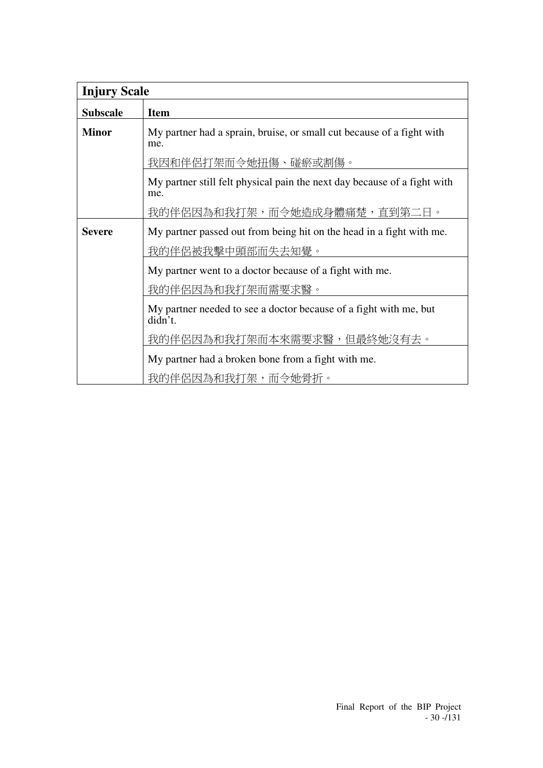| Injury Scale | |
|---|---|
| **Subscale** | **Item** |
| **Minor** | My partner had a sprain, bruise, or small cut because of a fight with me.<br>我因和伴侶打架而令她扭傷、碰瘀或割傷。 |
| | My partner still felt physical pain the next day because of a fight with me.<br>我的伴侶因為和我打架，而令她造成身體痛楚，直到第二日。 |
| **Severe** | My partner passed out from being hit on the head in a fight with me.<br>我的伴侶被我擊中頭部而失去知覺。 |
| | My partner went to a doctor because of a fight with me.<br>我的伴侶因為和我打架而需要求醫。 |
| | My partner needed to see a doctor because of a fight with me, but didn't.<br>我的伴侶因為和我打架而本來需要求醫，但最終她沒有去。 |
| | My partner had a broken bone from a fight with me.<br>我的伴侶因為和我打架，而令她骨折。 |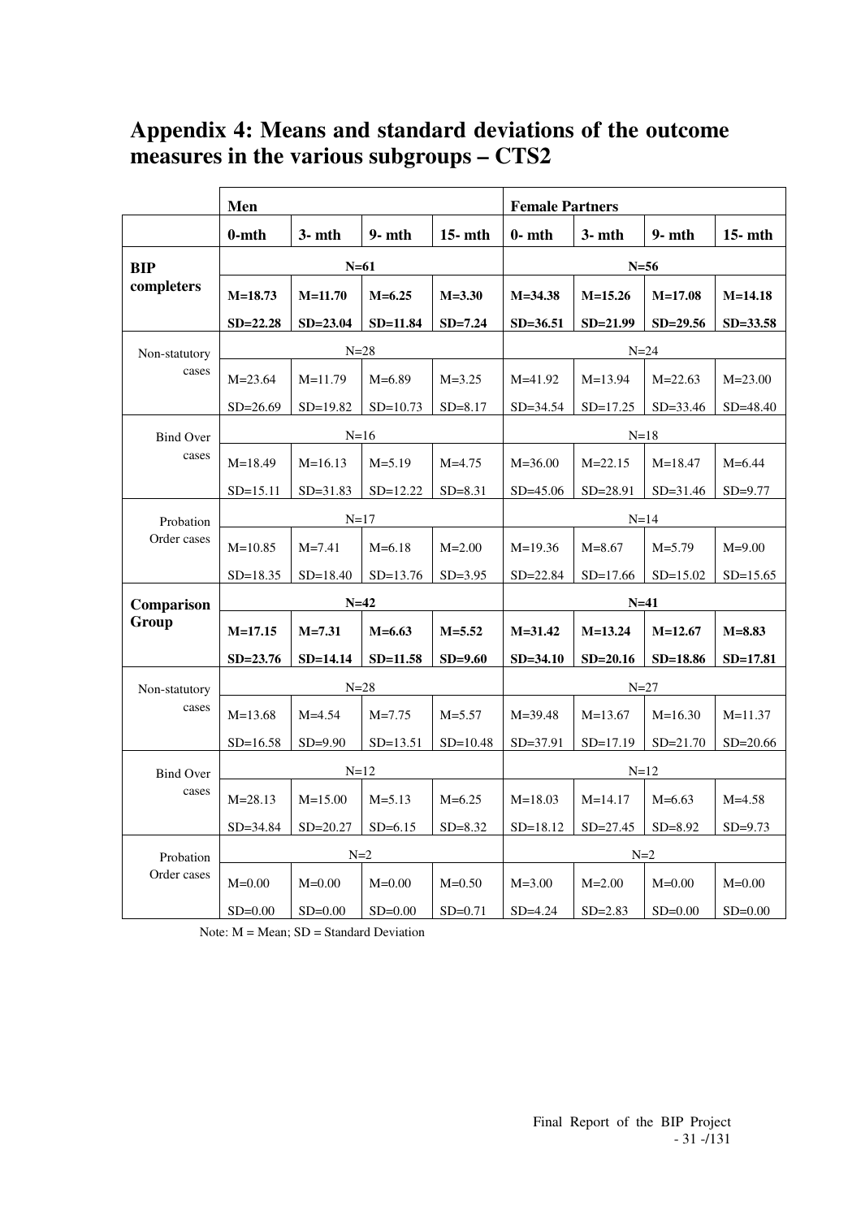# Appendix 4: Means and standard deviations of the outcome measures in the various subgroups – CTS2

| | Men | | | | Female Partners | | | |
|---|---|---|---|---|---|---|---|---|
| | 0-mth | 3- mth | 9- mth | 15- mth | 0- mth | 3- mth | 9- mth | 15- mth |
| **BIP completers** | **N=61** | | | | **N=56** | | | |
| | **M=18.73** | **M=11.70** | **M=6.25** | **M=3.30** | **M=34.38** | **M=15.26** | **M=17.08** | **M=14.18** |
| | **SD=22.28** | **SD=23.04** | **SD=11.84** | **SD=7.24** | **SD=36.51** | **SD=21.99** | **SD=29.56** | **SD=33.58** |
| Non-statutory cases | N=28 | | | | N=24 | | | |
| | M=23.64 | M=11.79 | M=6.89 | M=3.25 | M=41.92 | M=13.94 | M=22.63 | M=23.00 |
| | SD=26.69 | SD=19.82 | SD=10.73 | SD=8.17 | SD=34.54 | SD=17.25 | SD=33.46 | SD=48.40 |
| Bind Over cases | N=16 | | | | N=18 | | | |
| | M=18.49 | M=16.13 | M=5.19 | M=4.75 | M=36.00 | M=22.15 | M=18.47 | M=6.44 |
| | SD=15.11 | SD=31.83 | SD=12.22 | SD=8.31 | SD=45.06 | SD=28.91 | SD=31.46 | SD=9.77 |
| Probation Order cases | N=17 | | | | N=14 | | | |
| | M=10.85 | M=7.41 | M=6.18 | M=2.00 | M=19.36 | M=8.67 | M=5.79 | M=9.00 |
| | SD=18.35 | SD=18.40 | SD=13.76 | SD=3.95 | SD=22.84 | SD=17.66 | SD=15.02 | SD=15.65 |
| **Comparison Group** | **N=42** | | | | **N=41** | | | |
| | **M=17.15** | **M=7.31** | **M=6.63** | **M=5.52** | **M=31.42** | **M=13.24** | **M=12.67** | **M=8.83** |
| | **SD=23.76** | **SD=14.14** | **SD=11.58** | **SD=9.60** | **SD=34.10** | **SD=20.16** | **SD=18.86** | **SD=17.81** |
| Non-statutory cases | N=28 | | | | N=27 | | | |
| | M=13.68 | M=4.54 | M=7.75 | M=5.57 | M=39.48 | M=13.67 | M=16.30 | M=11.37 |
| | SD=16.58 | SD=9.90 | SD=13.51 | SD=10.48 | SD=37.91 | SD=17.19 | SD=21.70 | SD=20.66 |
| Bind Over cases | N=12 | | | | N=12 | | | |
| | M=28.13 | M=15.00 | M=5.13 | M=6.25 | M=18.03 | M=14.17 | M=6.63 | M=4.58 |
| | SD=34.84 | SD=20.27 | SD=6.15 | SD=8.32 | SD=18.12 | SD=27.45 | SD=8.92 | SD=9.73 |
| Probation Order cases | N=2 | | | | N=2 | | | |
| | M=0.00 | M=0.00 | M=0.00 | M=0.50 | M=3.00 | M=2.00 | M=0.00 | M=0.00 |
| | SD=0.00 | SD=0.00 | SD=0.00 | SD=0.71 | SD=4.24 | SD=2.83 | SD=0.00 | SD=0.00 |

Note: M = Mean; SD = Standard Deviation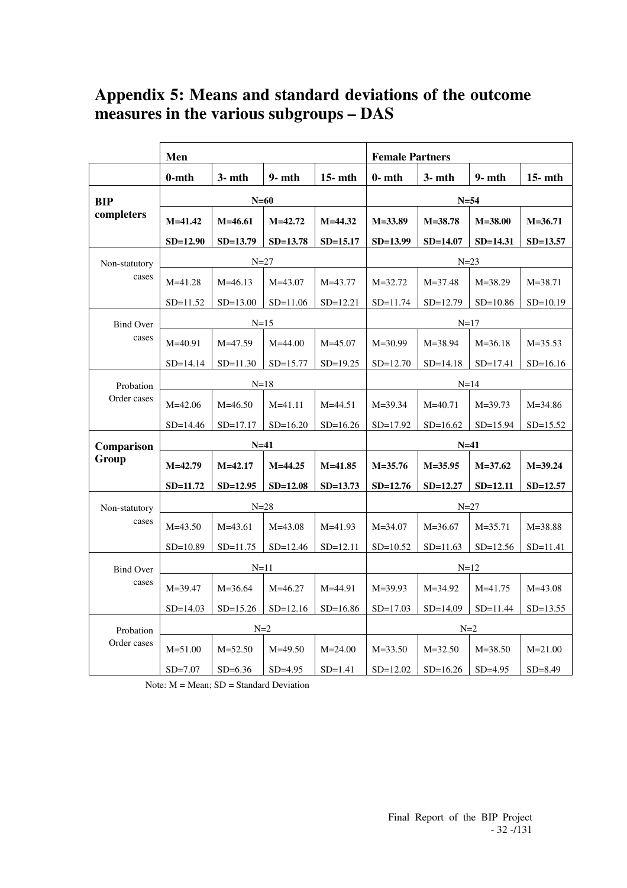## Appendix 5: Means and standard deviations of the outcome measures in the various subgroups – DAS

| | **Men** | | | | **Female Partners** | | | |
|---|---|---|---|---|---|---|---|---|
| | **0-mth** | **3- mth** | **9- mth** | **15- mth** | **0- mth** | **3- mth** | **9- mth** | **15- mth** |
| **BIP completers** | **N=60** | | | | **N=54** | | | |
| | **M=41.42** **SD=12.90** | **M=46.61** **SD=13.79** | **M=42.72** **SD=13.78** | **M=44.32** **SD=15.17** | **M=33.89** **SD=13.99** | **M=38.78** **SD=14.07** | **M=38.00** **SD=14.31** | **M=36.71** **SD=13.57** |
| Non-statutory cases | N=27 | | | | N=23 | | | |
| | M=41.28 SD=11.52 | M=46.13 SD=13.00 | M=43.07 SD=11.06 | M=43.77 SD=12.21 | M=32.72 SD=11.74 | M=37.48 SD=12.79 | M=38.29 SD=10.86 | M=38.71 SD=10.19 |
| Bind Over cases | N=15 | | | | N=17 | | | |
| | M=40.91 SD=14.14 | M=47.59 SD=11.30 | M=44.00 SD=15.77 | M=45.07 SD=19.25 | M=30.99 SD=12.70 | M=38.94 SD=14.18 | M=36.18 SD=17.41 | M=35.53 SD=16.16 |
| Probation Order cases | N=18 | | | | N=14 | | | |
| | M=42.06 SD=14.46 | M=46.50 SD=17.17 | M=41.11 SD=16.20 | M=44.51 SD=16.26 | M=39.34 SD=17.92 | M=40.71 SD=16.62 | M=39.73 SD=15.94 | M=34.86 SD=15.52 |
| **Comparison Group** | **N=41** | | | | **N=41** | | | |
| | **M=42.79** **SD=11.72** | **M=42.17** **SD=12.95** | **M=44.25** **SD=12.08** | **M=41.85** **SD=13.73** | **M=35.76** **SD=12.76** | **M=35.95** **SD=12.27** | **M=37.62** **SD=12.11** | **M=39.24** **SD=12.57** |
| Non-statutory cases | N=28 | | | | N=27 | | | |
| | M=43.50 SD=10.89 | M=43.61 SD=11.75 | M=43.08 SD=12.46 | M=41.93 SD=12.11 | M=34.07 SD=10.52 | M=36.67 SD=11.63 | M=35.71 SD=12.56 | M=38.88 SD=11.41 |
| Bind Over cases | N=11 | | | | N=12 | | | |
| | M=39.47 SD=14.03 | M=36.64 SD=15.26 | M=46.27 SD=12.16 | M=44.91 SD=16.86 | M=39.93 SD=17.03 | M=34.92 SD=14.09 | M=41.75 SD=11.44 | M=43.08 SD=13.55 |
| Probation Order cases | N=2 | | | | N=2 | | | |
| | M=51.00 SD=7.07 | M=52.50 SD=6.36 | M=49.50 SD=4.95 | M=24.00 SD=1.41 | M=33.50 SD=12.02 | M=32.50 SD=16.26 | M=38.50 SD=4.95 | M=21.00 SD=8.49 |

Note: M = Mean; SD = Standard Deviation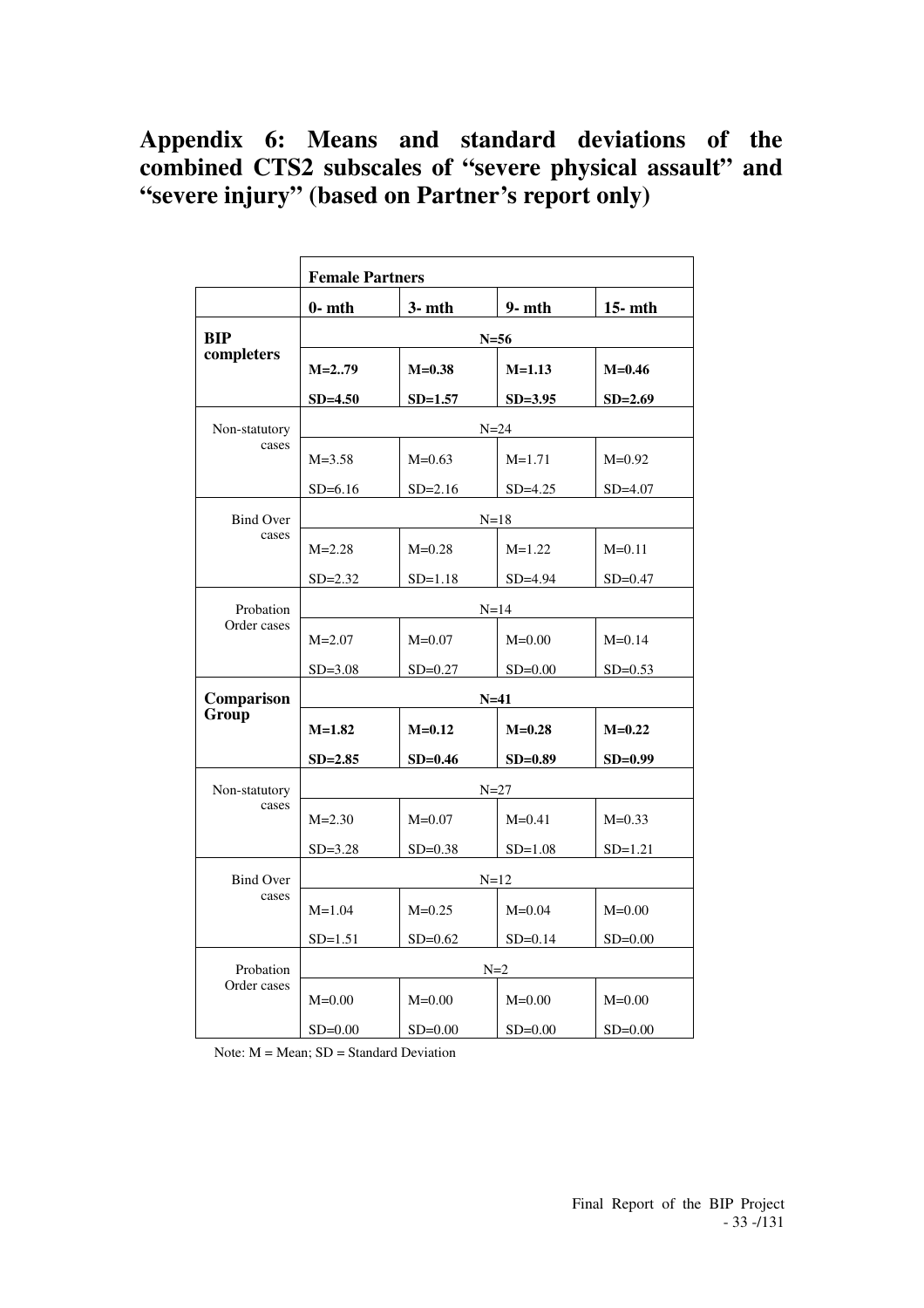## Appendix 6: Means and standard deviations of the combined CTS2 subscales of "severe physical assault" and "severe injury" (based on Partner's report only)

| | Female Partners | | | |
|---|---|---|---|---|
| | **0- mth** | **3- mth** | **9- mth** | **15- mth** |
| **BIP completers** | **N=56** | | | |
| | **M=2..79** <br> **SD=4.50** | **M=0.38** <br> **SD=1.57** | **M=1.13** <br> **SD=3.95** | **M=0.46** <br> **SD=2.69** |
| Non-statutory cases | N=24 | | | |
| | M=3.58 <br> SD=6.16 | M=0.63 <br> SD=2.16 | M=1.71 <br> SD=4.25 | M=0.92 <br> SD=4.07 |
| Bind Over cases | N=18 | | | |
| | M=2.28 <br> SD=2.32 | M=0.28 <br> SD=1.18 | M=1.22 <br> SD=4.94 | M=0.11 <br> SD=0.47 |
| Probation Order cases | N=14 | | | |
| | M=2.07 <br> SD=3.08 | M=0.07 <br> SD=0.27 | M=0.00 <br> SD=0.00 | M=0.14 <br> SD=0.53 |
| **Comparison Group** | **N=41** | | | |
| | **M=1.82** <br> **SD=2.85** | **M=0.12** <br> **SD=0.46** | **M=0.28** <br> **SD=0.89** | **M=0.22** <br> **SD=0.99** |
| Non-statutory cases | N=27 | | | |
| | M=2.30 <br> SD=3.28 | M=0.07 <br> SD=0.38 | M=0.41 <br> SD=1.08 | M=0.33 <br> SD=1.21 |
| Bind Over cases | N=12 | | | |
| | M=1.04 <br> SD=1.51 | M=0.25 <br> SD=0.62 | M=0.04 <br> SD=0.14 | M=0.00 <br> SD=0.00 |
| Probation Order cases | N=2 | | | |
| | M=0.00 <br> SD=0.00 | M=0.00 <br> SD=0.00 | M=0.00 <br> SD=0.00 | M=0.00 <br> SD=0.00 |

Note: M = Mean; SD = Standard Deviation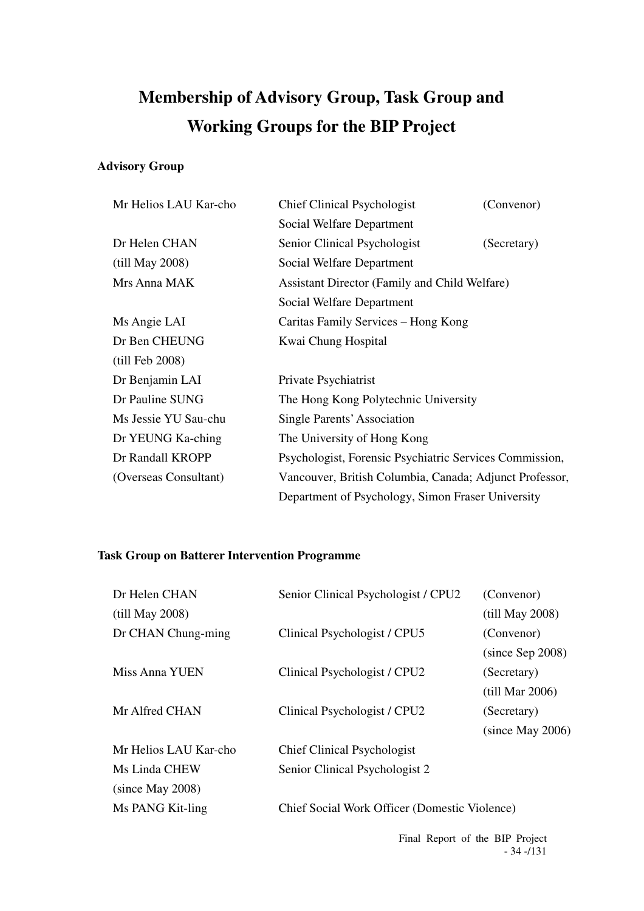# Membership of Advisory Group, Task Group and Working Groups for the BIP Project

### Advisory Group

| | | |
|---|---|---|
| Mr Helios LAU Kar-cho | Chief Clinical Psychologist<br>Social Welfare Department | (Convenor) |
| Dr Helen CHAN<br>(till May 2008) | Senior Clinical Psychologist<br>Social Welfare Department | (Secretary) |
| Mrs Anna MAK | Assistant Director (Family and Child Welfare)<br>Social Welfare Department | |
| Ms Angie LAI | Caritas Family Services – Hong Kong | |
| Dr Ben CHEUNG<br>(till Feb 2008) | Kwai Chung Hospital | |
| Dr Benjamin LAI | Private Psychiatrist | |
| Dr Pauline SUNG | The Hong Kong Polytechnic University | |
| Ms Jessie YU Sau-chu | Single Parents' Association | |
| Dr YEUNG Ka-ching | The University of Hong Kong | |
| Dr Randall KROPP<br>(Overseas Consultant) | Psychologist, Forensic Psychiatric Services Commission, Vancouver, British Columbia, Canada; Adjunct Professor, Department of Psychology, Simon Fraser University | |

### Task Group on Batterer Intervention Programme

| | | |
|---|---|---|
| Dr Helen CHAN<br>(till May 2008) | Senior Clinical Psychologist / CPU2 | (Convenor)<br>(till May 2008) |
| Dr CHAN Chung-ming | Clinical Psychologist / CPU5 | (Convenor)<br>(since Sep 2008) |
| Miss Anna YUEN | Clinical Psychologist / CPU2 | (Secretary)<br>(till Mar 2006) |
| Mr Alfred CHAN | Clinical Psychologist / CPU2 | (Secretary)<br>(since May 2006) |
| Mr Helios LAU Kar-cho | Chief Clinical Psychologist | |
| Ms Linda CHEW<br>(since May 2008) | Senior Clinical Psychologist 2 | |
| Ms PANG Kit-ling | Chief Social Work Officer (Domestic Violence) | |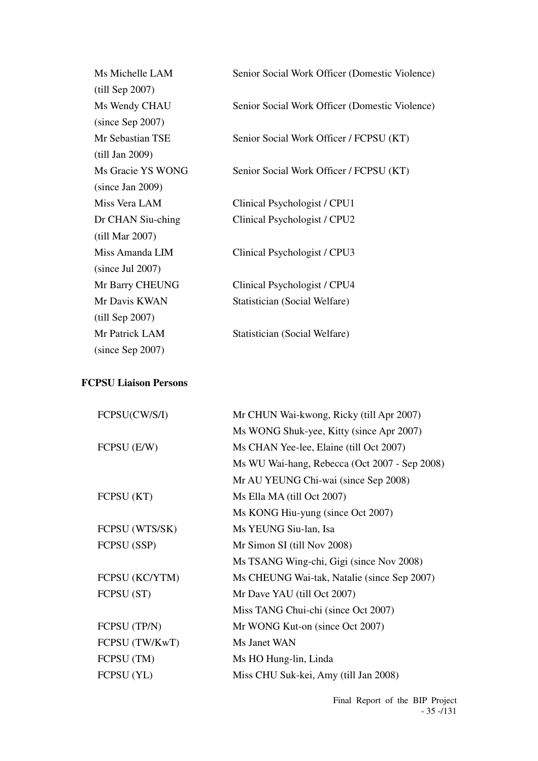| | |
|---|---|
| Ms Michelle LAM (till Sep 2007) | Senior Social Work Officer (Domestic Violence) |
| Ms Wendy CHAU (since Sep 2007) | Senior Social Work Officer (Domestic Violence) |
| Mr Sebastian TSE (till Jan 2009) | Senior Social Work Officer / FCPSU (KT) |
| Ms Gracie YS WONG (since Jan 2009) | Senior Social Work Officer / FCPSU (KT) |
| Miss Vera LAM | Clinical Psychologist / CPU1 |
| Dr CHAN Siu-ching (till Mar 2007) | Clinical Psychologist / CPU2 |
| Miss Amanda LIM (since Jul 2007) | Clinical Psychologist / CPU3 |
| Mr Barry CHEUNG | Clinical Psychologist / CPU4 |
| Mr Davis KWAN (till Sep 2007) | Statistician (Social Welfare) |
| Mr Patrick LAM (since Sep 2007) | Statistician (Social Welfare) |

**FCPSU Liaison Persons**

| | |
|---|---|
| FCPSU(CW/S/I) | Mr CHUN Wai-kwong, Ricky (till Apr 2007) |
| | Ms WONG Shuk-yee, Kitty (since Apr 2007) |
| FCPSU (E/W) | Ms CHAN Yee-lee, Elaine (till Oct 2007) |
| | Ms WU Wai-hang, Rebecca (Oct 2007 - Sep 2008) |
| | Mr AU YEUNG Chi-wai (since Sep 2008) |
| FCPSU (KT) | Ms Ella MA (till Oct 2007) |
| | Ms KONG Hiu-yung (since Oct 2007) |
| FCPSU (WTS/SK) | Ms YEUNG Siu-lan, Isa |
| FCPSU (SSP) | Mr Simon SI (till Nov 2008) |
| | Ms TSANG Wing-chi, Gigi (since Nov 2008) |
| FCPSU (KC/YTM) | Ms CHEUNG Wai-tak, Natalie (since Sep 2007) |
| FCPSU (ST) | Mr Dave YAU (till Oct 2007) |
| | Miss TANG Chui-chi (since Oct 2007) |
| FCPSU (TP/N) | Mr WONG Kut-on (since Oct 2007) |
| FCPSU (TW/KwT) | Ms Janet WAN |
| FCPSU (TM) | Ms HO Hung-lin, Linda |
| FCPSU (YL) | Miss CHU Suk-kei, Amy (till Jan 2008) |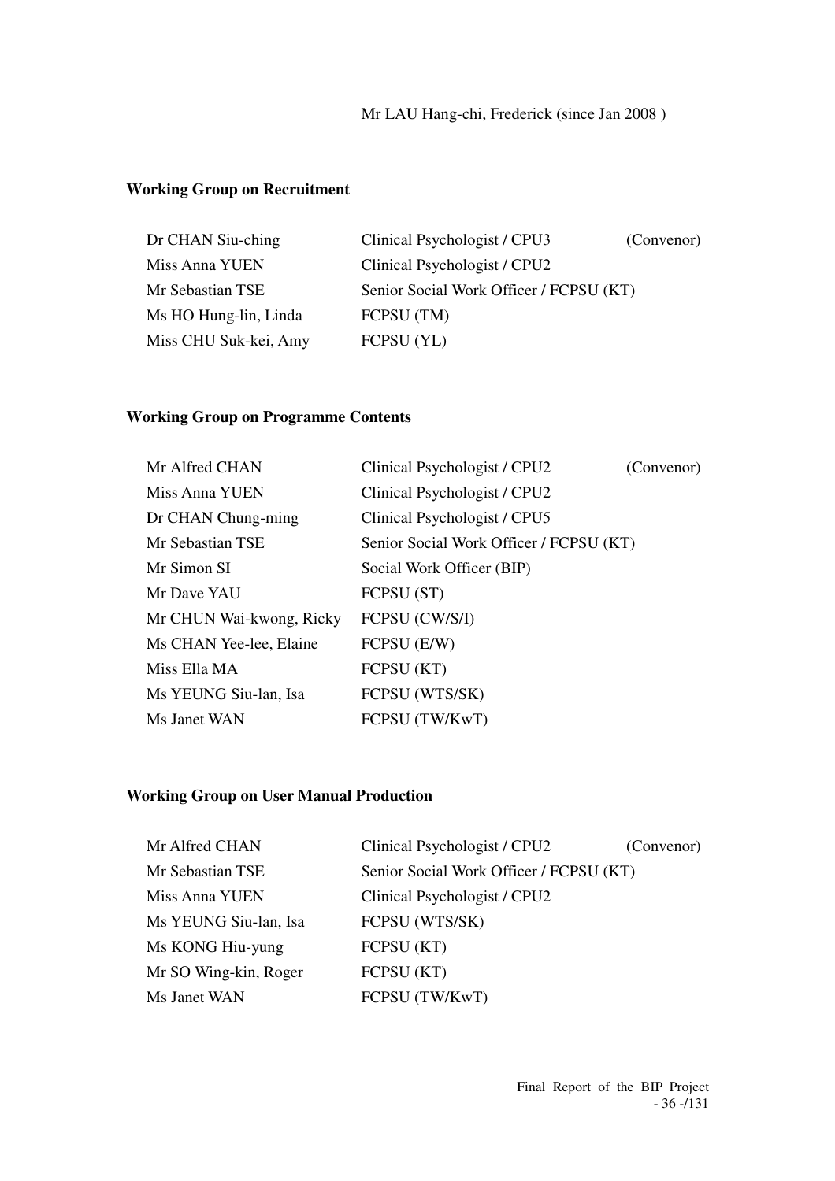Mr LAU Hang-chi, Frederick (since Jan 2008 )

**Working Group on Recruitment**

| | | |
|---|---|---|
| Dr CHAN Siu-ching | Clinical Psychologist / CPU3 | (Convenor) |
| Miss Anna YUEN | Clinical Psychologist / CPU2 | |
| Mr Sebastian TSE | Senior Social Work Officer / FCPSU (KT) | |
| Ms HO Hung-lin, Linda | FCPSU (TM) | |
| Miss CHU Suk-kei, Amy | FCPSU (YL) | |

**Working Group on Programme Contents**

| | | |
|---|---|---|
| Mr Alfred CHAN | Clinical Psychologist / CPU2 | (Convenor) |
| Miss Anna YUEN | Clinical Psychologist / CPU2 | |
| Dr CHAN Chung-ming | Clinical Psychologist / CPU5 | |
| Mr Sebastian TSE | Senior Social Work Officer / FCPSU (KT) | |
| Mr Simon SI | Social Work Officer (BIP) | |
| Mr Dave YAU | FCPSU (ST) | |
| Mr CHUN Wai-kwong, Ricky | FCPSU (CW/S/I) | |
| Ms CHAN Yee-lee, Elaine | FCPSU (E/W) | |
| Miss Ella MA | FCPSU (KT) | |
| Ms YEUNG Siu-lan, Isa | FCPSU (WTS/SK) | |
| Ms Janet WAN | FCPSU (TW/KwT) | |

**Working Group on User Manual Production**

| | | |
|---|---|---|
| Mr Alfred CHAN | Clinical Psychologist / CPU2 | (Convenor) |
| Mr Sebastian TSE | Senior Social Work Officer / FCPSU (KT) | |
| Miss Anna YUEN | Clinical Psychologist / CPU2 | |
| Ms YEUNG Siu-lan, Isa | FCPSU (WTS/SK) | |
| Ms KONG Hiu-yung | FCPSU (KT) | |
| Mr SO Wing-kin, Roger | FCPSU (KT) | |
| Ms Janet WAN | FCPSU (TW/KwT) | |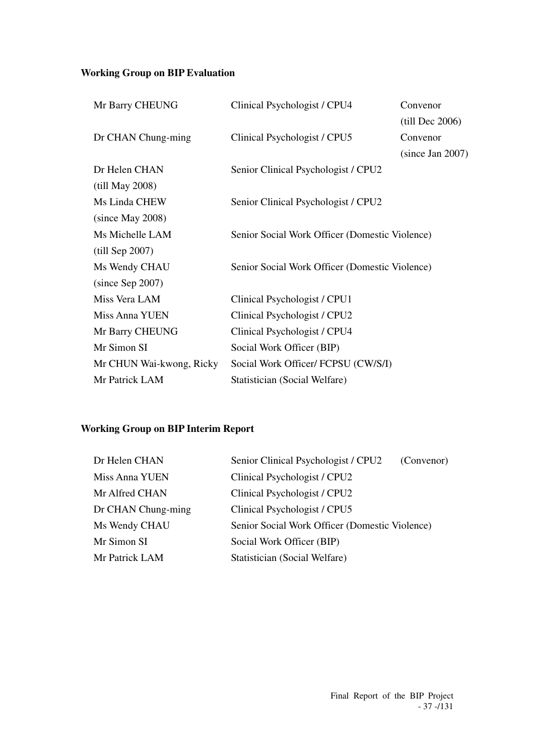**Working Group on BIP Evaluation**

| | | |
|---|---|---|
| Mr Barry CHEUNG | Clinical Psychologist / CPU4 | Convenor (till Dec 2006) |
| Dr CHAN Chung-ming | Clinical Psychologist / CPU5 | Convenor (since Jan 2007) |
| Dr Helen CHAN (till May 2008) | Senior Clinical Psychologist / CPU2 | |
| Ms Linda CHEW (since May 2008) | Senior Clinical Psychologist / CPU2 | |
| Ms Michelle LAM (till Sep 2007) | Senior Social Work Officer (Domestic Violence) | |
| Ms Wendy CHAU (since Sep 2007) | Senior Social Work Officer (Domestic Violence) | |
| Miss Vera LAM | Clinical Psychologist / CPU1 | |
| Miss Anna YUEN | Clinical Psychologist / CPU2 | |
| Mr Barry CHEUNG | Clinical Psychologist / CPU4 | |
| Mr Simon SI | Social Work Officer (BIP) | |
| Mr CHUN Wai-kwong, Ricky | Social Work Officer/ FCPSU (CW/S/I) | |
| Mr Patrick LAM | Statistician (Social Welfare) | |

**Working Group on BIP Interim Report**

| | | |
|---|---|---|
| Dr Helen CHAN | Senior Clinical Psychologist / CPU2 | (Convenor) |
| Miss Anna YUEN | Clinical Psychologist / CPU2 | |
| Mr Alfred CHAN | Clinical Psychologist / CPU2 | |
| Dr CHAN Chung-ming | Clinical Psychologist / CPU5 | |
| Ms Wendy CHAU | Senior Social Work Officer (Domestic Violence) | |
| Mr Simon SI | Social Work Officer (BIP) | |
| Mr Patrick LAM | Statistician (Social Welfare) | |